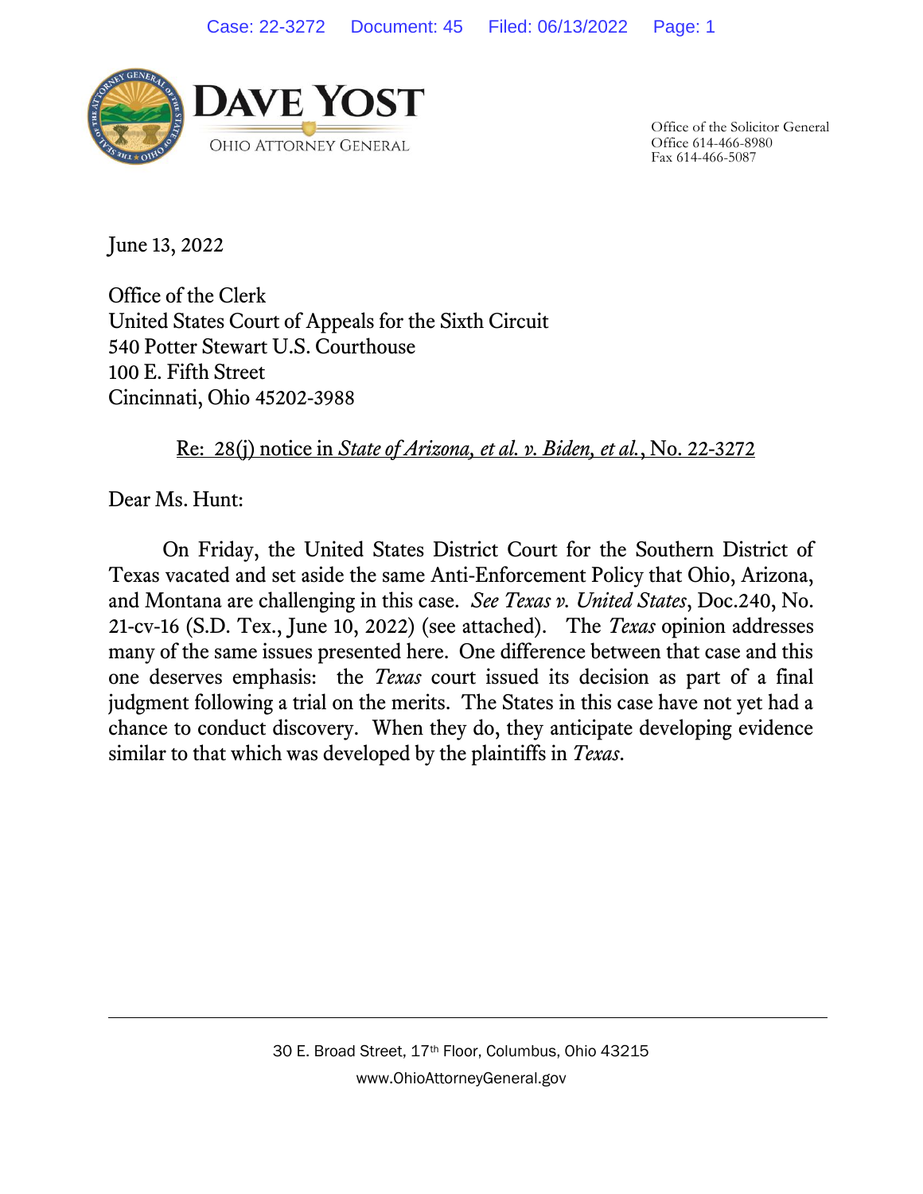**DAVE YOST**

OHIO ATTORNEY GENERAL

Office of the Solicitor General
Office 614-466-8980
Fax 614-466-5087

June 13, 2022

Office of the Clerk
United States Court of Appeals for the Sixth Circuit
540 Potter Stewart U.S. Courthouse
100 E. Fifth Street
Cincinnati, Ohio 45202-3988

Re: 28(j) notice in *State of Arizona, et al. v. Biden, et al.*, No. 22-3272

Dear Ms. Hunt:

On Friday, the United States District Court for the Southern District of Texas vacated and set aside the same Anti-Enforcement Policy that Ohio, Arizona, and Montana are challenging in this case. *See Texas v. United States*, Doc.240, No. 21-cv-16 (S.D. Tex., June 10, 2022) (see attached). The *Texas* opinion addresses many of the same issues presented here. One difference between that case and this one deserves emphasis: the *Texas* court issued its decision as part of a final judgment following a trial on the merits. The States in this case have not yet had a chance to conduct discovery. When they do, they anticipate developing evidence similar to that which was developed by the plaintiffs in *Texas*.

30 E. Broad Street, 17th Floor, Columbus, Ohio 43215
www.OhioAttorneyGeneral.gov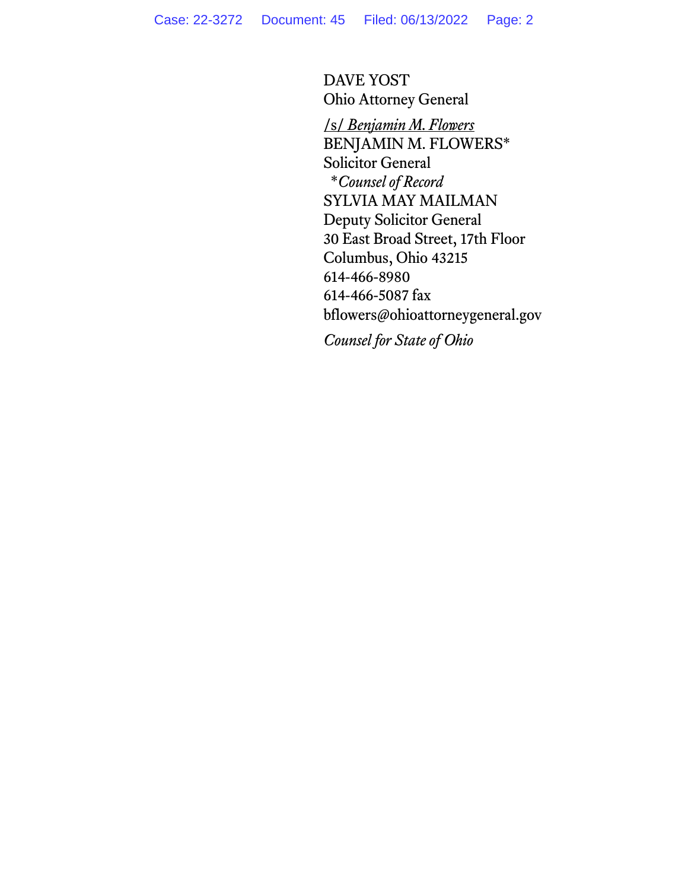DAVE YOST
Ohio Attorney General

*/s/ Benjamin M. Flowers*
BENJAMIN M. FLOWERS*
Solicitor General
*\*Counsel of Record*
SYLVIA MAY MAILMAN
Deputy Solicitor General
30 East Broad Street, 17th Floor
Columbus, Ohio 43215
614-466-8980
614-466-5087 fax
bflowers@ohioattorneygeneral.gov

*Counsel for State of Ohio*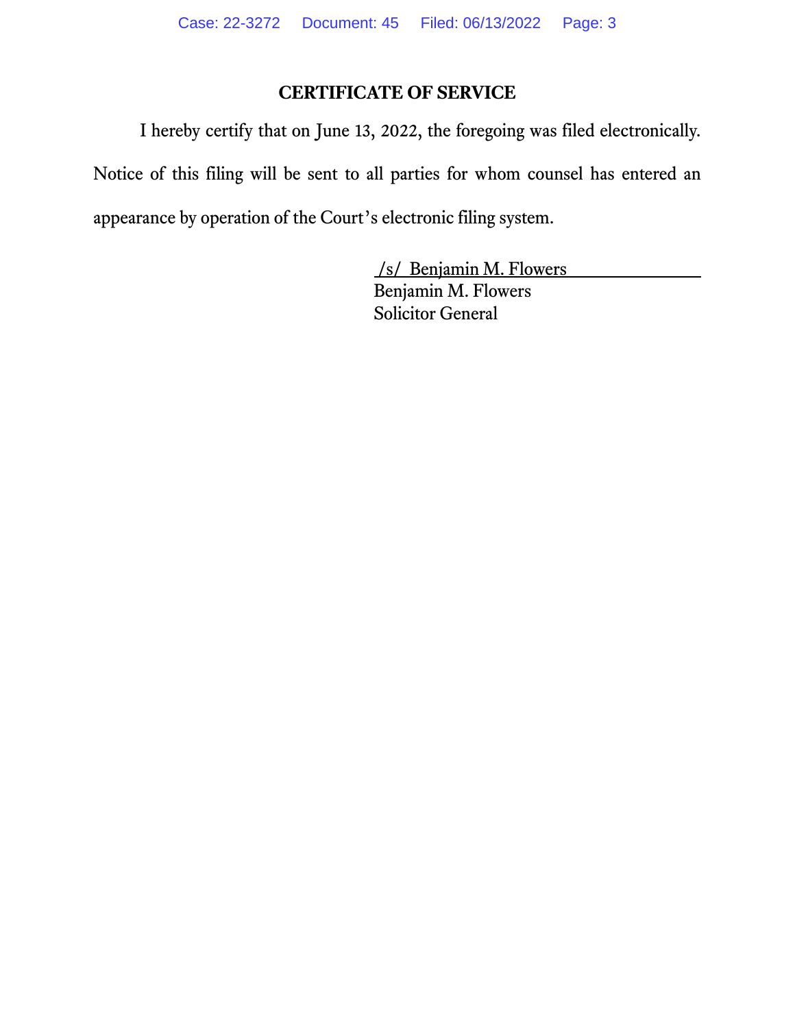## CERTIFICATE OF SERVICE

I hereby certify that on June 13, 2022, the foregoing was filed electronically. Notice of this filing will be sent to all parties for whom counsel has entered an appearance by operation of the Court's electronic filing system.

/s/ Benjamin M. Flowers  
Benjamin M. Flowers  
Solicitor General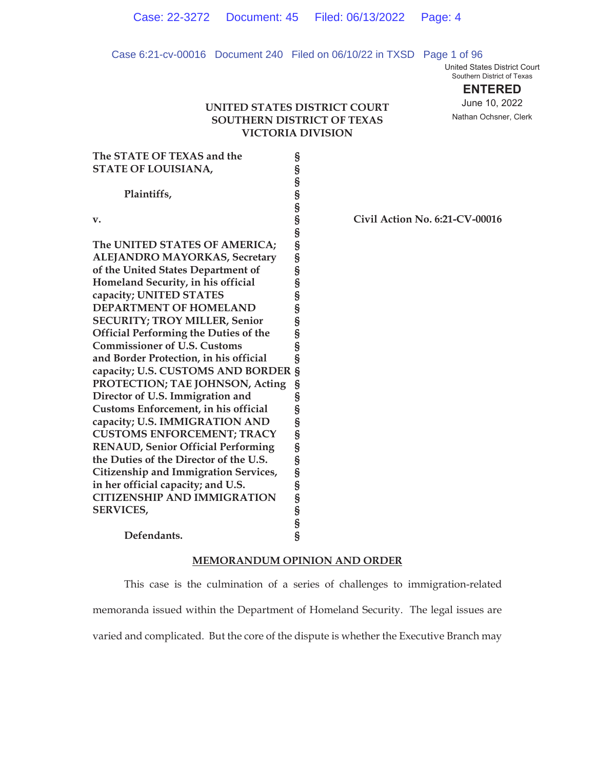United States District Court
Southern District of Texas

**ENTERED**

June 10, 2022

Nathan Ochsner, Clerk

**UNITED STATES DISTRICT COURT**
**SOUTHERN DISTRICT OF TEXAS**
**VICTORIA DIVISION**

**The STATE OF TEXAS and the STATE OF LOUISIANA,**

**Plaintiffs,**

**v.**

**The UNITED STATES OF AMERICA; ALEJANDRO MAYORKAS, Secretary of the United States Department of Homeland Security, in his official capacity; UNITED STATES DEPARTMENT OF HOMELAND SECURITY; TROY MILLER, Senior Official Performing the Duties of the Commissioner of U.S. Customs and Border Protection, in his official capacity; U.S. CUSTOMS AND BORDER PROTECTION; TAE JOHNSON, Acting Director of U.S. Immigration and Customs Enforcement, in his official capacity; U.S. IMMIGRATION AND CUSTOMS ENFORCEMENT; TRACY RENAUD, Senior Official Performing the Duties of the Director of the U.S. Citizenship and Immigration Services, in her official capacity; and U.S. CITIZENSHIP AND IMMIGRATION SERVICES,**

**Defendants.**

**Civil Action No. 6:21-CV-00016**

## MEMORANDUM OPINION AND ORDER

This case is the culmination of a series of challenges to immigration-related memoranda issued within the Department of Homeland Security. The legal issues are varied and complicated. But the core of the dispute is whether the Executive Branch may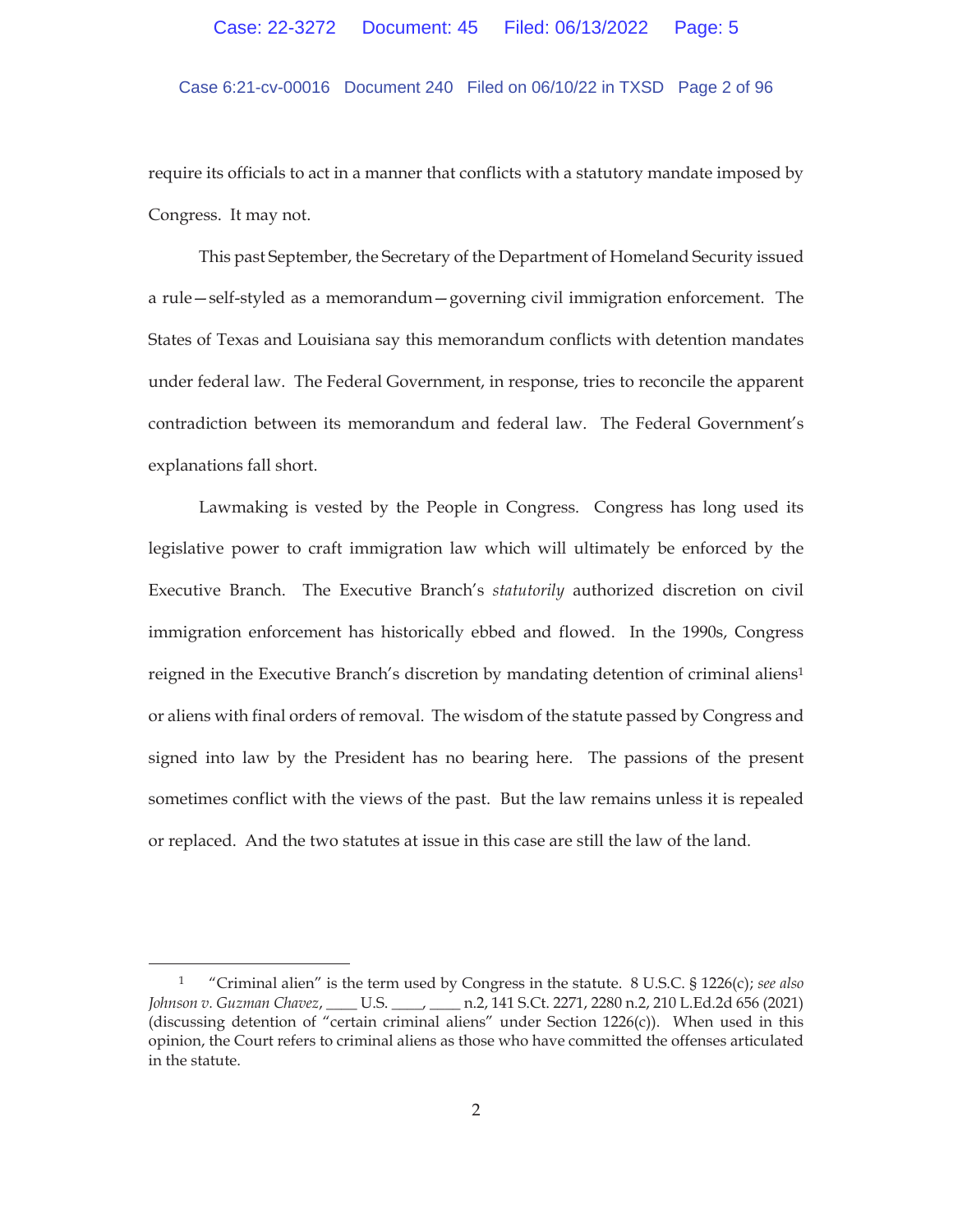require its officials to act in a manner that conflicts with a statutory mandate imposed by Congress. It may not.

This past September, the Secretary of the Department of Homeland Security issued a rule—self-styled as a memorandum—governing civil immigration enforcement. The States of Texas and Louisiana say this memorandum conflicts with detention mandates under federal law. The Federal Government, in response, tries to reconcile the apparent contradiction between its memorandum and federal law. The Federal Government's explanations fall short.

Lawmaking is vested by the People in Congress. Congress has long used its legislative power to craft immigration law which will ultimately be enforced by the Executive Branch. The Executive Branch's *statutorily* authorized discretion on civil immigration enforcement has historically ebbed and flowed. In the 1990s, Congress reigned in the Executive Branch's discretion by mandating detention of criminal aliens[1] or aliens with final orders of removal. The wisdom of the statute passed by Congress and signed into law by the President has no bearing here. The passions of the present sometimes conflict with the views of the past. But the law remains unless it is repealed or replaced. And the two statutes at issue in this case are still the law of the land.

---

[1] "Criminal alien" is the term used by Congress in the statute. 8 U.S.C. § 1226(c); *see also Johnson v. Guzman Chavez*, ____ U.S. ____, ____ n.2, 141 S.Ct. 2271, 2280 n.2, 210 L.Ed.2d 656 (2021) (discussing detention of "certain criminal aliens" under Section 1226(c)). When used in this opinion, the Court refers to criminal aliens as those who have committed the offenses articulated in the statute.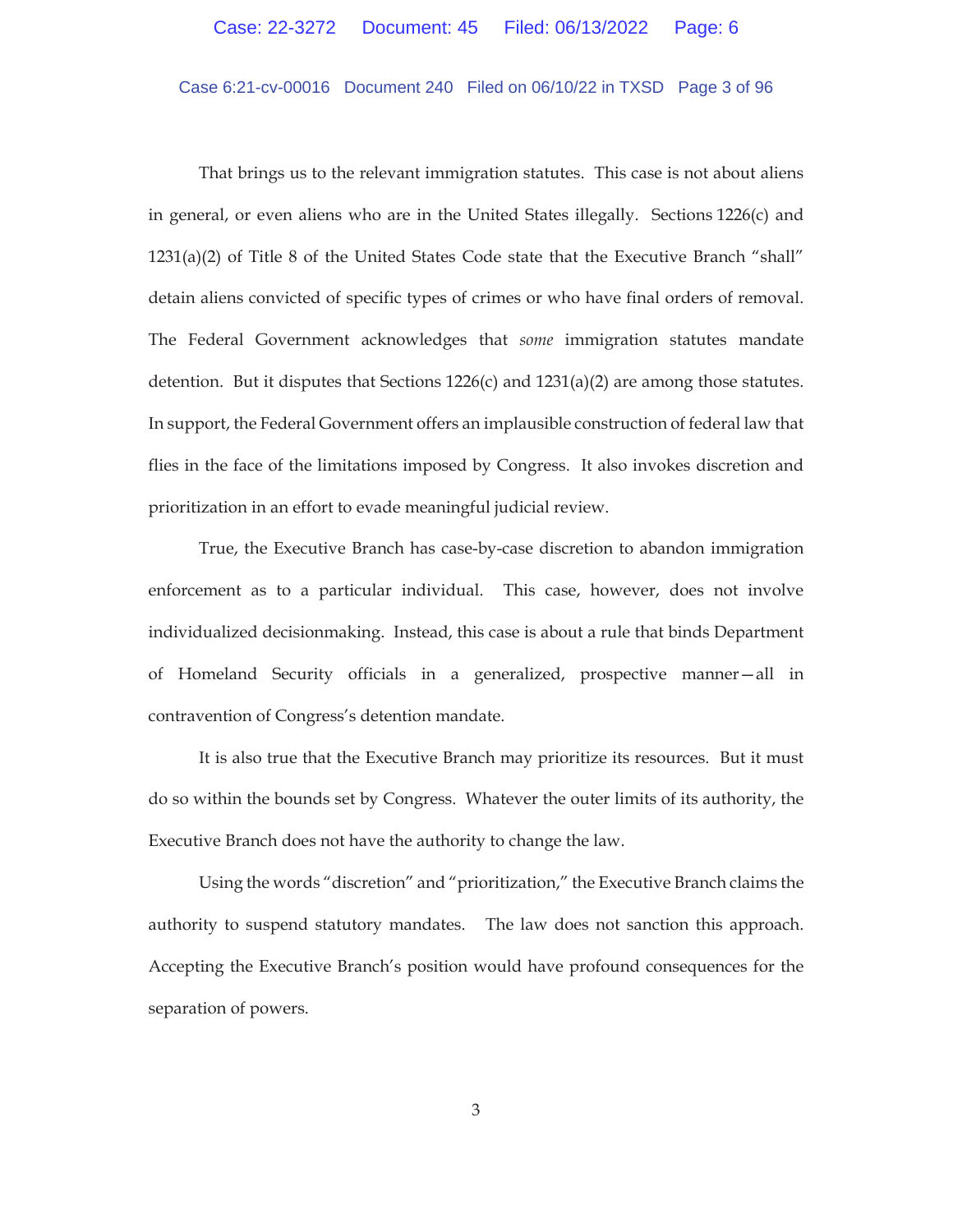That brings us to the relevant immigration statutes. This case is not about aliens in general, or even aliens who are in the United States illegally. Sections 1226(c) and 1231(a)(2) of Title 8 of the United States Code state that the Executive Branch "shall" detain aliens convicted of specific types of crimes or who have final orders of removal. The Federal Government acknowledges that *some* immigration statutes mandate detention. But it disputes that Sections 1226(c) and 1231(a)(2) are among those statutes. In support, the Federal Government offers an implausible construction of federal law that flies in the face of the limitations imposed by Congress. It also invokes discretion and prioritization in an effort to evade meaningful judicial review.

True, the Executive Branch has case-by-case discretion to abandon immigration enforcement as to a particular individual. This case, however, does not involve individualized decisionmaking. Instead, this case is about a rule that binds Department of Homeland Security officials in a generalized, prospective manner—all in contravention of Congress's detention mandate.

It is also true that the Executive Branch may prioritize its resources. But it must do so within the bounds set by Congress. Whatever the outer limits of its authority, the Executive Branch does not have the authority to change the law.

Using the words "discretion" and "prioritization," the Executive Branch claims the authority to suspend statutory mandates. The law does not sanction this approach. Accepting the Executive Branch's position would have profound consequences for the separation of powers.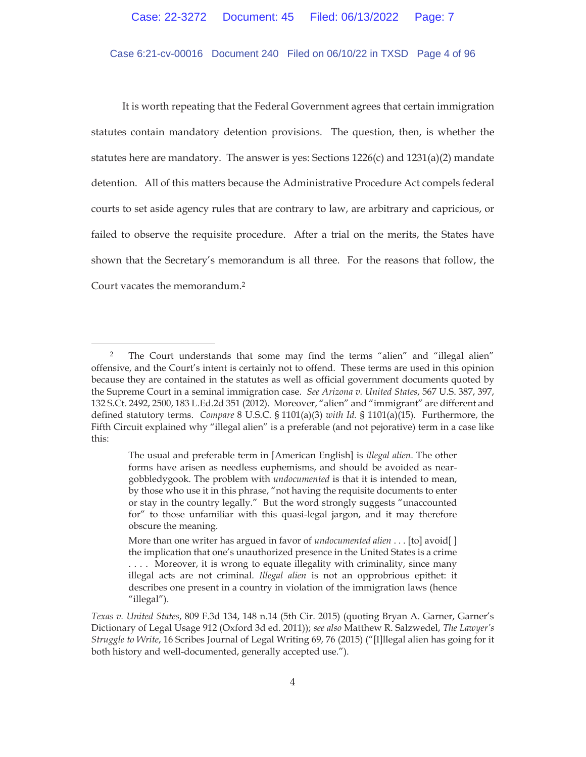It is worth repeating that the Federal Government agrees that certain immigration statutes contain mandatory detention provisions. The question, then, is whether the statutes here are mandatory. The answer is yes: Sections 1226(c) and 1231(a)(2) mandate detention. All of this matters because the Administrative Procedure Act compels federal courts to set aside agency rules that are contrary to law, are arbitrary and capricious, or failed to observe the requisite procedure. After a trial on the merits, the States have shown that the Secretary's memorandum is all three. For the reasons that follow, the Court vacates the memorandum.[2]

---

[2] The Court understands that some may find the terms "alien" and "illegal alien" offensive, and the Court's intent is certainly not to offend. These terms are used in this opinion because they are contained in the statutes as well as official government documents quoted by the Supreme Court in a seminal immigration case. *See Arizona v. United States*, 567 U.S. 387, 397, 132 S.Ct. 2492, 2500, 183 L.Ed.2d 351 (2012). Moreover, "alien" and "immigrant" are different and defined statutory terms. *Compare* 8 U.S.C. § 1101(a)(3) *with Id.* § 1101(a)(15). Furthermore, the Fifth Circuit explained why "illegal alien" is a preferable (and not pejorative) term in a case like this:

> The usual and preferable term in [American English] is *illegal alien*. The other forms have arisen as needless euphemisms, and should be avoided as near-gobbledygook. The problem with *undocumented* is that it is intended to mean, by those who use it in this phrase, "not having the requisite documents to enter or stay in the country legally." But the word strongly suggests "unaccounted for" to those unfamiliar with this quasi-legal jargon, and it may therefore obscure the meaning.
>
> More than one writer has argued in favor of *undocumented alien* . . . [to] avoid[ ] the implication that one's unauthorized presence in the United States is a crime . . . . Moreover, it is wrong to equate illegality with criminality, since many illegal acts are not criminal. *Illegal alien* is not an opprobrious epithet: it describes one present in a country in violation of the immigration laws (hence "illegal").

*Texas v. United States*, 809 F.3d 134, 148 n.14 (5th Cir. 2015) (quoting Bryan A. Garner, Garner's Dictionary of Legal Usage 912 (Oxford 3d ed. 2011)); *see also* Matthew R. Salzwedel, *The Lawyer's Struggle to Write*, 16 Scribes Journal of Legal Writing 69, 76 (2015) ("[I]llegal alien has going for it both history and well-documented, generally accepted use.").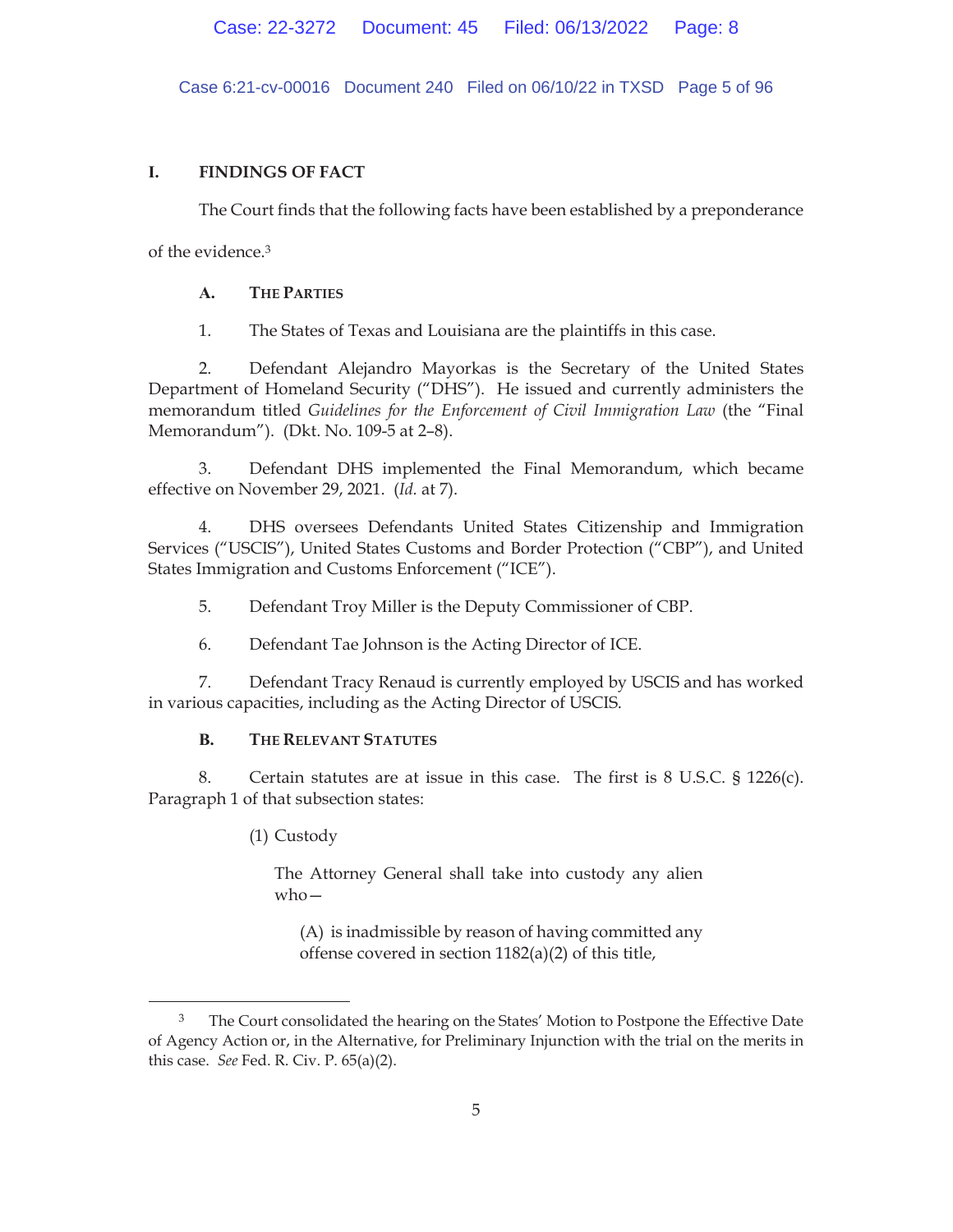## I. FINDINGS OF FACT

The Court finds that the following facts have been established by a preponderance of the evidence.[3]

### A. THE PARTIES

1. The States of Texas and Louisiana are the plaintiffs in this case.

2. Defendant Alejandro Mayorkas is the Secretary of the United States Department of Homeland Security ("DHS"). He issued and currently administers the memorandum titled *Guidelines for the Enforcement of Civil Immigration Law* (the "Final Memorandum"). (Dkt. No. 109-5 at 2–8).

3. Defendant DHS implemented the Final Memorandum, which became effective on November 29, 2021. (*Id.* at 7).

4. DHS oversees Defendants United States Citizenship and Immigration Services ("USCIS"), United States Customs and Border Protection ("CBP"), and United States Immigration and Customs Enforcement ("ICE").

5. Defendant Troy Miller is the Deputy Commissioner of CBP.

6. Defendant Tae Johnson is the Acting Director of ICE.

7. Defendant Tracy Renaud is currently employed by USCIS and has worked in various capacities, including as the Acting Director of USCIS.

### B. THE RELEVANT STATUTES

8. Certain statutes are at issue in this case. The first is 8 U.S.C. § 1226(c). Paragraph 1 of that subsection states:

> (1) Custody
>
> The Attorney General shall take into custody any alien who—
>
> (A) is inadmissible by reason of having committed any offense covered in section 1182(a)(2) of this title,

---

[3] The Court consolidated the hearing on the States' Motion to Postpone the Effective Date of Agency Action or, in the Alternative, for Preliminary Injunction with the trial on the merits in this case. *See* Fed. R. Civ. P. 65(a)(2).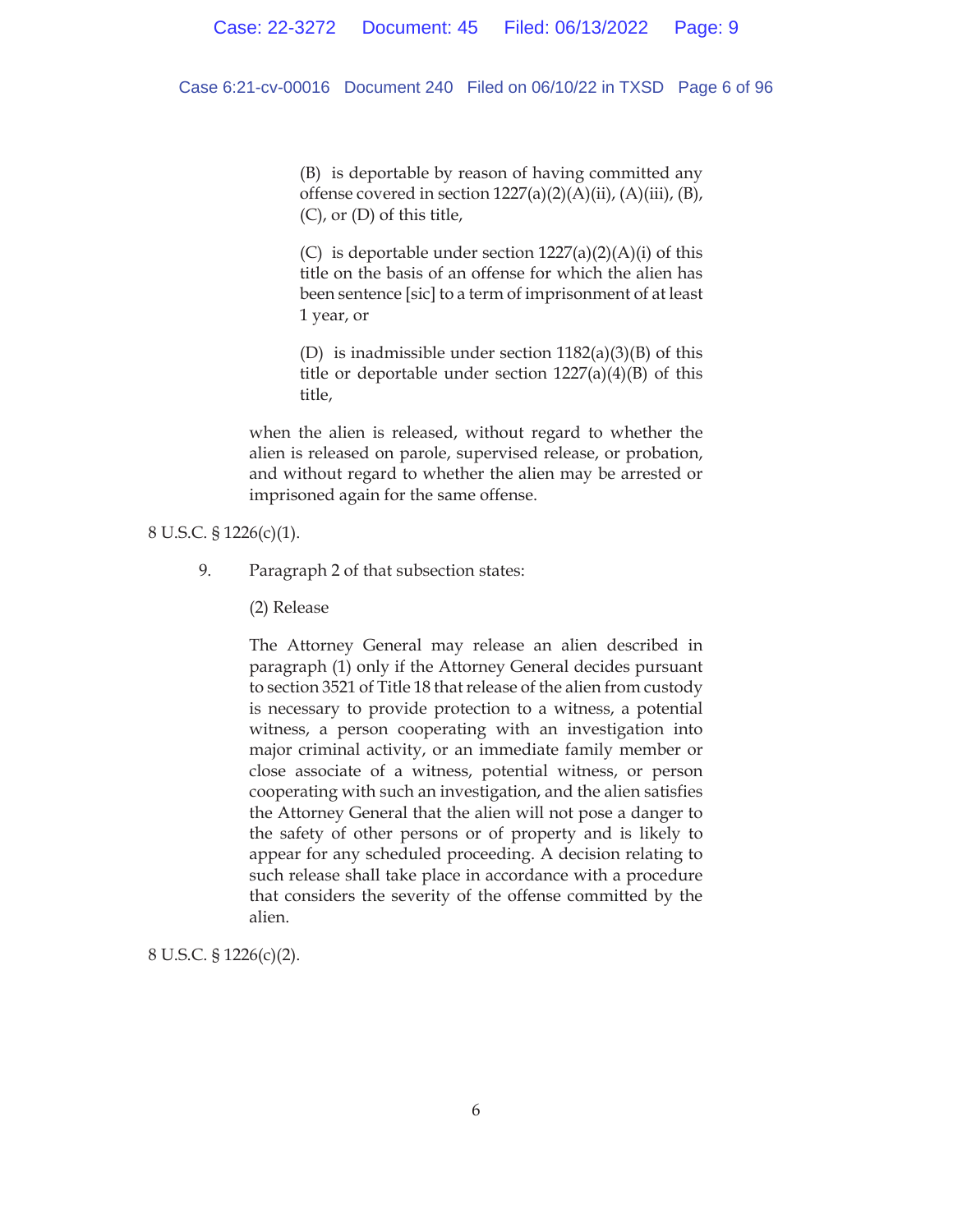> (B) is deportable by reason of having committed any offense covered in section 1227(a)(2)(A)(ii), (A)(iii), (B), (C), or (D) of this title,
>
> (C) is deportable under section 1227(a)(2)(A)(i) of this title on the basis of an offense for which the alien has been sentence [sic] to a term of imprisonment of at least 1 year, or
>
> (D) is inadmissible under section 1182(a)(3)(B) of this title or deportable under section 1227(a)(4)(B) of this title,
>
> when the alien is released, without regard to whether the alien is released on parole, supervised release, or probation, and without regard to whether the alien may be arrested or imprisoned again for the same offense.

8 U.S.C. § 1226(c)(1).

9. Paragraph 2 of that subsection states:

> (2) Release
>
> The Attorney General may release an alien described in paragraph (1) only if the Attorney General decides pursuant to section 3521 of Title 18 that release of the alien from custody is necessary to provide protection to a witness, a potential witness, a person cooperating with an investigation into major criminal activity, or an immediate family member or close associate of a witness, potential witness, or person cooperating with such an investigation, and the alien satisfies the Attorney General that the alien will not pose a danger to the safety of other persons or of property and is likely to appear for any scheduled proceeding. A decision relating to such release shall take place in accordance with a procedure that considers the severity of the offense committed by the alien.

8 U.S.C. § 1226(c)(2).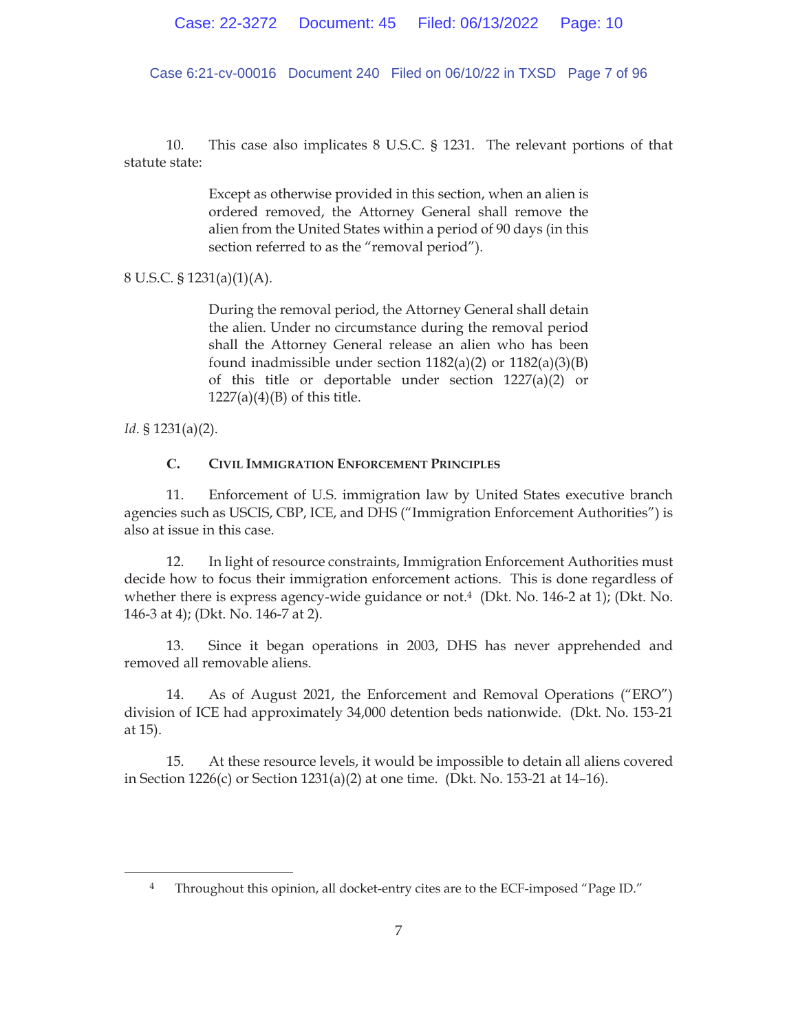10. This case also implicates 8 U.S.C. § 1231. The relevant portions of that statute state:

> Except as otherwise provided in this section, when an alien is ordered removed, the Attorney General shall remove the alien from the United States within a period of 90 days (in this section referred to as the "removal period").

8 U.S.C. § 1231(a)(1)(A).

> During the removal period, the Attorney General shall detain the alien. Under no circumstance during the removal period shall the Attorney General release an alien who has been found inadmissible under section 1182(a)(2) or 1182(a)(3)(B) of this title or deportable under section 1227(a)(2) or 1227(a)(4)(B) of this title.

*Id.* § 1231(a)(2).

### C. Civil Immigration Enforcement Principles

11. Enforcement of U.S. immigration law by United States executive branch agencies such as USCIS, CBP, ICE, and DHS ("Immigration Enforcement Authorities") is also at issue in this case.

12. In light of resource constraints, Immigration Enforcement Authorities must decide how to focus their immigration enforcement actions. This is done regardless of whether there is express agency-wide guidance or not.[4] (Dkt. No. 146-2 at 1); (Dkt. No. 146-3 at 4); (Dkt. No. 146-7 at 2).

13. Since it began operations in 2003, DHS has never apprehended and removed all removable aliens.

14. As of August 2021, the Enforcement and Removal Operations ("ERO") division of ICE had approximately 34,000 detention beds nationwide. (Dkt. No. 153-21 at 15).

15. At these resource levels, it would be impossible to detain all aliens covered in Section 1226(c) or Section 1231(a)(2) at one time. (Dkt. No. 153-21 at 14–16).

[4] Throughout this opinion, all docket-entry cites are to the ECF-imposed "Page ID."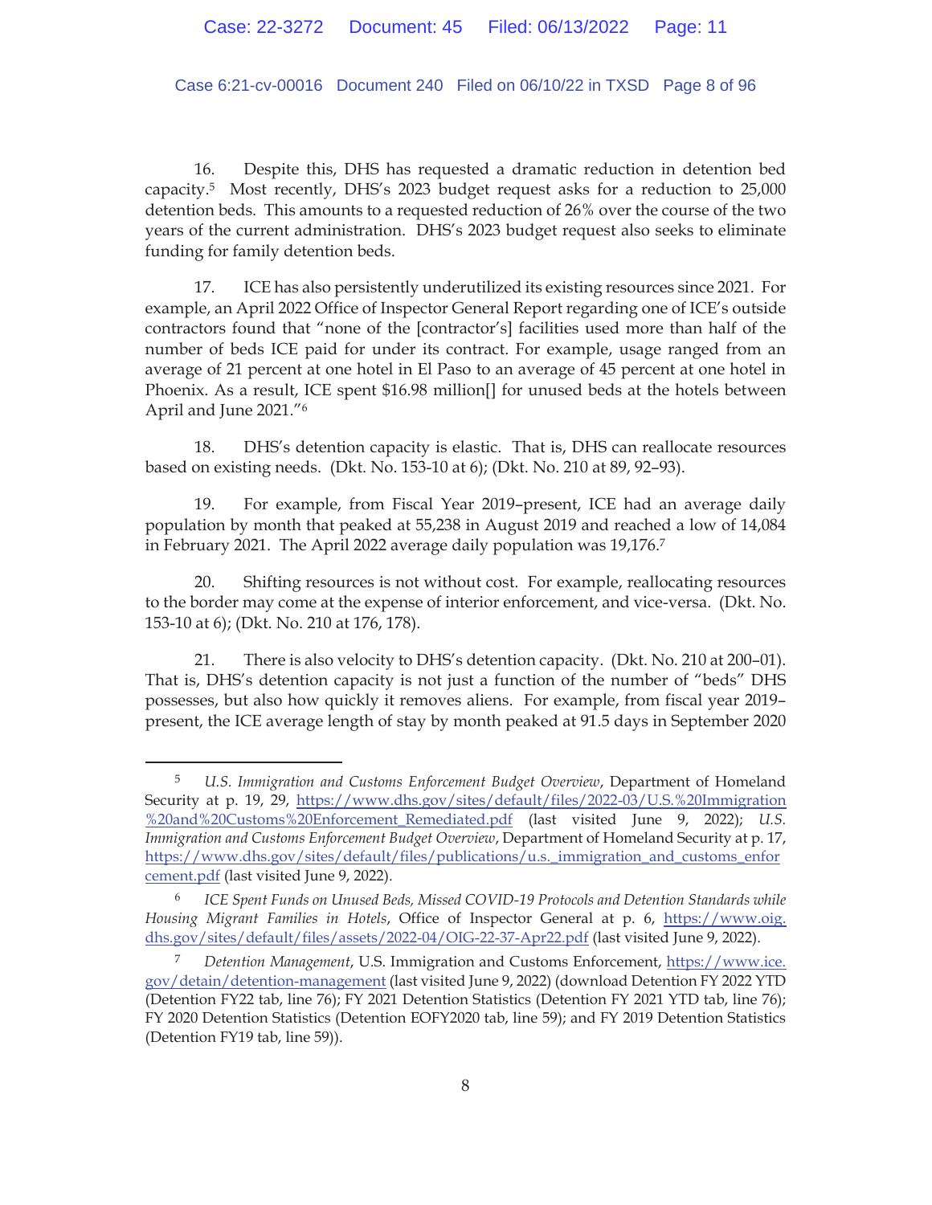16. Despite this, DHS has requested a dramatic reduction in detention bed capacity.[5] Most recently, DHS's 2023 budget request asks for a reduction to 25,000 detention beds. This amounts to a requested reduction of 26% over the course of the two years of the current administration. DHS's 2023 budget request also seeks to eliminate funding for family detention beds.

17. ICE has also persistently underutilized its existing resources since 2021. For example, an April 2022 Office of Inspector General Report regarding one of ICE's outside contractors found that "none of the [contractor's] facilities used more than half of the number of beds ICE paid for under its contract. For example, usage ranged from an average of 21 percent at one hotel in El Paso to an average of 45 percent at one hotel in Phoenix. As a result, ICE spent $16.98 million[] for unused beds at the hotels between April and June 2021."[6]

18. DHS's detention capacity is elastic. That is, DHS can reallocate resources based on existing needs. (Dkt. No. 153-10 at 6); (Dkt. No. 210 at 89, 92–93).

19. For example, from Fiscal Year 2019–present, ICE had an average daily population by month that peaked at 55,238 in August 2019 and reached a low of 14,084 in February 2021. The April 2022 average daily population was 19,176.[7]

20. Shifting resources is not without cost. For example, reallocating resources to the border may come at the expense of interior enforcement, and vice-versa. (Dkt. No. 153-10 at 6); (Dkt. No. 210 at 176, 178).

21. There is also velocity to DHS's detention capacity. (Dkt. No. 210 at 200–01). That is, DHS's detention capacity is not just a function of the number of "beds" DHS possesses, but also how quickly it removes aliens. For example, from fiscal year 2019–present, the ICE average length of stay by month peaked at 91.5 days in September 2020

---

[5] *U.S. Immigration and Customs Enforcement Budget Overview*, Department of Homeland Security at p. 19, 29, https://www.dhs.gov/sites/default/files/2022-03/U.S.%20Immigration%20and%20Customs%20Enforcement_Remediated.pdf (last visited June 9, 2022); *U.S. Immigration and Customs Enforcement Budget Overview*, Department of Homeland Security at p. 17, https://www.dhs.gov/sites/default/files/publications/u.s._immigration_and_customs_enforcement.pdf (last visited June 9, 2022).

[6] *ICE Spent Funds on Unused Beds, Missed COVID-19 Protocols and Detention Standards while Housing Migrant Families in Hotels*, Office of Inspector General at p. 6, https://www.oig.dhs.gov/sites/default/files/assets/2022-04/OIG-22-37-Apr22.pdf (last visited June 9, 2022).

[7] *Detention Management*, U.S. Immigration and Customs Enforcement, https://www.ice.gov/detain/detention-management (last visited June 9, 2022) (download Detention FY 2022 YTD (Detention FY22 tab, line 76); FY 2021 Detention Statistics (Detention FY 2021 YTD tab, line 76); FY 2020 Detention Statistics (Detention EOFY2020 tab, line 59); and FY 2019 Detention Statistics (Detention FY19 tab, line 59)).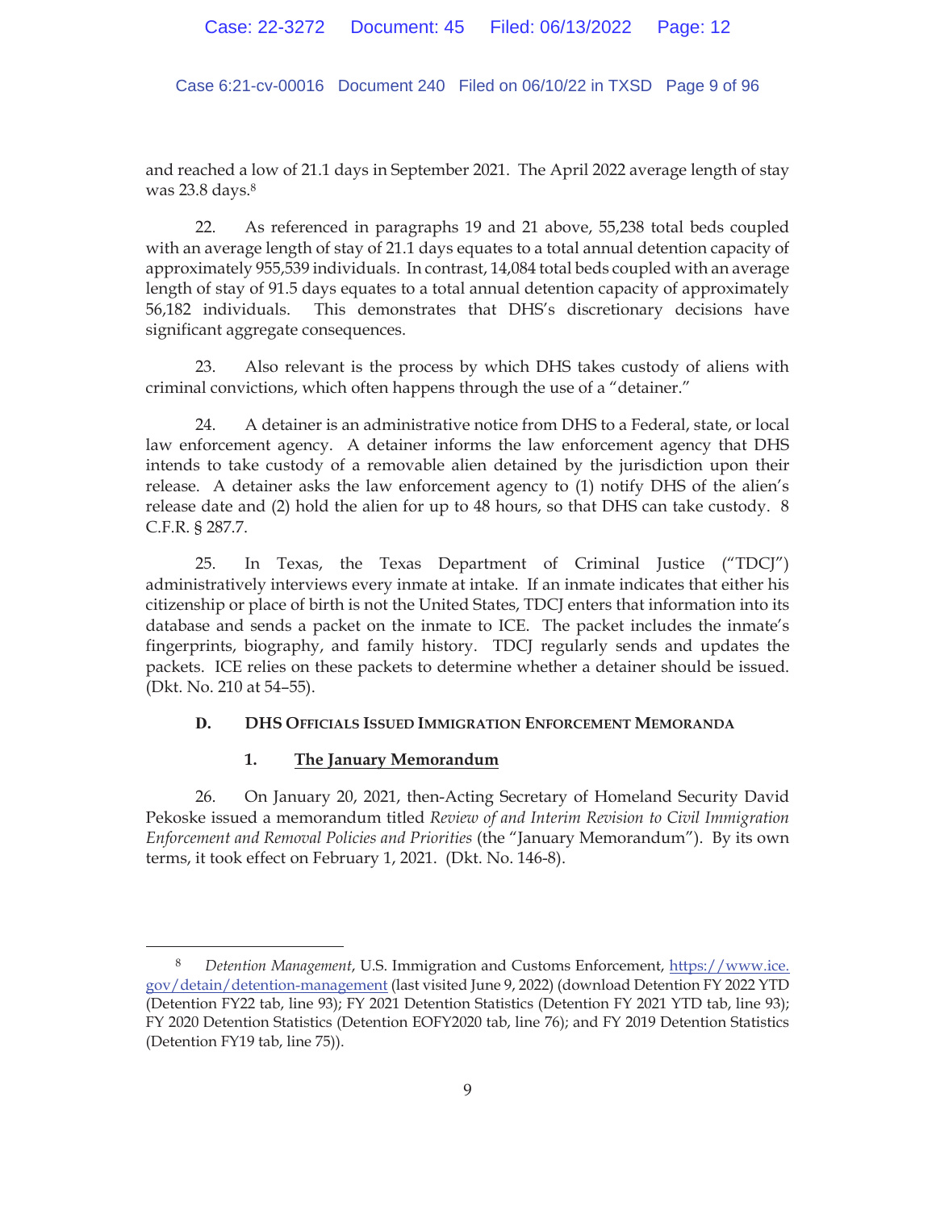and reached a low of 21.1 days in September 2021. The April 2022 average length of stay was 23.8 days.[8]

22. As referenced in paragraphs 19 and 21 above, 55,238 total beds coupled with an average length of stay of 21.1 days equates to a total annual detention capacity of approximately 955,539 individuals. In contrast, 14,084 total beds coupled with an average length of stay of 91.5 days equates to a total annual detention capacity of approximately 56,182 individuals. This demonstrates that DHS's discretionary decisions have significant aggregate consequences.

23. Also relevant is the process by which DHS takes custody of aliens with criminal convictions, which often happens through the use of a "detainer."

24. A detainer is an administrative notice from DHS to a Federal, state, or local law enforcement agency. A detainer informs the law enforcement agency that DHS intends to take custody of a removable alien detained by the jurisdiction upon their release. A detainer asks the law enforcement agency to (1) notify DHS of the alien's release date and (2) hold the alien for up to 48 hours, so that DHS can take custody. 8 C.F.R. § 287.7.

25. In Texas, the Texas Department of Criminal Justice ("TDCJ") administratively interviews every inmate at intake. If an inmate indicates that either his citizenship or place of birth is not the United States, TDCJ enters that information into its database and sends a packet on the inmate to ICE. The packet includes the inmate's fingerprints, biography, and family history. TDCJ regularly sends and updates the packets. ICE relies on these packets to determine whether a detainer should be issued. (Dkt. No. 210 at 54–55).

### D. DHS Officials Issued Immigration Enforcement Memoranda

#### 1. The January Memorandum

26. On January 20, 2021, then-Acting Secretary of Homeland Security David Pekoske issued a memorandum titled *Review of and Interim Revision to Civil Immigration Enforcement and Removal Policies and Priorities* (the "January Memorandum"). By its own terms, it took effect on February 1, 2021. (Dkt. No. 146-8).

---

[8] *Detention Management*, U.S. Immigration and Customs Enforcement, https://www.ice.gov/detain/detention-management (last visited June 9, 2022) (download Detention FY 2022 YTD (Detention FY22 tab, line 93); FY 2021 Detention Statistics (Detention FY 2021 YTD tab, line 93); FY 2020 Detention Statistics (Detention EOFY2020 tab, line 76); and FY 2019 Detention Statistics (Detention FY19 tab, line 75)).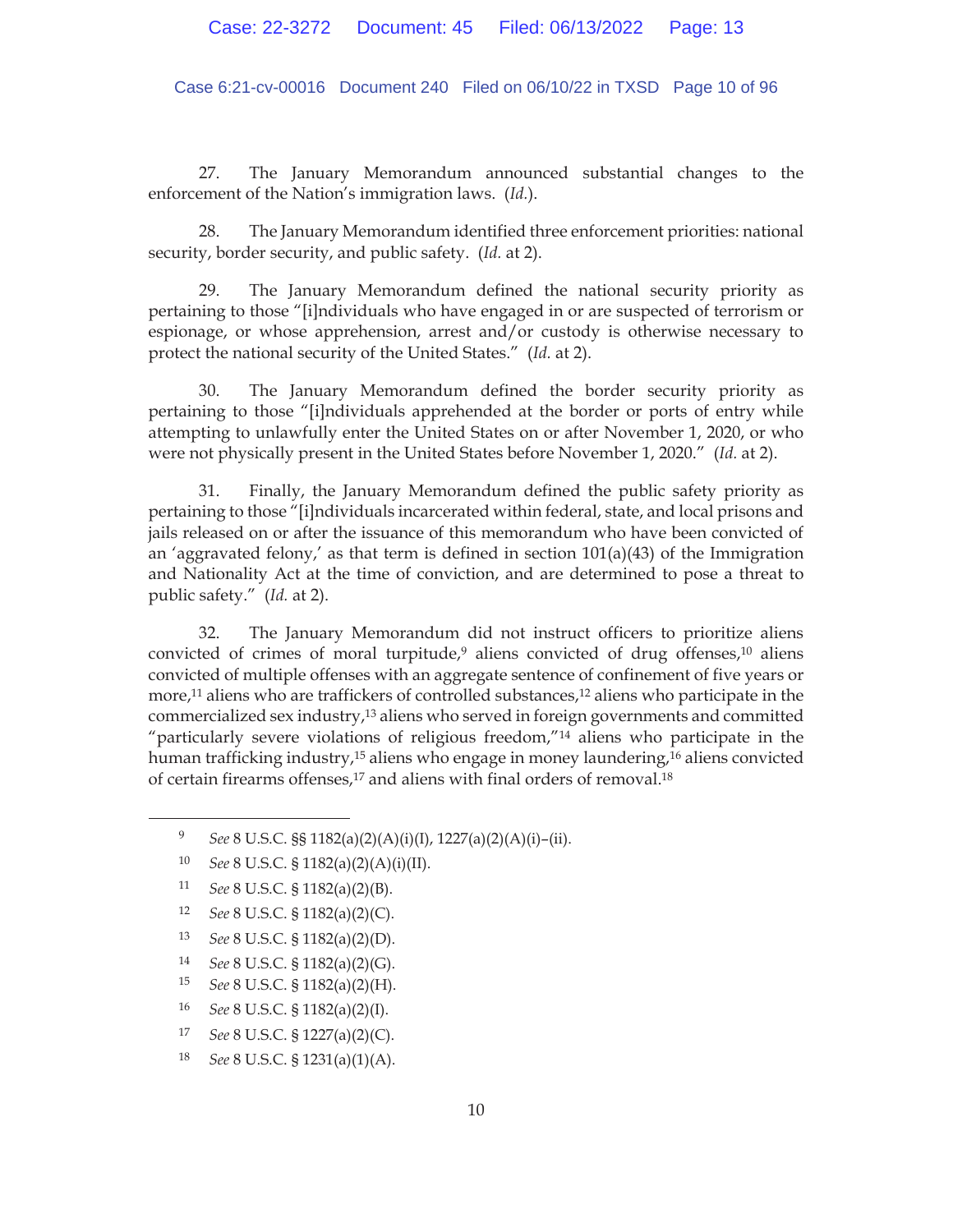27. The January Memorandum announced substantial changes to the enforcement of the Nation's immigration laws. (*Id.*).

28. The January Memorandum identified three enforcement priorities: national security, border security, and public safety. (*Id.* at 2).

29. The January Memorandum defined the national security priority as pertaining to those "[i]ndividuals who have engaged in or are suspected of terrorism or espionage, or whose apprehension, arrest and/or custody is otherwise necessary to protect the national security of the United States." (*Id.* at 2).

30. The January Memorandum defined the border security priority as pertaining to those "[i]ndividuals apprehended at the border or ports of entry while attempting to unlawfully enter the United States on or after November 1, 2020, or who were not physically present in the United States before November 1, 2020." (*Id.* at 2).

31. Finally, the January Memorandum defined the public safety priority as pertaining to those "[i]ndividuals incarcerated within federal, state, and local prisons and jails released on or after the issuance of this memorandum who have been convicted of an 'aggravated felony,' as that term is defined in section 101(a)(43) of the Immigration and Nationality Act at the time of conviction, and are determined to pose a threat to public safety." (*Id.* at 2).

32. The January Memorandum did not instruct officers to prioritize aliens convicted of crimes of moral turpitude,[9] aliens convicted of drug offenses,[10] aliens convicted of multiple offenses with an aggregate sentence of confinement of five years or more,[11] aliens who are traffickers of controlled substances,[12] aliens who participate in the commercialized sex industry,[13] aliens who served in foreign governments and committed "particularly severe violations of religious freedom,"[14] aliens who participate in the human trafficking industry,[15] aliens who engage in money laundering,[16] aliens convicted of certain firearms offenses,[17] and aliens with final orders of removal.[18]

---

[9] *See* 8 U.S.C. §§ 1182(a)(2)(A)(i)(I), 1227(a)(2)(A)(i)–(ii).

[10] *See* 8 U.S.C. § 1182(a)(2)(A)(i)(II).

[11] *See* 8 U.S.C. § 1182(a)(2)(B).

[12] *See* 8 U.S.C. § 1182(a)(2)(C).

[13] *See* 8 U.S.C. § 1182(a)(2)(D).

[14] *See* 8 U.S.C. § 1182(a)(2)(G).

[15] *See* 8 U.S.C. § 1182(a)(2)(H).

[16] *See* 8 U.S.C. § 1182(a)(2)(I).

[17] *See* 8 U.S.C. § 1227(a)(2)(C).

[18] *See* 8 U.S.C. § 1231(a)(1)(A).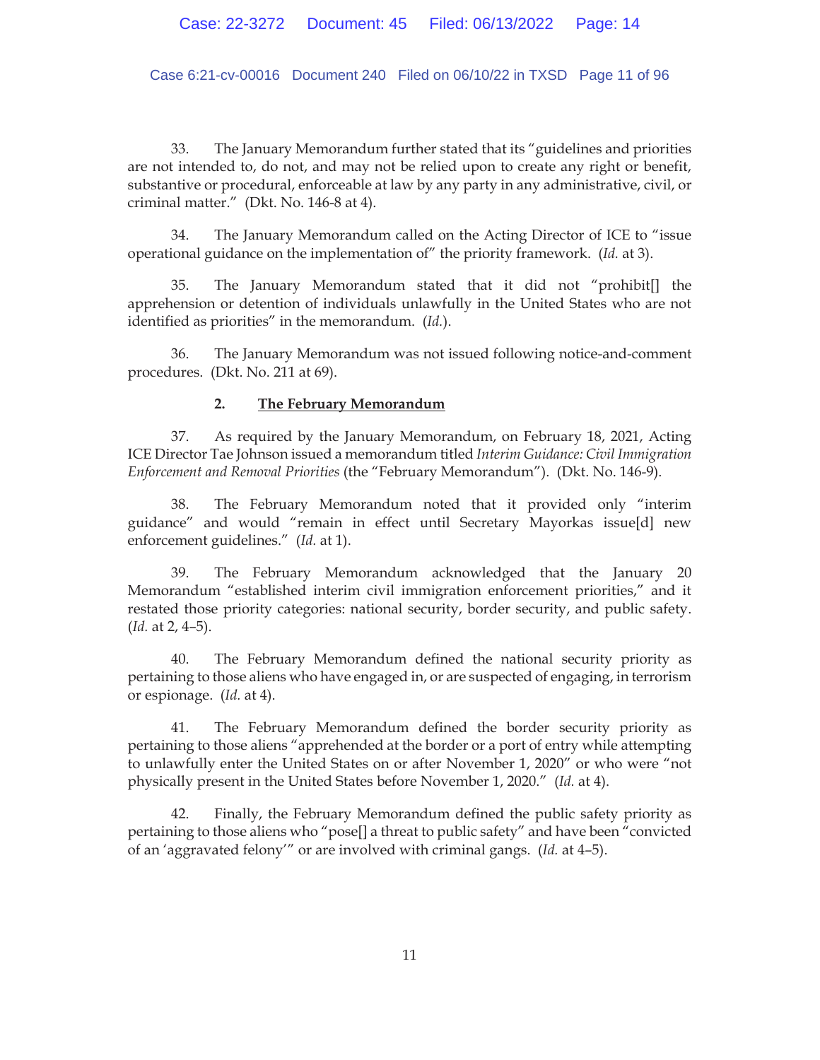33. The January Memorandum further stated that its "guidelines and priorities are not intended to, do not, and may not be relied upon to create any right or benefit, substantive or procedural, enforceable at law by any party in any administrative, civil, or criminal matter." (Dkt. No. 146-8 at 4).

34. The January Memorandum called on the Acting Director of ICE to "issue operational guidance on the implementation of" the priority framework. (*Id.* at 3).

35. The January Memorandum stated that it did not "prohibit[] the apprehension or detention of individuals unlawfully in the United States who are not identified as priorities" in the memorandum. (*Id.*).

36. The January Memorandum was not issued following notice-and-comment procedures. (Dkt. No. 211 at 69).

### 2. The February Memorandum

37. As required by the January Memorandum, on February 18, 2021, Acting ICE Director Tae Johnson issued a memorandum titled *Interim Guidance: Civil Immigration Enforcement and Removal Priorities* (the "February Memorandum"). (Dkt. No. 146-9).

38. The February Memorandum noted that it provided only "interim guidance" and would "remain in effect until Secretary Mayorkas issue[d] new enforcement guidelines." (*Id.* at 1).

39. The February Memorandum acknowledged that the January 20 Memorandum "established interim civil immigration enforcement priorities," and it restated those priority categories: national security, border security, and public safety. (*Id.* at 2, 4–5).

40. The February Memorandum defined the national security priority as pertaining to those aliens who have engaged in, or are suspected of engaging, in terrorism or espionage. (*Id.* at 4).

41. The February Memorandum defined the border security priority as pertaining to those aliens "apprehended at the border or a port of entry while attempting to unlawfully enter the United States on or after November 1, 2020" or who were "not physically present in the United States before November 1, 2020." (*Id.* at 4).

42. Finally, the February Memorandum defined the public safety priority as pertaining to those aliens who "pose[] a threat to public safety" and have been "convicted of an 'aggravated felony'" or are involved with criminal gangs. (*Id.* at 4–5).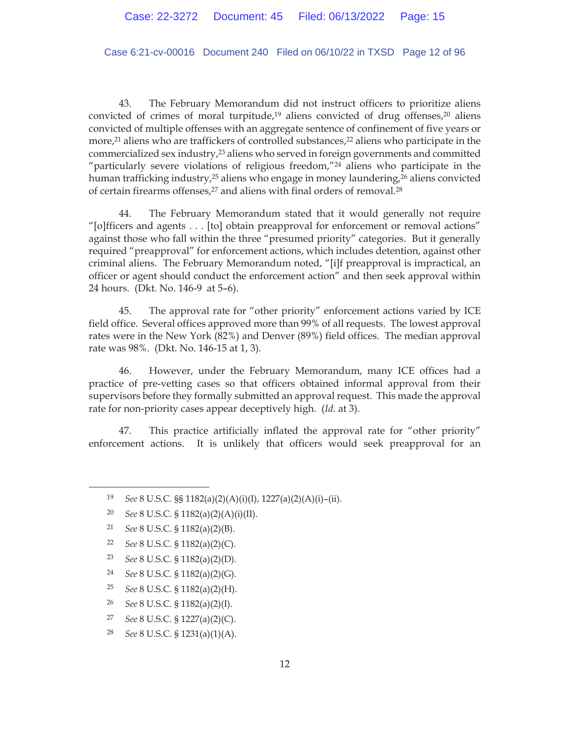43. The February Memorandum did not instruct officers to prioritize aliens convicted of crimes of moral turpitude,[19] aliens convicted of drug offenses,[20] aliens convicted of multiple offenses with an aggregate sentence of confinement of five years or more,[21] aliens who are traffickers of controlled substances,[22] aliens who participate in the commercialized sex industry,[23] aliens who served in foreign governments and committed "particularly severe violations of religious freedom,"[24] aliens who participate in the human trafficking industry,[25] aliens who engage in money laundering,[26] aliens convicted of certain firearms offenses,[27] and aliens with final orders of removal.[28]

44. The February Memorandum stated that it would generally not require "[o]fficers and agents . . . [to] obtain preapproval for enforcement or removal actions" against those who fall within the three "presumed priority" categories. But it generally required "preapproval" for enforcement actions, which includes detention, against other criminal aliens. The February Memorandum noted, "[i]f preapproval is impractical, an officer or agent should conduct the enforcement action" and then seek approval within 24 hours. (Dkt. No. 146-9 at 5–6).

45. The approval rate for "other priority" enforcement actions varied by ICE field office. Several offices approved more than 99% of all requests. The lowest approval rates were in the New York (82%) and Denver (89%) field offices. The median approval rate was 98%. (Dkt. No. 146-15 at 1, 3).

46. However, under the February Memorandum, many ICE offices had a practice of pre-vetting cases so that officers obtained informal approval from their supervisors before they formally submitted an approval request. This made the approval rate for non-priority cases appear deceptively high. (*Id.* at 3).

47. This practice artificially inflated the approval rate for "other priority" enforcement actions. It is unlikely that officers would seek preapproval for an

---

[19] *See* 8 U.S.C. §§ 1182(a)(2)(A)(i)(I), 1227(a)(2)(A)(i)–(ii).

[20] *See* 8 U.S.C. § 1182(a)(2)(A)(i)(II).

[21] *See* 8 U.S.C. § 1182(a)(2)(B).

[22] *See* 8 U.S.C. § 1182(a)(2)(C).

[23] *See* 8 U.S.C. § 1182(a)(2)(D).

[24] *See* 8 U.S.C. § 1182(a)(2)(G).

[25] *See* 8 U.S.C. § 1182(a)(2)(H).

[26] *See* 8 U.S.C. § 1182(a)(2)(I).

[27] *See* 8 U.S.C. § 1227(a)(2)(C).

[28] *See* 8 U.S.C. § 1231(a)(1)(A).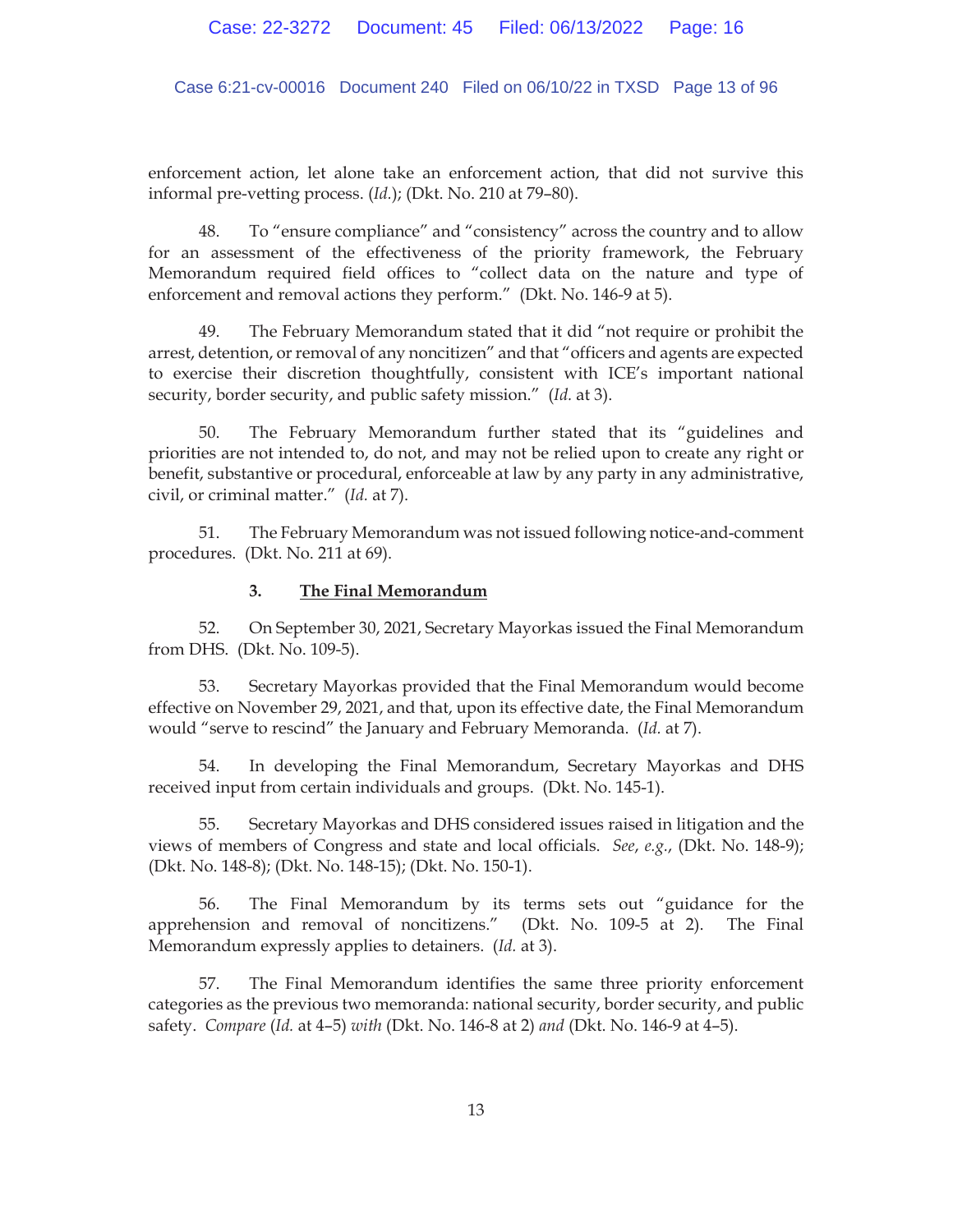enforcement action, let alone take an enforcement action, that did not survive this informal pre-vetting process. (*Id.*); (Dkt. No. 210 at 79–80).

48. To "ensure compliance" and "consistency" across the country and to allow for an assessment of the effectiveness of the priority framework, the February Memorandum required field offices to "collect data on the nature and type of enforcement and removal actions they perform." (Dkt. No. 146-9 at 5).

49. The February Memorandum stated that it did "not require or prohibit the arrest, detention, or removal of any noncitizen" and that "officers and agents are expected to exercise their discretion thoughtfully, consistent with ICE's important national security, border security, and public safety mission." (*Id.* at 3).

50. The February Memorandum further stated that its "guidelines and priorities are not intended to, do not, and may not be relied upon to create any right or benefit, substantive or procedural, enforceable at law by any party in any administrative, civil, or criminal matter." (*Id.* at 7).

51. The February Memorandum was not issued following notice-and-comment procedures. (Dkt. No. 211 at 69).

### 3. <u>The Final Memorandum</u>

52. On September 30, 2021, Secretary Mayorkas issued the Final Memorandum from DHS. (Dkt. No. 109-5).

53. Secretary Mayorkas provided that the Final Memorandum would become effective on November 29, 2021, and that, upon its effective date, the Final Memorandum would "serve to rescind" the January and February Memoranda. (*Id.* at 7).

54. In developing the Final Memorandum, Secretary Mayorkas and DHS received input from certain individuals and groups. (Dkt. No. 145-1).

55. Secretary Mayorkas and DHS considered issues raised in litigation and the views of members of Congress and state and local officials. *See*, *e.g.*, (Dkt. No. 148-9); (Dkt. No. 148-8); (Dkt. No. 148-15); (Dkt. No. 150-1).

56. The Final Memorandum by its terms sets out "guidance for the apprehension and removal of noncitizens." (Dkt. No. 109-5 at 2). The Final Memorandum expressly applies to detainers. (*Id.* at 3).

57. The Final Memorandum identifies the same three priority enforcement categories as the previous two memoranda: national security, border security, and public safety. *Compare* (*Id.* at 4–5) *with* (Dkt. No. 146-8 at 2) *and* (Dkt. No. 146-9 at 4–5).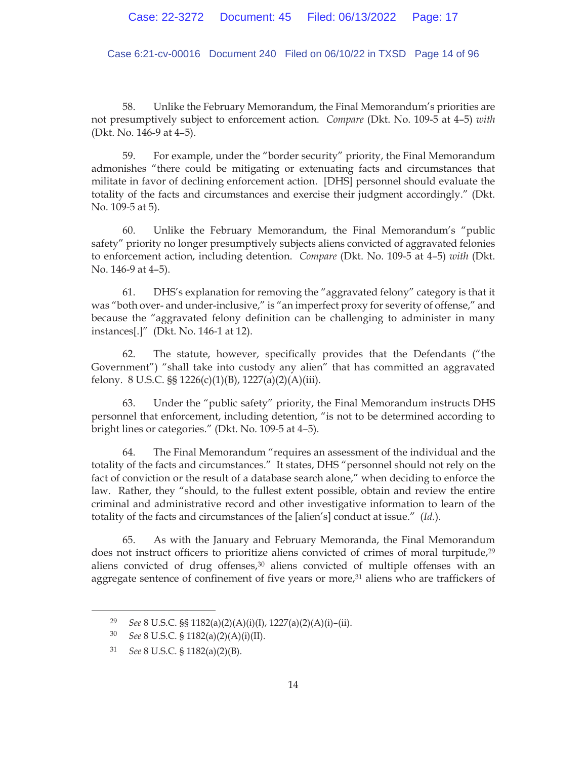58. Unlike the February Memorandum, the Final Memorandum's priorities are not presumptively subject to enforcement action. *Compare* (Dkt. No. 109-5 at 4–5) *with* (Dkt. No. 146-9 at 4–5).

59. For example, under the "border security" priority, the Final Memorandum admonishes "there could be mitigating or extenuating facts and circumstances that militate in favor of declining enforcement action. [DHS] personnel should evaluate the totality of the facts and circumstances and exercise their judgment accordingly." (Dkt. No. 109-5 at 5).

60. Unlike the February Memorandum, the Final Memorandum's "public safety" priority no longer presumptively subjects aliens convicted of aggravated felonies to enforcement action, including detention. *Compare* (Dkt. No. 109-5 at 4–5) *with* (Dkt. No. 146-9 at 4–5).

61. DHS's explanation for removing the "aggravated felony" category is that it was "both over- and under-inclusive," is "an imperfect proxy for severity of offense," and because the "aggravated felony definition can be challenging to administer in many instances[.]" (Dkt. No. 146-1 at 12).

62. The statute, however, specifically provides that the Defendants ("the Government") "shall take into custody any alien" that has committed an aggravated felony. 8 U.S.C. §§ 1226(c)(1)(B), 1227(a)(2)(A)(iii).

63. Under the "public safety" priority, the Final Memorandum instructs DHS personnel that enforcement, including detention, "is not to be determined according to bright lines or categories." (Dkt. No. 109-5 at 4–5).

64. The Final Memorandum "requires an assessment of the individual and the totality of the facts and circumstances." It states, DHS "personnel should not rely on the fact of conviction or the result of a database search alone," when deciding to enforce the law. Rather, they "should, to the fullest extent possible, obtain and review the entire criminal and administrative record and other investigative information to learn of the totality of the facts and circumstances of the [alien's] conduct at issue." (*Id.*).

65. As with the January and February Memoranda, the Final Memorandum does not instruct officers to prioritize aliens convicted of crimes of moral turpitude,[29] aliens convicted of drug offenses,[30] aliens convicted of multiple offenses with an aggregate sentence of confinement of five years or more,[31] aliens who are traffickers of

---

[29] *See* 8 U.S.C. §§ 1182(a)(2)(A)(i)(I), 1227(a)(2)(A)(i)–(ii).

[30] *See* 8 U.S.C. § 1182(a)(2)(A)(i)(II).

[31] *See* 8 U.S.C. § 1182(a)(2)(B).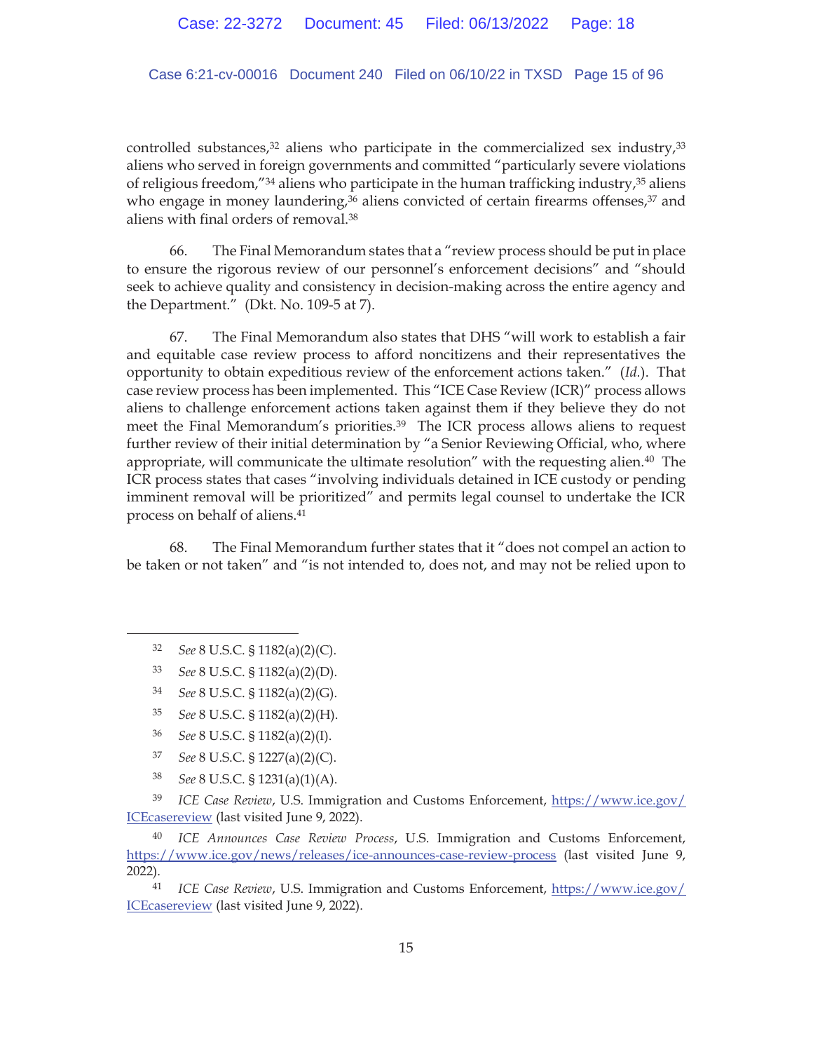controlled substances,[32] aliens who participate in the commercialized sex industry,[33] aliens who served in foreign governments and committed "particularly severe violations of religious freedom,"[34] aliens who participate in the human trafficking industry,[35] aliens who engage in money laundering,[36] aliens convicted of certain firearms offenses,[37] and aliens with final orders of removal.[38]

66. The Final Memorandum states that a "review process should be put in place to ensure the rigorous review of our personnel's enforcement decisions" and "should seek to achieve quality and consistency in decision-making across the entire agency and the Department." (Dkt. No. 109-5 at 7).

67. The Final Memorandum also states that DHS "will work to establish a fair and equitable case review process to afford noncitizens and their representatives the opportunity to obtain expeditious review of the enforcement actions taken." (*Id.*). That case review process has been implemented. This "ICE Case Review (ICR)" process allows aliens to challenge enforcement actions taken against them if they believe they do not meet the Final Memorandum's priorities.[39] The ICR process allows aliens to request further review of their initial determination by "a Senior Reviewing Official, who, where appropriate, will communicate the ultimate resolution" with the requesting alien.[40] The ICR process states that cases "involving individuals detained in ICE custody or pending imminent removal will be prioritized" and permits legal counsel to undertake the ICR process on behalf of aliens.[41]

68. The Final Memorandum further states that it "does not compel an action to be taken or not taken" and "is not intended to, does not, and may not be relied upon to

---

[32] *See* 8 U.S.C. § 1182(a)(2)(C).

[33] *See* 8 U.S.C. § 1182(a)(2)(D).

[34] *See* 8 U.S.C. § 1182(a)(2)(G).

[35] *See* 8 U.S.C. § 1182(a)(2)(H).

[36] *See* 8 U.S.C. § 1182(a)(2)(I).

[37] *See* 8 U.S.C. § 1227(a)(2)(C).

[38] *See* 8 U.S.C. § 1231(a)(1)(A).

[39] *ICE Case Review*, U.S. Immigration and Customs Enforcement, https://www.ice.gov/ICEcasereview (last visited June 9, 2022).

[40] *ICE Announces Case Review Process*, U.S. Immigration and Customs Enforcement, https://www.ice.gov/news/releases/ice-announces-case-review-process (last visited June 9, 2022).

[41] *ICE Case Review*, U.S. Immigration and Customs Enforcement, https://www.ice.gov/ICEcasereview (last visited June 9, 2022).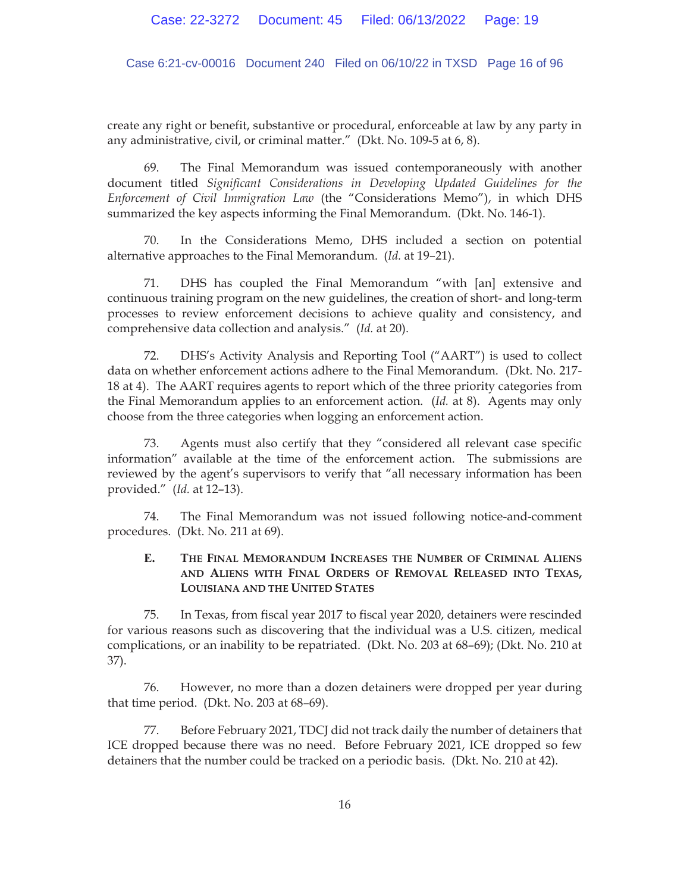create any right or benefit, substantive or procedural, enforceable at law by any party in any administrative, civil, or criminal matter." (Dkt. No. 109-5 at 6, 8).

69. The Final Memorandum was issued contemporaneously with another document titled *Significant Considerations in Developing Updated Guidelines for the Enforcement of Civil Immigration Law* (the "Considerations Memo"), in which DHS summarized the key aspects informing the Final Memorandum. (Dkt. No. 146-1).

70. In the Considerations Memo, DHS included a section on potential alternative approaches to the Final Memorandum. (*Id.* at 19–21).

71. DHS has coupled the Final Memorandum "with [an] extensive and continuous training program on the new guidelines, the creation of short- and long-term processes to review enforcement decisions to achieve quality and consistency, and comprehensive data collection and analysis." (*Id.* at 20).

72. DHS's Activity Analysis and Reporting Tool ("AART") is used to collect data on whether enforcement actions adhere to the Final Memorandum. (Dkt. No. 217-18 at 4). The AART requires agents to report which of the three priority categories from the Final Memorandum applies to an enforcement action. (*Id.* at 8). Agents may only choose from the three categories when logging an enforcement action.

73. Agents must also certify that they "considered all relevant case specific information" available at the time of the enforcement action. The submissions are reviewed by the agent's supervisors to verify that "all necessary information has been provided." (*Id.* at 12–13).

74. The Final Memorandum was not issued following notice-and-comment procedures. (Dkt. No. 211 at 69).

### E. The Final Memorandum Increases the Number of Criminal Aliens and Aliens with Final Orders of Removal Released into Texas, Louisiana and the United States

75. In Texas, from fiscal year 2017 to fiscal year 2020, detainers were rescinded for various reasons such as discovering that the individual was a U.S. citizen, medical complications, or an inability to be repatriated. (Dkt. No. 203 at 68–69); (Dkt. No. 210 at 37).

76. However, no more than a dozen detainers were dropped per year during that time period. (Dkt. No. 203 at 68–69).

77. Before February 2021, TDCJ did not track daily the number of detainers that ICE dropped because there was no need. Before February 2021, ICE dropped so few detainers that the number could be tracked on a periodic basis. (Dkt. No. 210 at 42).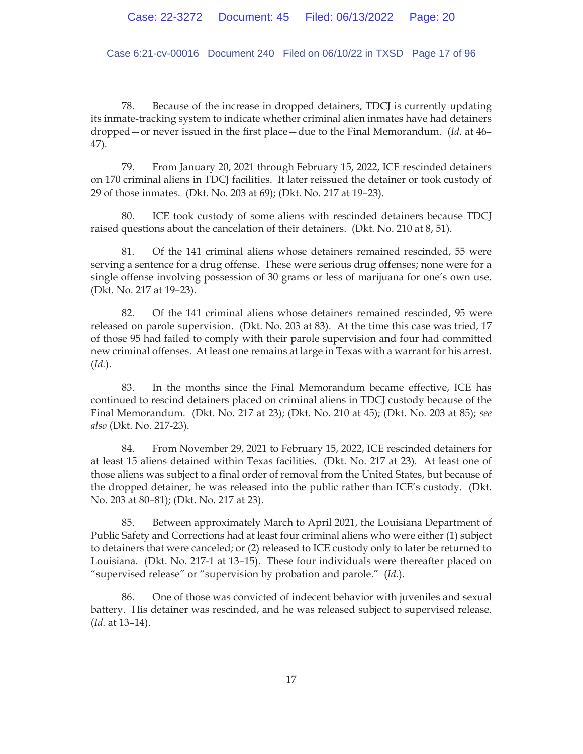78. Because of the increase in dropped detainers, TDCJ is currently updating its inmate-tracking system to indicate whether criminal alien inmates have had detainers dropped—or never issued in the first place—due to the Final Memorandum. (*Id.* at 46–47).

79. From January 20, 2021 through February 15, 2022, ICE rescinded detainers on 170 criminal aliens in TDCJ facilities. It later reissued the detainer or took custody of 29 of those inmates. (Dkt. No. 203 at 69); (Dkt. No. 217 at 19–23).

80. ICE took custody of some aliens with rescinded detainers because TDCJ raised questions about the cancelation of their detainers. (Dkt. No. 210 at 8, 51).

81. Of the 141 criminal aliens whose detainers remained rescinded, 55 were serving a sentence for a drug offense. These were serious drug offenses; none were for a single offense involving possession of 30 grams or less of marijuana for one's own use. (Dkt. No. 217 at 19–23).

82. Of the 141 criminal aliens whose detainers remained rescinded, 95 were released on parole supervision. (Dkt. No. 203 at 83). At the time this case was tried, 17 of those 95 had failed to comply with their parole supervision and four had committed new criminal offenses. At least one remains at large in Texas with a warrant for his arrest. (*Id.*).

83. In the months since the Final Memorandum became effective, ICE has continued to rescind detainers placed on criminal aliens in TDCJ custody because of the Final Memorandum. (Dkt. No. 217 at 23); (Dkt. No. 210 at 45); (Dkt. No. 203 at 85); *see also* (Dkt. No. 217-23).

84. From November 29, 2021 to February 15, 2022, ICE rescinded detainers for at least 15 aliens detained within Texas facilities. (Dkt. No. 217 at 23). At least one of those aliens was subject to a final order of removal from the United States, but because of the dropped detainer, he was released into the public rather than ICE's custody. (Dkt. No. 203 at 80–81); (Dkt. No. 217 at 23).

85. Between approximately March to April 2021, the Louisiana Department of Public Safety and Corrections had at least four criminal aliens who were either (1) subject to detainers that were canceled; or (2) released to ICE custody only to later be returned to Louisiana. (Dkt. No. 217-1 at 13–15). These four individuals were thereafter placed on "supervised release" or "supervision by probation and parole." (*Id.*).

86. One of those was convicted of indecent behavior with juveniles and sexual battery. His detainer was rescinded, and he was released subject to supervised release. (*Id.* at 13–14).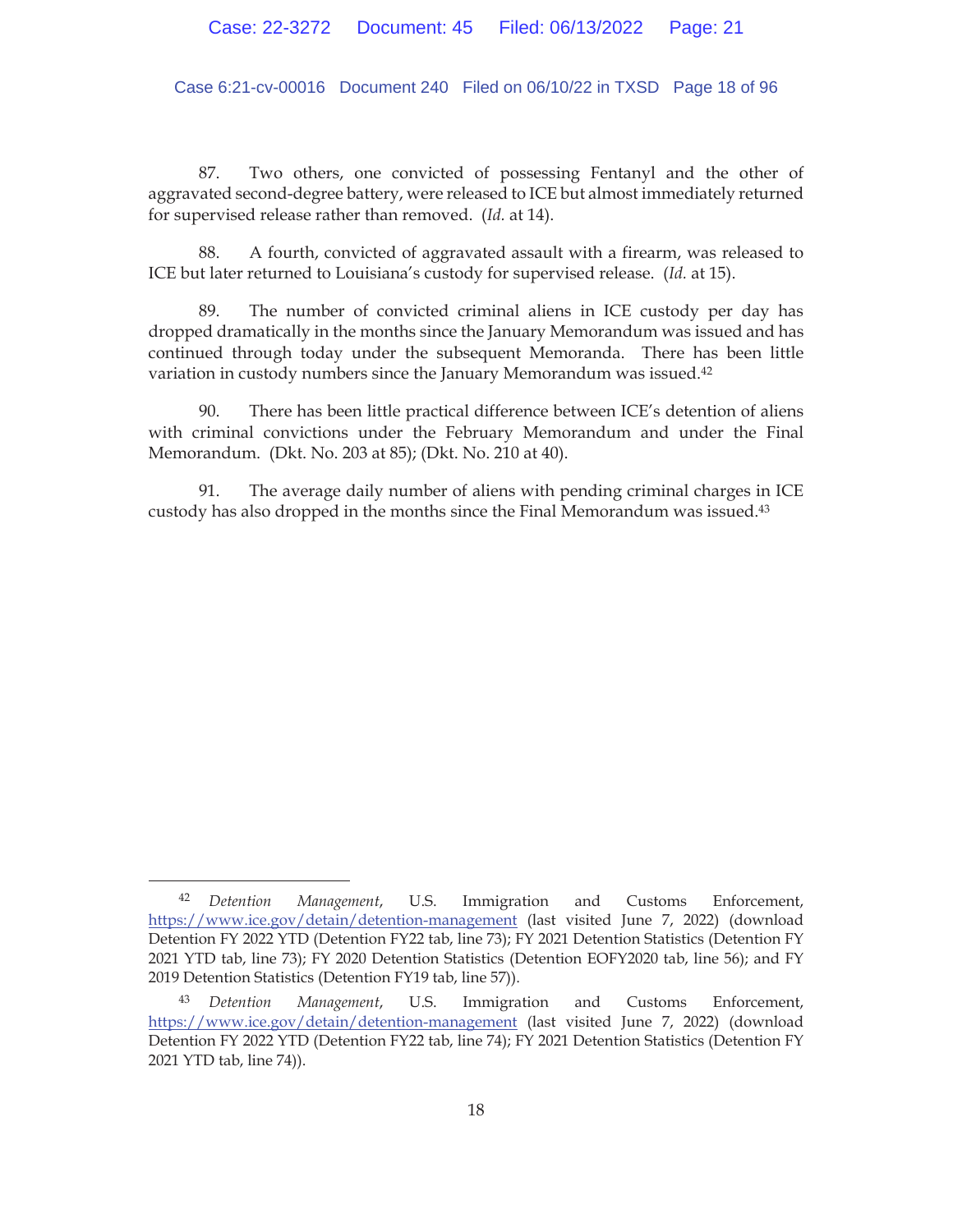87. Two others, one convicted of possessing Fentanyl and the other of aggravated second-degree battery, were released to ICE but almost immediately returned for supervised release rather than removed. (*Id.* at 14).

88. A fourth, convicted of aggravated assault with a firearm, was released to ICE but later returned to Louisiana's custody for supervised release. (*Id.* at 15).

89. The number of convicted criminal aliens in ICE custody per day has dropped dramatically in the months since the January Memorandum was issued and has continued through today under the subsequent Memoranda. There has been little variation in custody numbers since the January Memorandum was issued.[42]

90. There has been little practical difference between ICE's detention of aliens with criminal convictions under the February Memorandum and under the Final Memorandum. (Dkt. No. 203 at 85); (Dkt. No. 210 at 40).

91. The average daily number of aliens with pending criminal charges in ICE custody has also dropped in the months since the Final Memorandum was issued.[43]

---

[42] *Detention Management*, U.S. Immigration and Customs Enforcement, https://www.ice.gov/detain/detention-management (last visited June 7, 2022) (download Detention FY 2022 YTD (Detention FY22 tab, line 73); FY 2021 Detention Statistics (Detention FY 2021 YTD tab, line 73); FY 2020 Detention Statistics (Detention EOFY2020 tab, line 56); and FY 2019 Detention Statistics (Detention FY19 tab, line 57)).

[43] *Detention Management*, U.S. Immigration and Customs Enforcement, https://www.ice.gov/detain/detention-management (last visited June 7, 2022) (download Detention FY 2022 YTD (Detention FY22 tab, line 74); FY 2021 Detention Statistics (Detention FY 2021 YTD tab, line 74)).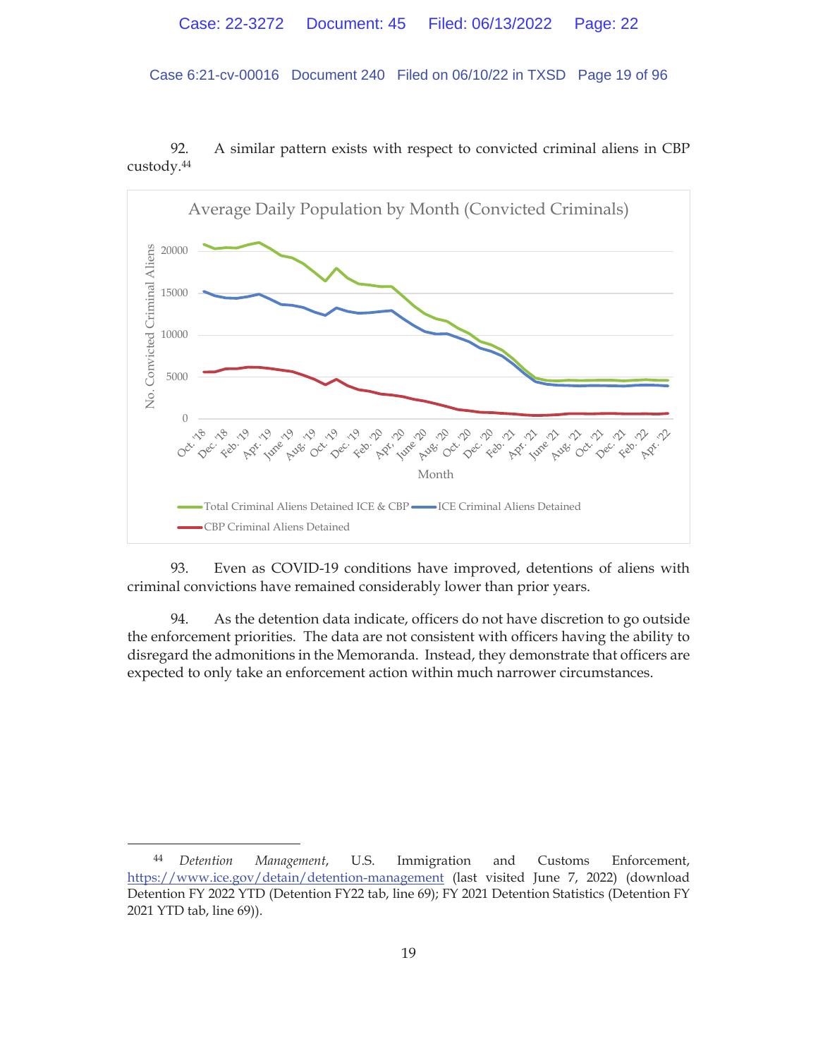92. A similar pattern exists with respect to convicted criminal aliens in CBP custody.[44]

93. Even as COVID-19 conditions have improved, detentions of aliens with criminal convictions have remained considerably lower than prior years.

94. As the detention data indicate, officers do not have discretion to go outside the enforcement priorities. The data are not consistent with officers having the ability to disregard the admonitions in the Memoranda. Instead, they demonstrate that officers are expected to only take an enforcement action within much narrower circumstances.

---

[44] *Detention Management*, U.S. Immigration and Customs Enforcement, https://www.ice.gov/detain/detention-management (last visited June 7, 2022) (download Detention FY 2022 YTD (Detention FY22 tab, line 69); FY 2021 Detention Statistics (Detention FY 2021 YTD tab, line 69)).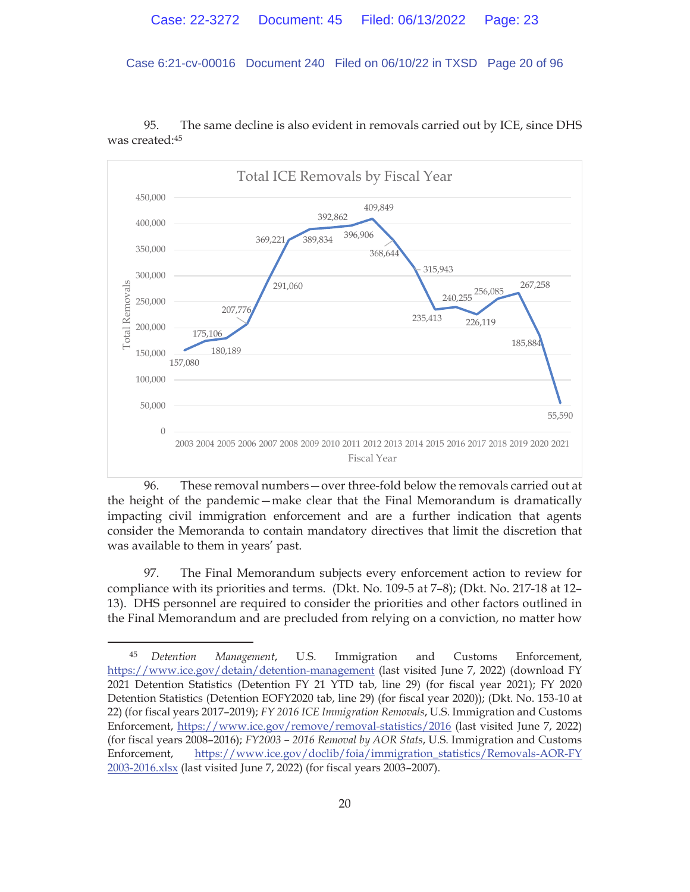95. The same decline is also evident in removals carried out by ICE, since DHS was created:[45]

**Total ICE Removals by Fiscal Year**

| Fiscal Year | Total Removals |
| --- | --- |
| 2003 | 157,080 |
| 2004 | 175,106 |
| 2005 | 180,189 |
| 2006 | 207,776 |
| 2007 | 291,060 |
| 2008 | 369,221 |
| 2009 | 389,834 |
| 2010 | 392,862 |
| 2011 | 396,906 |
| 2012 | 409,849 |
| 2013 | 368,644 |
| 2014 | 315,943 |
| 2015 | 235,413 |
| 2016 | 240,255 |
| 2017 | 226,119 |
| 2018 | 256,085 |
| 2019 | 267,258 |
| 2020 | 185,884 |
| 2021 | 55,590 |

96. These removal numbers—over three-fold below the removals carried out at the height of the pandemic—make clear that the Final Memorandum is dramatically impacting civil immigration enforcement and are a further indication that agents consider the Memoranda to contain mandatory directives that limit the discretion that was available to them in years' past.

97. The Final Memorandum subjects every enforcement action to review for compliance with its priorities and terms. (Dkt. No. 109-5 at 7–8); (Dkt. No. 217-18 at 12–13). DHS personnel are required to consider the priorities and other factors outlined in the Final Memorandum and are precluded from relying on a conviction, no matter how

---

[45] *Detention Management*, U.S. Immigration and Customs Enforcement, https://www.ice.gov/detain/detention-management (last visited June 7, 2022) (download FY 2021 Detention Statistics (Detention FY 21 YTD tab, line 29) (for fiscal year 2021); FY 2020 Detention Statistics (Detention EOFY2020 tab, line 29) (for fiscal year 2020)); (Dkt. No. 153-10 at 22) (for fiscal years 2017–2019); *FY 2016 ICE Immigration Removals*, U.S. Immigration and Customs Enforcement, https://www.ice.gov/remove/removal-statistics/2016 (last visited June 7, 2022) (for fiscal years 2008–2016); *FY2003 – 2016 Removal by AOR Stats*, U.S. Immigration and Customs Enforcement, https://www.ice.gov/doclib/foia/immigration_statistics/Removals-AOR-FY2003-2016.xlsx (last visited June 7, 2022) (for fiscal years 2003–2007).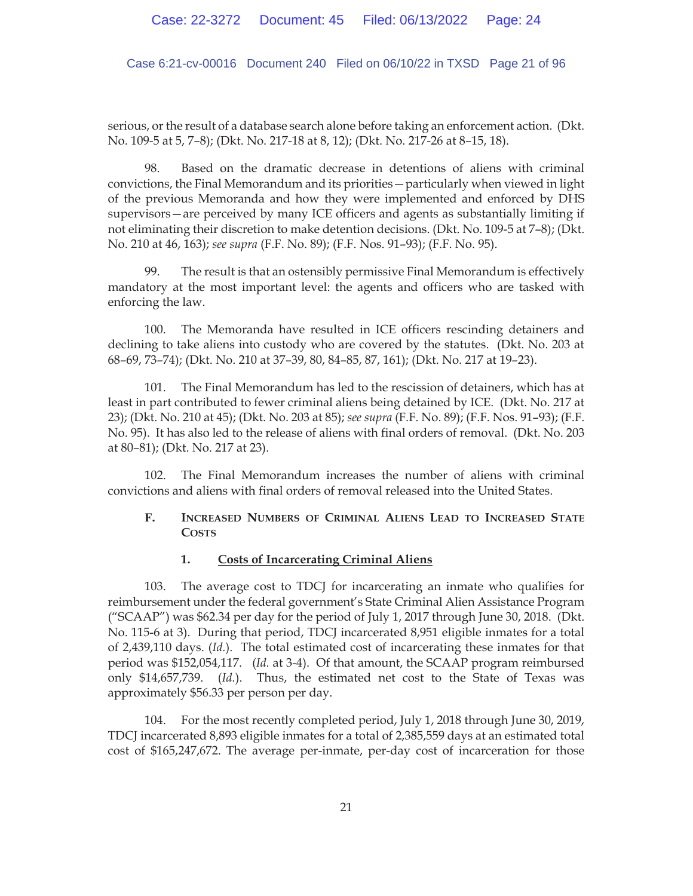serious, or the result of a database search alone before taking an enforcement action. (Dkt. No. 109-5 at 5, 7–8); (Dkt. No. 217-18 at 8, 12); (Dkt. No. 217-26 at 8–15, 18).

98. Based on the dramatic decrease in detentions of aliens with criminal convictions, the Final Memorandum and its priorities—particularly when viewed in light of the previous Memoranda and how they were implemented and enforced by DHS supervisors—are perceived by many ICE officers and agents as substantially limiting if not eliminating their discretion to make detention decisions. (Dkt. No. 109-5 at 7–8); (Dkt. No. 210 at 46, 163); *see supra* (F.F. No. 89); (F.F. Nos. 91–93); (F.F. No. 95).

99. The result is that an ostensibly permissive Final Memorandum is effectively mandatory at the most important level: the agents and officers who are tasked with enforcing the law.

100. The Memoranda have resulted in ICE officers rescinding detainers and declining to take aliens into custody who are covered by the statutes. (Dkt. No. 203 at 68–69, 73–74); (Dkt. No. 210 at 37–39, 80, 84–85, 87, 161); (Dkt. No. 217 at 19–23).

101. The Final Memorandum has led to the rescission of detainers, which has at least in part contributed to fewer criminal aliens being detained by ICE. (Dkt. No. 217 at 23); (Dkt. No. 210 at 45); (Dkt. No. 203 at 85); *see supra* (F.F. No. 89); (F.F. Nos. 91–93); (F.F. No. 95). It has also led to the release of aliens with final orders of removal. (Dkt. No. 203 at 80–81); (Dkt. No. 217 at 23).

102. The Final Memorandum increases the number of aliens with criminal convictions and aliens with final orders of removal released into the United States.

### F. Increased Numbers of Criminal Aliens Lead to Increased State Costs

#### 1. Costs of Incarcerating Criminal Aliens

103. The average cost to TDCJ for incarcerating an inmate who qualifies for reimbursement under the federal government's State Criminal Alien Assistance Program ("SCAAP") was $62.34 per day for the period of July 1, 2017 through June 30, 2018. (Dkt. No. 115-6 at 3). During that period, TDCJ incarcerated 8,951 eligible inmates for a total of 2,439,110 days. (*Id.*). The total estimated cost of incarcerating these inmates for that period was $152,054,117. (*Id.* at 3-4). Of that amount, the SCAAP program reimbursed only $14,657,739. (*Id.*). Thus, the estimated net cost to the State of Texas was approximately $56.33 per person per day.

104. For the most recently completed period, July 1, 2018 through June 30, 2019, TDCJ incarcerated 8,893 eligible inmates for a total of 2,385,559 days at an estimated total cost of $165,247,672. The average per-inmate, per-day cost of incarceration for those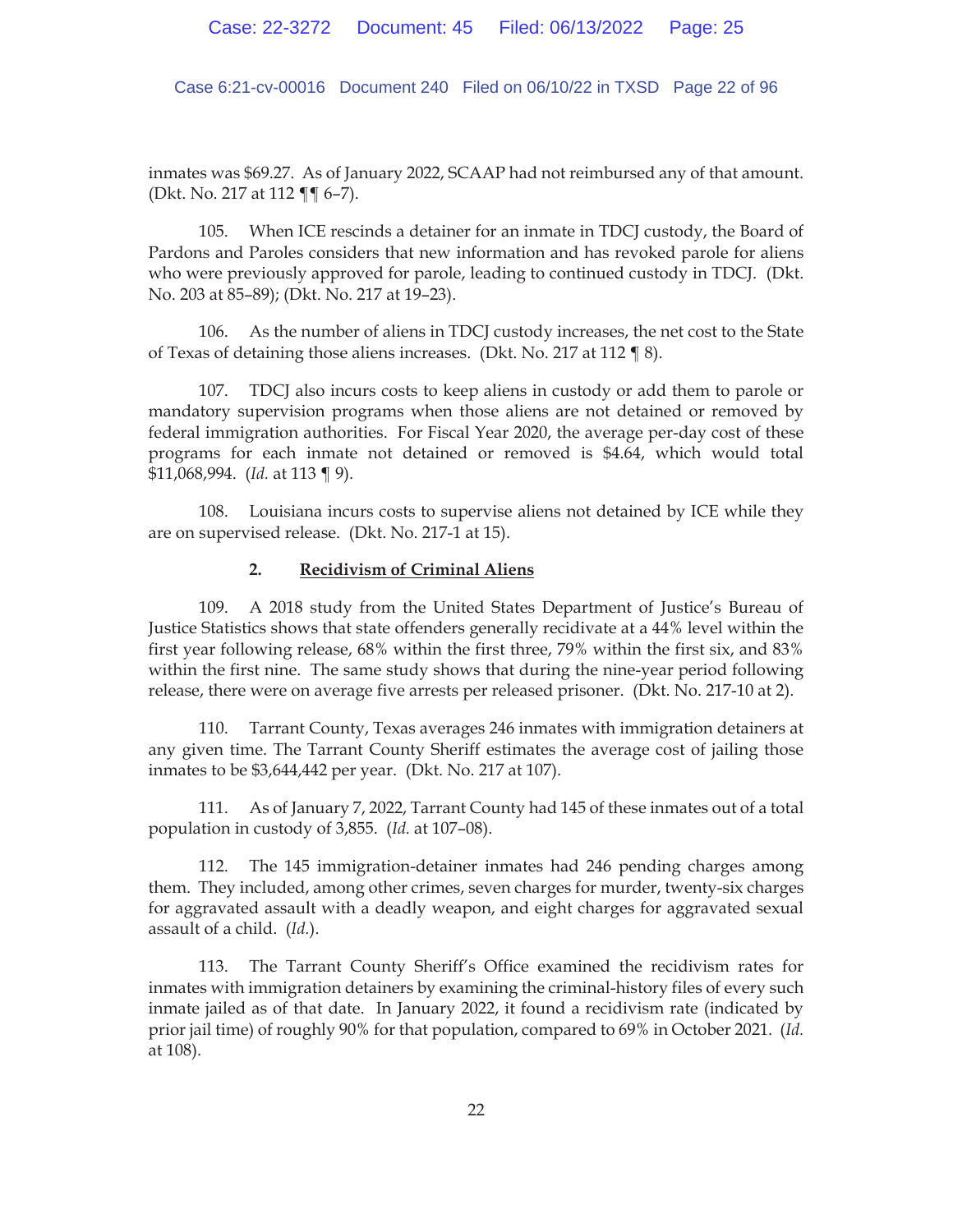inmates was $69.27. As of January 2022, SCAAP had not reimbursed any of that amount. (Dkt. No. 217 at 112 ¶¶ 6–7).

105. When ICE rescinds a detainer for an inmate in TDCJ custody, the Board of Pardons and Paroles considers that new information and has revoked parole for aliens who were previously approved for parole, leading to continued custody in TDCJ. (Dkt. No. 203 at 85–89); (Dkt. No. 217 at 19–23).

106. As the number of aliens in TDCJ custody increases, the net cost to the State of Texas of detaining those aliens increases. (Dkt. No. 217 at 112 ¶ 8).

107. TDCJ also incurs costs to keep aliens in custody or add them to parole or mandatory supervision programs when those aliens are not detained or removed by federal immigration authorities. For Fiscal Year 2020, the average per-day cost of these programs for each inmate not detained or removed is $4.64, which would total $11,068,994. (*Id.* at 113 ¶ 9).

108. Louisiana incurs costs to supervise aliens not detained by ICE while they are on supervised release. (Dkt. No. 217-1 at 15).

### 2. Recidivism of Criminal Aliens

109. A 2018 study from the United States Department of Justice's Bureau of Justice Statistics shows that state offenders generally recidivate at a 44% level within the first year following release, 68% within the first three, 79% within the first six, and 83% within the first nine. The same study shows that during the nine-year period following release, there were on average five arrests per released prisoner. (Dkt. No. 217-10 at 2).

110. Tarrant County, Texas averages 246 inmates with immigration detainers at any given time. The Tarrant County Sheriff estimates the average cost of jailing those inmates to be $3,644,442 per year. (Dkt. No. 217 at 107).

111. As of January 7, 2022, Tarrant County had 145 of these inmates out of a total population in custody of 3,855. (*Id.* at 107–08).

112. The 145 immigration-detainer inmates had 246 pending charges among them. They included, among other crimes, seven charges for murder, twenty-six charges for aggravated assault with a deadly weapon, and eight charges for aggravated sexual assault of a child. (*Id.*).

113. The Tarrant County Sheriff's Office examined the recidivism rates for inmates with immigration detainers by examining the criminal-history files of every such inmate jailed as of that date. In January 2022, it found a recidivism rate (indicated by prior jail time) of roughly 90% for that population, compared to 69% in October 2021. (*Id.* at 108).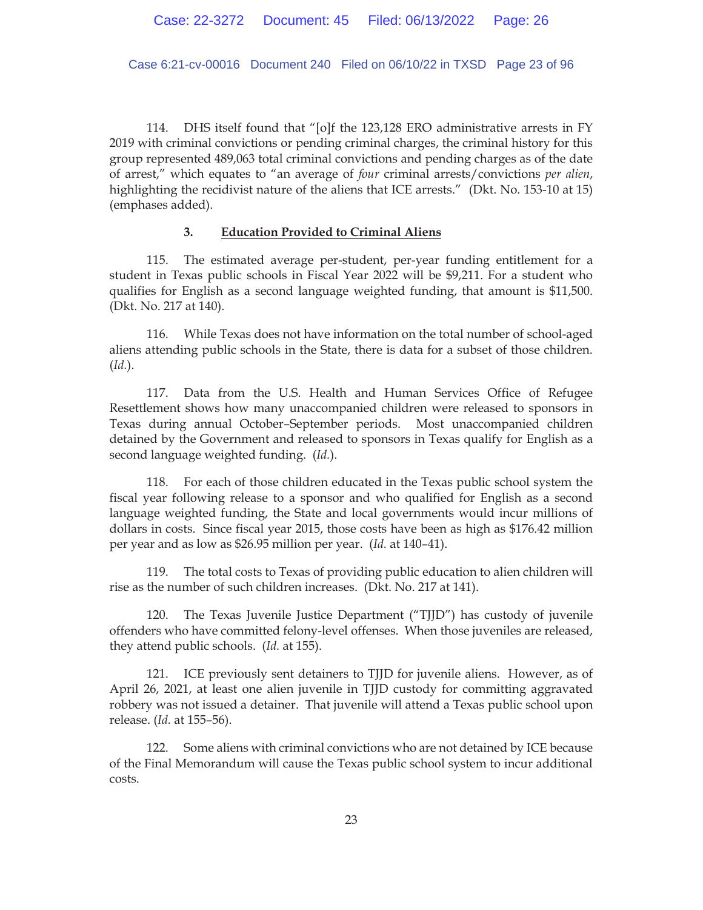114. DHS itself found that "[o]f the 123,128 ERO administrative arrests in FY 2019 with criminal convictions or pending criminal charges, the criminal history for this group represented 489,063 total criminal convictions and pending charges as of the date of arrest," which equates to "an average of *four* criminal arrests/convictions *per alien*, highlighting the recidivist nature of the aliens that ICE arrests." (Dkt. No. 153-10 at 15) (emphases added).

### 3. <u>Education Provided to Criminal Aliens</u>

115. The estimated average per-student, per-year funding entitlement for a student in Texas public schools in Fiscal Year 2022 will be $9,211. For a student who qualifies for English as a second language weighted funding, that amount is $11,500. (Dkt. No. 217 at 140).

116. While Texas does not have information on the total number of school-aged aliens attending public schools in the State, there is data for a subset of those children. (*Id.*).

117. Data from the U.S. Health and Human Services Office of Refugee Resettlement shows how many unaccompanied children were released to sponsors in Texas during annual October–September periods. Most unaccompanied children detained by the Government and released to sponsors in Texas qualify for English as a second language weighted funding. (*Id.*).

118. For each of those children educated in the Texas public school system the fiscal year following release to a sponsor and who qualified for English as a second language weighted funding, the State and local governments would incur millions of dollars in costs. Since fiscal year 2015, those costs have been as high as $176.42 million per year and as low as $26.95 million per year. (*Id.* at 140–41).

119. The total costs to Texas of providing public education to alien children will rise as the number of such children increases. (Dkt. No. 217 at 141).

120. The Texas Juvenile Justice Department ("TJJD") has custody of juvenile offenders who have committed felony-level offenses. When those juveniles are released, they attend public schools. (*Id.* at 155).

121. ICE previously sent detainers to TJJD for juvenile aliens. However, as of April 26, 2021, at least one alien juvenile in TJJD custody for committing aggravated robbery was not issued a detainer. That juvenile will attend a Texas public school upon release. (*Id.* at 155–56).

122. Some aliens with criminal convictions who are not detained by ICE because of the Final Memorandum will cause the Texas public school system to incur additional costs.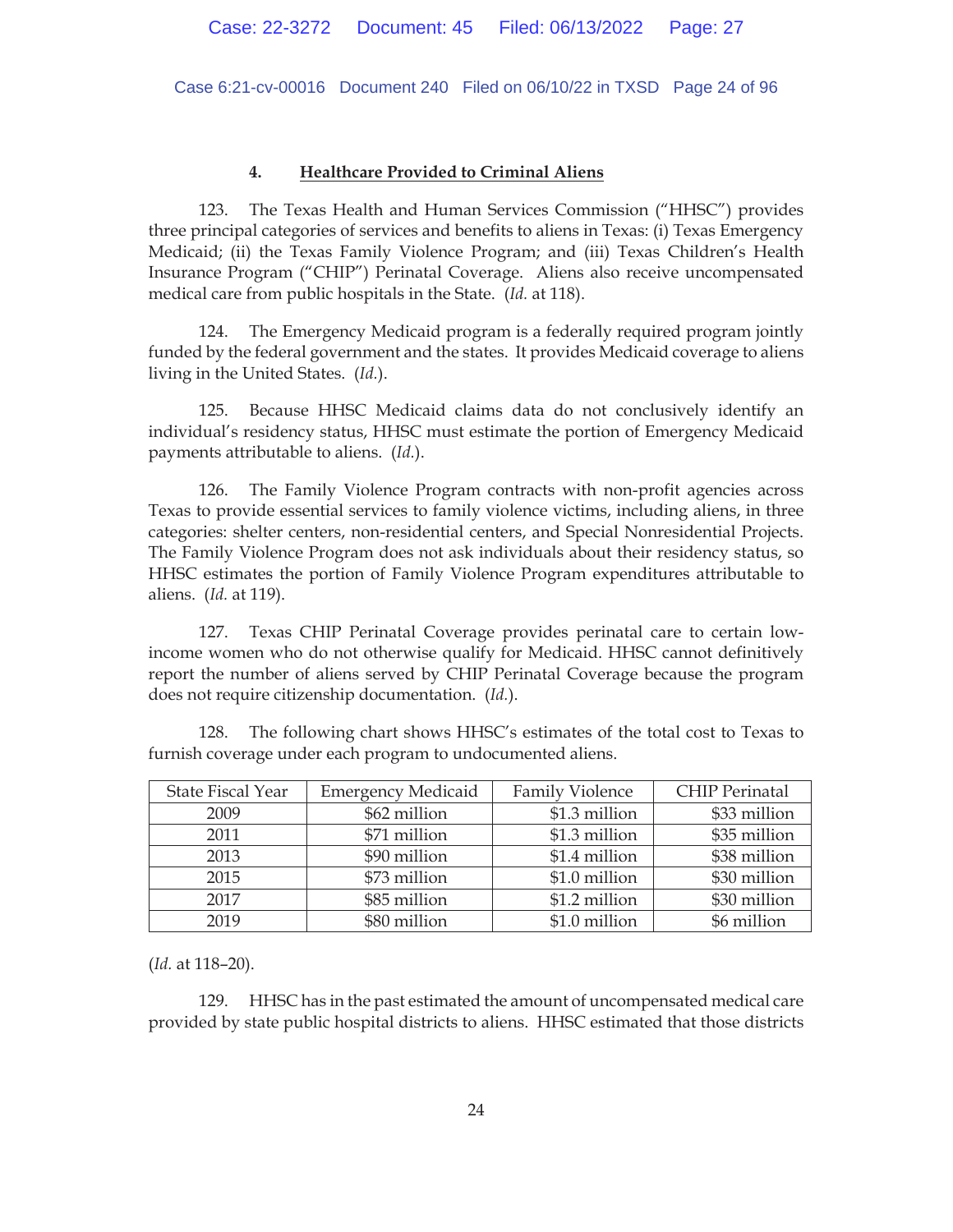#### 4. Healthcare Provided to Criminal Aliens

123. The Texas Health and Human Services Commission ("HHSC") provides three principal categories of services and benefits to aliens in Texas: (i) Texas Emergency Medicaid; (ii) the Texas Family Violence Program; and (iii) Texas Children's Health Insurance Program ("CHIP") Perinatal Coverage. Aliens also receive uncompensated medical care from public hospitals in the State. (*Id.* at 118).

124. The Emergency Medicaid program is a federally required program jointly funded by the federal government and the states. It provides Medicaid coverage to aliens living in the United States. (*Id.*).

125. Because HHSC Medicaid claims data do not conclusively identify an individual's residency status, HHSC must estimate the portion of Emergency Medicaid payments attributable to aliens. (*Id.*).

126. The Family Violence Program contracts with non-profit agencies across Texas to provide essential services to family violence victims, including aliens, in three categories: shelter centers, non-residential centers, and Special Nonresidential Projects. The Family Violence Program does not ask individuals about their residency status, so HHSC estimates the portion of Family Violence Program expenditures attributable to aliens. (*Id.* at 119).

127. Texas CHIP Perinatal Coverage provides perinatal care to certain low-income women who do not otherwise qualify for Medicaid. HHSC cannot definitively report the number of aliens served by CHIP Perinatal Coverage because the program does not require citizenship documentation. (*Id.*).

128. The following chart shows HHSC's estimates of the total cost to Texas to furnish coverage under each program to undocumented aliens.

| State Fiscal Year | Emergency Medicaid | Family Violence | CHIP Perinatal |
|---|---|---|---|
| 2009 | $62 million | $1.3 million | $33 million |
| 2011 | $71 million | $1.3 million | $35 million |
| 2013 | $90 million | $1.4 million | $38 million |
| 2015 | $73 million | $1.0 million | $30 million |
| 2017 | $85 million | $1.2 million | $30 million |
| 2019 | $80 million | $1.0 million | $6 million |

(*Id.* at 118–20).

129. HHSC has in the past estimated the amount of uncompensated medical care provided by state public hospital districts to aliens. HHSC estimated that those districts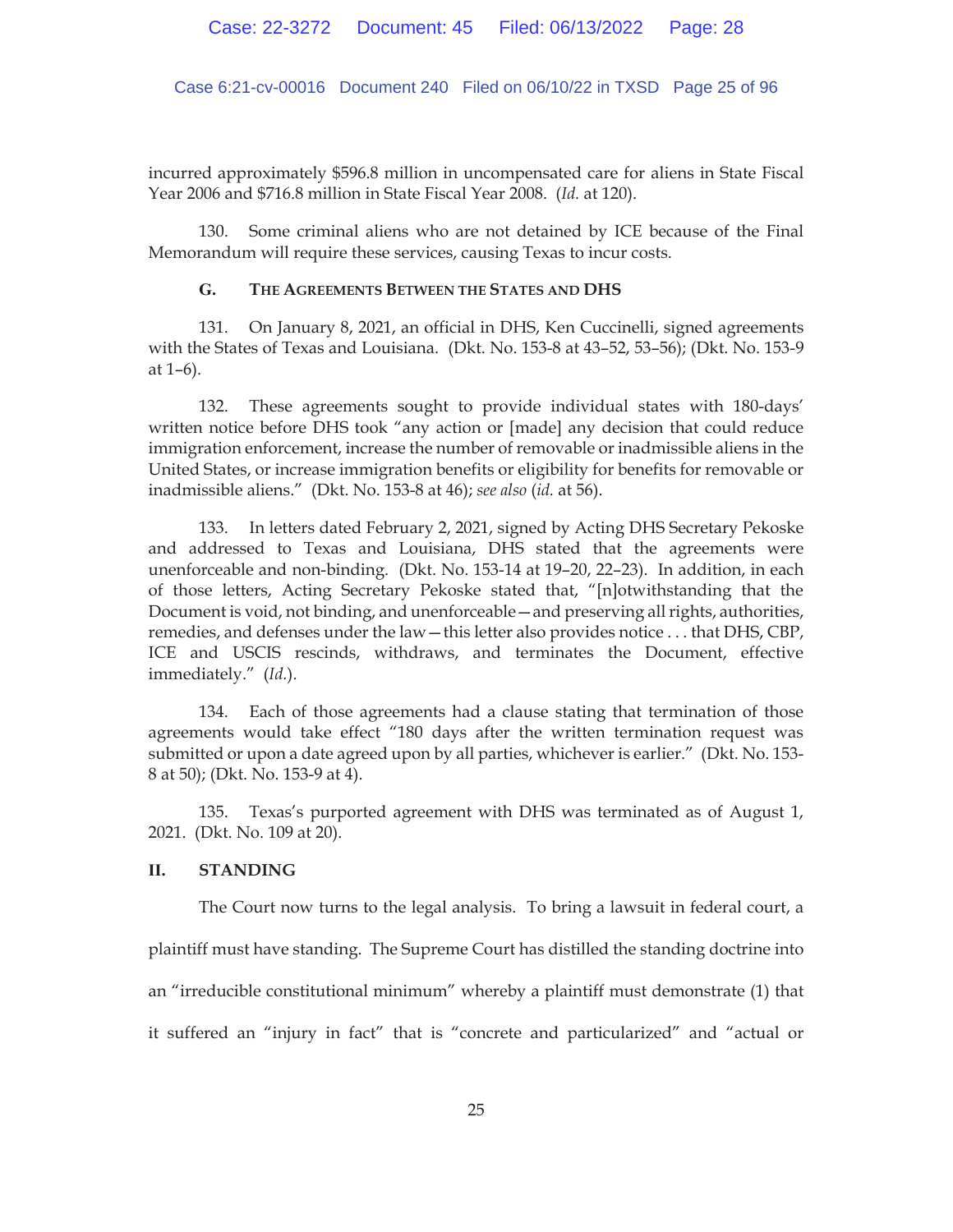incurred approximately $596.8 million in uncompensated care for aliens in State Fiscal Year 2006 and $716.8 million in State Fiscal Year 2008. (*Id.* at 120).

130. Some criminal aliens who are not detained by ICE because of the Final Memorandum will require these services, causing Texas to incur costs.

### G. The Agreements Between the States and DHS

131. On January 8, 2021, an official in DHS, Ken Cuccinelli, signed agreements with the States of Texas and Louisiana. (Dkt. No. 153-8 at 43–52, 53–56); (Dkt. No. 153-9 at 1–6).

132. These agreements sought to provide individual states with 180-days' written notice before DHS took "any action or [made] any decision that could reduce immigration enforcement, increase the number of removable or inadmissible aliens in the United States, or increase immigration benefits or eligibility for benefits for removable or inadmissible aliens." (Dkt. No. 153-8 at 46); *see also* (*id.* at 56).

133. In letters dated February 2, 2021, signed by Acting DHS Secretary Pekoske and addressed to Texas and Louisiana, DHS stated that the agreements were unenforceable and non-binding. (Dkt. No. 153-14 at 19–20, 22–23). In addition, in each of those letters, Acting Secretary Pekoske stated that, "[n]otwithstanding that the Document is void, not binding, and unenforceable—and preserving all rights, authorities, remedies, and defenses under the law—this letter also provides notice . . . that DHS, CBP, ICE and USCIS rescinds, withdraws, and terminates the Document, effective immediately." (*Id.*).

134. Each of those agreements had a clause stating that termination of those agreements would take effect "180 days after the written termination request was submitted or upon a date agreed upon by all parties, whichever is earlier." (Dkt. No. 153-8 at 50); (Dkt. No. 153-9 at 4).

135. Texas's purported agreement with DHS was terminated as of August 1, 2021. (Dkt. No. 109 at 20).

## II. STANDING

The Court now turns to the legal analysis. To bring a lawsuit in federal court, a plaintiff must have standing. The Supreme Court has distilled the standing doctrine into an "irreducible constitutional minimum" whereby a plaintiff must demonstrate (1) that it suffered an "injury in fact" that is "concrete and particularized" and "actual or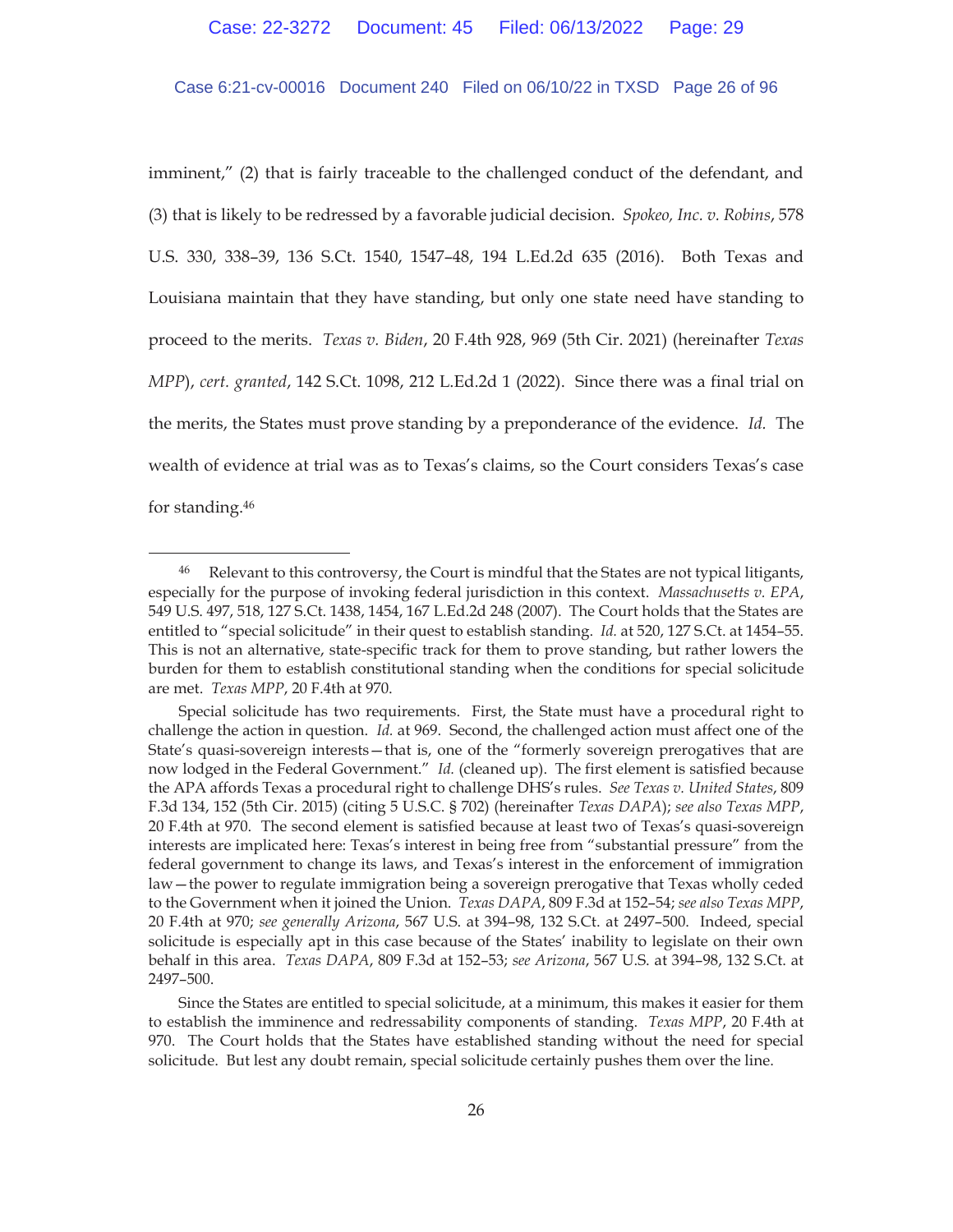imminent," (2) that is fairly traceable to the challenged conduct of the defendant, and (3) that is likely to be redressed by a favorable judicial decision. *Spokeo, Inc. v. Robins*, 578 U.S. 330, 338–39, 136 S.Ct. 1540, 1547–48, 194 L.Ed.2d 635 (2016). Both Texas and Louisiana maintain that they have standing, but only one state need have standing to proceed to the merits. *Texas v. Biden*, 20 F.4th 928, 969 (5th Cir. 2021) (hereinafter *Texas MPP*), *cert. granted*, 142 S.Ct. 1098, 212 L.Ed.2d 1 (2022). Since there was a final trial on the merits, the States must prove standing by a preponderance of the evidence. *Id.* The wealth of evidence at trial was as to Texas's claims, so the Court considers Texas's case for standing.[46]

---

[46] Relevant to this controversy, the Court is mindful that the States are not typical litigants, especially for the purpose of invoking federal jurisdiction in this context. *Massachusetts v. EPA*, 549 U.S. 497, 518, 127 S.Ct. 1438, 1454, 167 L.Ed.2d 248 (2007). The Court holds that the States are entitled to "special solicitude" in their quest to establish standing. *Id.* at 520, 127 S.Ct. at 1454–55. This is not an alternative, state-specific track for them to prove standing, but rather lowers the burden for them to establish constitutional standing when the conditions for special solicitude are met. *Texas MPP*, 20 F.4th at 970.

Special solicitude has two requirements. First, the State must have a procedural right to challenge the action in question. *Id.* at 969. Second, the challenged action must affect one of the State's quasi-sovereign interests—that is, one of the "formerly sovereign prerogatives that are now lodged in the Federal Government." *Id.* (cleaned up). The first element is satisfied because the APA affords Texas a procedural right to challenge DHS's rules. *See Texas v. United States*, 809 F.3d 134, 152 (5th Cir. 2015) (citing 5 U.S.C. § 702) (hereinafter *Texas DAPA*); *see also Texas MPP*, 20 F.4th at 970. The second element is satisfied because at least two of Texas's quasi-sovereign interests are implicated here: Texas's interest in being free from "substantial pressure" from the federal government to change its laws, and Texas's interest in the enforcement of immigration law—the power to regulate immigration being a sovereign prerogative that Texas wholly ceded to the Government when it joined the Union. *Texas DAPA*, 809 F.3d at 152–54; *see also Texas MPP*, 20 F.4th at 970; *see generally Arizona*, 567 U.S. at 394–98, 132 S.Ct. at 2497–500. Indeed, special solicitude is especially apt in this case because of the States' inability to legislate on their own behalf in this area. *Texas DAPA*, 809 F.3d at 152–53; *see Arizona*, 567 U.S. at 394–98, 132 S.Ct. at 2497–500.

Since the States are entitled to special solicitude, at a minimum, this makes it easier for them to establish the imminence and redressability components of standing. *Texas MPP*, 20 F.4th at 970. The Court holds that the States have established standing without the need for special solicitude. But lest any doubt remain, special solicitude certainly pushes them over the line.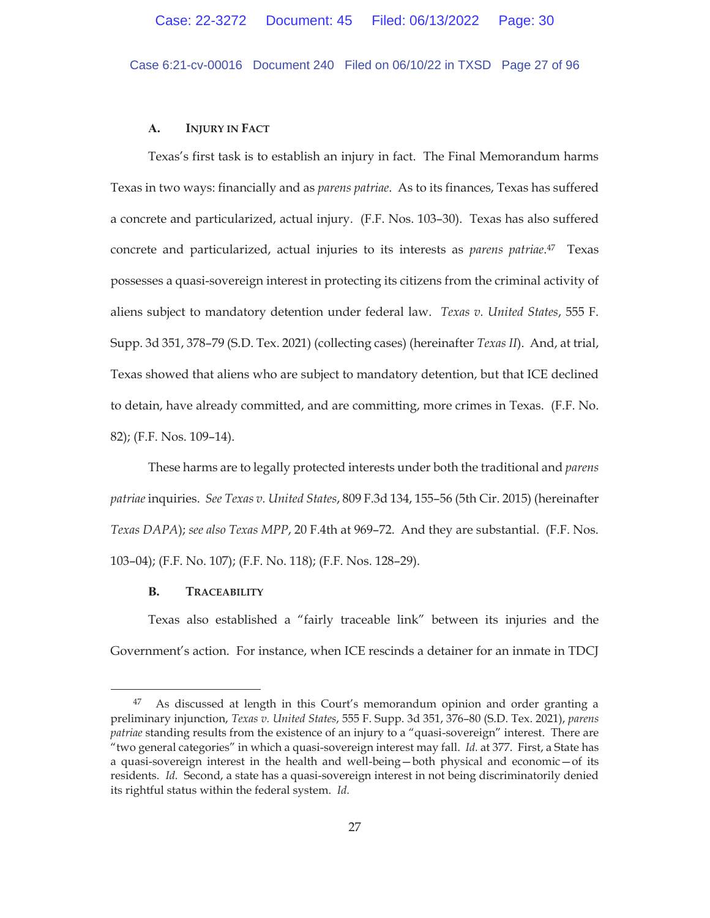### A. Injury in Fact

Texas's first task is to establish an injury in fact. The Final Memorandum harms Texas in two ways: financially and as *parens patriae*. As to its finances, Texas has suffered a concrete and particularized, actual injury. (F.F. Nos. 103–30). Texas has also suffered concrete and particularized, actual injuries to its interests as *parens patriae*.[47] Texas possesses a quasi-sovereign interest in protecting its citizens from the criminal activity of aliens subject to mandatory detention under federal law. *Texas v. United States*, 555 F. Supp. 3d 351, 378–79 (S.D. Tex. 2021) (collecting cases) (hereinafter *Texas II*). And, at trial, Texas showed that aliens who are subject to mandatory detention, but that ICE declined to detain, have already committed, and are committing, more crimes in Texas. (F.F. No. 82); (F.F. Nos. 109–14).

These harms are to legally protected interests under both the traditional and *parens patriae* inquiries. *See Texas v. United States*, 809 F.3d 134, 155–56 (5th Cir. 2015) (hereinafter *Texas DAPA*); *see also Texas MPP*, 20 F.4th at 969–72. And they are substantial. (F.F. Nos. 103–04); (F.F. No. 107); (F.F. No. 118); (F.F. Nos. 128–29).

### B. Traceability

Texas also established a "fairly traceable link" between its injuries and the Government's action. For instance, when ICE rescinds a detainer for an inmate in TDCJ

---

[47] As discussed at length in this Court's memorandum opinion and order granting a preliminary injunction, *Texas v. United States*, 555 F. Supp. 3d 351, 376–80 (S.D. Tex. 2021), *parens patriae* standing results from the existence of an injury to a "quasi-sovereign" interest. There are "two general categories" in which a quasi-sovereign interest may fall. *Id.* at 377. First, a State has a quasi-sovereign interest in the health and well-being—both physical and economic—of its residents. *Id.* Second, a state has a quasi-sovereign interest in not being discriminatorily denied its rightful status within the federal system. *Id.*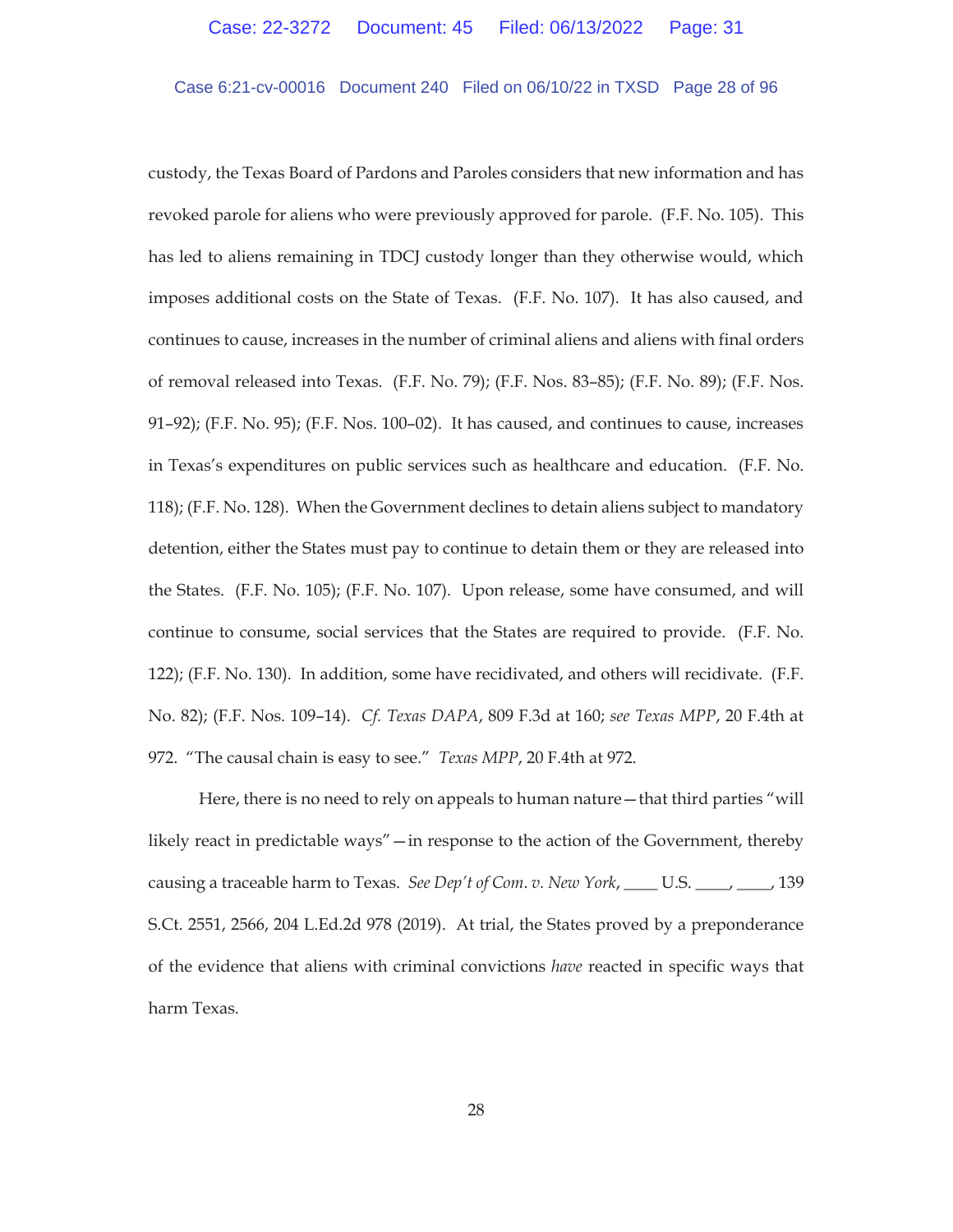custody, the Texas Board of Pardons and Paroles considers that new information and has revoked parole for aliens who were previously approved for parole. (F.F. No. 105). This has led to aliens remaining in TDCJ custody longer than they otherwise would, which imposes additional costs on the State of Texas. (F.F. No. 107). It has also caused, and continues to cause, increases in the number of criminal aliens and aliens with final orders of removal released into Texas. (F.F. No. 79); (F.F. Nos. 83–85); (F.F. No. 89); (F.F. Nos. 91–92); (F.F. No. 95); (F.F. Nos. 100–02). It has caused, and continues to cause, increases in Texas's expenditures on public services such as healthcare and education. (F.F. No. 118); (F.F. No. 128). When the Government declines to detain aliens subject to mandatory detention, either the States must pay to continue to detain them or they are released into the States. (F.F. No. 105); (F.F. No. 107). Upon release, some have consumed, and will continue to consume, social services that the States are required to provide. (F.F. No. 122); (F.F. No. 130). In addition, some have recidivated, and others will recidivate. (F.F. No. 82); (F.F. Nos. 109–14). *Cf. Texas DAPA*, 809 F.3d at 160; *see Texas MPP*, 20 F.4th at 972. "The causal chain is easy to see." *Texas MPP*, 20 F.4th at 972.

Here, there is no need to rely on appeals to human nature—that third parties "will likely react in predictable ways"—in response to the action of the Government, thereby causing a traceable harm to Texas. *See Dep't of Com. v. New York*, ____ U.S. ____, ____, 139 S.Ct. 2551, 2566, 204 L.Ed.2d 978 (2019). At trial, the States proved by a preponderance of the evidence that aliens with criminal convictions *have* reacted in specific ways that harm Texas.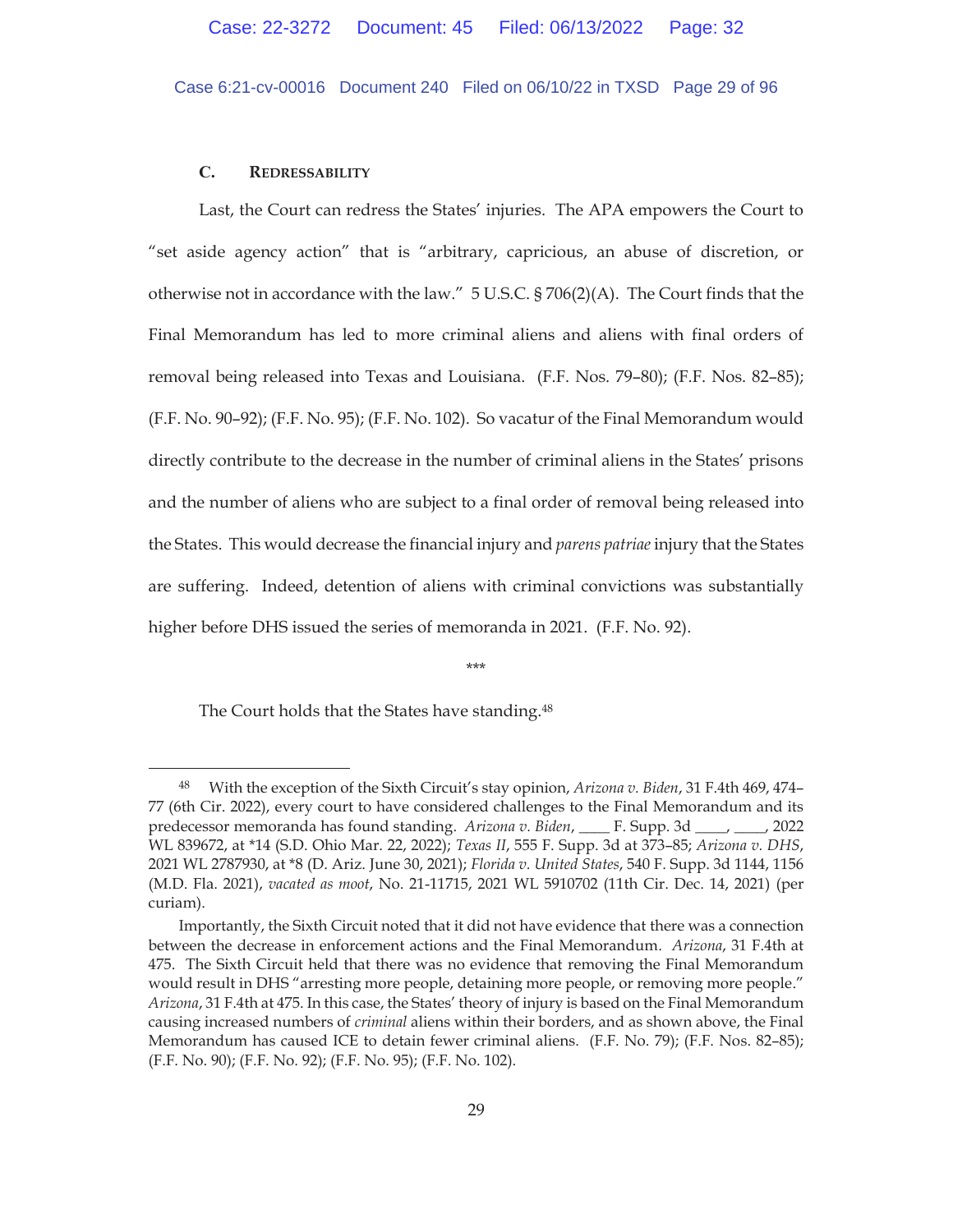### C. REDRESSABILITY

Last, the Court can redress the States' injuries. The APA empowers the Court to "set aside agency action" that is "arbitrary, capricious, an abuse of discretion, or otherwise not in accordance with the law." 5 U.S.C. § 706(2)(A). The Court finds that the Final Memorandum has led to more criminal aliens and aliens with final orders of removal being released into Texas and Louisiana. (F.F. Nos. 79–80); (F.F. Nos. 82–85); (F.F. No. 90–92); (F.F. No. 95); (F.F. No. 102). So vacatur of the Final Memorandum would directly contribute to the decrease in the number of criminal aliens in the States' prisons and the number of aliens who are subject to a final order of removal being released into the States. This would decrease the financial injury and *parens patriae* injury that the States are suffering. Indeed, detention of aliens with criminal convictions was substantially higher before DHS issued the series of memoranda in 2021. (F.F. No. 92).

\*\*\*

The Court holds that the States have standing.[48]

---

[48] With the exception of the Sixth Circuit's stay opinion, *Arizona v. Biden*, 31 F.4th 469, 474–77 (6th Cir. 2022), every court to have considered challenges to the Final Memorandum and its predecessor memoranda has found standing. *Arizona v. Biden*, ____ F. Supp. 3d ____, ____, 2022 WL 839672, at *14 (S.D. Ohio Mar. 22, 2022); *Texas II*, 555 F. Supp. 3d at 373–85; *Arizona v. DHS*, 2021 WL 2787930, at *8 (D. Ariz. June 30, 2021); *Florida v. United States*, 540 F. Supp. 3d 1144, 1156 (M.D. Fla. 2021), *vacated as moot*, No. 21-11715, 2021 WL 5910702 (11th Cir. Dec. 14, 2021) (per curiam).

Importantly, the Sixth Circuit noted that it did not have evidence that there was a connection between the decrease in enforcement actions and the Final Memorandum. *Arizona*, 31 F.4th at 475. The Sixth Circuit held that there was no evidence that removing the Final Memorandum would result in DHS "arresting more people, detaining more people, or removing more people." *Arizona*, 31 F.4th at 475. In this case, the States' theory of injury is based on the Final Memorandum causing increased numbers of *criminal* aliens within their borders, and as shown above, the Final Memorandum has caused ICE to detain fewer criminal aliens. (F.F. No. 79); (F.F. Nos. 82–85); (F.F. No. 90); (F.F. No. 92); (F.F. No. 95); (F.F. No. 102).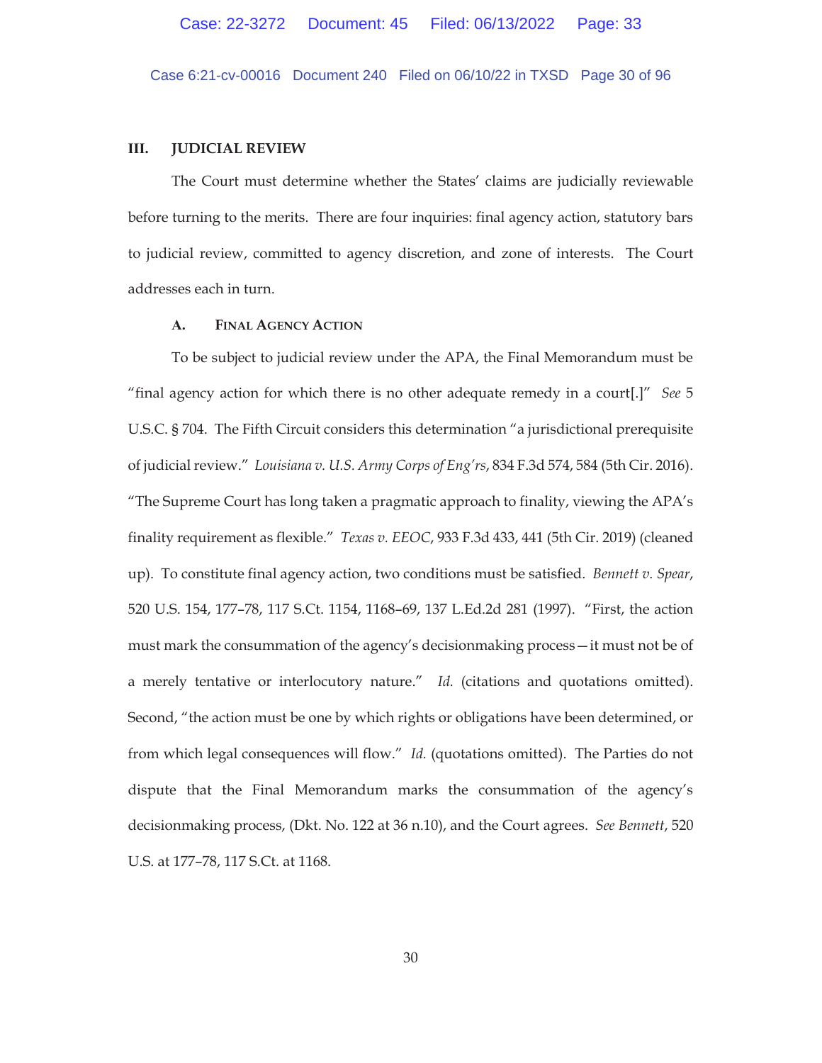## III. JUDICIAL REVIEW

The Court must determine whether the States' claims are judicially reviewable before turning to the merits. There are four inquiries: final agency action, statutory bars to judicial review, committed to agency discretion, and zone of interests. The Court addresses each in turn.

### A. FINAL AGENCY ACTION

To be subject to judicial review under the APA, the Final Memorandum must be "final agency action for which there is no other adequate remedy in a court[.]" *See* 5 U.S.C. § 704. The Fifth Circuit considers this determination "a jurisdictional prerequisite of judicial review." *Louisiana v. U.S. Army Corps of Eng'rs*, 834 F.3d 574, 584 (5th Cir. 2016). "The Supreme Court has long taken a pragmatic approach to finality, viewing the APA's finality requirement as flexible." *Texas v. EEOC*, 933 F.3d 433, 441 (5th Cir. 2019) (cleaned up). To constitute final agency action, two conditions must be satisfied. *Bennett v. Spear*, 520 U.S. 154, 177–78, 117 S.Ct. 1154, 1168–69, 137 L.Ed.2d 281 (1997). "First, the action must mark the consummation of the agency's decisionmaking process—it must not be of a merely tentative or interlocutory nature." *Id.* (citations and quotations omitted). Second, "the action must be one by which rights or obligations have been determined, or from which legal consequences will flow." *Id.* (quotations omitted). The Parties do not dispute that the Final Memorandum marks the consummation of the agency's decisionmaking process, (Dkt. No. 122 at 36 n.10), and the Court agrees. *See Bennett*, 520 U.S. at 177–78, 117 S.Ct. at 1168.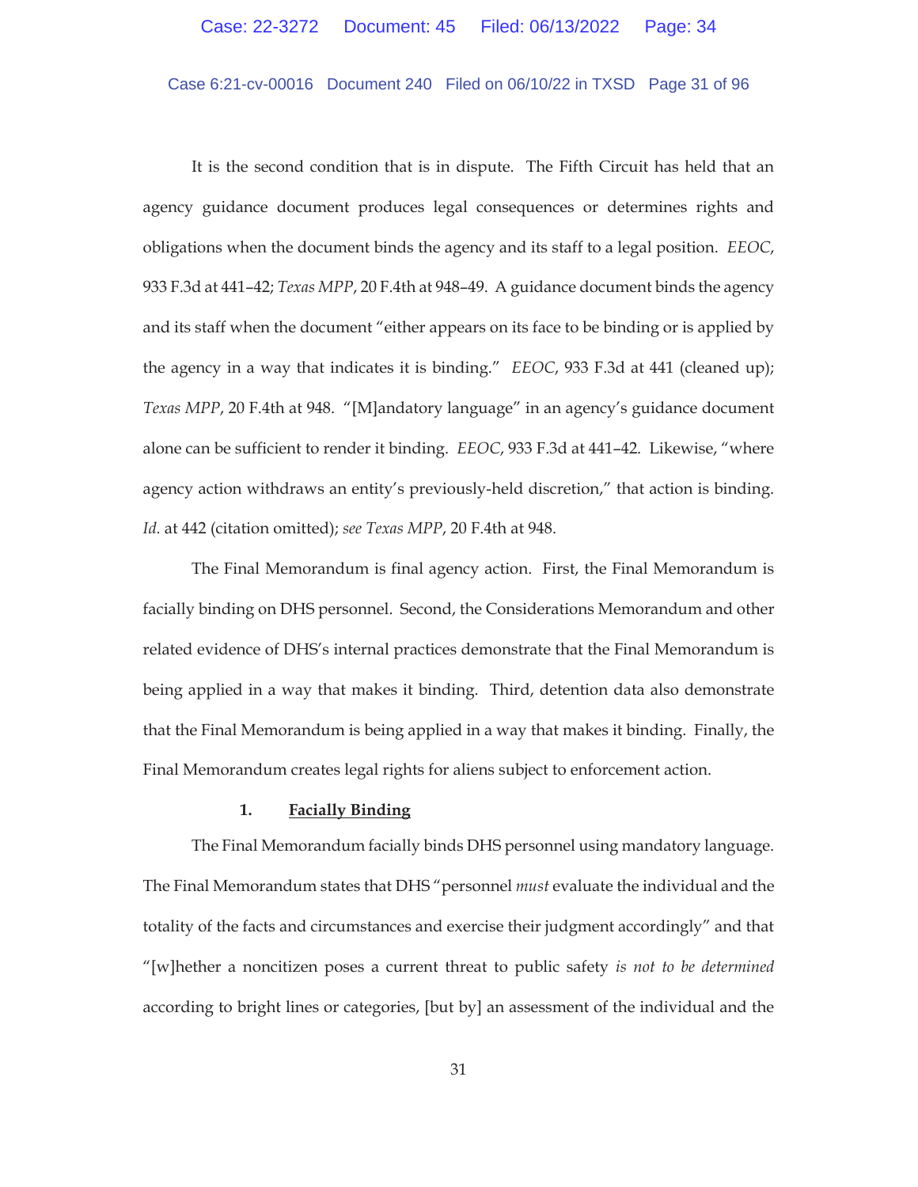It is the second condition that is in dispute. The Fifth Circuit has held that an agency guidance document produces legal consequences or determines rights and obligations when the document binds the agency and its staff to a legal position. *EEOC*, 933 F.3d at 441–42; *Texas MPP*, 20 F.4th at 948–49. A guidance document binds the agency and its staff when the document "either appears on its face to be binding or is applied by the agency in a way that indicates it is binding." *EEOC*, 933 F.3d at 441 (cleaned up); *Texas MPP*, 20 F.4th at 948. "[M]andatory language" in an agency's guidance document alone can be sufficient to render it binding. *EEOC*, 933 F.3d at 441–42. Likewise, "where agency action withdraws an entity's previously-held discretion," that action is binding. *Id.* at 442 (citation omitted); *see Texas MPP*, 20 F.4th at 948.

The Final Memorandum is final agency action. First, the Final Memorandum is facially binding on DHS personnel. Second, the Considerations Memorandum and other related evidence of DHS's internal practices demonstrate that the Final Memorandum is being applied in a way that makes it binding. Third, detention data also demonstrate that the Final Memorandum is being applied in a way that makes it binding. Finally, the Final Memorandum creates legal rights for aliens subject to enforcement action.

#### 1. **Facially Binding**

The Final Memorandum facially binds DHS personnel using mandatory language. The Final Memorandum states that DHS "personnel *must* evaluate the individual and the totality of the facts and circumstances and exercise their judgment accordingly" and that "[w]hether a noncitizen poses a current threat to public safety *is not to be determined* according to bright lines or categories, [but by] an assessment of the individual and the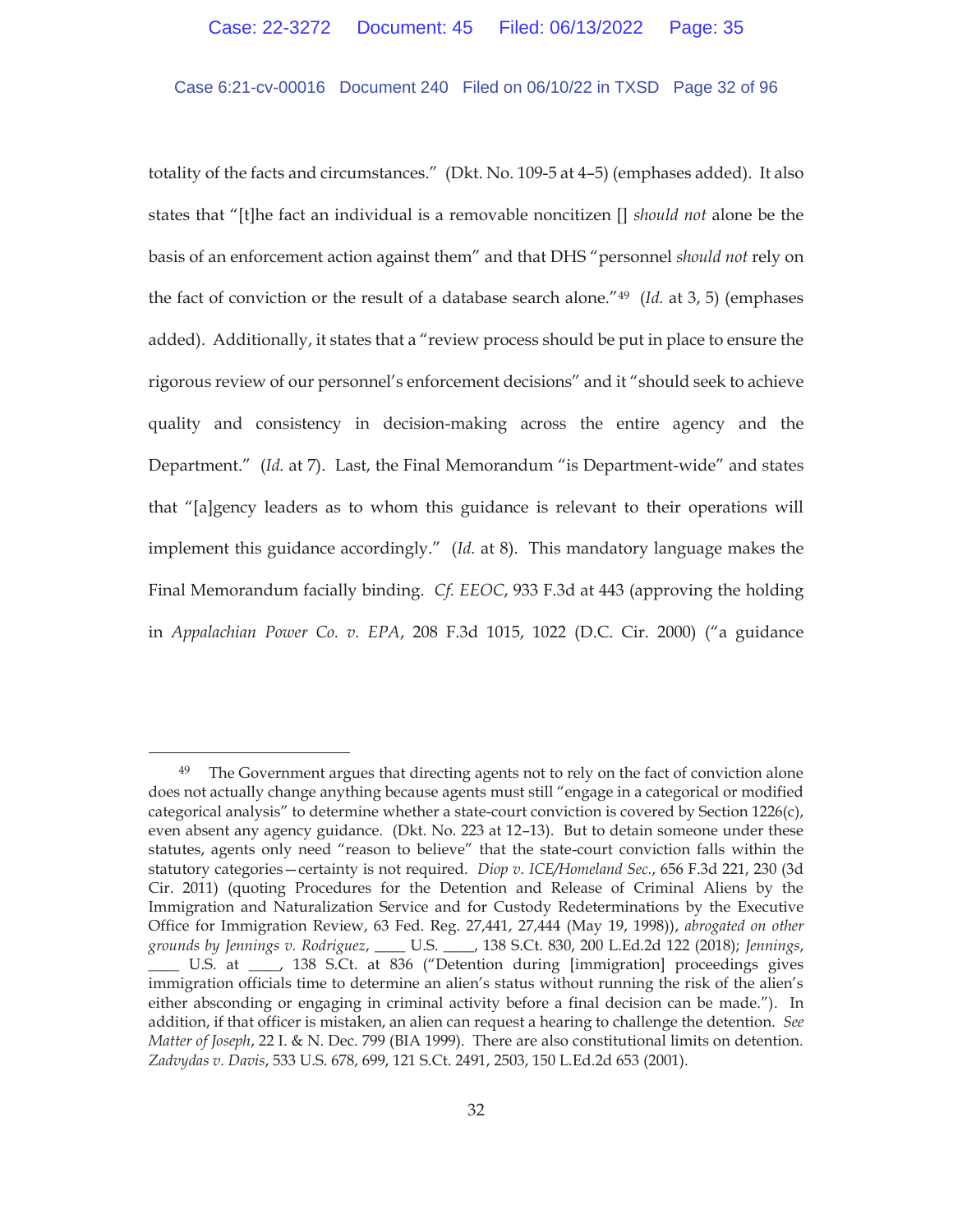totality of the facts and circumstances." (Dkt. No. 109-5 at 4–5) (emphases added). It also states that "[t]he fact an individual is a removable noncitizen [] *should not* alone be the basis of an enforcement action against them" and that DHS "personnel *should not* rely on the fact of conviction or the result of a database search alone."[49] (*Id.* at 3, 5) (emphases added). Additionally, it states that a "review process should be put in place to ensure the rigorous review of our personnel's enforcement decisions" and it "should seek to achieve quality and consistency in decision-making across the entire agency and the Department." (*Id.* at 7). Last, the Final Memorandum "is Department-wide" and states that "[a]gency leaders as to whom this guidance is relevant to their operations will implement this guidance accordingly." (*Id.* at 8). This mandatory language makes the Final Memorandum facially binding. *Cf. EEOC*, 933 F.3d at 443 (approving the holding in *Appalachian Power Co. v. EPA*, 208 F.3d 1015, 1022 (D.C. Cir. 2000) ("a guidance

---

[49] The Government argues that directing agents not to rely on the fact of conviction alone does not actually change anything because agents must still "engage in a categorical or modified categorical analysis" to determine whether a state-court conviction is covered by Section 1226(c), even absent any agency guidance. (Dkt. No. 223 at 12–13). But to detain someone under these statutes, agents only need "reason to believe" that the state-court conviction falls within the statutory categories—certainty is not required. *Diop v. ICE/Homeland Sec.*, 656 F.3d 221, 230 (3d Cir. 2011) (quoting Procedures for the Detention and Release of Criminal Aliens by the Immigration and Naturalization Service and for Custody Redeterminations by the Executive Office for Immigration Review, 63 Fed. Reg. 27,441, 27,444 (May 19, 1998)), *abrogated on other grounds by Jennings v. Rodriguez*, \_\_\_\_ U.S. \_\_\_\_, 138 S.Ct. 830, 200 L.Ed.2d 122 (2018); *Jennings*, \_\_\_\_ U.S. at \_\_\_\_, 138 S.Ct. at 836 ("Detention during [immigration] proceedings gives immigration officials time to determine an alien's status without running the risk of the alien's either absconding or engaging in criminal activity before a final decision can be made."). In addition, if that officer is mistaken, an alien can request a hearing to challenge the detention. *See Matter of Joseph*, 22 I. & N. Dec. 799 (BIA 1999). There are also constitutional limits on detention. *Zadvydas v. Davis*, 533 U.S. 678, 699, 121 S.Ct. 2491, 2503, 150 L.Ed.2d 653 (2001).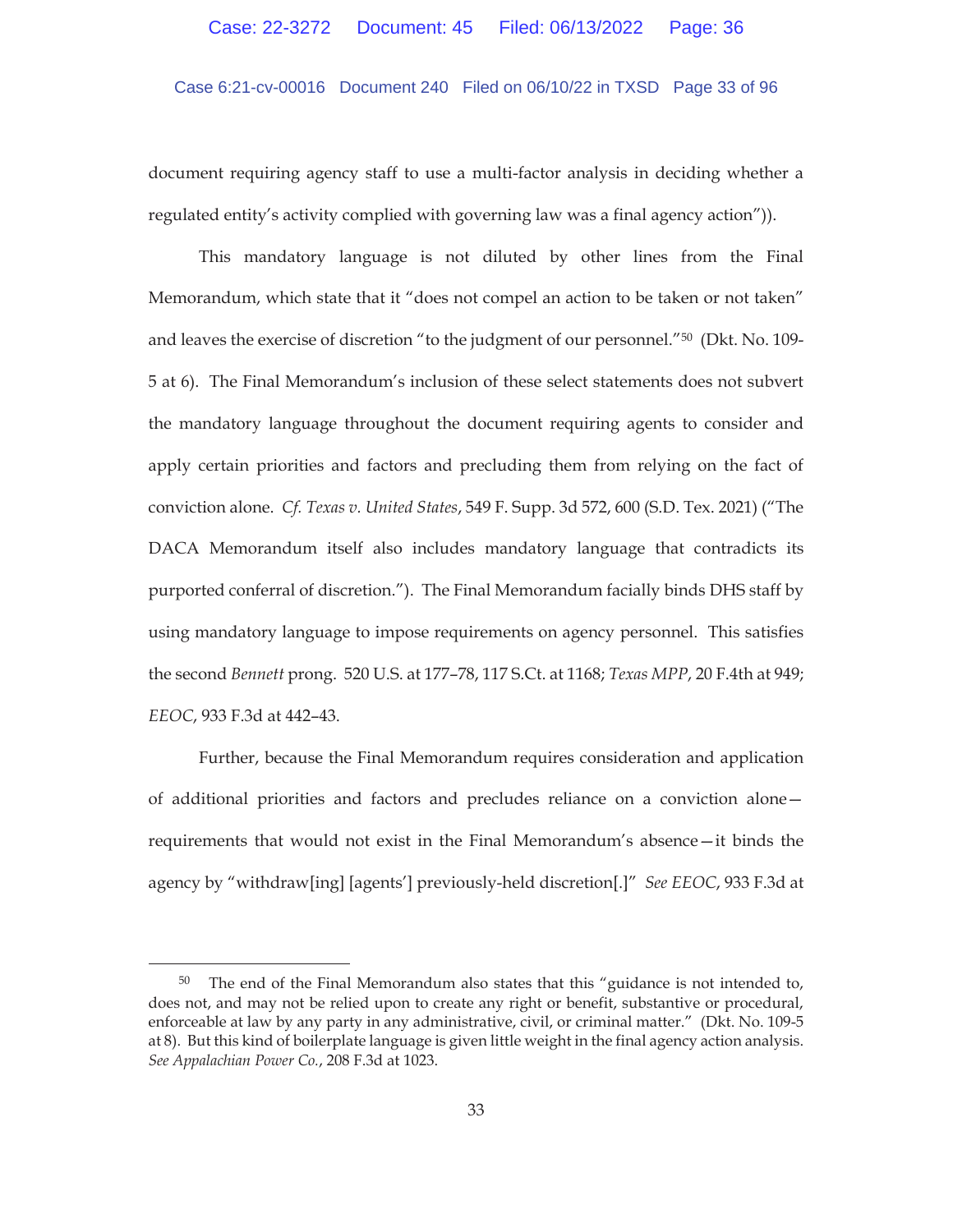document requiring agency staff to use a multi-factor analysis in deciding whether a regulated entity's activity complied with governing law was a final agency action")).

This mandatory language is not diluted by other lines from the Final Memorandum, which state that it "does not compel an action to be taken or not taken" and leaves the exercise of discretion "to the judgment of our personnel."[50] (Dkt. No. 109-5 at 6). The Final Memorandum's inclusion of these select statements does not subvert the mandatory language throughout the document requiring agents to consider and apply certain priorities and factors and precluding them from relying on the fact of conviction alone. *Cf. Texas v. United States*, 549 F. Supp. 3d 572, 600 (S.D. Tex. 2021) ("The DACA Memorandum itself also includes mandatory language that contradicts its purported conferral of discretion."). The Final Memorandum facially binds DHS staff by using mandatory language to impose requirements on agency personnel. This satisfies the second *Bennett* prong. 520 U.S. at 177–78, 117 S.Ct. at 1168; *Texas MPP*, 20 F.4th at 949; *EEOC*, 933 F.3d at 442–43.

Further, because the Final Memorandum requires consideration and application of additional priorities and factors and precludes reliance on a conviction alone—requirements that would not exist in the Final Memorandum's absence—it binds the agency by "withdraw[ing] [agents'] previously-held discretion[.]" *See EEOC*, 933 F.3d at

---

[50] The end of the Final Memorandum also states that this "guidance is not intended to, does not, and may not be relied upon to create any right or benefit, substantive or procedural, enforceable at law by any party in any administrative, civil, or criminal matter." (Dkt. No. 109-5 at 8). But this kind of boilerplate language is given little weight in the final agency action analysis. *See Appalachian Power Co.*, 208 F.3d at 1023.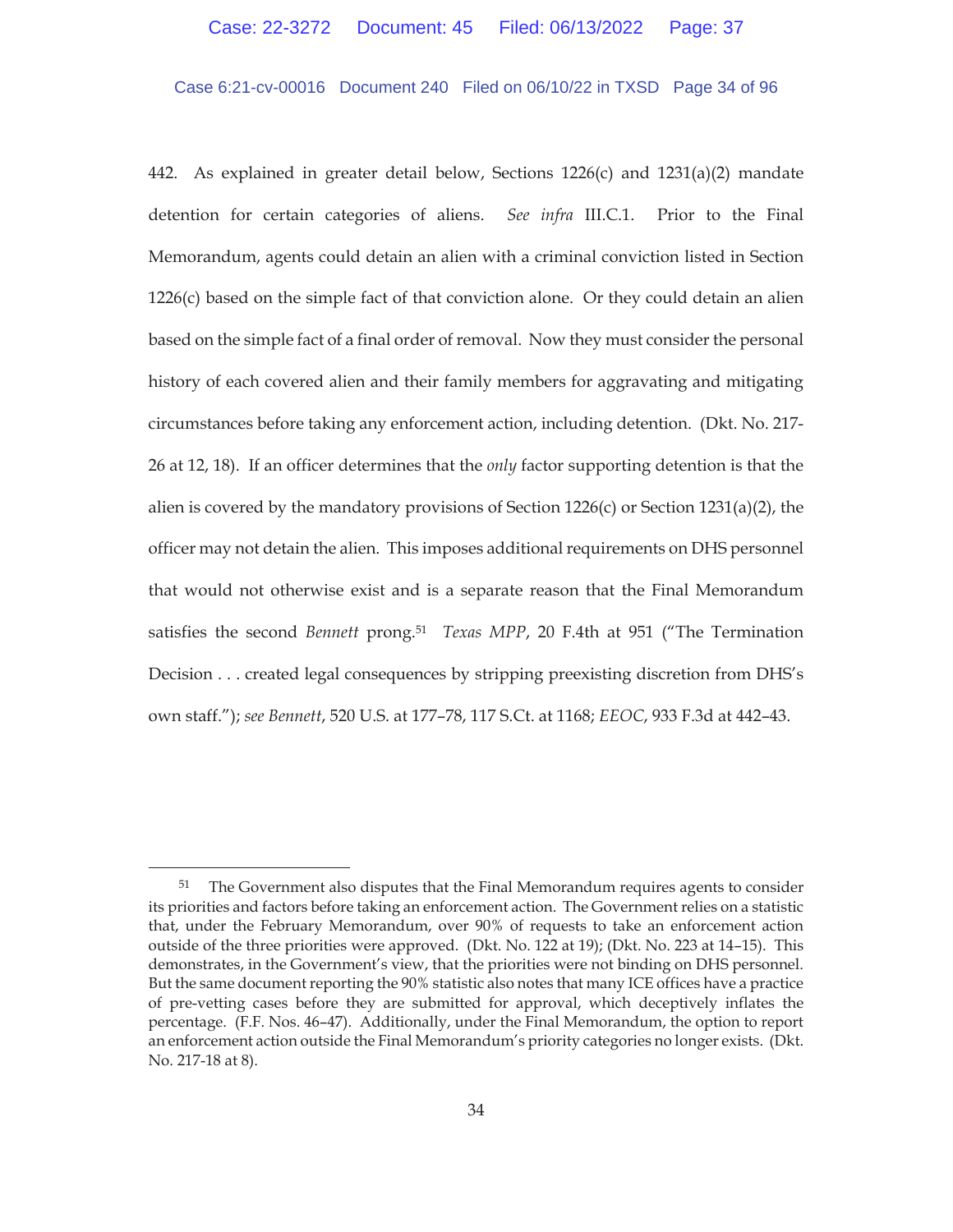442. As explained in greater detail below, Sections 1226(c) and 1231(a)(2) mandate detention for certain categories of aliens. *See infra* III.C.1. Prior to the Final Memorandum, agents could detain an alien with a criminal conviction listed in Section 1226(c) based on the simple fact of that conviction alone. Or they could detain an alien based on the simple fact of a final order of removal. Now they must consider the personal history of each covered alien and their family members for aggravating and mitigating circumstances before taking any enforcement action, including detention. (Dkt. No. 217-26 at 12, 18). If an officer determines that the *only* factor supporting detention is that the alien is covered by the mandatory provisions of Section 1226(c) or Section 1231(a)(2), the officer may not detain the alien. This imposes additional requirements on DHS personnel that would not otherwise exist and is a separate reason that the Final Memorandum satisfies the second *Bennett* prong.[51] *Texas MPP*, 20 F.4th at 951 ("The Termination Decision . . . created legal consequences by stripping preexisting discretion from DHS's own staff."); *see Bennett*, 520 U.S. at 177–78, 117 S.Ct. at 1168; *EEOC*, 933 F.3d at 442–43.

---

[51] The Government also disputes that the Final Memorandum requires agents to consider its priorities and factors before taking an enforcement action. The Government relies on a statistic that, under the February Memorandum, over 90% of requests to take an enforcement action outside of the three priorities were approved. (Dkt. No. 122 at 19); (Dkt. No. 223 at 14–15). This demonstrates, in the Government's view, that the priorities were not binding on DHS personnel. But the same document reporting the 90% statistic also notes that many ICE offices have a practice of pre-vetting cases before they are submitted for approval, which deceptively inflates the percentage. (F.F. Nos. 46–47). Additionally, under the Final Memorandum, the option to report an enforcement action outside the Final Memorandum's priority categories no longer exists. (Dkt. No. 217-18 at 8).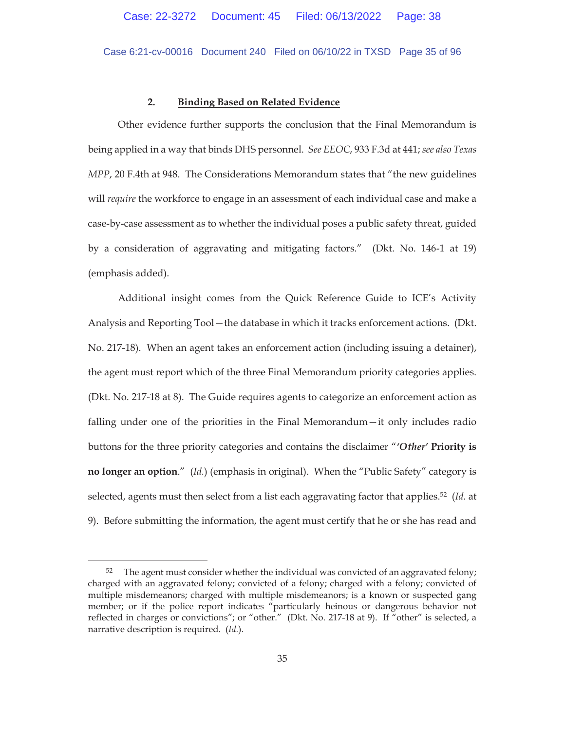### 2. **Binding Based on Related Evidence**

Other evidence further supports the conclusion that the Final Memorandum is being applied in a way that binds DHS personnel. *See EEOC*, 933 F.3d at 441; *see also Texas MPP*, 20 F.4th at 948. The Considerations Memorandum states that "the new guidelines will *require* the workforce to engage in an assessment of each individual case and make a case-by-case assessment as to whether the individual poses a public safety threat, guided by a consideration of aggravating and mitigating factors." (Dkt. No. 146-1 at 19) (emphasis added).

Additional insight comes from the Quick Reference Guide to ICE's Activity Analysis and Reporting Tool—the database in which it tracks enforcement actions. (Dkt. No. 217-18). When an agent takes an enforcement action (including issuing a detainer), the agent must report which of the three Final Memorandum priority categories applies. (Dkt. No. 217-18 at 8). The Guide requires agents to categorize an enforcement action as falling under one of the priorities in the Final Memorandum—it only includes radio buttons for the three priority categories and contains the disclaimer "***'Other'* Priority is no longer an option**." (*Id.*) (emphasis in original). When the "Public Safety" category is selected, agents must then select from a list each aggravating factor that applies.[52] (*Id.* at 9). Before submitting the information, the agent must certify that he or she has read and

---

[52] The agent must consider whether the individual was convicted of an aggravated felony; charged with an aggravated felony; convicted of a felony; charged with a felony; convicted of multiple misdemeanors; charged with multiple misdemeanors; is a known or suspected gang member; or if the police report indicates "particularly heinous or dangerous behavior not reflected in charges or convictions"; or "other." (Dkt. No. 217-18 at 9). If "other" is selected, a narrative description is required. (*Id.*).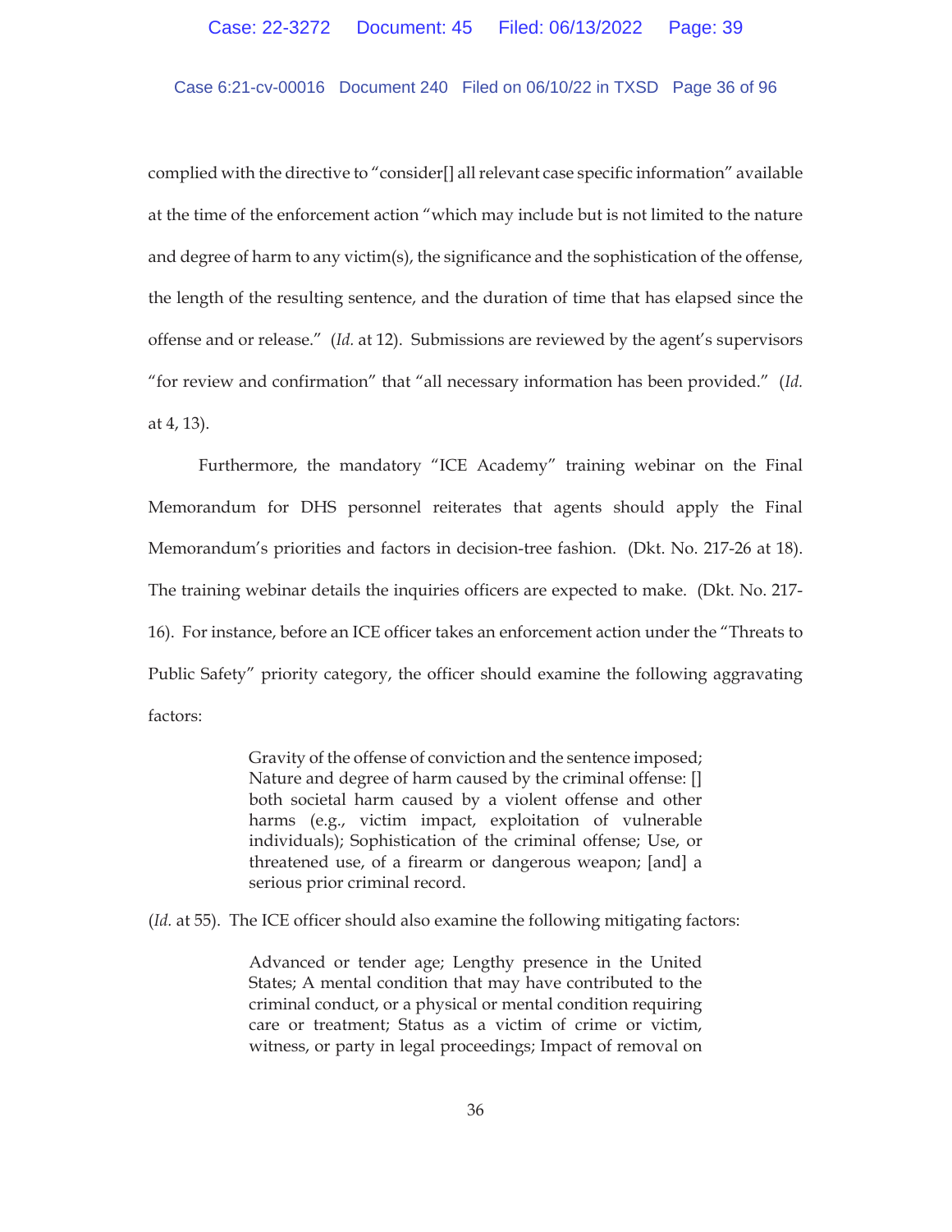complied with the directive to "consider[] all relevant case specific information" available at the time of the enforcement action "which may include but is not limited to the nature and degree of harm to any victim(s), the significance and the sophistication of the offense, the length of the resulting sentence, and the duration of time that has elapsed since the offense and or release." (*Id.* at 12). Submissions are reviewed by the agent's supervisors "for review and confirmation" that "all necessary information has been provided." (*Id.* at 4, 13).

Furthermore, the mandatory "ICE Academy" training webinar on the Final Memorandum for DHS personnel reiterates that agents should apply the Final Memorandum's priorities and factors in decision-tree fashion. (Dkt. No. 217-26 at 18). The training webinar details the inquiries officers are expected to make. (Dkt. No. 217-16). For instance, before an ICE officer takes an enforcement action under the "Threats to Public Safety" priority category, the officer should examine the following aggravating factors:

> Gravity of the offense of conviction and the sentence imposed; Nature and degree of harm caused by the criminal offense: [] both societal harm caused by a violent offense and other harms (e.g., victim impact, exploitation of vulnerable individuals); Sophistication of the criminal offense; Use, or threatened use, of a firearm or dangerous weapon; [and] a serious prior criminal record.

(*Id.* at 55). The ICE officer should also examine the following mitigating factors:

> Advanced or tender age; Lengthy presence in the United States; A mental condition that may have contributed to the criminal conduct, or a physical or mental condition requiring care or treatment; Status as a victim of crime or victim, witness, or party in legal proceedings; Impact of removal on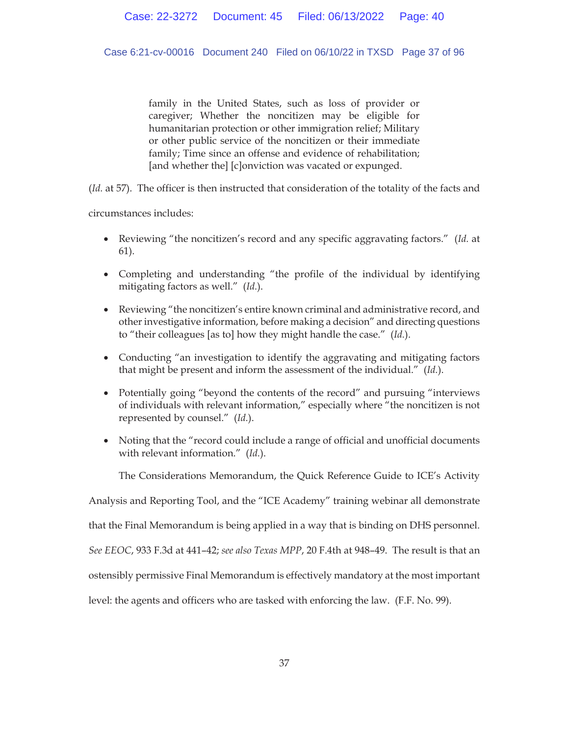> family in the United States, such as loss of provider or caregiver; Whether the noncitizen may be eligible for humanitarian protection or other immigration relief; Military or other public service of the noncitizen or their immediate family; Time since an offense and evidence of rehabilitation; [and whether the] [c]onviction was vacated or expunged.

(*Id.* at 57). The officer is then instructed that consideration of the totality of the facts and circumstances includes:

- Reviewing "the noncitizen's record and any specific aggravating factors." (*Id.* at 61).
- Completing and understanding "the profile of the individual by identifying mitigating factors as well." (*Id.*).
- Reviewing "the noncitizen's entire known criminal and administrative record, and other investigative information, before making a decision" and directing questions to "their colleagues [as to] how they might handle the case." (*Id.*).
- Conducting "an investigation to identify the aggravating and mitigating factors that might be present and inform the assessment of the individual." (*Id.*).
- Potentially going "beyond the contents of the record" and pursuing "interviews of individuals with relevant information," especially where "the noncitizen is not represented by counsel." (*Id.*).
- Noting that the "record could include a range of official and unofficial documents with relevant information." (*Id.*).

The Considerations Memorandum, the Quick Reference Guide to ICE's Activity Analysis and Reporting Tool, and the "ICE Academy" training webinar all demonstrate that the Final Memorandum is being applied in a way that is binding on DHS personnel. *See EEOC*, 933 F.3d at 441–42; *see also Texas MPP*, 20 F.4th at 948–49. The result is that an ostensibly permissive Final Memorandum is effectively mandatory at the most important level: the agents and officers who are tasked with enforcing the law. (F.F. No. 99).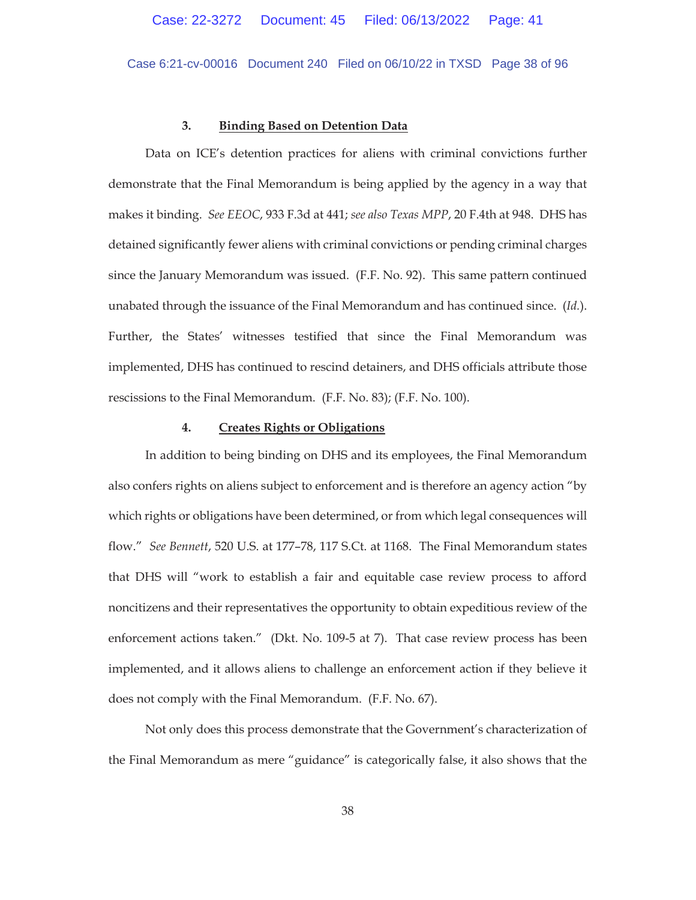### 3. Binding Based on Detention Data

Data on ICE's detention practices for aliens with criminal convictions further demonstrate that the Final Memorandum is being applied by the agency in a way that makes it binding. *See EEOC*, 933 F.3d at 441; *see also Texas MPP*, 20 F.4th at 948. DHS has detained significantly fewer aliens with criminal convictions or pending criminal charges since the January Memorandum was issued. (F.F. No. 92). This same pattern continued unabated through the issuance of the Final Memorandum and has continued since. (*Id.*). Further, the States' witnesses testified that since the Final Memorandum was implemented, DHS has continued to rescind detainers, and DHS officials attribute those rescissions to the Final Memorandum. (F.F. No. 83); (F.F. No. 100).

### 4. Creates Rights or Obligations

In addition to being binding on DHS and its employees, the Final Memorandum also confers rights on aliens subject to enforcement and is therefore an agency action "by which rights or obligations have been determined, or from which legal consequences will flow." *See Bennett*, 520 U.S. at 177–78, 117 S.Ct. at 1168. The Final Memorandum states that DHS will "work to establish a fair and equitable case review process to afford noncitizens and their representatives the opportunity to obtain expeditious review of the enforcement actions taken." (Dkt. No. 109-5 at 7). That case review process has been implemented, and it allows aliens to challenge an enforcement action if they believe it does not comply with the Final Memorandum. (F.F. No. 67).

Not only does this process demonstrate that the Government's characterization of the Final Memorandum as mere "guidance" is categorically false, it also shows that the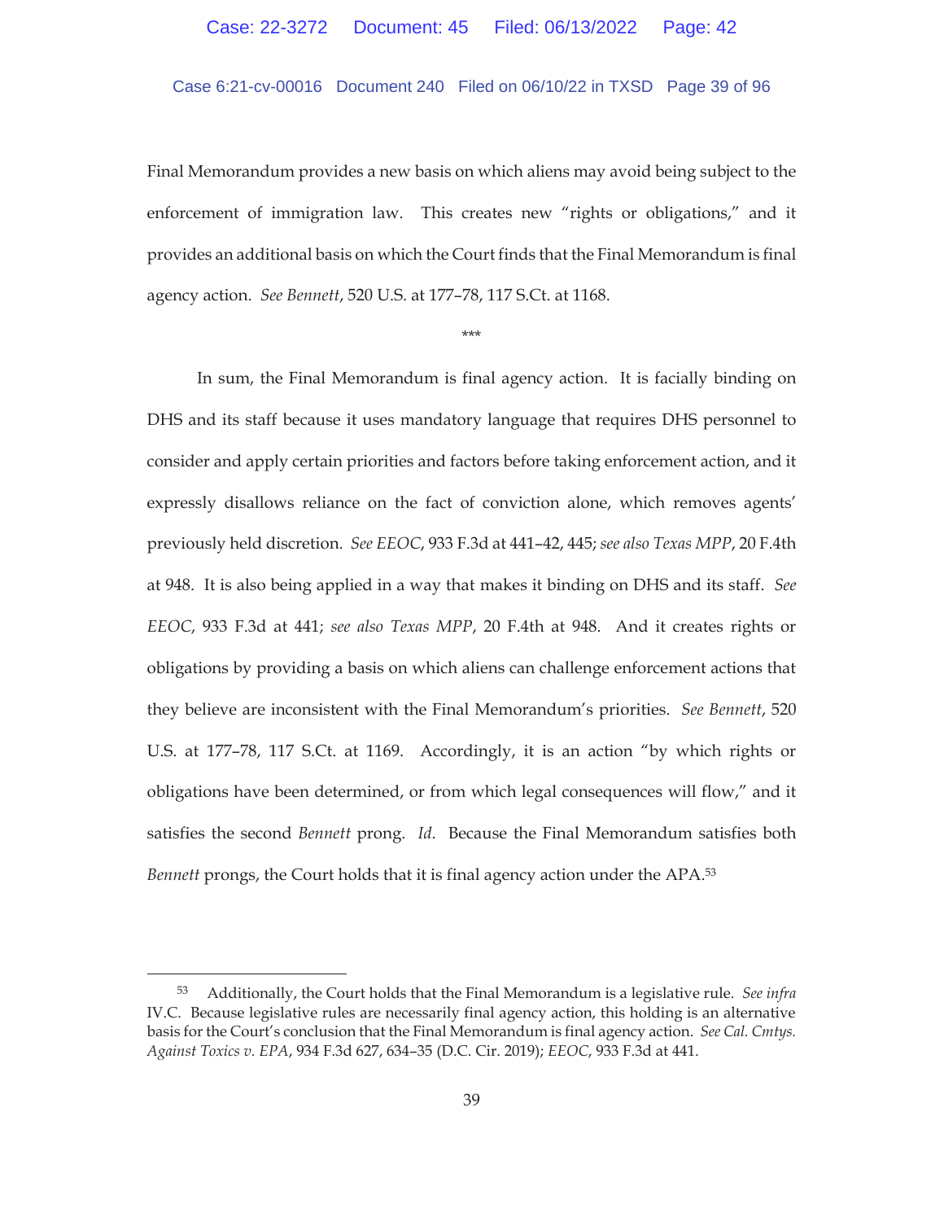Final Memorandum provides a new basis on which aliens may avoid being subject to the enforcement of immigration law. This creates new "rights or obligations," and it provides an additional basis on which the Court finds that the Final Memorandum is final agency action. *See Bennett*, 520 U.S. at 177–78, 117 S.Ct. at 1168.

\*\*\*

In sum, the Final Memorandum is final agency action. It is facially binding on DHS and its staff because it uses mandatory language that requires DHS personnel to consider and apply certain priorities and factors before taking enforcement action, and it expressly disallows reliance on the fact of conviction alone, which removes agents' previously held discretion. *See EEOC*, 933 F.3d at 441–42, 445; *see also Texas MPP*, 20 F.4th at 948. It is also being applied in a way that makes it binding on DHS and its staff. *See EEOC*, 933 F.3d at 441; *see also Texas MPP*, 20 F.4th at 948. And it creates rights or obligations by providing a basis on which aliens can challenge enforcement actions that they believe are inconsistent with the Final Memorandum's priorities. *See Bennett*, 520 U.S. at 177–78, 117 S.Ct. at 1169. Accordingly, it is an action "by which rights or obligations have been determined, or from which legal consequences will flow," and it satisfies the second *Bennett* prong. *Id*. Because the Final Memorandum satisfies both *Bennett* prongs, the Court holds that it is final agency action under the APA.[53]

---

[53] Additionally, the Court holds that the Final Memorandum is a legislative rule. *See infra* IV.C. Because legislative rules are necessarily final agency action, this holding is an alternative basis for the Court's conclusion that the Final Memorandum is final agency action. *See Cal. Cmtys. Against Toxics v. EPA*, 934 F.3d 627, 634–35 (D.C. Cir. 2019); *EEOC*, 933 F.3d at 441.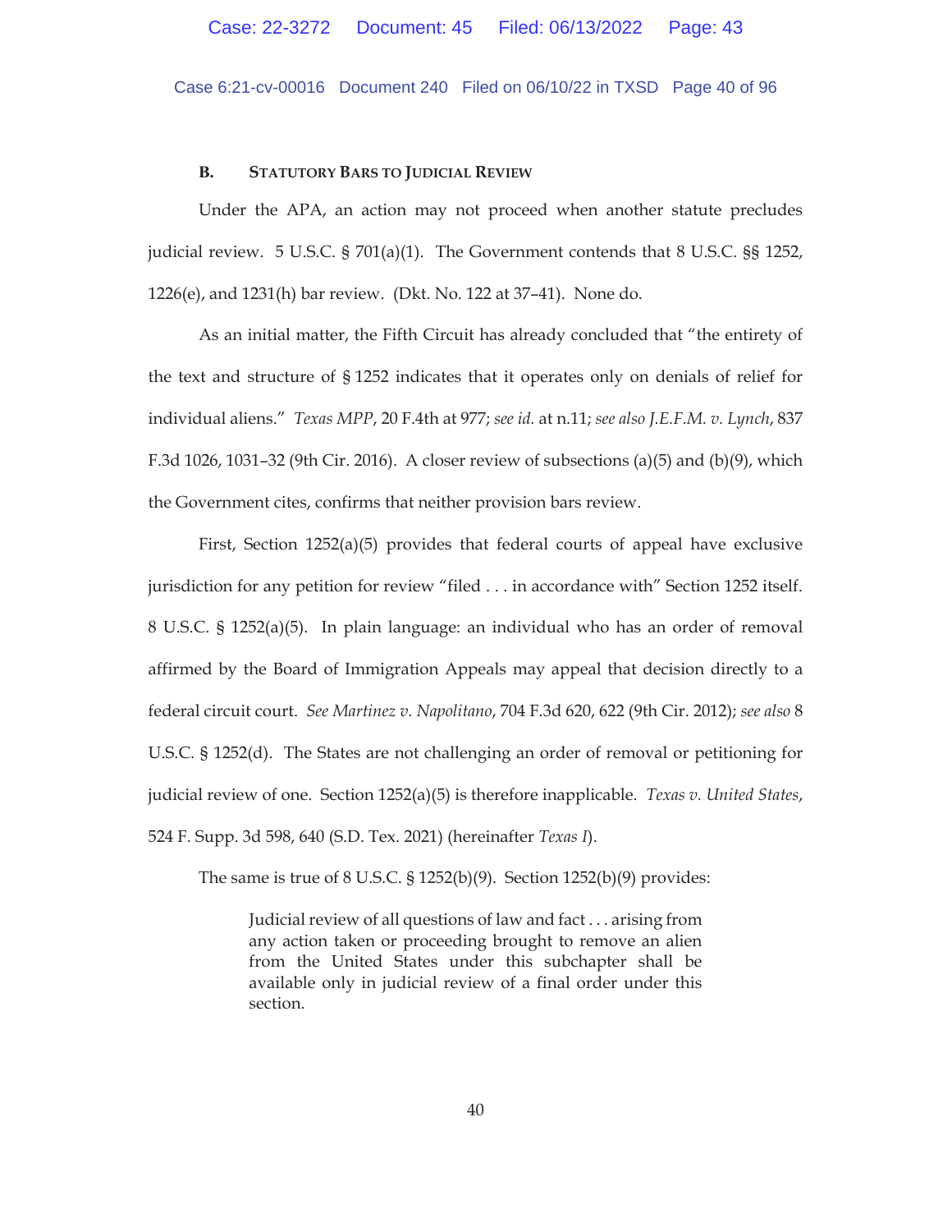### B. Statutory Bars to Judicial Review

Under the APA, an action may not proceed when another statute precludes judicial review. 5 U.S.C. § 701(a)(1). The Government contends that 8 U.S.C. §§ 1252, 1226(e), and 1231(h) bar review. (Dkt. No. 122 at 37–41). None do.

As an initial matter, the Fifth Circuit has already concluded that "the entirety of the text and structure of § 1252 indicates that it operates only on denials of relief for individual aliens." *Texas MPP*, 20 F.4th at 977; *see id.* at n.11; *see also J.E.F.M. v. Lynch*, 837 F.3d 1026, 1031–32 (9th Cir. 2016). A closer review of subsections (a)(5) and (b)(9), which the Government cites, confirms that neither provision bars review.

First, Section 1252(a)(5) provides that federal courts of appeal have exclusive jurisdiction for any petition for review "filed . . . in accordance with" Section 1252 itself. 8 U.S.C. § 1252(a)(5). In plain language: an individual who has an order of removal affirmed by the Board of Immigration Appeals may appeal that decision directly to a federal circuit court. *See Martinez v. Napolitano*, 704 F.3d 620, 622 (9th Cir. 2012); *see also* 8 U.S.C. § 1252(d). The States are not challenging an order of removal or petitioning for judicial review of one. Section 1252(a)(5) is therefore inapplicable. *Texas v. United States*, 524 F. Supp. 3d 598, 640 (S.D. Tex. 2021) (hereinafter *Texas I*).

The same is true of 8 U.S.C. § 1252(b)(9). Section 1252(b)(9) provides:

> Judicial review of all questions of law and fact . . . arising from any action taken or proceeding brought to remove an alien from the United States under this subchapter shall be available only in judicial review of a final order under this section.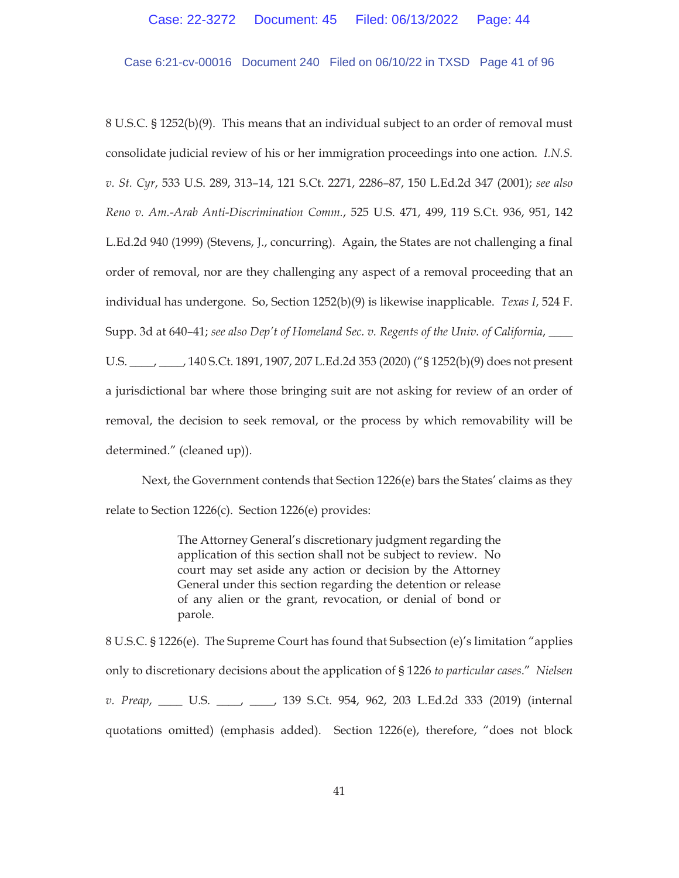8 U.S.C. § 1252(b)(9). This means that an individual subject to an order of removal must consolidate judicial review of his or her immigration proceedings into one action. *I.N.S. v. St. Cyr*, 533 U.S. 289, 313–14, 121 S.Ct. 2271, 2286–87, 150 L.Ed.2d 347 (2001); *see also Reno v. Am.-Arab Anti-Discrimination Comm.*, 525 U.S. 471, 499, 119 S.Ct. 936, 951, 142 L.Ed.2d 940 (1999) (Stevens, J., concurring). Again, the States are not challenging a final order of removal, nor are they challenging any aspect of a removal proceeding that an individual has undergone. So, Section 1252(b)(9) is likewise inapplicable. *Texas I*, 524 F. Supp. 3d at 640–41; *see also Dep't of Homeland Sec. v. Regents of the Univ. of California*, ____ U.S. ____, ____, 140 S.Ct. 1891, 1907, 207 L.Ed.2d 353 (2020) ("§ 1252(b)(9) does not present a jurisdictional bar where those bringing suit are not asking for review of an order of removal, the decision to seek removal, or the process by which removability will be determined." (cleaned up)).

Next, the Government contends that Section 1226(e) bars the States' claims as they relate to Section 1226(c). Section 1226(e) provides:

> The Attorney General's discretionary judgment regarding the application of this section shall not be subject to review. No court may set aside any action or decision by the Attorney General under this section regarding the detention or release of any alien or the grant, revocation, or denial of bond or parole.

8 U.S.C. § 1226(e). The Supreme Court has found that Subsection (e)'s limitation "applies only to discretionary decisions about the application of § 1226 *to particular cases*." *Nielsen v. Preap*, ____ U.S. ____, ____, 139 S.Ct. 954, 962, 203 L.Ed.2d 333 (2019) (internal quotations omitted) (emphasis added). Section 1226(e), therefore, "does not block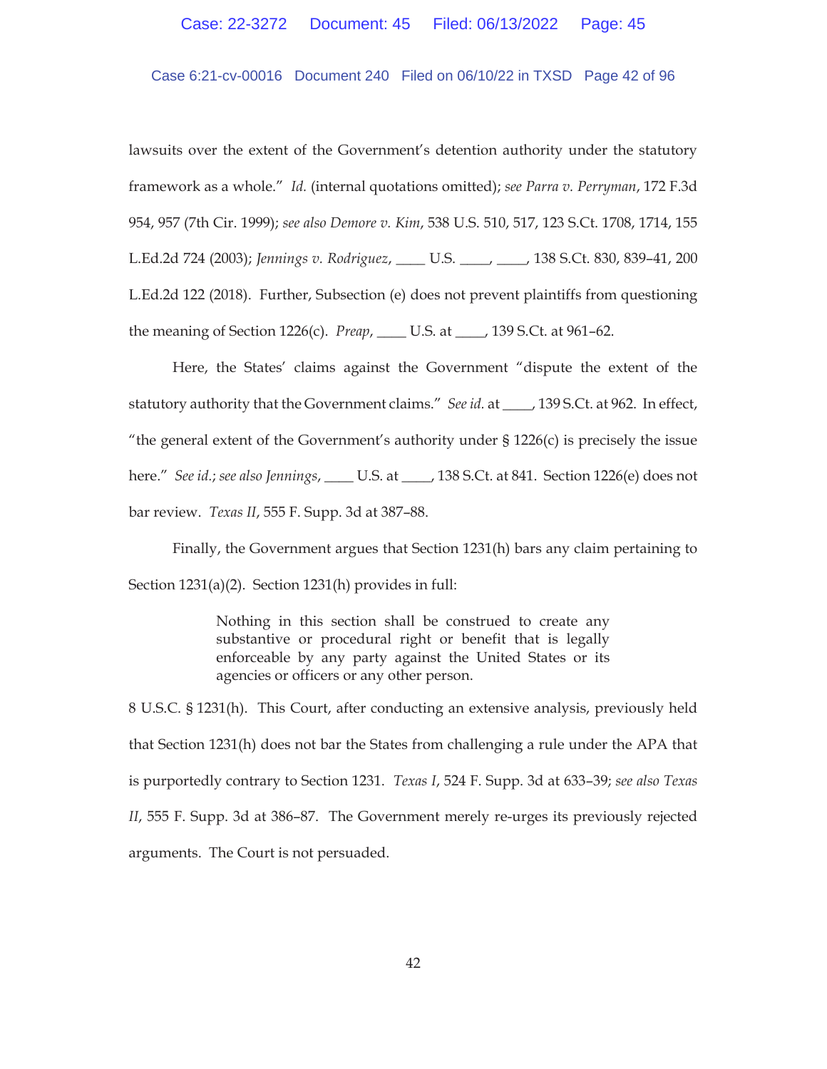lawsuits over the extent of the Government's detention authority under the statutory framework as a whole." *Id.* (internal quotations omitted); *see Parra v. Perryman*, 172 F.3d 954, 957 (7th Cir. 1999); *see also Demore v. Kim*, 538 U.S. 510, 517, 123 S.Ct. 1708, 1714, 155 L.Ed.2d 724 (2003); *Jennings v. Rodriguez*, ____ U.S. ____, ____, 138 S.Ct. 830, 839–41, 200 L.Ed.2d 122 (2018). Further, Subsection (e) does not prevent plaintiffs from questioning the meaning of Section 1226(c). *Preap*, ____ U.S. at ____, 139 S.Ct. at 961–62.

Here, the States' claims against the Government "dispute the extent of the statutory authority that the Government claims." *See id.* at ____, 139 S.Ct. at 962. In effect, "the general extent of the Government's authority under § 1226(c) is precisely the issue here." *See id.*; *see also Jennings*, ____ U.S. at ____, 138 S.Ct. at 841. Section 1226(e) does not bar review. *Texas II*, 555 F. Supp. 3d at 387–88.

Finally, the Government argues that Section 1231(h) bars any claim pertaining to Section 1231(a)(2). Section 1231(h) provides in full:

> Nothing in this section shall be construed to create any substantive or procedural right or benefit that is legally enforceable by any party against the United States or its agencies or officers or any other person.

8 U.S.C. § 1231(h). This Court, after conducting an extensive analysis, previously held that Section 1231(h) does not bar the States from challenging a rule under the APA that is purportedly contrary to Section 1231. *Texas I*, 524 F. Supp. 3d at 633–39; *see also Texas II*, 555 F. Supp. 3d at 386–87. The Government merely re-urges its previously rejected arguments. The Court is not persuaded.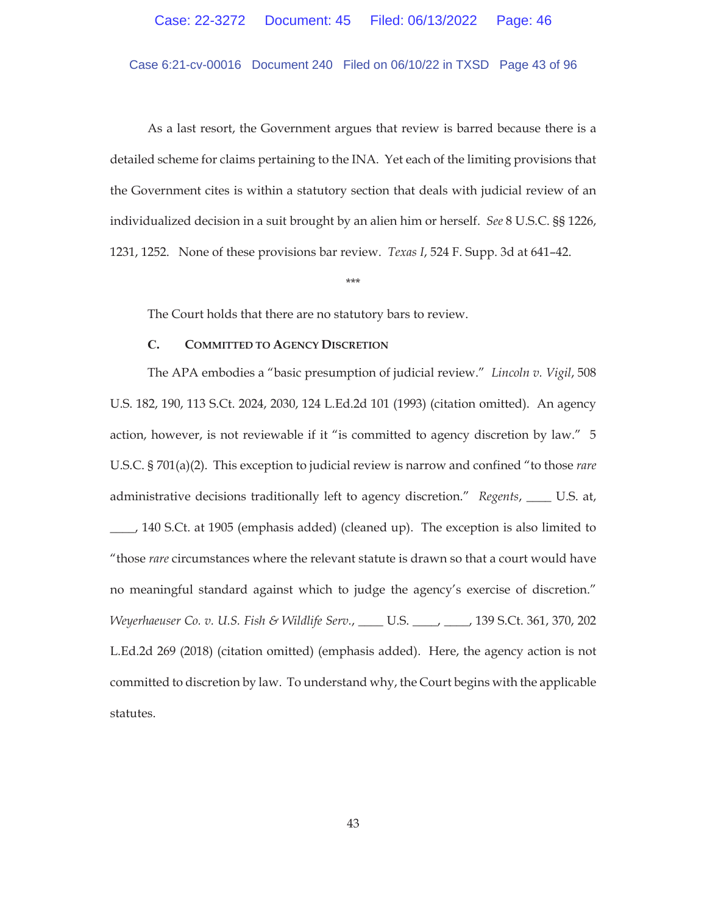As a last resort, the Government argues that review is barred because there is a detailed scheme for claims pertaining to the INA. Yet each of the limiting provisions that the Government cites is within a statutory section that deals with judicial review of an individualized decision in a suit brought by an alien him or herself. *See* 8 U.S.C. §§ 1226, 1231, 1252. None of these provisions bar review. *Texas I*, 524 F. Supp. 3d at 641–42.

\*\*\*

The Court holds that there are no statutory bars to review.

### C. Committed to Agency Discretion

The APA embodies a "basic presumption of judicial review." *Lincoln v. Vigil*, 508 U.S. 182, 190, 113 S.Ct. 2024, 2030, 124 L.Ed.2d 101 (1993) (citation omitted). An agency action, however, is not reviewable if it "is committed to agency discretion by law." 5 U.S.C. § 701(a)(2). This exception to judicial review is narrow and confined "to those *rare* administrative decisions traditionally left to agency discretion." *Regents*, ____ U.S. at, ____, 140 S.Ct. at 1905 (emphasis added) (cleaned up). The exception is also limited to "those *rare* circumstances where the relevant statute is drawn so that a court would have no meaningful standard against which to judge the agency's exercise of discretion." *Weyerhaeuser Co. v. U.S. Fish & Wildlife Serv.*, ____ U.S. ____, ____, 139 S.Ct. 361, 370, 202 L.Ed.2d 269 (2018) (citation omitted) (emphasis added). Here, the agency action is not committed to discretion by law. To understand why, the Court begins with the applicable statutes.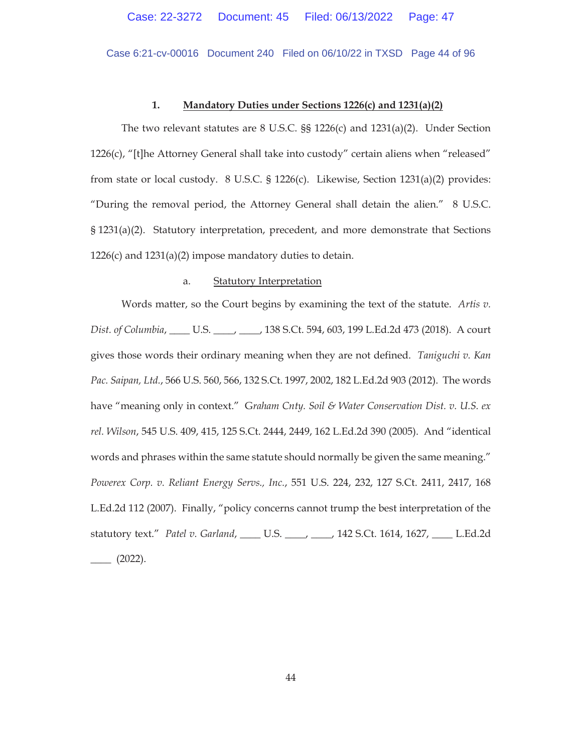### 1. Mandatory Duties under Sections 1226(c) and 1231(a)(2)

The two relevant statutes are 8 U.S.C. §§ 1226(c) and 1231(a)(2). Under Section 1226(c), "[t]he Attorney General shall take into custody" certain aliens when "released" from state or local custody. 8 U.S.C. § 1226(c). Likewise, Section 1231(a)(2) provides: "During the removal period, the Attorney General shall detain the alien." 8 U.S.C. § 1231(a)(2). Statutory interpretation, precedent, and more demonstrate that Sections 1226(c) and 1231(a)(2) impose mandatory duties to detain.

#### a. Statutory Interpretation

Words matter, so the Court begins by examining the text of the statute. *Artis v. Dist. of Columbia*, ____ U.S. ____, ____, 138 S.Ct. 594, 603, 199 L.Ed.2d 473 (2018). A court gives those words their ordinary meaning when they are not defined. *Taniguchi v. Kan Pac. Saipan, Ltd.*, 566 U.S. 560, 566, 132 S.Ct. 1997, 2002, 182 L.Ed.2d 903 (2012). The words have "meaning only in context." *Graham Cnty. Soil & Water Conservation Dist. v. U.S. ex rel. Wilson*, 545 U.S. 409, 415, 125 S.Ct. 2444, 2449, 162 L.Ed.2d 390 (2005). And "identical words and phrases within the same statute should normally be given the same meaning." *Powerex Corp. v. Reliant Energy Servs., Inc.*, 551 U.S. 224, 232, 127 S.Ct. 2411, 2417, 168 L.Ed.2d 112 (2007). Finally, "policy concerns cannot trump the best interpretation of the statutory text." *Patel v. Garland*, ____ U.S. ____, ____, 142 S.Ct. 1614, 1627, ____ L.Ed.2d ____ (2022).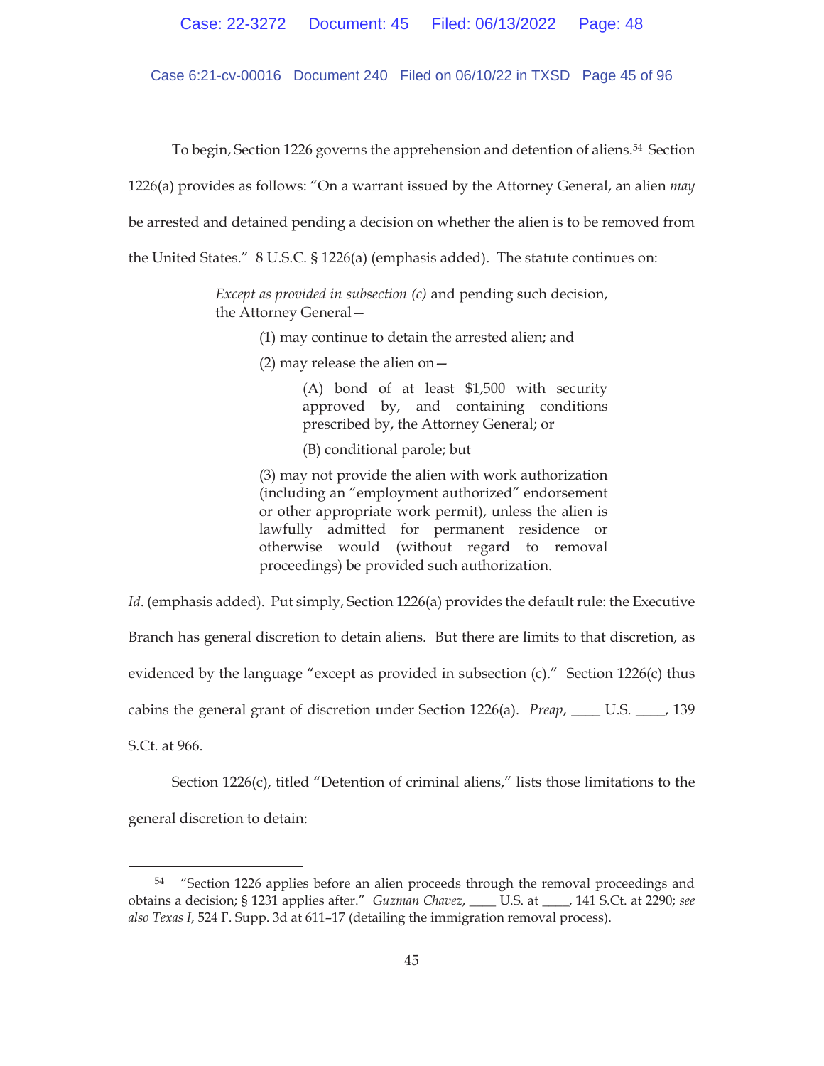To begin, Section 1226 governs the apprehension and detention of aliens.[54] Section 1226(a) provides as follows: "On a warrant issued by the Attorney General, an alien *may* be arrested and detained pending a decision on whether the alien is to be removed from the United States." 8 U.S.C. § 1226(a) (emphasis added). The statute continues on:

> *Except as provided in subsection (c)* and pending such decision, the Attorney General—
>
> (1) may continue to detain the arrested alien; and
>
> (2) may release the alien on—
>
> (A) bond of at least $1,500 with security approved by, and containing conditions prescribed by, the Attorney General; or
>
> (B) conditional parole; but
>
> (3) may not provide the alien with work authorization (including an "employment authorized" endorsement or other appropriate work permit), unless the alien is lawfully admitted for permanent residence or otherwise would (without regard to removal proceedings) be provided such authorization.

*Id*. (emphasis added). Put simply, Section 1226(a) provides the default rule: the Executive Branch has general discretion to detain aliens. But there are limits to that discretion, as evidenced by the language "except as provided in subsection (c)." Section 1226(c) thus cabins the general grant of discretion under Section 1226(a). *Preap*, ____ U.S. ____, 139 S.Ct. at 966.

Section 1226(c), titled "Detention of criminal aliens," lists those limitations to the general discretion to detain:

---

[54] "Section 1226 applies before an alien proceeds through the removal proceedings and obtains a decision; § 1231 applies after." *Guzman Chavez*, ____ U.S. at ____, 141 S.Ct. at 2290; *see also Texas I*, 524 F. Supp. 3d at 611–17 (detailing the immigration removal process).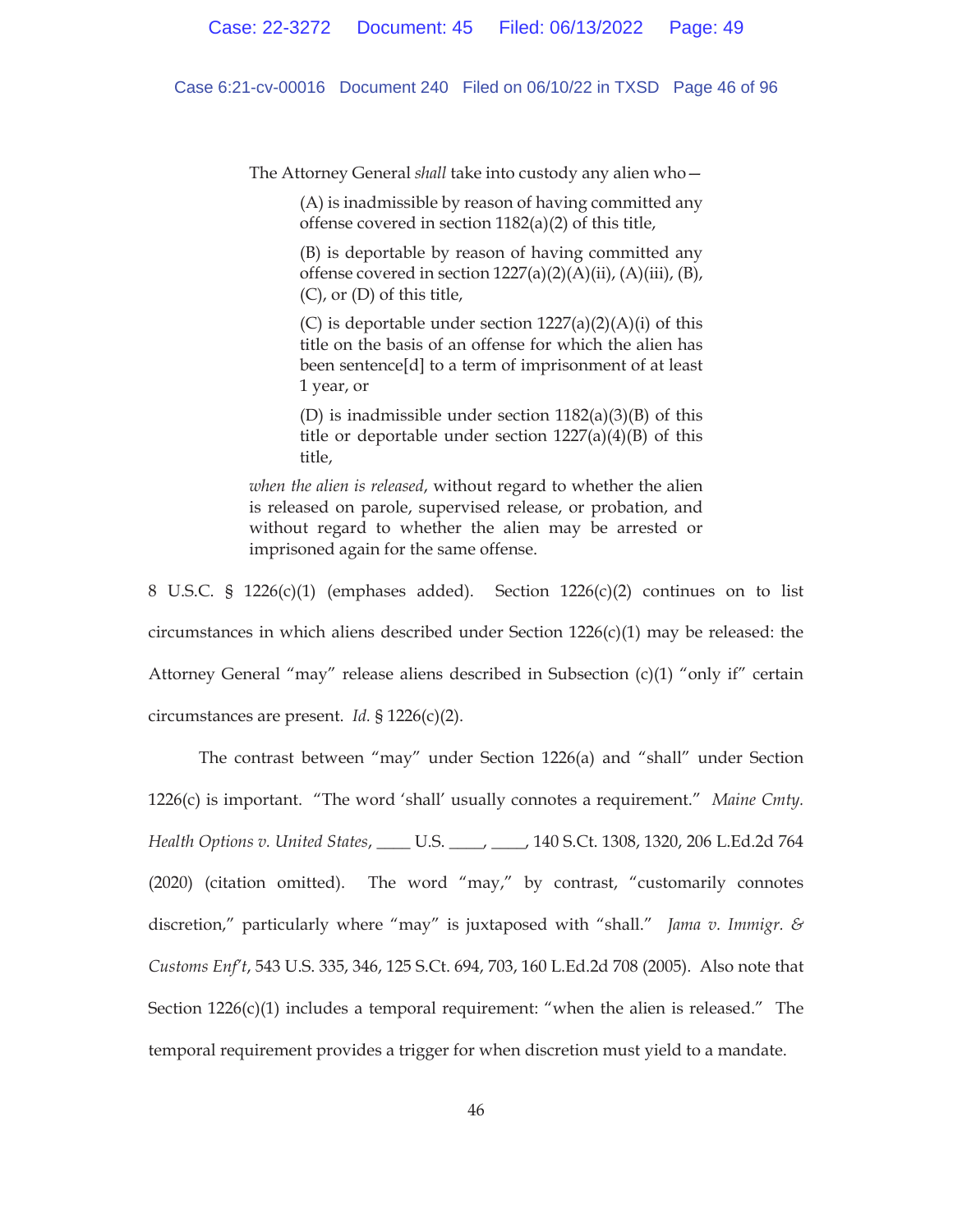> The Attorney General *shall* take into custody any alien who—
>
> > (A) is inadmissible by reason of having committed any offense covered in section 1182(a)(2) of this title,
> >
> > (B) is deportable by reason of having committed any offense covered in section 1227(a)(2)(A)(ii), (A)(iii), (B), (C), or (D) of this title,
> >
> > (C) is deportable under section 1227(a)(2)(A)(i) of this title on the basis of an offense for which the alien has been sentence[d] to a term of imprisonment of at least 1 year, or
> >
> > (D) is inadmissible under section 1182(a)(3)(B) of this title or deportable under section 1227(a)(4)(B) of this title,
>
> *when the alien is released*, without regard to whether the alien is released on parole, supervised release, or probation, and without regard to whether the alien may be arrested or imprisoned again for the same offense.

8 U.S.C. § 1226(c)(1) (emphases added). Section 1226(c)(2) continues on to list circumstances in which aliens described under Section 1226(c)(1) may be released: the Attorney General "may" release aliens described in Subsection (c)(1) "only if" certain circumstances are present. *Id.* § 1226(c)(2).

The contrast between "may" under Section 1226(a) and "shall" under Section 1226(c) is important. "The word 'shall' usually connotes a requirement." *Maine Cmty. Health Options v. United States*, ____ U.S. ____, ____, 140 S.Ct. 1308, 1320, 206 L.Ed.2d 764 (2020) (citation omitted). The word "may," by contrast, "customarily connotes discretion," particularly where "may" is juxtaposed with "shall." *Jama v. Immigr. & Customs Enf't*, 543 U.S. 335, 346, 125 S.Ct. 694, 703, 160 L.Ed.2d 708 (2005). Also note that Section 1226(c)(1) includes a temporal requirement: "when the alien is released." The temporal requirement provides a trigger for when discretion must yield to a mandate.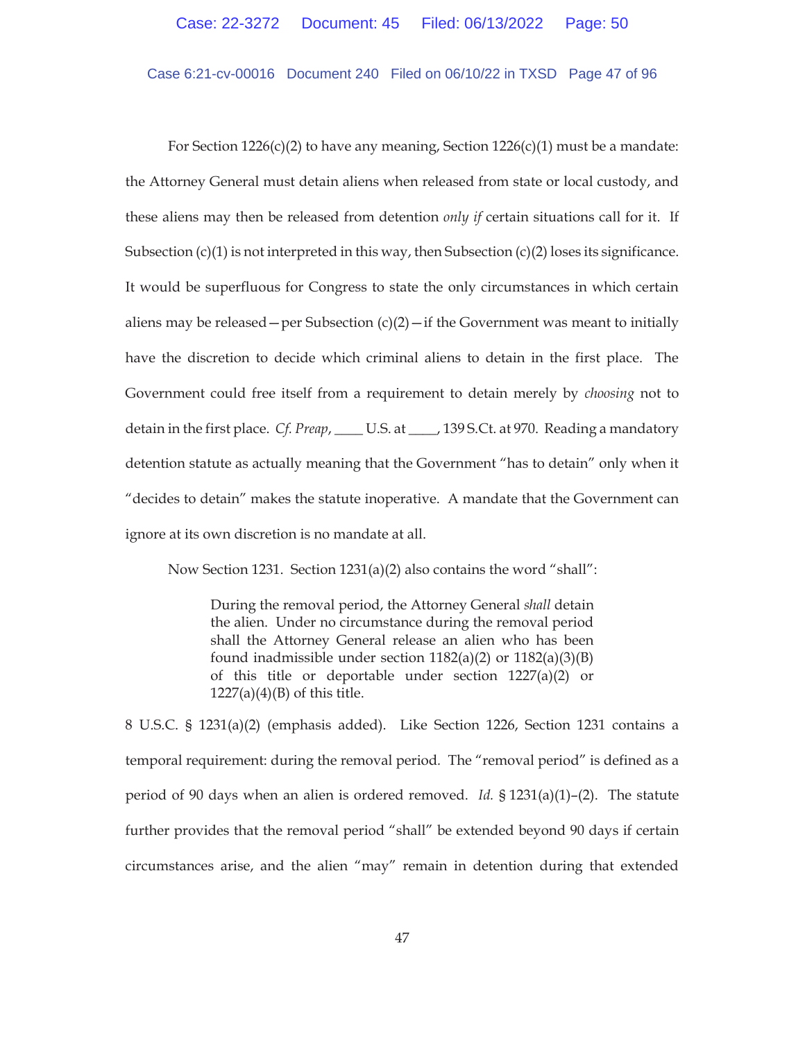For Section 1226(c)(2) to have any meaning, Section 1226(c)(1) must be a mandate: the Attorney General must detain aliens when released from state or local custody, and these aliens may then be released from detention *only if* certain situations call for it. If Subsection (c)(1) is not interpreted in this way, then Subsection (c)(2) loses its significance. It would be superfluous for Congress to state the only circumstances in which certain aliens may be released—per Subsection (c)(2)—if the Government was meant to initially have the discretion to decide which criminal aliens to detain in the first place. The Government could free itself from a requirement to detain merely by *choosing* not to detain in the first place. *Cf. Preap*, ____ U.S. at ____, 139 S.Ct. at 970. Reading a mandatory detention statute as actually meaning that the Government "has to detain" only when it "decides to detain" makes the statute inoperative. A mandate that the Government can ignore at its own discretion is no mandate at all.

Now Section 1231. Section 1231(a)(2) also contains the word "shall":

> During the removal period, the Attorney General *shall* detain the alien. Under no circumstance during the removal period shall the Attorney General release an alien who has been found inadmissible under section 1182(a)(2) or 1182(a)(3)(B) of this title or deportable under section 1227(a)(2) or 1227(a)(4)(B) of this title.

8 U.S.C. § 1231(a)(2) (emphasis added). Like Section 1226, Section 1231 contains a temporal requirement: during the removal period. The "removal period" is defined as a period of 90 days when an alien is ordered removed. *Id.* § 1231(a)(1)–(2). The statute further provides that the removal period "shall" be extended beyond 90 days if certain circumstances arise, and the alien "may" remain in detention during that extended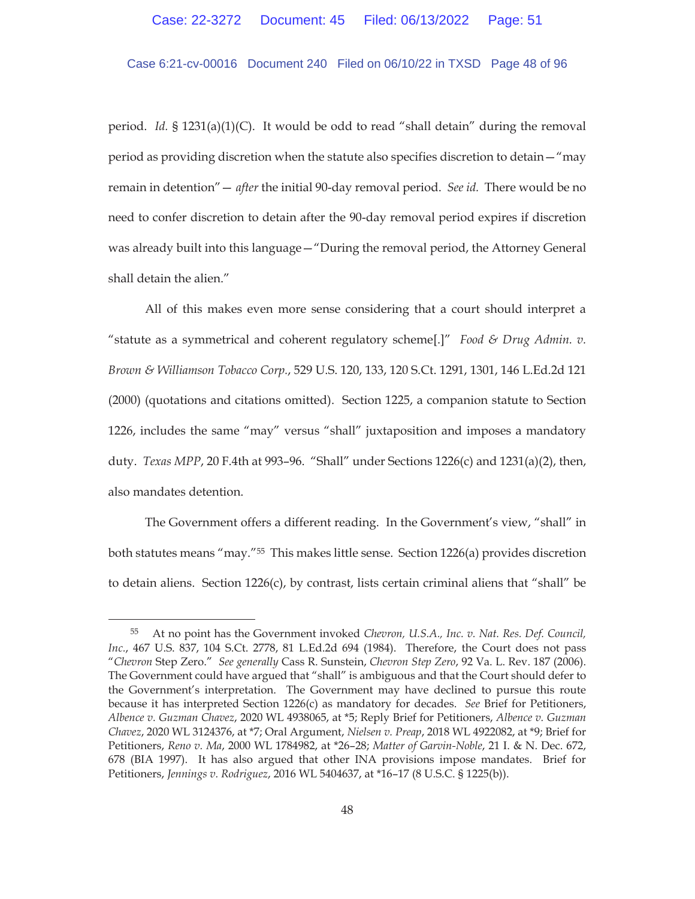period. *Id.* § 1231(a)(1)(C). It would be odd to read "shall detain" during the removal period as providing discretion when the statute also specifies discretion to detain—"may remain in detention"— *after* the initial 90-day removal period. *See id.* There would be no need to confer discretion to detain after the 90-day removal period expires if discretion was already built into this language—"During the removal period, the Attorney General shall detain the alien."

All of this makes even more sense considering that a court should interpret a "statute as a symmetrical and coherent regulatory scheme[.]" *Food & Drug Admin. v. Brown & Williamson Tobacco Corp.*, 529 U.S. 120, 133, 120 S.Ct. 1291, 1301, 146 L.Ed.2d 121 (2000) (quotations and citations omitted). Section 1225, a companion statute to Section 1226, includes the same "may" versus "shall" juxtaposition and imposes a mandatory duty. *Texas MPP*, 20 F.4th at 993–96. "Shall" under Sections 1226(c) and 1231(a)(2), then, also mandates detention.

The Government offers a different reading. In the Government's view, "shall" in both statutes means "may."[55] This makes little sense. Section 1226(a) provides discretion to detain aliens. Section 1226(c), by contrast, lists certain criminal aliens that "shall" be

---

[55] At no point has the Government invoked *Chevron, U.S.A., Inc. v. Nat. Res. Def. Council, Inc.*, 467 U.S. 837, 104 S.Ct. 2778, 81 L.Ed.2d 694 (1984). Therefore, the Court does not pass "*Chevron* Step Zero." *See generally* Cass R. Sunstein, *Chevron Step Zero*, 92 Va. L. Rev. 187 (2006). The Government could have argued that "shall" is ambiguous and that the Court should defer to the Government's interpretation. The Government may have declined to pursue this route because it has interpreted Section 1226(c) as mandatory for decades. *See* Brief for Petitioners, *Albence v. Guzman Chavez*, 2020 WL 4938065, at *5; Reply Brief for Petitioners, *Albence v. Guzman Chavez*, 2020 WL 3124376, at *7; Oral Argument, *Nielsen v. Preap*, 2018 WL 4922082, at *9; Brief for Petitioners, *Reno v. Ma*, 2000 WL 1784982, at *26–28; *Matter of Garvin-Noble*, 21 I. & N. Dec. 672, 678 (BIA 1997). It has also argued that other INA provisions impose mandates. Brief for Petitioners, *Jennings v. Rodriguez*, 2016 WL 5404637, at *16–17 (8 U.S.C. § 1225(b)).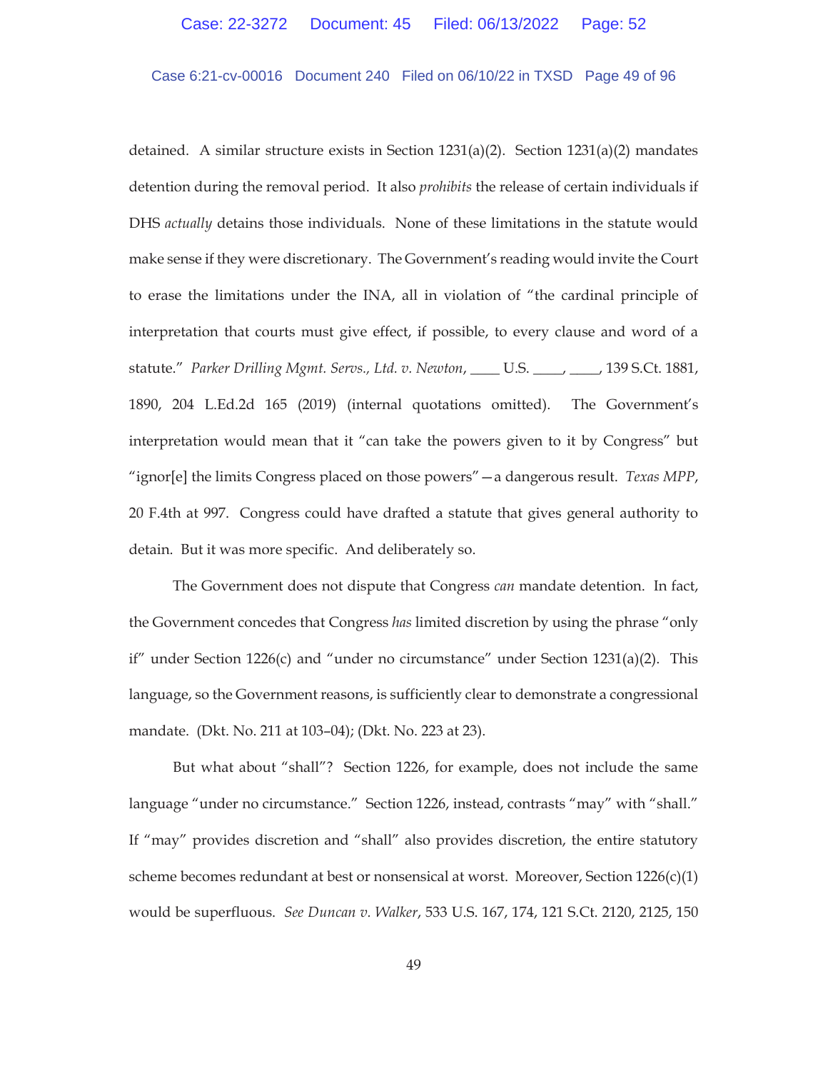detained. A similar structure exists in Section 1231(a)(2). Section 1231(a)(2) mandates detention during the removal period. It also *prohibits* the release of certain individuals if DHS *actually* detains those individuals. None of these limitations in the statute would make sense if they were discretionary. The Government's reading would invite the Court to erase the limitations under the INA, all in violation of "the cardinal principle of interpretation that courts must give effect, if possible, to every clause and word of a statute." *Parker Drilling Mgmt. Servs., Ltd. v. Newton*, ____ U.S. ____, ____, 139 S.Ct. 1881, 1890, 204 L.Ed.2d 165 (2019) (internal quotations omitted). The Government's interpretation would mean that it "can take the powers given to it by Congress" but "ignor[e] the limits Congress placed on those powers"—a dangerous result. *Texas MPP*, 20 F.4th at 997. Congress could have drafted a statute that gives general authority to detain. But it was more specific. And deliberately so.

The Government does not dispute that Congress *can* mandate detention. In fact, the Government concedes that Congress *has* limited discretion by using the phrase "only if" under Section 1226(c) and "under no circumstance" under Section 1231(a)(2). This language, so the Government reasons, is sufficiently clear to demonstrate a congressional mandate. (Dkt. No. 211 at 103–04); (Dkt. No. 223 at 23).

But what about "shall"? Section 1226, for example, does not include the same language "under no circumstance." Section 1226, instead, contrasts "may" with "shall." If "may" provides discretion and "shall" also provides discretion, the entire statutory scheme becomes redundant at best or nonsensical at worst. Moreover, Section 1226(c)(1) would be superfluous. *See Duncan v. Walker*, 533 U.S. 167, 174, 121 S.Ct. 2120, 2125, 150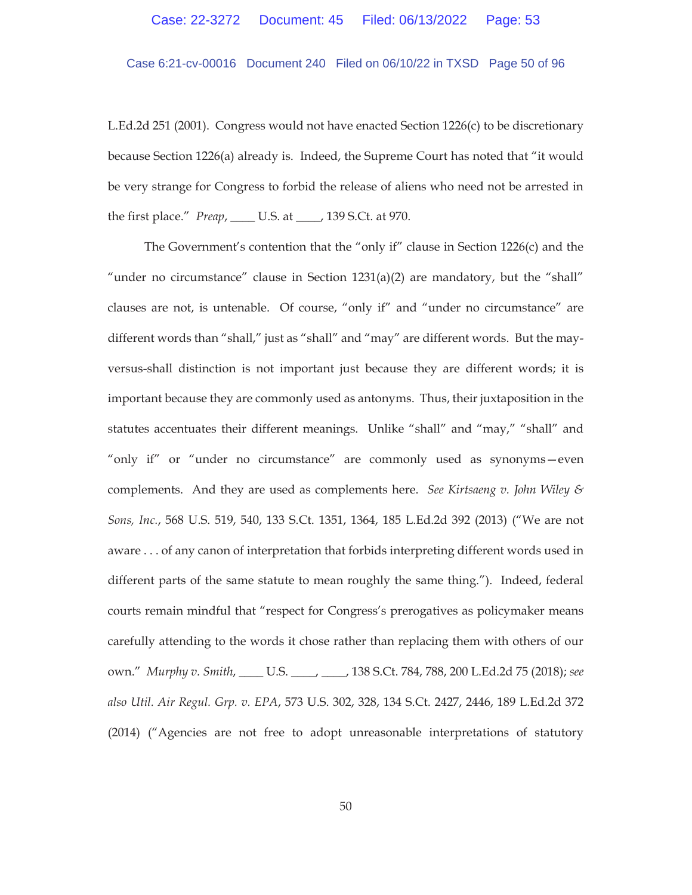L.Ed.2d 251 (2001). Congress would not have enacted Section 1226(c) to be discretionary because Section 1226(a) already is. Indeed, the Supreme Court has noted that "it would be very strange for Congress to forbid the release of aliens who need not be arrested in the first place." *Preap*, ____ U.S. at ____, 139 S.Ct. at 970.

The Government's contention that the "only if" clause in Section 1226(c) and the "under no circumstance" clause in Section 1231(a)(2) are mandatory, but the "shall" clauses are not, is untenable. Of course, "only if" and "under no circumstance" are different words than "shall," just as "shall" and "may" are different words. But the may-versus-shall distinction is not important just because they are different words; it is important because they are commonly used as antonyms. Thus, their juxtaposition in the statutes accentuates their different meanings. Unlike "shall" and "may," "shall" and "only if" or "under no circumstance" are commonly used as synonyms—even complements. And they are used as complements here. *See Kirtsaeng v. John Wiley & Sons, Inc.*, 568 U.S. 519, 540, 133 S.Ct. 1351, 1364, 185 L.Ed.2d 392 (2013) ("We are not aware . . . of any canon of interpretation that forbids interpreting different words used in different parts of the same statute to mean roughly the same thing."). Indeed, federal courts remain mindful that "respect for Congress's prerogatives as policymaker means carefully attending to the words it chose rather than replacing them with others of our own." *Murphy v. Smith*, ____ U.S. ____, ____, 138 S.Ct. 784, 788, 200 L.Ed.2d 75 (2018); *see also Util. Air Regul. Grp. v. EPA*, 573 U.S. 302, 328, 134 S.Ct. 2427, 2446, 189 L.Ed.2d 372 (2014) ("Agencies are not free to adopt unreasonable interpretations of statutory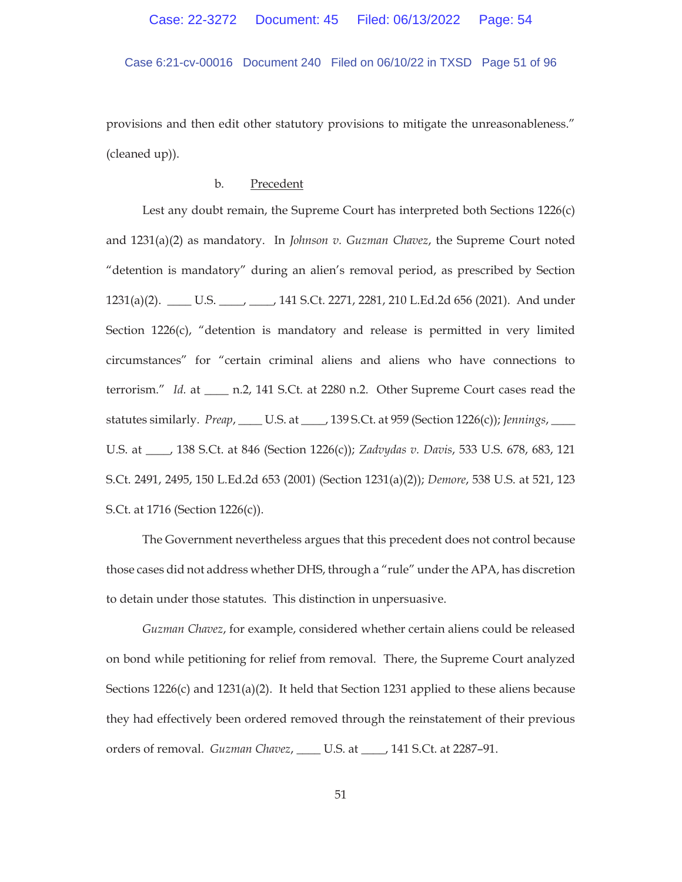provisions and then edit other statutory provisions to mitigate the unreasonableness." (cleaned up)).

b. Precedent

Lest any doubt remain, the Supreme Court has interpreted both Sections 1226(c) and 1231(a)(2) as mandatory. In *Johnson v. Guzman Chavez*, the Supreme Court noted "detention is mandatory" during an alien's removal period, as prescribed by Section 1231(a)(2). ____ U.S. ____, ____, 141 S.Ct. 2271, 2281, 210 L.Ed.2d 656 (2021). And under Section 1226(c), "detention is mandatory and release is permitted in very limited circumstances" for "certain criminal aliens and aliens who have connections to terrorism." *Id.* at ____ n.2, 141 S.Ct. at 2280 n.2. Other Supreme Court cases read the statutes similarly. *Preap*, ____ U.S. at ____, 139 S.Ct. at 959 (Section 1226(c)); *Jennings*, ____ U.S. at ____, 138 S.Ct. at 846 (Section 1226(c)); *Zadvydas v. Davis*, 533 U.S. 678, 683, 121 S.Ct. 2491, 2495, 150 L.Ed.2d 653 (2001) (Section 1231(a)(2)); *Demore*, 538 U.S. at 521, 123 S.Ct. at 1716 (Section 1226(c)).

The Government nevertheless argues that this precedent does not control because those cases did not address whether DHS, through a "rule" under the APA, has discretion to detain under those statutes. This distinction in unpersuasive.

*Guzman Chavez*, for example, considered whether certain aliens could be released on bond while petitioning for relief from removal. There, the Supreme Court analyzed Sections 1226(c) and 1231(a)(2). It held that Section 1231 applied to these aliens because they had effectively been ordered removed through the reinstatement of their previous orders of removal. *Guzman Chavez*, ____ U.S. at ____, 141 S.Ct. at 2287–91.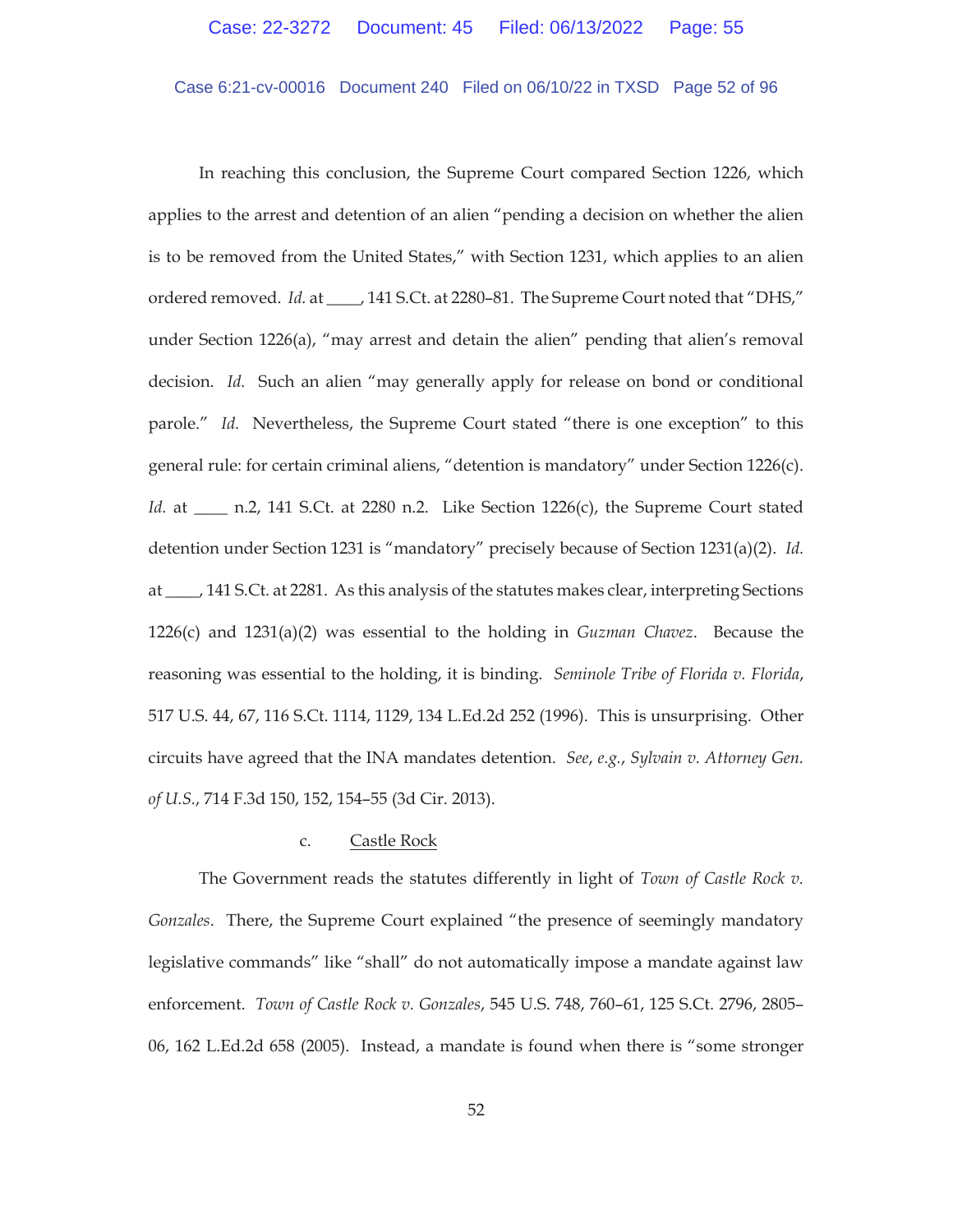In reaching this conclusion, the Supreme Court compared Section 1226, which applies to the arrest and detention of an alien "pending a decision on whether the alien is to be removed from the United States," with Section 1231, which applies to an alien ordered removed. *Id.* at ____, 141 S.Ct. at 2280–81. The Supreme Court noted that "DHS," under Section 1226(a), "may arrest and detain the alien" pending that alien's removal decision. *Id.* Such an alien "may generally apply for release on bond or conditional parole." *Id.* Nevertheless, the Supreme Court stated "there is one exception" to this general rule: for certain criminal aliens, "detention is mandatory" under Section 1226(c). *Id.* at ____ n.2, 141 S.Ct. at 2280 n.2. Like Section 1226(c), the Supreme Court stated detention under Section 1231 is "mandatory" precisely because of Section 1231(a)(2). *Id.* at ____, 141 S.Ct. at 2281. As this analysis of the statutes makes clear, interpreting Sections 1226(c) and 1231(a)(2) was essential to the holding in *Guzman Chavez*. Because the reasoning was essential to the holding, it is binding. *Seminole Tribe of Florida v. Florida*, 517 U.S. 44, 67, 116 S.Ct. 1114, 1129, 134 L.Ed.2d 252 (1996). This is unsurprising. Other circuits have agreed that the INA mandates detention. *See*, *e.g.*, *Sylvain v. Attorney Gen. of U.S.*, 714 F.3d 150, 152, 154–55 (3d Cir. 2013).

c. Castle Rock

The Government reads the statutes differently in light of *Town of Castle Rock v. Gonzales*. There, the Supreme Court explained "the presence of seemingly mandatory legislative commands" like "shall" do not automatically impose a mandate against law enforcement. *Town of Castle Rock v. Gonzales*, 545 U.S. 748, 760–61, 125 S.Ct. 2796, 2805–06, 162 L.Ed.2d 658 (2005). Instead, a mandate is found when there is "some stronger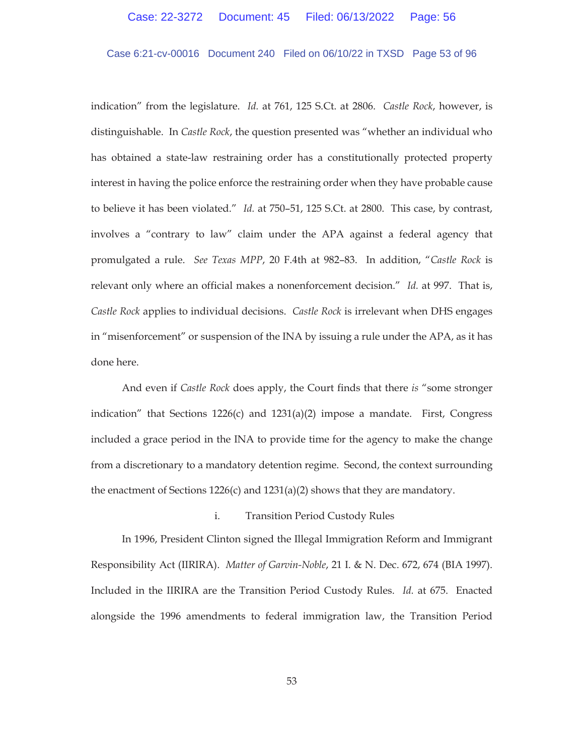indication" from the legislature. *Id.* at 761, 125 S.Ct. at 2806. *Castle Rock*, however, is distinguishable. In *Castle Rock*, the question presented was "whether an individual who has obtained a state-law restraining order has a constitutionally protected property interest in having the police enforce the restraining order when they have probable cause to believe it has been violated." *Id.* at 750–51, 125 S.Ct. at 2800. This case, by contrast, involves a "contrary to law" claim under the APA against a federal agency that promulgated a rule. *See Texas MPP*, 20 F.4th at 982–83. In addition, "*Castle Rock* is relevant only where an official makes a nonenforcement decision." *Id.* at 997. That is, *Castle Rock* applies to individual decisions. *Castle Rock* is irrelevant when DHS engages in "misenforcement" or suspension of the INA by issuing a rule under the APA, as it has done here.

And even if *Castle Rock* does apply, the Court finds that there *is* "some stronger indication" that Sections 1226(c) and 1231(a)(2) impose a mandate. First, Congress included a grace period in the INA to provide time for the agency to make the change from a discretionary to a mandatory detention regime. Second, the context surrounding the enactment of Sections 1226(c) and 1231(a)(2) shows that they are mandatory.

i. Transition Period Custody Rules

In 1996, President Clinton signed the Illegal Immigration Reform and Immigrant Responsibility Act (IIRIRA). *Matter of Garvin-Noble*, 21 I. & N. Dec. 672, 674 (BIA 1997). Included in the IIRIRA are the Transition Period Custody Rules. *Id.* at 675. Enacted alongside the 1996 amendments to federal immigration law, the Transition Period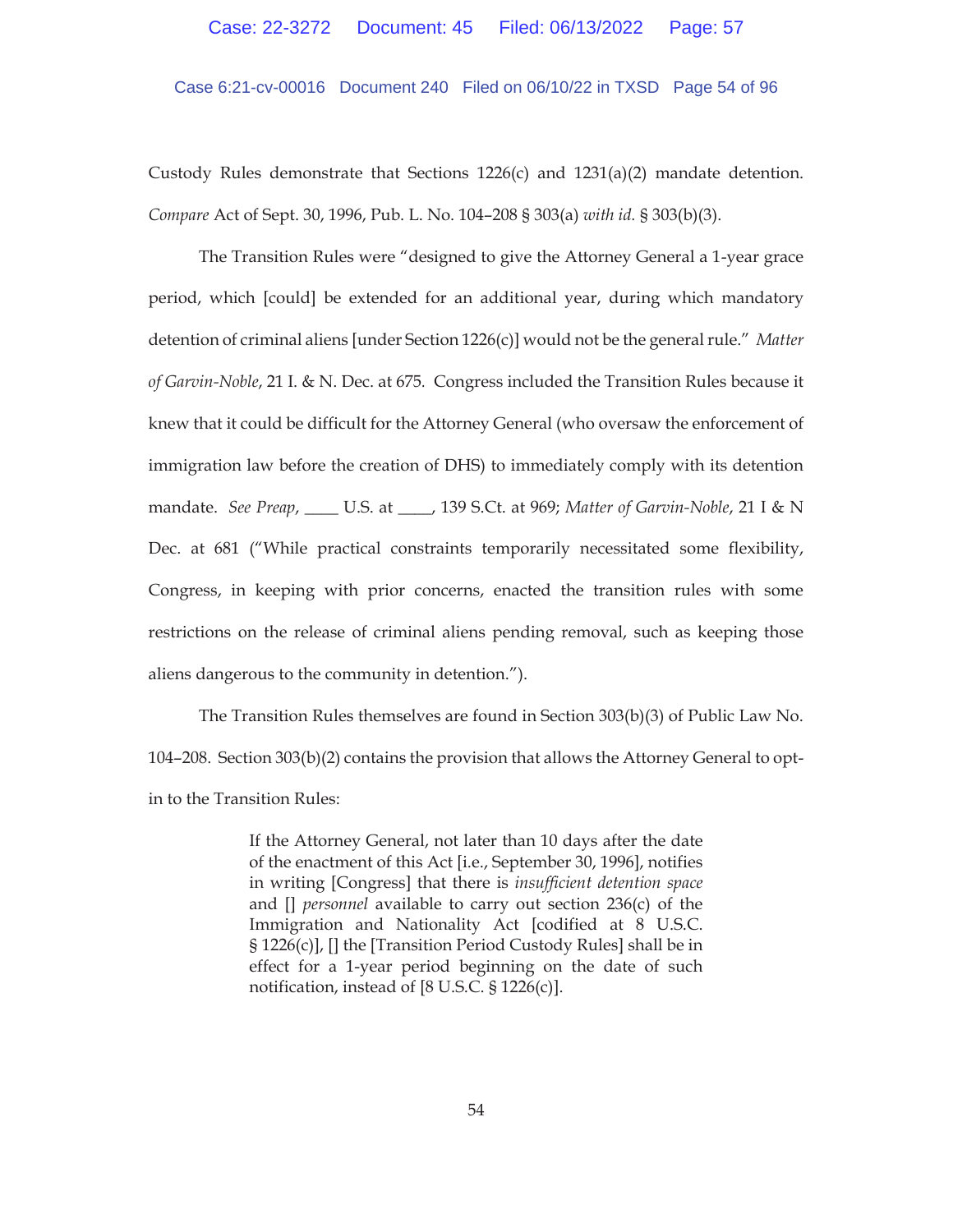Custody Rules demonstrate that Sections 1226(c) and 1231(a)(2) mandate detention. *Compare* Act of Sept. 30, 1996, Pub. L. No. 104–208 § 303(a) *with id.* § 303(b)(3).

The Transition Rules were "designed to give the Attorney General a 1-year grace period, which [could] be extended for an additional year, during which mandatory detention of criminal aliens [under Section 1226(c)] would not be the general rule." *Matter of Garvin-Noble*, 21 I. & N. Dec. at 675. Congress included the Transition Rules because it knew that it could be difficult for the Attorney General (who oversaw the enforcement of immigration law before the creation of DHS) to immediately comply with its detention mandate. *See Preap*, ____ U.S. at ____, 139 S.Ct. at 969; *Matter of Garvin-Noble*, 21 I & N Dec. at 681 ("While practical constraints temporarily necessitated some flexibility, Congress, in keeping with prior concerns, enacted the transition rules with some restrictions on the release of criminal aliens pending removal, such as keeping those aliens dangerous to the community in detention.").

The Transition Rules themselves are found in Section 303(b)(3) of Public Law No. 104–208. Section 303(b)(2) contains the provision that allows the Attorney General to opt-in to the Transition Rules:

> If the Attorney General, not later than 10 days after the date of the enactment of this Act [i.e., September 30, 1996], notifies in writing [Congress] that there is *insufficient detention space* and [] *personnel* available to carry out section 236(c) of the Immigration and Nationality Act [codified at 8 U.S.C. § 1226(c)], [] the [Transition Period Custody Rules] shall be in effect for a 1-year period beginning on the date of such notification, instead of [8 U.S.C. § 1226(c)].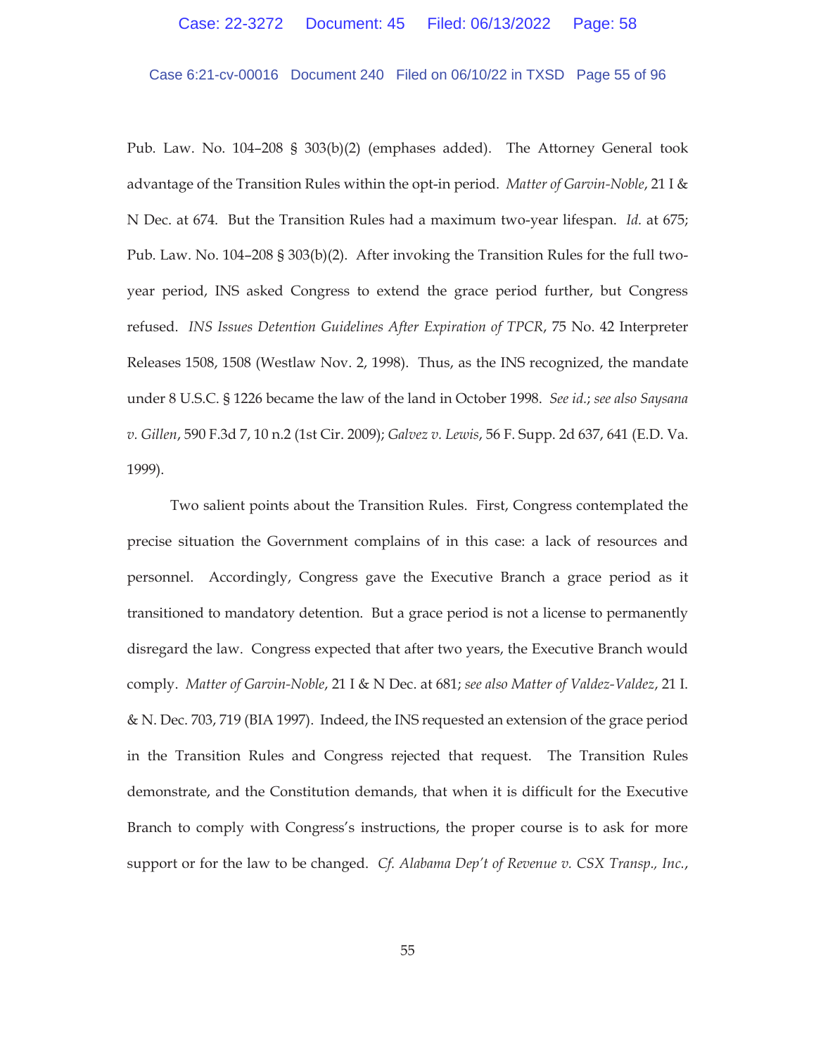Pub. Law. No. 104–208 § 303(b)(2) (emphases added). The Attorney General took advantage of the Transition Rules within the opt-in period. *Matter of Garvin-Noble*, 21 I & N Dec. at 674. But the Transition Rules had a maximum two-year lifespan. *Id.* at 675; Pub. Law. No. 104–208 § 303(b)(2). After invoking the Transition Rules for the full two-year period, INS asked Congress to extend the grace period further, but Congress refused. *INS Issues Detention Guidelines After Expiration of TPCR*, 75 No. 42 Interpreter Releases 1508, 1508 (Westlaw Nov. 2, 1998). Thus, as the INS recognized, the mandate under 8 U.S.C. § 1226 became the law of the land in October 1998. *See id.*; *see also Saysana v. Gillen*, 590 F.3d 7, 10 n.2 (1st Cir. 2009); *Galvez v. Lewis*, 56 F. Supp. 2d 637, 641 (E.D. Va. 1999).

Two salient points about the Transition Rules. First, Congress contemplated the precise situation the Government complains of in this case: a lack of resources and personnel. Accordingly, Congress gave the Executive Branch a grace period as it transitioned to mandatory detention. But a grace period is not a license to permanently disregard the law. Congress expected that after two years, the Executive Branch would comply. *Matter of Garvin-Noble*, 21 I & N Dec. at 681; *see also Matter of Valdez-Valdez*, 21 I. & N. Dec. 703, 719 (BIA 1997). Indeed, the INS requested an extension of the grace period in the Transition Rules and Congress rejected that request. The Transition Rules demonstrate, and the Constitution demands, that when it is difficult for the Executive Branch to comply with Congress's instructions, the proper course is to ask for more support or for the law to be changed. *Cf. Alabama Dep't of Revenue v. CSX Transp., Inc.*,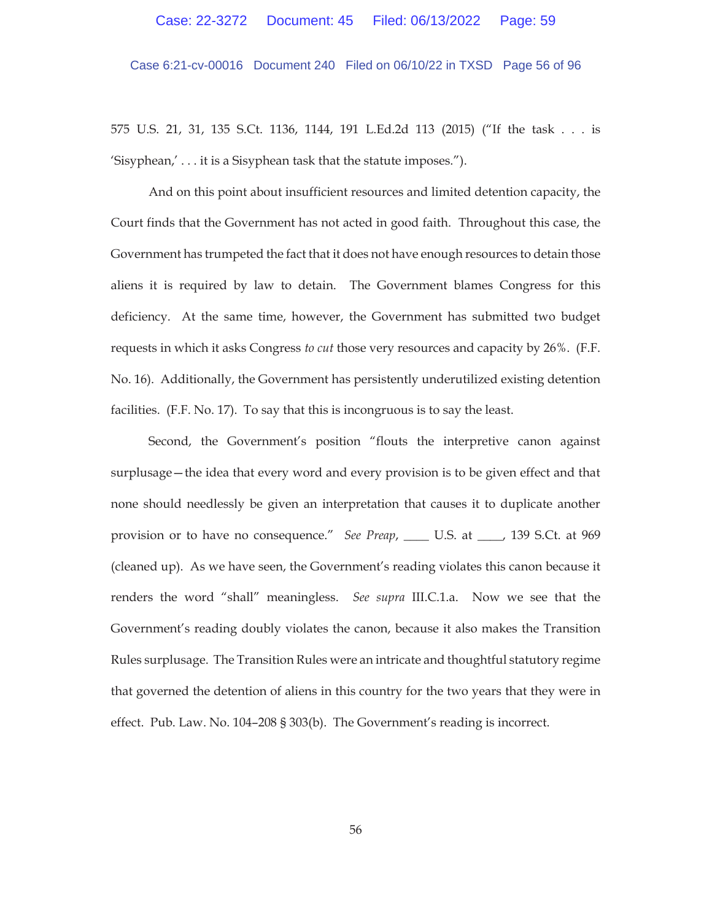575 U.S. 21, 31, 135 S.Ct. 1136, 1144, 191 L.Ed.2d 113 (2015) ("If the task . . . is 'Sisyphean,' . . . it is a Sisyphean task that the statute imposes.").

And on this point about insufficient resources and limited detention capacity, the Court finds that the Government has not acted in good faith. Throughout this case, the Government has trumpeted the fact that it does not have enough resources to detain those aliens it is required by law to detain. The Government blames Congress for this deficiency. At the same time, however, the Government has submitted two budget requests in which it asks Congress *to cut* those very resources and capacity by 26%. (F.F. No. 16). Additionally, the Government has persistently underutilized existing detention facilities. (F.F. No. 17). To say that this is incongruous is to say the least.

Second, the Government's position "flouts the interpretive canon against surplusage—the idea that every word and every provision is to be given effect and that none should needlessly be given an interpretation that causes it to duplicate another provision or to have no consequence." *See Preap*, ____ U.S. at ____, 139 S.Ct. at 969 (cleaned up). As we have seen, the Government's reading violates this canon because it renders the word "shall" meaningless. *See supra* III.C.1.a. Now we see that the Government's reading doubly violates the canon, because it also makes the Transition Rules surplusage. The Transition Rules were an intricate and thoughtful statutory regime that governed the detention of aliens in this country for the two years that they were in effect. Pub. Law. No. 104–208 § 303(b). The Government's reading is incorrect.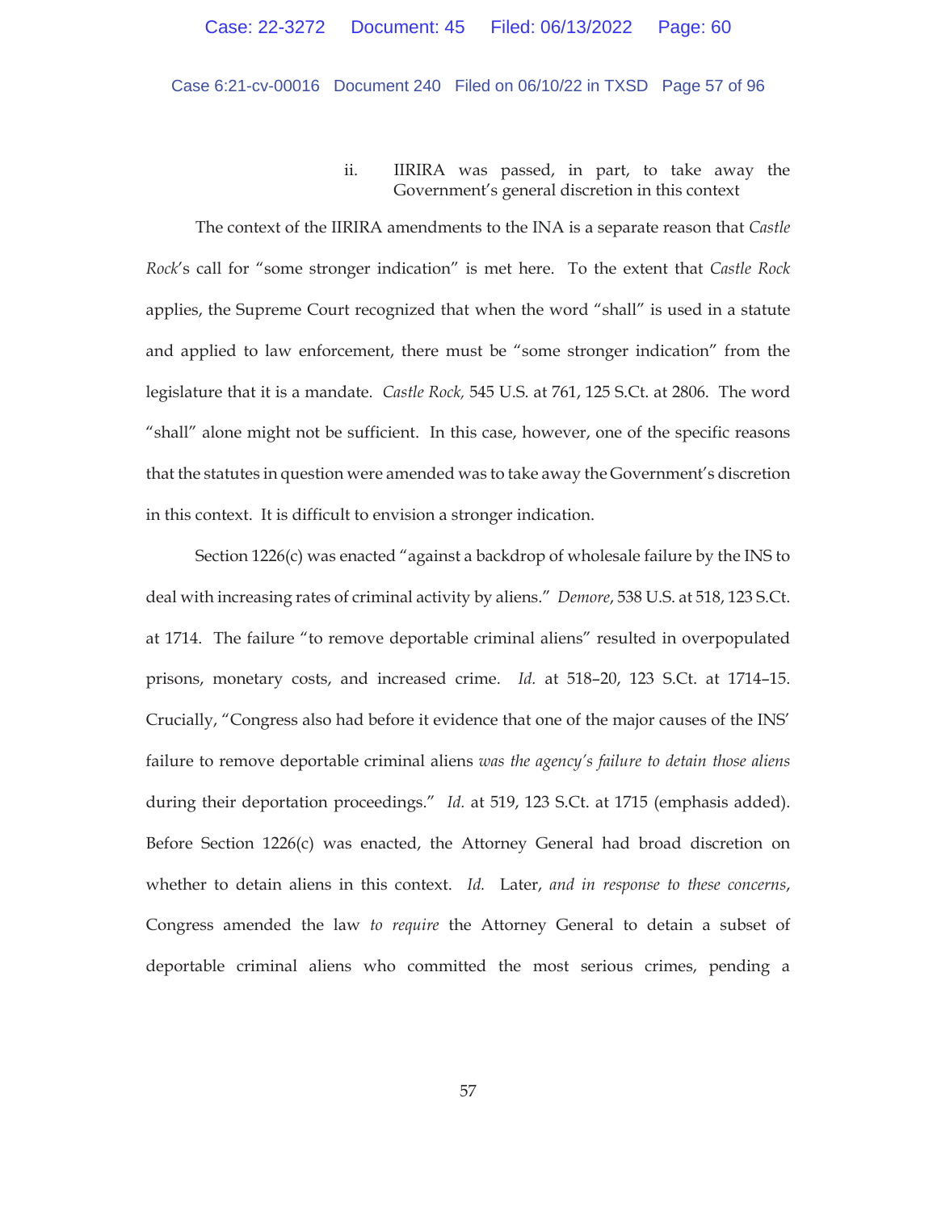#### ii. IIRIRA was passed, in part, to take away the Government's general discretion in this context

The context of the IIRIRA amendments to the INA is a separate reason that *Castle Rock*'s call for "some stronger indication" is met here. To the extent that *Castle Rock* applies, the Supreme Court recognized that when the word "shall" is used in a statute and applied to law enforcement, there must be "some stronger indication" from the legislature that it is a mandate. *Castle Rock,* 545 U.S. at 761, 125 S.Ct. at 2806. The word "shall" alone might not be sufficient. In this case, however, one of the specific reasons that the statutes in question were amended was to take away the Government's discretion in this context. It is difficult to envision a stronger indication.

Section 1226(c) was enacted "against a backdrop of wholesale failure by the INS to deal with increasing rates of criminal activity by aliens." *Demore*, 538 U.S. at 518, 123 S.Ct. at 1714. The failure "to remove deportable criminal aliens" resulted in overpopulated prisons, monetary costs, and increased crime. *Id.* at 518–20, 123 S.Ct. at 1714–15. Crucially, "Congress also had before it evidence that one of the major causes of the INS' failure to remove deportable criminal aliens *was the agency's failure to detain those aliens* during their deportation proceedings." *Id.* at 519, 123 S.Ct. at 1715 (emphasis added). Before Section 1226(c) was enacted, the Attorney General had broad discretion on whether to detain aliens in this context. *Id.* Later, *and in response to these concerns*, Congress amended the law *to require* the Attorney General to detain a subset of deportable criminal aliens who committed the most serious crimes, pending a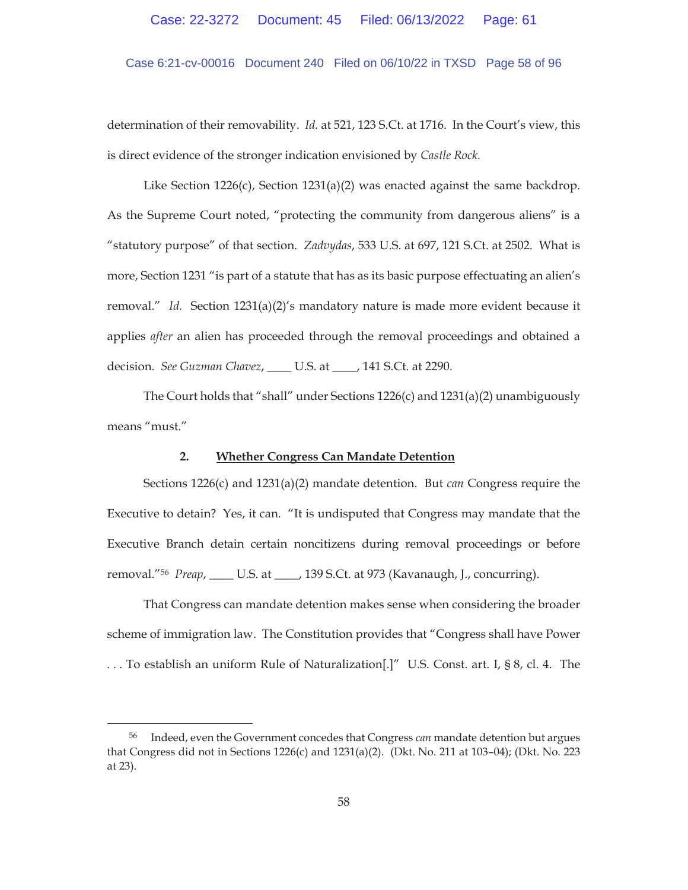determination of their removability. *Id.* at 521, 123 S.Ct. at 1716. In the Court's view, this is direct evidence of the stronger indication envisioned by *Castle Rock.*

Like Section 1226(c), Section 1231(a)(2) was enacted against the same backdrop. As the Supreme Court noted, "protecting the community from dangerous aliens" is a "statutory purpose" of that section. *Zadvydas*, 533 U.S. at 697, 121 S.Ct. at 2502. What is more, Section 1231 "is part of a statute that has as its basic purpose effectuating an alien's removal." *Id.* Section 1231(a)(2)'s mandatory nature is made more evident because it applies *after* an alien has proceeded through the removal proceedings and obtained a decision. *See Guzman Chavez*, ____ U.S. at ____, 141 S.Ct. at 2290.

The Court holds that "shall" under Sections 1226(c) and 1231(a)(2) unambiguously means "must."

### 2. Whether Congress Can Mandate Detention

Sections 1226(c) and 1231(a)(2) mandate detention. But *can* Congress require the Executive to detain? Yes, it can. "It is undisputed that Congress may mandate that the Executive Branch detain certain noncitizens during removal proceedings or before removal."[56] *Preap*, ____ U.S. at ____, 139 S.Ct. at 973 (Kavanaugh, J., concurring).

That Congress can mandate detention makes sense when considering the broader scheme of immigration law. The Constitution provides that "Congress shall have Power . . . To establish an uniform Rule of Naturalization[.]" U.S. Const. art. I, § 8, cl. 4. The

---

[56] Indeed, even the Government concedes that Congress *can* mandate detention but argues that Congress did not in Sections 1226(c) and 1231(a)(2). (Dkt. No. 211 at 103–04); (Dkt. No. 223 at 23).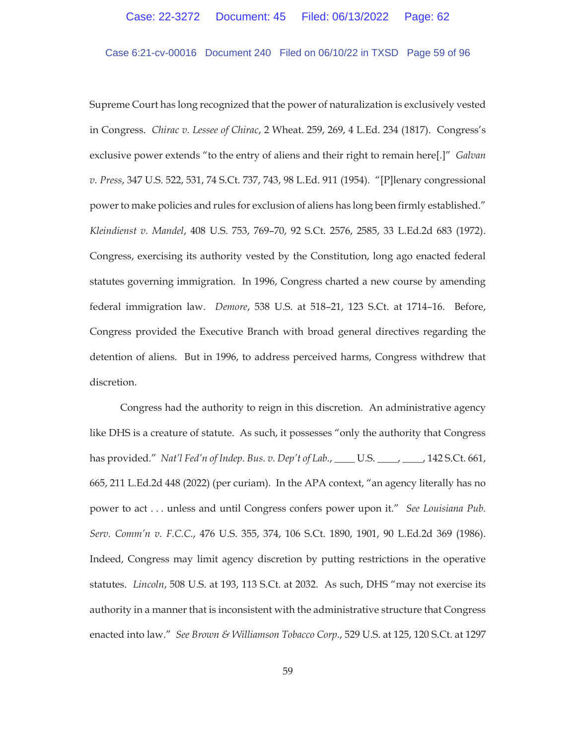Supreme Court has long recognized that the power of naturalization is exclusively vested in Congress. *Chirac v. Lessee of Chirac*, 2 Wheat. 259, 269, 4 L.Ed. 234 (1817). Congress's exclusive power extends "to the entry of aliens and their right to remain here[.]" *Galvan v. Press*, 347 U.S. 522, 531, 74 S.Ct. 737, 743, 98 L.Ed. 911 (1954). "[P]lenary congressional power to make policies and rules for exclusion of aliens has long been firmly established." *Kleindienst v. Mandel*, 408 U.S. 753, 769–70, 92 S.Ct. 2576, 2585, 33 L.Ed.2d 683 (1972). Congress, exercising its authority vested by the Constitution, long ago enacted federal statutes governing immigration. In 1996, Congress charted a new course by amending federal immigration law. *Demore*, 538 U.S. at 518–21, 123 S.Ct. at 1714–16. Before, Congress provided the Executive Branch with broad general directives regarding the detention of aliens. But in 1996, to address perceived harms, Congress withdrew that discretion.

Congress had the authority to reign in this discretion. An administrative agency like DHS is a creature of statute. As such, it possesses "only the authority that Congress has provided." *Nat'l Fed'n of Indep. Bus. v. Dep't of Lab.*, ____ U.S. ____, ____, 142 S.Ct. 661, 665, 211 L.Ed.2d 448 (2022) (per curiam). In the APA context, "an agency literally has no power to act . . . unless and until Congress confers power upon it." *See Louisiana Pub. Serv. Comm'n v. F.C.C.*, 476 U.S. 355, 374, 106 S.Ct. 1890, 1901, 90 L.Ed.2d 369 (1986). Indeed, Congress may limit agency discretion by putting restrictions in the operative statutes. *Lincoln*, 508 U.S. at 193, 113 S.Ct. at 2032. As such, DHS "may not exercise its authority in a manner that is inconsistent with the administrative structure that Congress enacted into law." *See Brown & Williamson Tobacco Corp.*, 529 U.S. at 125, 120 S.Ct. at 1297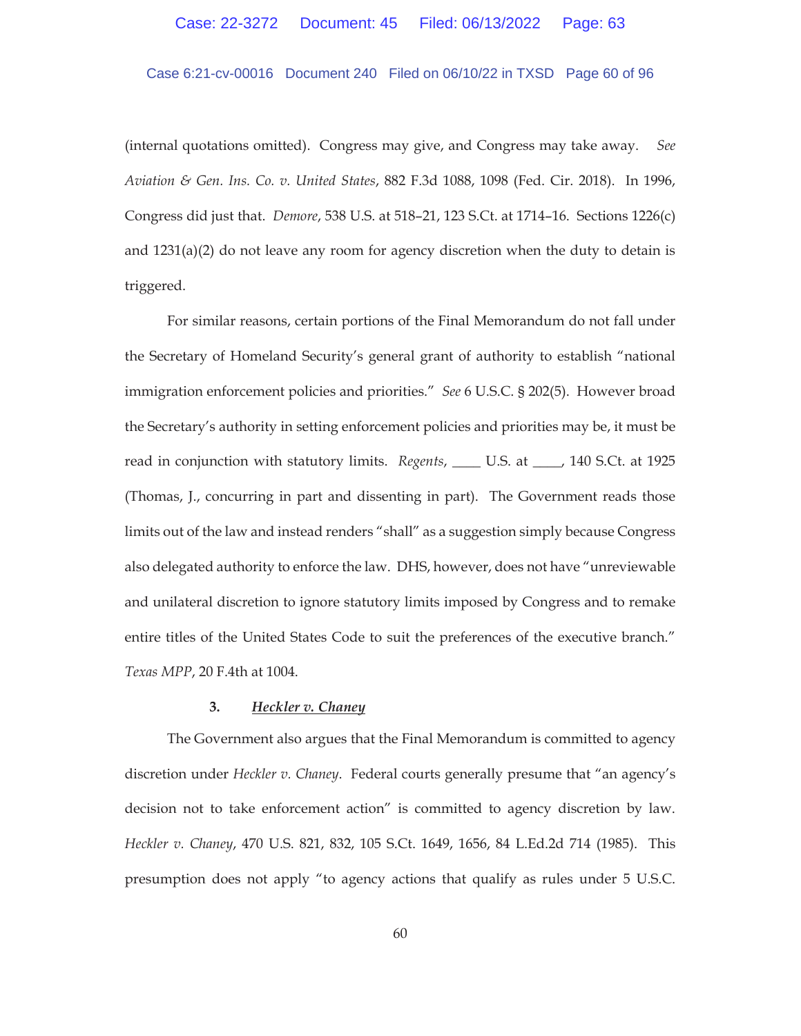(internal quotations omitted). Congress may give, and Congress may take away. *See Aviation & Gen. Ins. Co. v. United States*, 882 F.3d 1088, 1098 (Fed. Cir. 2018). In 1996, Congress did just that. *Demore*, 538 U.S. at 518–21, 123 S.Ct. at 1714–16. Sections 1226(c) and 1231(a)(2) do not leave any room for agency discretion when the duty to detain is triggered.

For similar reasons, certain portions of the Final Memorandum do not fall under the Secretary of Homeland Security's general grant of authority to establish "national immigration enforcement policies and priorities." *See* 6 U.S.C. § 202(5). However broad the Secretary's authority in setting enforcement policies and priorities may be, it must be read in conjunction with statutory limits. *Regents*, ____ U.S. at ____, 140 S.Ct. at 1925 (Thomas, J., concurring in part and dissenting in part). The Government reads those limits out of the law and instead renders "shall" as a suggestion simply because Congress also delegated authority to enforce the law. DHS, however, does not have "unreviewable and unilateral discretion to ignore statutory limits imposed by Congress and to remake entire titles of the United States Code to suit the preferences of the executive branch." *Texas MPP*, 20 F.4th at 1004.

### 3. ***Heckler v. Chaney***

The Government also argues that the Final Memorandum is committed to agency discretion under *Heckler v. Chaney*. Federal courts generally presume that "an agency's decision not to take enforcement action" is committed to agency discretion by law. *Heckler v. Chaney*, 470 U.S. 821, 832, 105 S.Ct. 1649, 1656, 84 L.Ed.2d 714 (1985). This presumption does not apply "to agency actions that qualify as rules under 5 U.S.C.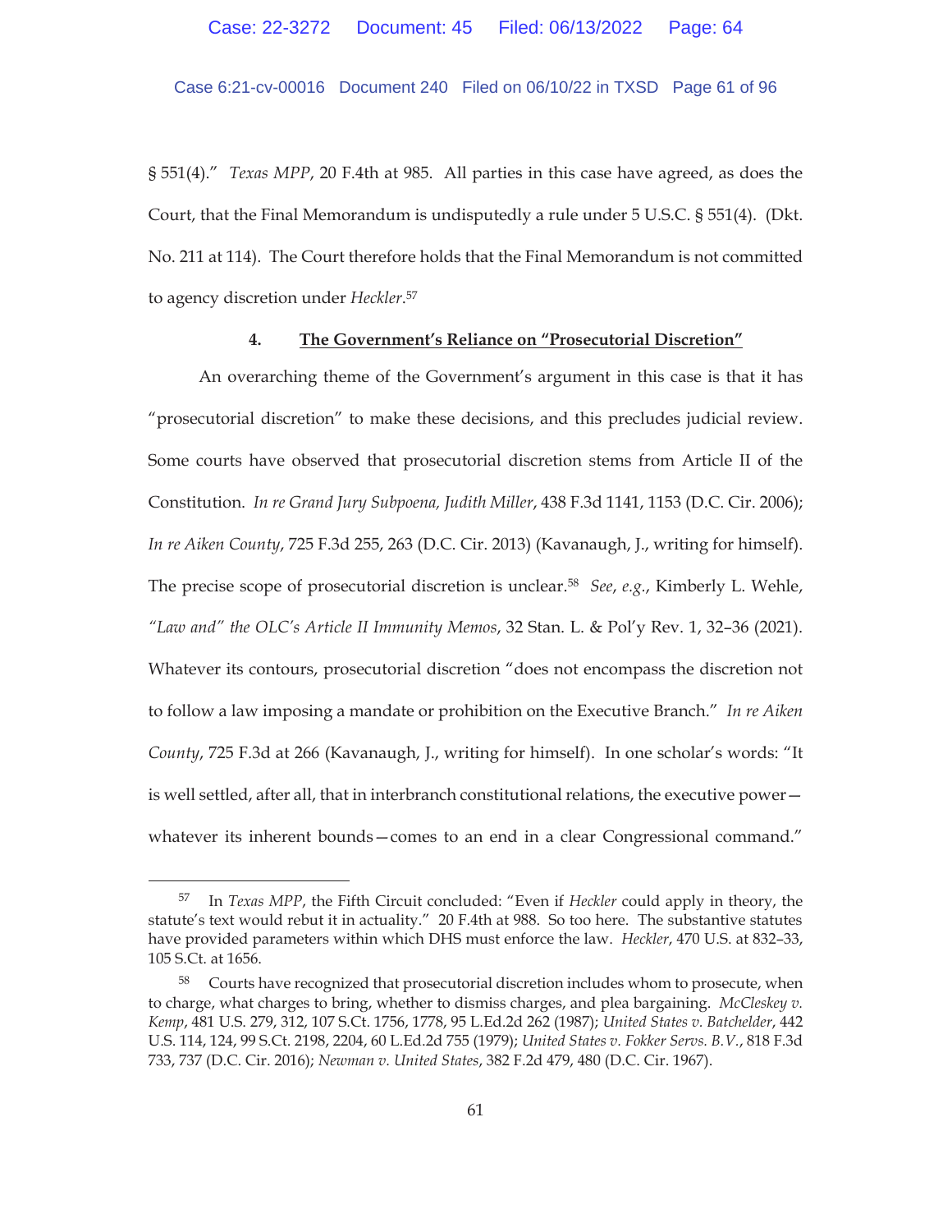§ 551(4)." *Texas MPP*, 20 F.4th at 985. All parties in this case have agreed, as does the Court, that the Final Memorandum is undisputedly a rule under 5 U.S.C. § 551(4). (Dkt. No. 211 at 114). The Court therefore holds that the Final Memorandum is not committed to agency discretion under *Heckler*.[57]

#### 4. **The Government's Reliance on "Prosecutorial Discretion"**

An overarching theme of the Government's argument in this case is that it has "prosecutorial discretion" to make these decisions, and this precludes judicial review. Some courts have observed that prosecutorial discretion stems from Article II of the Constitution. *In re Grand Jury Subpoena, Judith Miller*, 438 F.3d 1141, 1153 (D.C. Cir. 2006); *In re Aiken County*, 725 F.3d 255, 263 (D.C. Cir. 2013) (Kavanaugh, J., writing for himself). The precise scope of prosecutorial discretion is unclear.[58] *See*, *e.g.*, Kimberly L. Wehle, *"Law and" the OLC's Article II Immunity Memos*, 32 Stan. L. & Pol'y Rev. 1, 32–36 (2021). Whatever its contours, prosecutorial discretion "does not encompass the discretion not to follow a law imposing a mandate or prohibition on the Executive Branch." *In re Aiken County*, 725 F.3d at 266 (Kavanaugh, J., writing for himself). In one scholar's words: "It is well settled, after all, that in interbranch constitutional relations, the executive power—whatever its inherent bounds—comes to an end in a clear Congressional command."

---

[57] In *Texas MPP*, the Fifth Circuit concluded: "Even if *Heckler* could apply in theory, the statute's text would rebut it in actuality." 20 F.4th at 988. So too here. The substantive statutes have provided parameters within which DHS must enforce the law. *Heckler*, 470 U.S. at 832–33, 105 S.Ct. at 1656.

[58] Courts have recognized that prosecutorial discretion includes whom to prosecute, when to charge, what charges to bring, whether to dismiss charges, and plea bargaining. *McCleskey v. Kemp*, 481 U.S. 279, 312, 107 S.Ct. 1756, 1778, 95 L.Ed.2d 262 (1987); *United States v. Batchelder*, 442 U.S. 114, 124, 99 S.Ct. 2198, 2204, 60 L.Ed.2d 755 (1979); *United States v. Fokker Servs. B.V.*, 818 F.3d 733, 737 (D.C. Cir. 2016); *Newman v. United States*, 382 F.2d 479, 480 (D.C. Cir. 1967).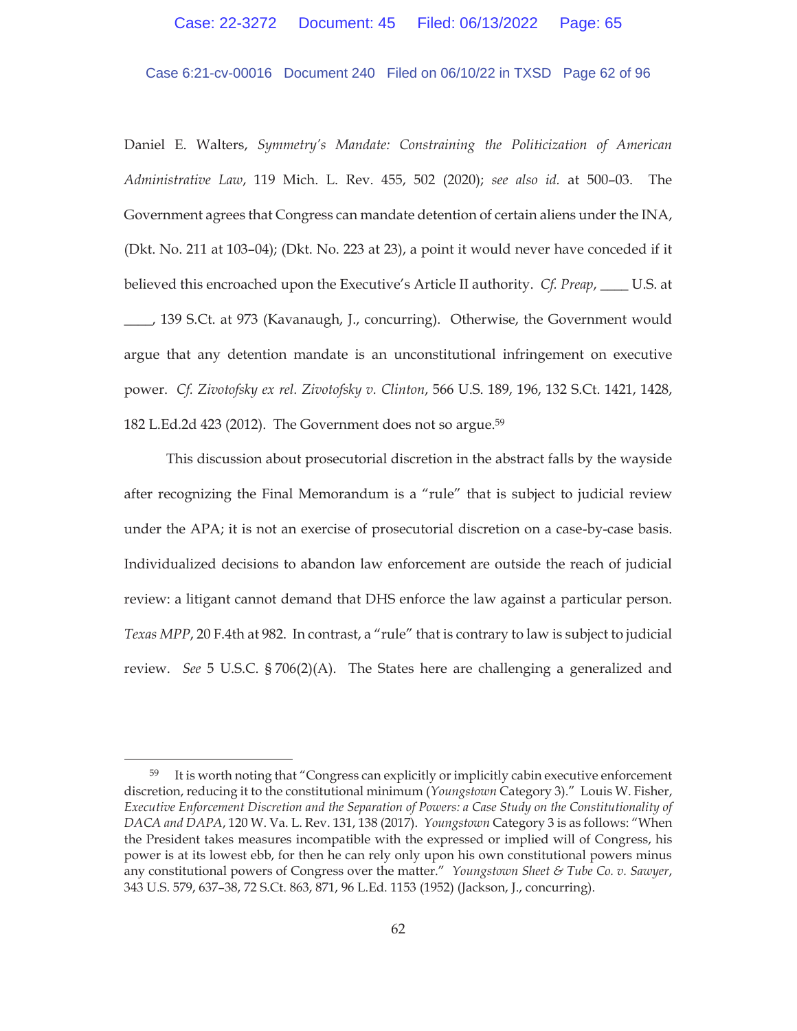Daniel E. Walters, *Symmetry's Mandate: Constraining the Politicization of American Administrative Law*, 119 Mich. L. Rev. 455, 502 (2020); *see also id.* at 500–03. The Government agrees that Congress can mandate detention of certain aliens under the INA, (Dkt. No. 211 at 103–04); (Dkt. No. 223 at 23), a point it would never have conceded if it believed this encroached upon the Executive's Article II authority. *Cf. Preap*, ____ U.S. at ____, 139 S.Ct. at 973 (Kavanaugh, J., concurring). Otherwise, the Government would argue that any detention mandate is an unconstitutional infringement on executive power. *Cf. Zivotofsky ex rel. Zivotofsky v. Clinton*, 566 U.S. 189, 196, 132 S.Ct. 1421, 1428, 182 L.Ed.2d 423 (2012). The Government does not so argue.[59]

This discussion about prosecutorial discretion in the abstract falls by the wayside after recognizing the Final Memorandum is a "rule" that is subject to judicial review under the APA; it is not an exercise of prosecutorial discretion on a case-by-case basis. Individualized decisions to abandon law enforcement are outside the reach of judicial review: a litigant cannot demand that DHS enforce the law against a particular person. *Texas MPP*, 20 F.4th at 982. In contrast, a "rule" that is contrary to law is subject to judicial review. *See* 5 U.S.C. § 706(2)(A). The States here are challenging a generalized and

---

[59] It is worth noting that "Congress can explicitly or implicitly cabin executive enforcement discretion, reducing it to the constitutional minimum (*Youngstown* Category 3)." Louis W. Fisher, *Executive Enforcement Discretion and the Separation of Powers: a Case Study on the Constitutionality of DACA and DAPA*, 120 W. Va. L. Rev. 131, 138 (2017). *Youngstown* Category 3 is as follows: "When the President takes measures incompatible with the expressed or implied will of Congress, his power is at its lowest ebb, for then he can rely only upon his own constitutional powers minus any constitutional powers of Congress over the matter." *Youngstown Sheet & Tube Co. v. Sawyer*, 343 U.S. 579, 637–38, 72 S.Ct. 863, 871, 96 L.Ed. 1153 (1952) (Jackson, J., concurring).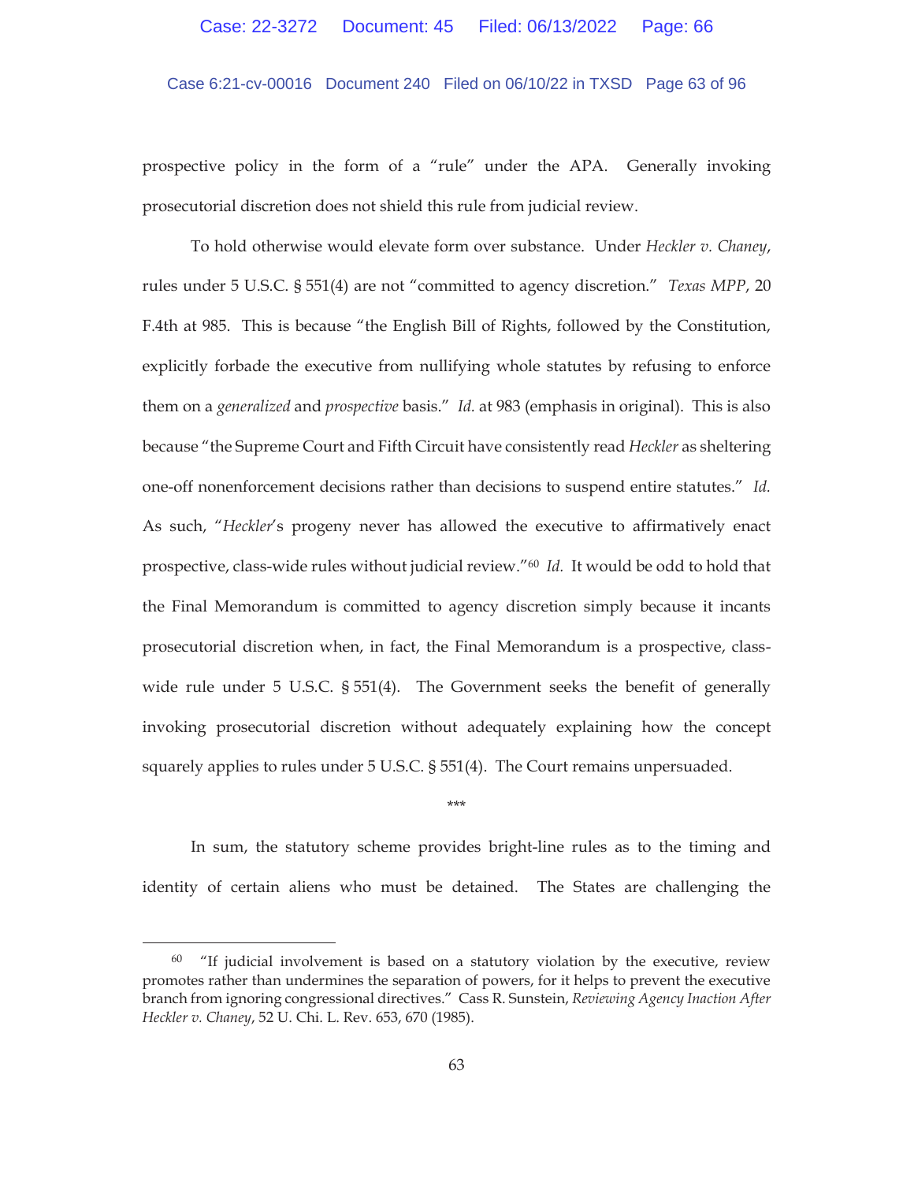prospective policy in the form of a "rule" under the APA. Generally invoking prosecutorial discretion does not shield this rule from judicial review.

To hold otherwise would elevate form over substance. Under *Heckler v. Chaney*, rules under 5 U.S.C. § 551(4) are not "committed to agency discretion." *Texas MPP*, 20 F.4th at 985. This is because "the English Bill of Rights, followed by the Constitution, explicitly forbade the executive from nullifying whole statutes by refusing to enforce them on a *generalized* and *prospective* basis." *Id.* at 983 (emphasis in original). This is also because "the Supreme Court and Fifth Circuit have consistently read *Heckler* as sheltering one-off nonenforcement decisions rather than decisions to suspend entire statutes." *Id.* As such, "*Heckler*'s progeny never has allowed the executive to affirmatively enact prospective, class-wide rules without judicial review."[60] *Id.* It would be odd to hold that the Final Memorandum is committed to agency discretion simply because it incants prosecutorial discretion when, in fact, the Final Memorandum is a prospective, class-wide rule under 5 U.S.C. § 551(4). The Government seeks the benefit of generally invoking prosecutorial discretion without adequately explaining how the concept squarely applies to rules under 5 U.S.C. § 551(4). The Court remains unpersuaded.

\*\*\*

In sum, the statutory scheme provides bright-line rules as to the timing and identity of certain aliens who must be detained. The States are challenging the

---

[60] "If judicial involvement is based on a statutory violation by the executive, review promotes rather than undermines the separation of powers, for it helps to prevent the executive branch from ignoring congressional directives." Cass R. Sunstein, *Reviewing Agency Inaction After Heckler v. Chaney*, 52 U. Chi. L. Rev. 653, 670 (1985).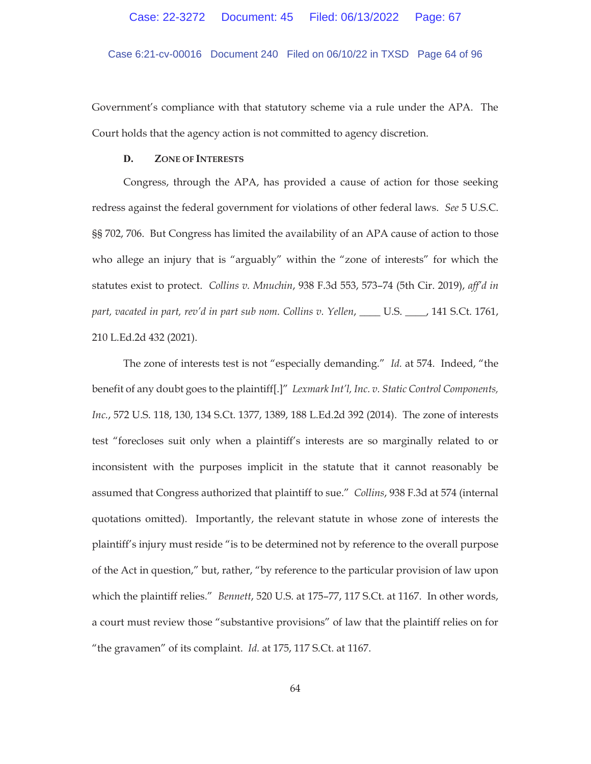Government's compliance with that statutory scheme via a rule under the APA. The Court holds that the agency action is not committed to agency discretion.

### D. Zone of Interests

Congress, through the APA, has provided a cause of action for those seeking redress against the federal government for violations of other federal laws. *See* 5 U.S.C. §§ 702, 706. But Congress has limited the availability of an APA cause of action to those who allege an injury that is "arguably" within the "zone of interests" for which the statutes exist to protect. *Collins v. Mnuchin*, 938 F.3d 553, 573–74 (5th Cir. 2019), *aff'd in part, vacated in part, rev'd in part sub nom. Collins v. Yellen*, ____ U.S. ____, 141 S.Ct. 1761, 210 L.Ed.2d 432 (2021).

The zone of interests test is not "especially demanding." *Id.* at 574. Indeed, "the benefit of any doubt goes to the plaintiff[.]" *Lexmark Int'l, Inc. v. Static Control Components, Inc.*, 572 U.S. 118, 130, 134 S.Ct. 1377, 1389, 188 L.Ed.2d 392 (2014). The zone of interests test "forecloses suit only when a plaintiff's interests are so marginally related to or inconsistent with the purposes implicit in the statute that it cannot reasonably be assumed that Congress authorized that plaintiff to sue." *Collins*, 938 F.3d at 574 (internal quotations omitted). Importantly, the relevant statute in whose zone of interests the plaintiff's injury must reside "is to be determined not by reference to the overall purpose of the Act in question," but, rather, "by reference to the particular provision of law upon which the plaintiff relies." *Bennett*, 520 U.S. at 175–77, 117 S.Ct. at 1167. In other words, a court must review those "substantive provisions" of law that the plaintiff relies on for "the gravamen" of its complaint. *Id.* at 175, 117 S.Ct. at 1167.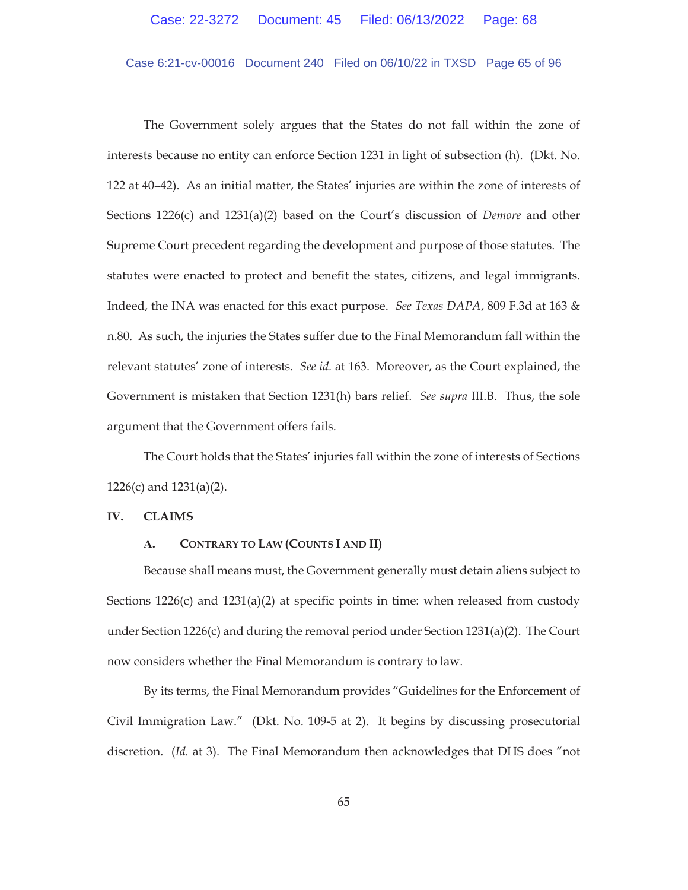The Government solely argues that the States do not fall within the zone of interests because no entity can enforce Section 1231 in light of subsection (h). (Dkt. No. 122 at 40–42). As an initial matter, the States' injuries are within the zone of interests of Sections 1226(c) and 1231(a)(2) based on the Court's discussion of *Demore* and other Supreme Court precedent regarding the development and purpose of those statutes. The statutes were enacted to protect and benefit the states, citizens, and legal immigrants. Indeed, the INA was enacted for this exact purpose. *See Texas DAPA*, 809 F.3d at 163 & n.80. As such, the injuries the States suffer due to the Final Memorandum fall within the relevant statutes' zone of interests. *See id.* at 163. Moreover, as the Court explained, the Government is mistaken that Section 1231(h) bars relief. *See supra* III.B. Thus, the sole argument that the Government offers fails.

The Court holds that the States' injuries fall within the zone of interests of Sections 1226(c) and 1231(a)(2).

## IV. CLAIMS

### A. CONTRARY TO LAW (COUNTS I AND II)

Because shall means must, the Government generally must detain aliens subject to Sections 1226(c) and 1231(a)(2) at specific points in time: when released from custody under Section 1226(c) and during the removal period under Section 1231(a)(2). The Court now considers whether the Final Memorandum is contrary to law.

By its terms, the Final Memorandum provides "Guidelines for the Enforcement of Civil Immigration Law." (Dkt. No. 109-5 at 2). It begins by discussing prosecutorial discretion. (*Id.* at 3). The Final Memorandum then acknowledges that DHS does "not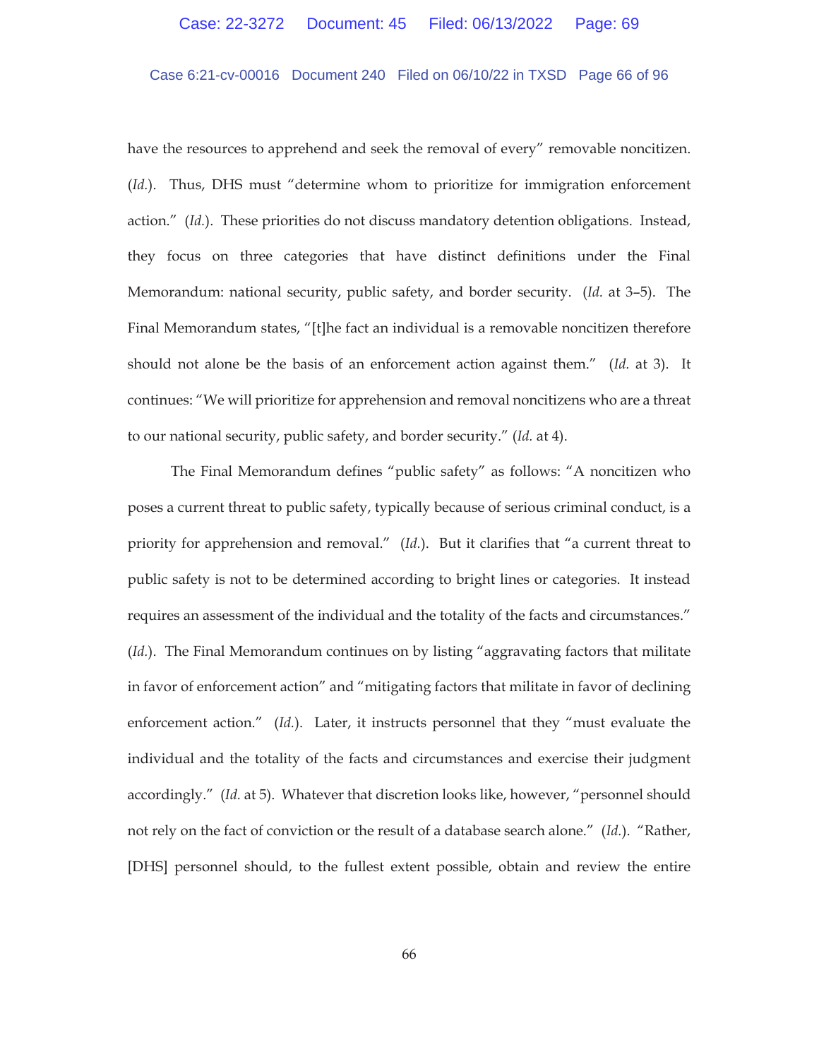have the resources to apprehend and seek the removal of every" removable noncitizen. (*Id.*). Thus, DHS must "determine whom to prioritize for immigration enforcement action." (*Id.*). These priorities do not discuss mandatory detention obligations. Instead, they focus on three categories that have distinct definitions under the Final Memorandum: national security, public safety, and border security. (*Id.* at 3–5). The Final Memorandum states, "[t]he fact an individual is a removable noncitizen therefore should not alone be the basis of an enforcement action against them." (*Id.* at 3). It continues: "We will prioritize for apprehension and removal noncitizens who are a threat to our national security, public safety, and border security." (*Id.* at 4).

The Final Memorandum defines "public safety" as follows: "A noncitizen who poses a current threat to public safety, typically because of serious criminal conduct, is a priority for apprehension and removal." (*Id.*). But it clarifies that "a current threat to public safety is not to be determined according to bright lines or categories. It instead requires an assessment of the individual and the totality of the facts and circumstances." (*Id.*). The Final Memorandum continues on by listing "aggravating factors that militate in favor of enforcement action" and "mitigating factors that militate in favor of declining enforcement action." (*Id.*). Later, it instructs personnel that they "must evaluate the individual and the totality of the facts and circumstances and exercise their judgment accordingly." (*Id.* at 5). Whatever that discretion looks like, however, "personnel should not rely on the fact of conviction or the result of a database search alone." (*Id.*). "Rather, [DHS] personnel should, to the fullest extent possible, obtain and review the entire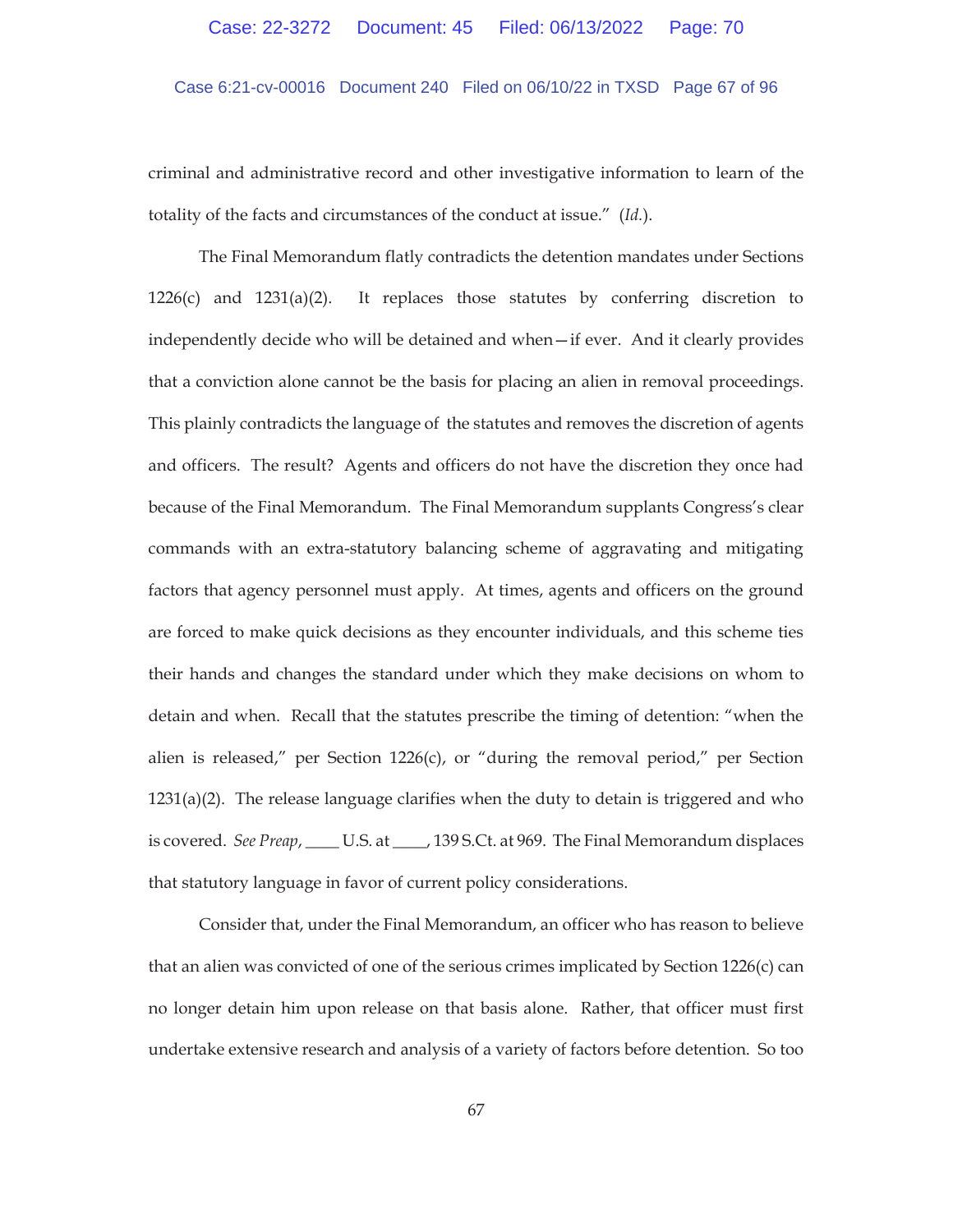criminal and administrative record and other investigative information to learn of the totality of the facts and circumstances of the conduct at issue." (*Id.*).

The Final Memorandum flatly contradicts the detention mandates under Sections 1226(c) and 1231(a)(2). It replaces those statutes by conferring discretion to independently decide who will be detained and when—if ever. And it clearly provides that a conviction alone cannot be the basis for placing an alien in removal proceedings. This plainly contradicts the language of the statutes and removes the discretion of agents and officers. The result? Agents and officers do not have the discretion they once had because of the Final Memorandum. The Final Memorandum supplants Congress's clear commands with an extra-statutory balancing scheme of aggravating and mitigating factors that agency personnel must apply. At times, agents and officers on the ground are forced to make quick decisions as they encounter individuals, and this scheme ties their hands and changes the standard under which they make decisions on whom to detain and when. Recall that the statutes prescribe the timing of detention: "when the alien is released," per Section 1226(c), or "during the removal period," per Section 1231(a)(2). The release language clarifies when the duty to detain is triggered and who is covered. *See Preap*, ____ U.S. at ____, 139 S.Ct. at 969. The Final Memorandum displaces that statutory language in favor of current policy considerations.

Consider that, under the Final Memorandum, an officer who has reason to believe that an alien was convicted of one of the serious crimes implicated by Section 1226(c) can no longer detain him upon release on that basis alone. Rather, that officer must first undertake extensive research and analysis of a variety of factors before detention. So too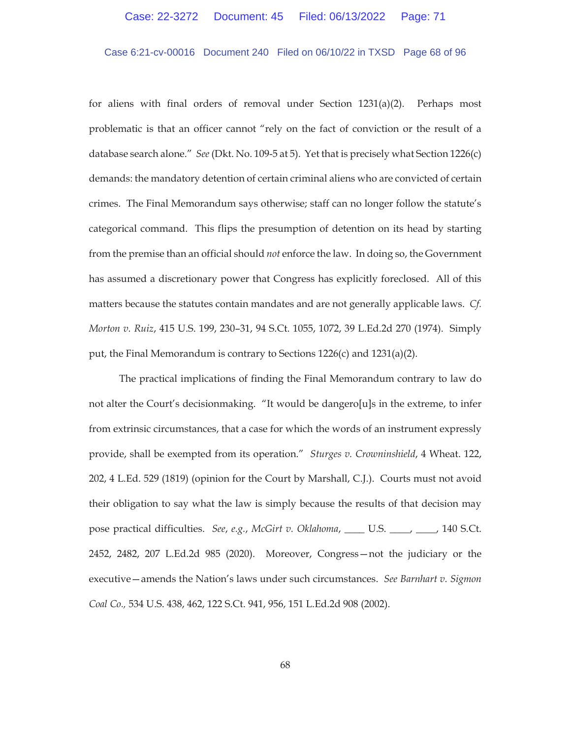for aliens with final orders of removal under Section 1231(a)(2). Perhaps most problematic is that an officer cannot "rely on the fact of conviction or the result of a database search alone." *See* (Dkt. No. 109-5 at 5). Yet that is precisely what Section 1226(c) demands: the mandatory detention of certain criminal aliens who are convicted of certain crimes. The Final Memorandum says otherwise; staff can no longer follow the statute's categorical command. This flips the presumption of detention on its head by starting from the premise than an official should *not* enforce the law. In doing so, the Government has assumed a discretionary power that Congress has explicitly foreclosed. All of this matters because the statutes contain mandates and are not generally applicable laws. *Cf. Morton v. Ruiz*, 415 U.S. 199, 230–31, 94 S.Ct. 1055, 1072, 39 L.Ed.2d 270 (1974). Simply put, the Final Memorandum is contrary to Sections 1226(c) and 1231(a)(2).

The practical implications of finding the Final Memorandum contrary to law do not alter the Court's decisionmaking. "It would be dangero[u]s in the extreme, to infer from extrinsic circumstances, that a case for which the words of an instrument expressly provide, shall be exempted from its operation." *Sturges v. Crowninshield*, 4 Wheat. 122, 202, 4 L.Ed. 529 (1819) (opinion for the Court by Marshall, C.J.). Courts must not avoid their obligation to say what the law is simply because the results of that decision may pose practical difficulties. *See*, *e.g.*, *McGirt v. Oklahoma*, ____ U.S. ____, ____, 140 S.Ct. 2452, 2482, 207 L.Ed.2d 985 (2020). Moreover, Congress—not the judiciary or the executive—amends the Nation's laws under such circumstances. *See Barnhart v. Sigmon Coal Co.*, 534 U.S. 438, 462, 122 S.Ct. 941, 956, 151 L.Ed.2d 908 (2002).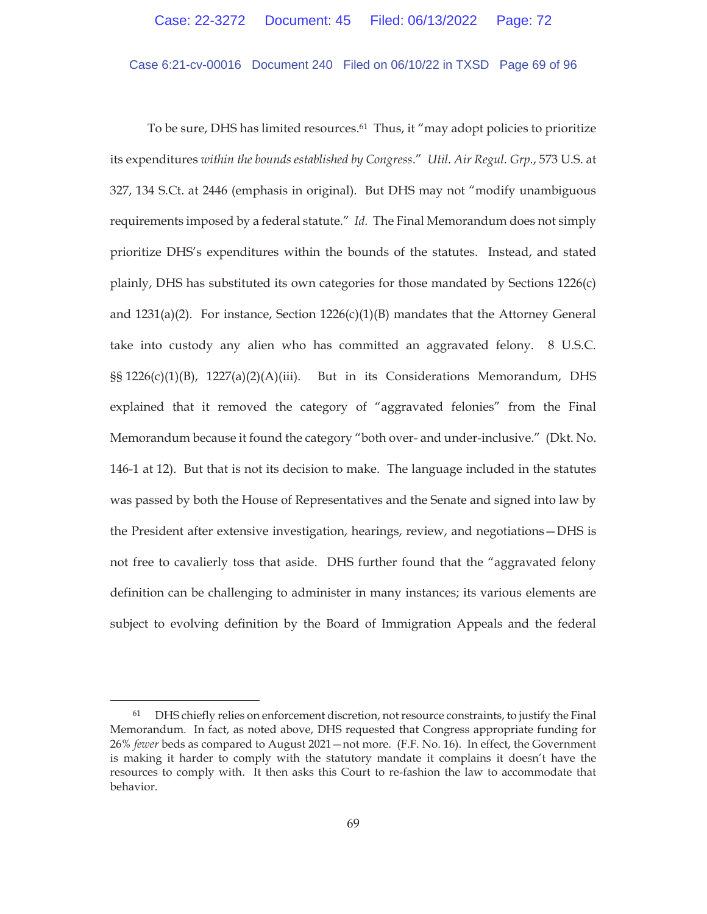To be sure, DHS has limited resources.[61] Thus, it "may adopt policies to prioritize its expenditures *within the bounds established by Congress*." *Util. Air Regul. Grp.*, 573 U.S. at 327, 134 S.Ct. at 2446 (emphasis in original). But DHS may not "modify unambiguous requirements imposed by a federal statute." *Id.* The Final Memorandum does not simply prioritize DHS's expenditures within the bounds of the statutes. Instead, and stated plainly, DHS has substituted its own categories for those mandated by Sections 1226(c) and 1231(a)(2). For instance, Section 1226(c)(1)(B) mandates that the Attorney General take into custody any alien who has committed an aggravated felony. 8 U.S.C. §§ 1226(c)(1)(B), 1227(a)(2)(A)(iii). But in its Considerations Memorandum, DHS explained that it removed the category of "aggravated felonies" from the Final Memorandum because it found the category "both over- and under-inclusive." (Dkt. No. 146-1 at 12). But that is not its decision to make. The language included in the statutes was passed by both the House of Representatives and the Senate and signed into law by the President after extensive investigation, hearings, review, and negotiations—DHS is not free to cavalierly toss that aside. DHS further found that the "aggravated felony definition can be challenging to administer in many instances; its various elements are subject to evolving definition by the Board of Immigration Appeals and the federal

---

[61] DHS chiefly relies on enforcement discretion, not resource constraints, to justify the Final Memorandum. In fact, as noted above, DHS requested that Congress appropriate funding for 26% *fewer* beds as compared to August 2021—not more. (F.F. No. 16). In effect, the Government is making it harder to comply with the statutory mandate it complains it doesn't have the resources to comply with. It then asks this Court to re-fashion the law to accommodate that behavior.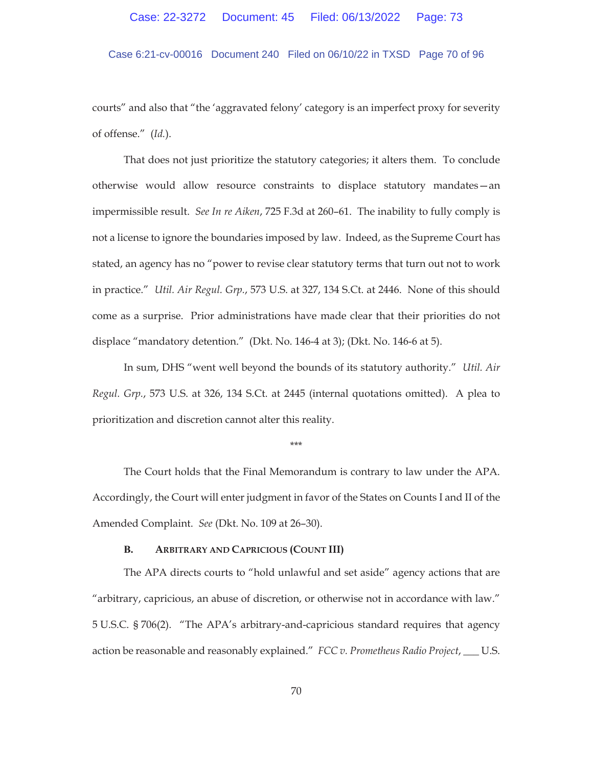courts" and also that "the 'aggravated felony' category is an imperfect proxy for severity of offense." (*Id.*).

That does not just prioritize the statutory categories; it alters them. To conclude otherwise would allow resource constraints to displace statutory mandates—an impermissible result. *See In re Aiken*, 725 F.3d at 260–61. The inability to fully comply is not a license to ignore the boundaries imposed by law. Indeed, as the Supreme Court has stated, an agency has no "power to revise clear statutory terms that turn out not to work in practice." *Util. Air Regul. Grp.*, 573 U.S. at 327, 134 S.Ct. at 2446. None of this should come as a surprise. Prior administrations have made clear that their priorities do not displace "mandatory detention." (Dkt. No. 146-4 at 3); (Dkt. No. 146-6 at 5).

In sum, DHS "went well beyond the bounds of its statutory authority." *Util. Air Regul. Grp.*, 573 U.S. at 326, 134 S.Ct. at 2445 (internal quotations omitted). A plea to prioritization and discretion cannot alter this reality.

\*\*\*

The Court holds that the Final Memorandum is contrary to law under the APA. Accordingly, the Court will enter judgment in favor of the States on Counts I and II of the Amended Complaint. *See* (Dkt. No. 109 at 26–30).

### B. Arbitrary and Capricious (Count III)

The APA directs courts to "hold unlawful and set aside" agency actions that are "arbitrary, capricious, an abuse of discretion, or otherwise not in accordance with law." 5 U.S.C. § 706(2). "The APA's arbitrary-and-capricious standard requires that agency action be reasonable and reasonably explained." *FCC v. Prometheus Radio Project*, \_\_\_ U.S.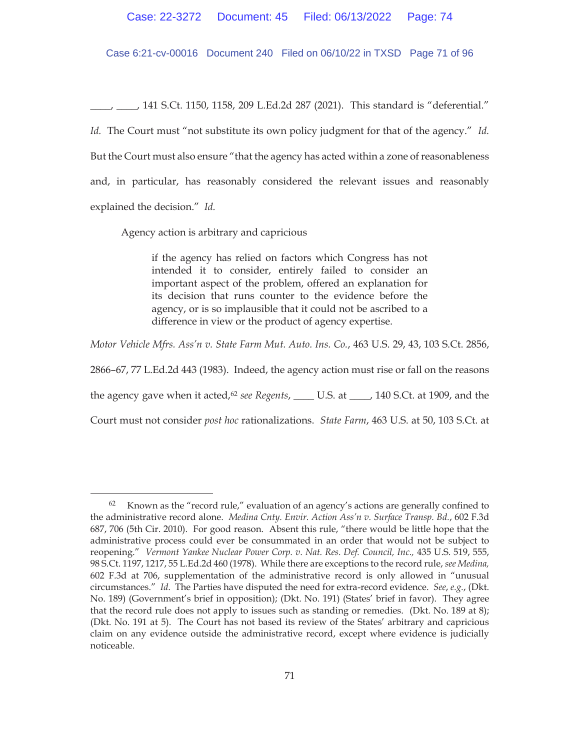\_\_\_\_, \_\_\_\_, 141 S.Ct. 1150, 1158, 209 L.Ed.2d 287 (2021). This standard is "deferential." *Id.* The Court must "not substitute its own policy judgment for that of the agency." *Id.* But the Court must also ensure "that the agency has acted within a zone of reasonableness and, in particular, has reasonably considered the relevant issues and reasonably explained the decision." *Id.*

Agency action is arbitrary and capricious

> if the agency has relied on factors which Congress has not intended it to consider, entirely failed to consider an important aspect of the problem, offered an explanation for its decision that runs counter to the evidence before the agency, or is so implausible that it could not be ascribed to a difference in view or the product of agency expertise.

*Motor Vehicle Mfrs. Ass'n v. State Farm Mut. Auto. Ins. Co.*, 463 U.S. 29, 43, 103 S.Ct. 2856, 2866–67, 77 L.Ed.2d 443 (1983). Indeed, the agency action must rise or fall on the reasons the agency gave when it acted,[62] *see Regents*, \_\_\_\_ U.S. at \_\_\_\_, 140 S.Ct. at 1909, and the Court must not consider *post hoc* rationalizations. *State Farm*, 463 U.S. at 50, 103 S.Ct. at

---

[62] Known as the "record rule," evaluation of an agency's actions are generally confined to the administrative record alone. *Medina Cnty. Envir. Action Ass'n v. Surface Transp. Bd.*, 602 F.3d 687, 706 (5th Cir. 2010). For good reason. Absent this rule, "there would be little hope that the administrative process could ever be consummated in an order that would not be subject to reopening." *Vermont Yankee Nuclear Power Corp. v. Nat. Res. Def. Council, Inc.*, 435 U.S. 519, 555, 98 S.Ct. 1197, 1217, 55 L.Ed.2d 460 (1978). While there are exceptions to the record rule, *see Medina*, 602 F.3d at 706, supplementation of the administrative record is only allowed in "unusual circumstances." *Id.* The Parties have disputed the need for extra-record evidence. *See*, *e.g.*, (Dkt. No. 189) (Government's brief in opposition); (Dkt. No. 191) (States' brief in favor). They agree that the record rule does not apply to issues such as standing or remedies. (Dkt. No. 189 at 8); (Dkt. No. 191 at 5). The Court has not based its review of the States' arbitrary and capricious claim on any evidence outside the administrative record, except where evidence is judicially noticeable.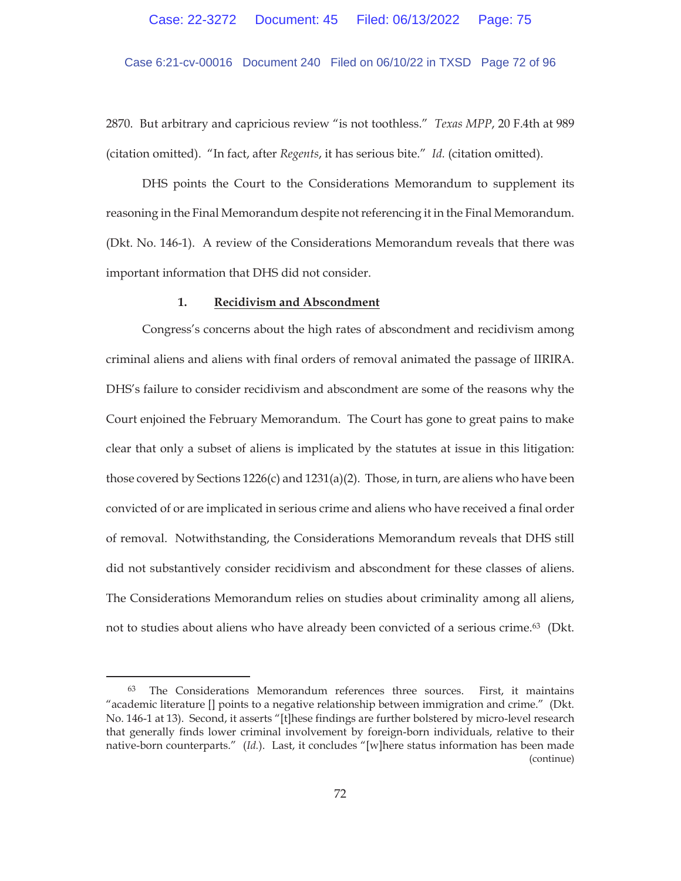2870. But arbitrary and capricious review "is not toothless." *Texas MPP*, 20 F.4th at 989 (citation omitted). "In fact, after *Regents*, it has serious bite." *Id.* (citation omitted).

DHS points the Court to the Considerations Memorandum to supplement its reasoning in the Final Memorandum despite not referencing it in the Final Memorandum. (Dkt. No. 146-1). A review of the Considerations Memorandum reveals that there was important information that DHS did not consider.

### 1. Recidivism and Abscondment

Congress's concerns about the high rates of abscondment and recidivism among criminal aliens and aliens with final orders of removal animated the passage of IIRIRA. DHS's failure to consider recidivism and abscondment are some of the reasons why the Court enjoined the February Memorandum. The Court has gone to great pains to make clear that only a subset of aliens is implicated by the statutes at issue in this litigation: those covered by Sections 1226(c) and 1231(a)(2). Those, in turn, are aliens who have been convicted of or are implicated in serious crime and aliens who have received a final order of removal. Notwithstanding, the Considerations Memorandum reveals that DHS still did not substantively consider recidivism and abscondment for these classes of aliens. The Considerations Memorandum relies on studies about criminality among all aliens, not to studies about aliens who have already been convicted of a serious crime.[63] (Dkt.

---

[63] The Considerations Memorandum references three sources. First, it maintains "academic literature [] points to a negative relationship between immigration and crime." (Dkt. No. 146-1 at 13). Second, it asserts "[t]hese findings are further bolstered by micro-level research that generally finds lower criminal involvement by foreign-born individuals, relative to their native-born counterparts." (*Id.*). Last, it concludes "[w]here status information has been made (continue)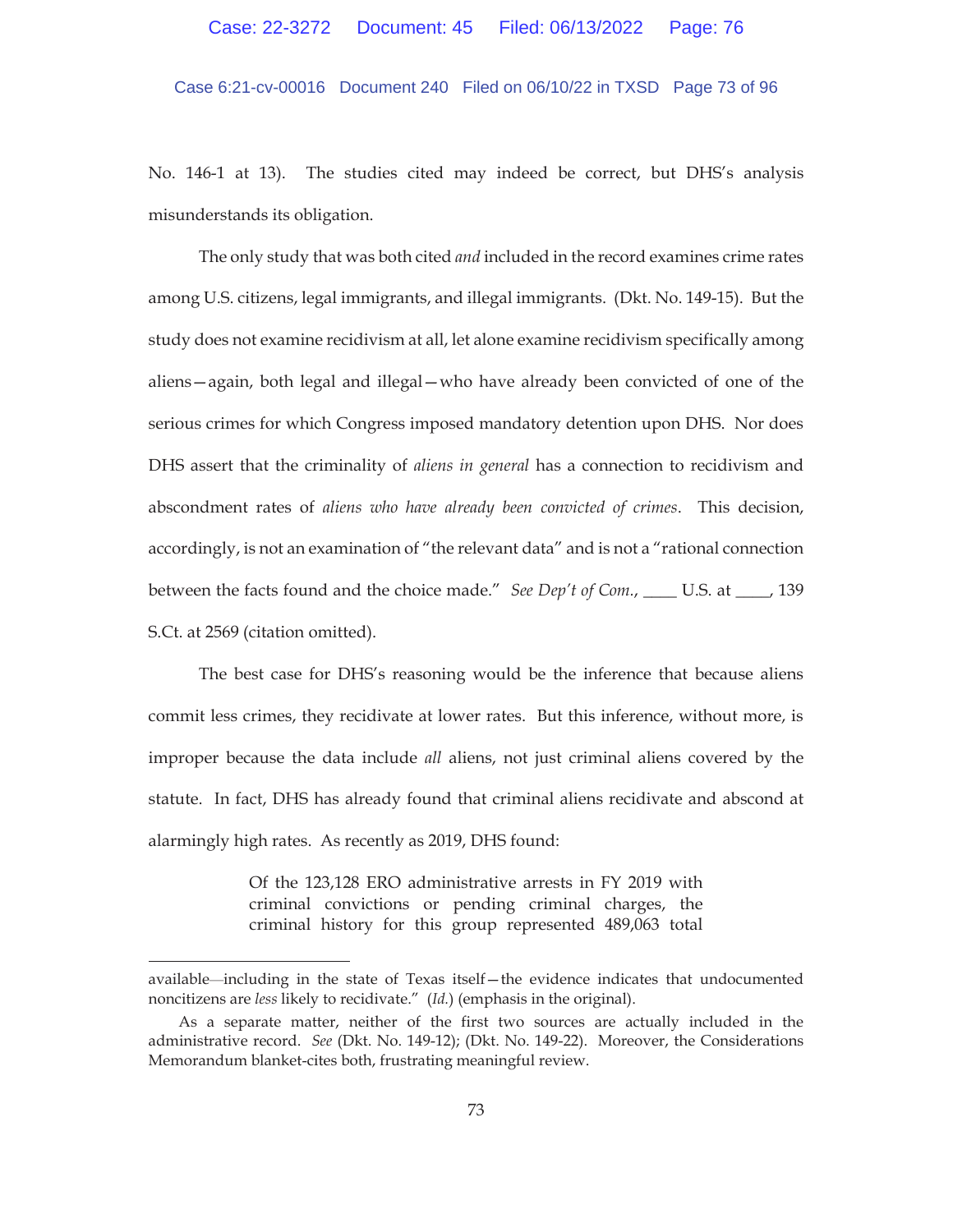No. 146-1 at 13). The studies cited may indeed be correct, but DHS's analysis misunderstands its obligation.

The only study that was both cited *and* included in the record examines crime rates among U.S. citizens, legal immigrants, and illegal immigrants. (Dkt. No. 149-15). But the study does not examine recidivism at all, let alone examine recidivism specifically among aliens—again, both legal and illegal—who have already been convicted of one of the serious crimes for which Congress imposed mandatory detention upon DHS. Nor does DHS assert that the criminality of *aliens in general* has a connection to recidivism and abscondment rates of *aliens who have already been convicted of crimes*. This decision, accordingly, is not an examination of "the relevant data" and is not a "rational connection between the facts found and the choice made." *See Dep't of Com.*, ____ U.S. at ____, 139 S.Ct. at 2569 (citation omitted).

The best case for DHS's reasoning would be the inference that because aliens commit less crimes, they recidivate at lower rates. But this inference, without more, is improper because the data include *all* aliens, not just criminal aliens covered by the statute. In fact, DHS has already found that criminal aliens recidivate and abscond at alarmingly high rates. As recently as 2019, DHS found:

> Of the 123,128 ERO administrative arrests in FY 2019 with criminal convictions or pending criminal charges, the criminal history for this group represented 489,063 total

---

available—including in the state of Texas itself—the evidence indicates that undocumented noncitizens are *less* likely to recidivate." (*Id.*) (emphasis in the original).

As a separate matter, neither of the first two sources are actually included in the administrative record. *See* (Dkt. No. 149-12); (Dkt. No. 149-22). Moreover, the Considerations Memorandum blanket-cites both, frustrating meaningful review.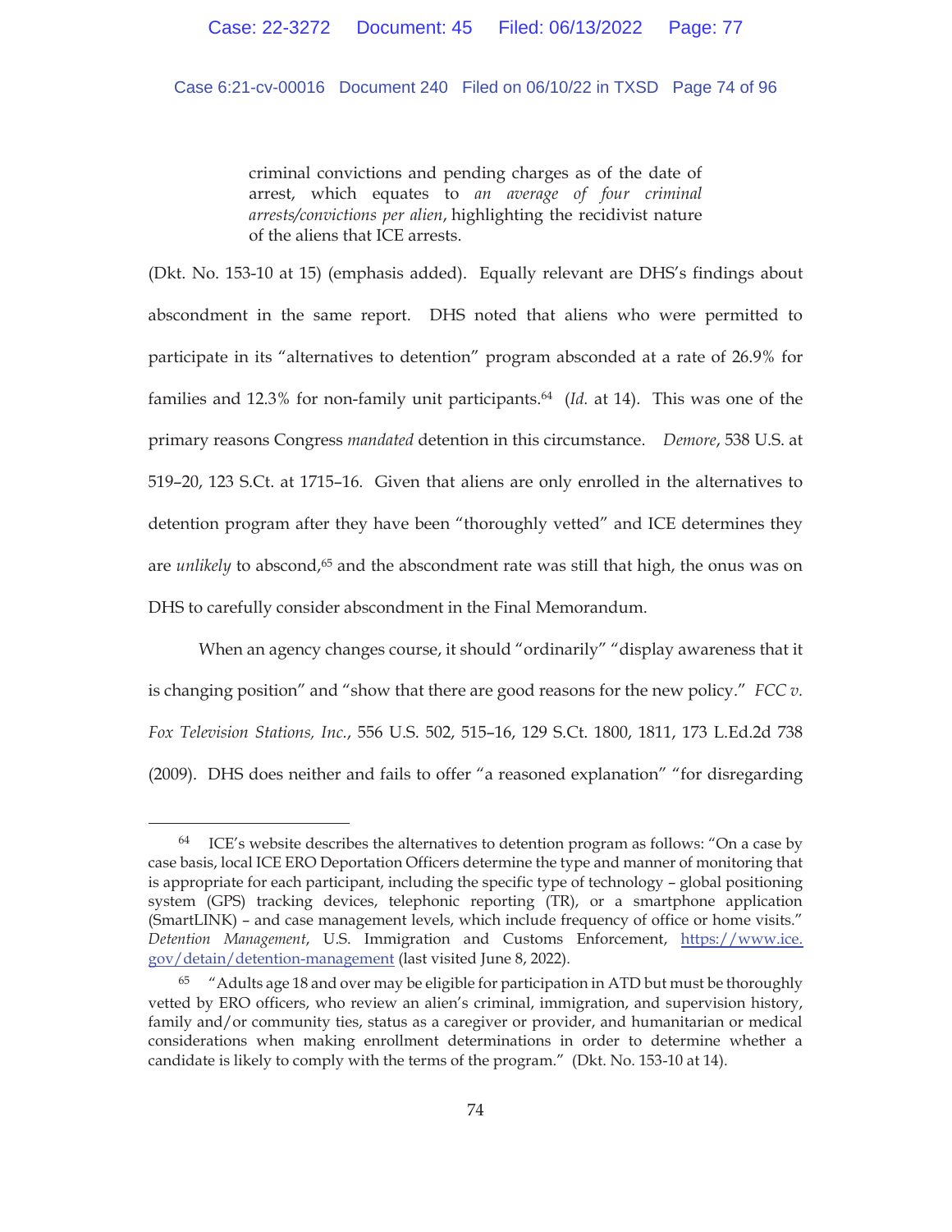> criminal convictions and pending charges as of the date of arrest, which equates to *an average of four criminal arrests/convictions per alien*, highlighting the recidivist nature of the aliens that ICE arrests.

(Dkt. No. 153-10 at 15) (emphasis added). Equally relevant are DHS's findings about abscondment in the same report. DHS noted that aliens who were permitted to participate in its "alternatives to detention" program absconded at a rate of 26.9% for families and 12.3% for non-family unit participants.[64] (*Id.* at 14). This was one of the primary reasons Congress *mandated* detention in this circumstance. *Demore*, 538 U.S. at 519–20, 123 S.Ct. at 1715–16. Given that aliens are only enrolled in the alternatives to detention program after they have been "thoroughly vetted" and ICE determines they are *unlikely* to abscond,[65] and the abscondment rate was still that high, the onus was on DHS to carefully consider abscondment in the Final Memorandum.

When an agency changes course, it should "ordinarily" "display awareness that it is changing position" and "show that there are good reasons for the new policy." *FCC v. Fox Television Stations, Inc.*, 556 U.S. 502, 515–16, 129 S.Ct. 1800, 1811, 173 L.Ed.2d 738 (2009). DHS does neither and fails to offer "a reasoned explanation" "for disregarding

---

[64] ICE's website describes the alternatives to detention program as follows: "On a case by case basis, local ICE ERO Deportation Officers determine the type and manner of monitoring that is appropriate for each participant, including the specific type of technology – global positioning system (GPS) tracking devices, telephonic reporting (TR), or a smartphone application (SmartLINK) – and case management levels, which include frequency of office or home visits." *Detention Management*, U.S. Immigration and Customs Enforcement, https://www.ice.gov/detain/detention-management (last visited June 8, 2022).

[65] "Adults age 18 and over may be eligible for participation in ATD but must be thoroughly vetted by ERO officers, who review an alien's criminal, immigration, and supervision history, family and/or community ties, status as a caregiver or provider, and humanitarian or medical considerations when making enrollment determinations in order to determine whether a candidate is likely to comply with the terms of the program." (Dkt. No. 153-10 at 14).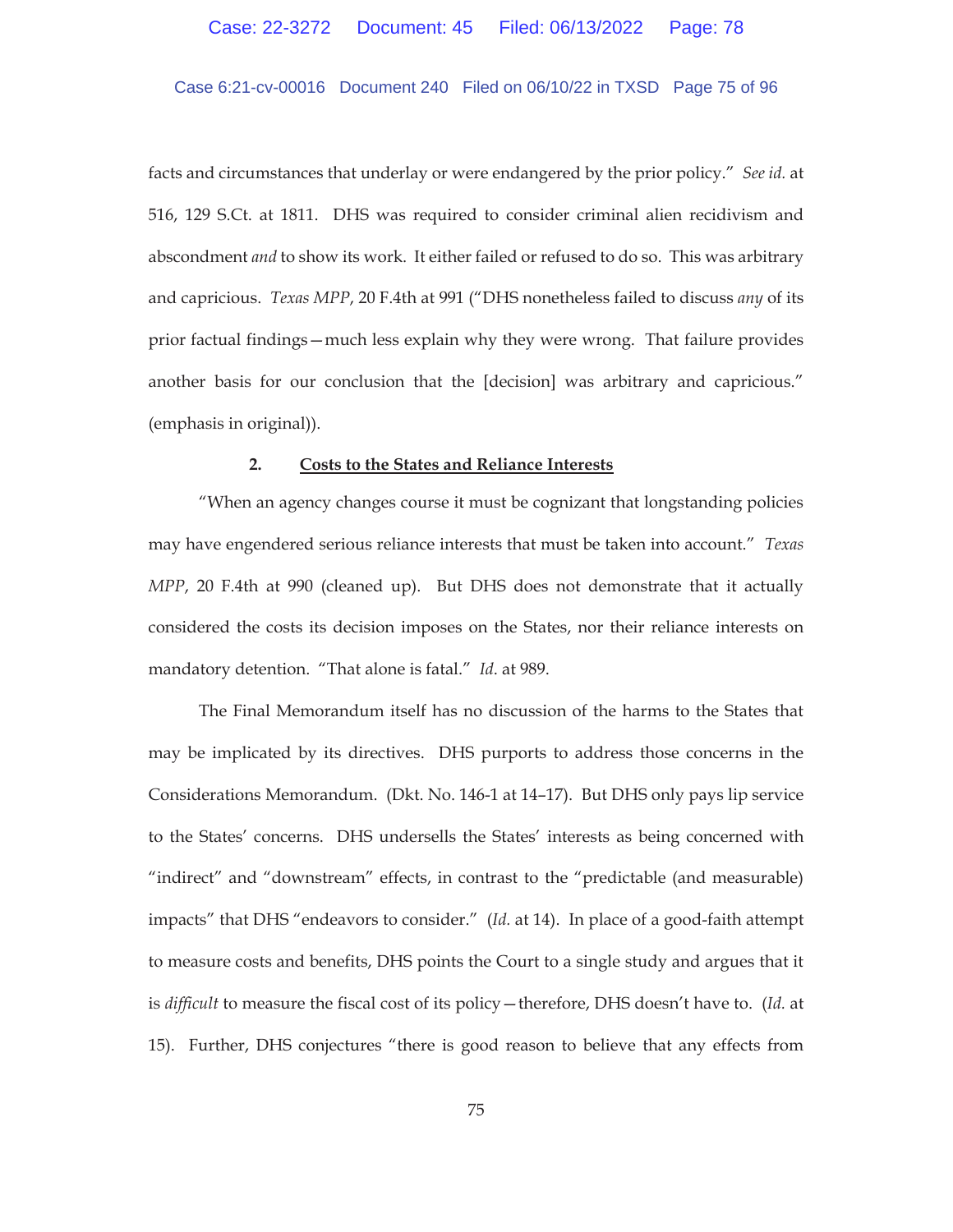facts and circumstances that underlay or were endangered by the prior policy." *See id.* at 516, 129 S.Ct. at 1811. DHS was required to consider criminal alien recidivism and abscondment *and* to show its work. It either failed or refused to do so. This was arbitrary and capricious. *Texas MPP*, 20 F.4th at 991 ("DHS nonetheless failed to discuss *any* of its prior factual findings—much less explain why they were wrong. That failure provides another basis for our conclusion that the [decision] was arbitrary and capricious." (emphasis in original)).

**2. <u>Costs to the States and Reliance Interests</u>**

"When an agency changes course it must be cognizant that longstanding policies may have engendered serious reliance interests that must be taken into account." *Texas MPP*, 20 F.4th at 990 (cleaned up). But DHS does not demonstrate that it actually considered the costs its decision imposes on the States, nor their reliance interests on mandatory detention. "That alone is fatal." *Id.* at 989.

The Final Memorandum itself has no discussion of the harms to the States that may be implicated by its directives. DHS purports to address those concerns in the Considerations Memorandum. (Dkt. No. 146-1 at 14–17). But DHS only pays lip service to the States' concerns. DHS undersells the States' interests as being concerned with "indirect" and "downstream" effects, in contrast to the "predictable (and measurable) impacts" that DHS "endeavors to consider." (*Id.* at 14). In place of a good-faith attempt to measure costs and benefits, DHS points the Court to a single study and argues that it is *difficult* to measure the fiscal cost of its policy—therefore, DHS doesn't have to. (*Id.* at 15). Further, DHS conjectures "there is good reason to believe that any effects from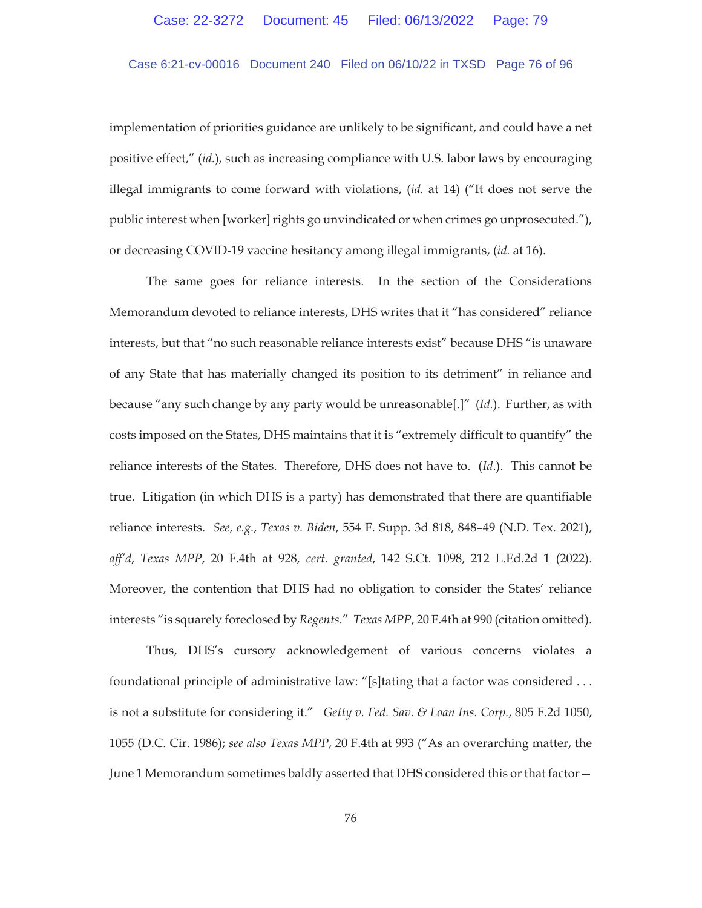implementation of priorities guidance are unlikely to be significant, and could have a net positive effect," (*id.*), such as increasing compliance with U.S. labor laws by encouraging illegal immigrants to come forward with violations, (*id.* at 14) ("It does not serve the public interest when [worker] rights go unvindicated or when crimes go unprosecuted."), or decreasing COVID-19 vaccine hesitancy among illegal immigrants, (*id.* at 16).

The same goes for reliance interests. In the section of the Considerations Memorandum devoted to reliance interests, DHS writes that it "has considered" reliance interests, but that "no such reasonable reliance interests exist" because DHS "is unaware of any State that has materially changed its position to its detriment" in reliance and because "any such change by any party would be unreasonable[.]" (*Id.*). Further, as with costs imposed on the States, DHS maintains that it is "extremely difficult to quantify" the reliance interests of the States. Therefore, DHS does not have to. (*Id.*). This cannot be true. Litigation (in which DHS is a party) has demonstrated that there are quantifiable reliance interests. *See*, *e.g.*, *Texas v. Biden*, 554 F. Supp. 3d 818, 848–49 (N.D. Tex. 2021), *aff'd*, *Texas MPP*, 20 F.4th at 928, *cert. granted*, 142 S.Ct. 1098, 212 L.Ed.2d 1 (2022). Moreover, the contention that DHS had no obligation to consider the States' reliance interests "is squarely foreclosed by *Regents*." *Texas MPP*, 20 F.4th at 990 (citation omitted).

Thus, DHS's cursory acknowledgement of various concerns violates a foundational principle of administrative law: "[s]tating that a factor was considered . . . is not a substitute for considering it." *Getty v. Fed. Sav. & Loan Ins. Corp.*, 805 F.2d 1050, 1055 (D.C. Cir. 1986); *see also Texas MPP*, 20 F.4th at 993 ("As an overarching matter, the June 1 Memorandum sometimes baldly asserted that DHS considered this or that factor—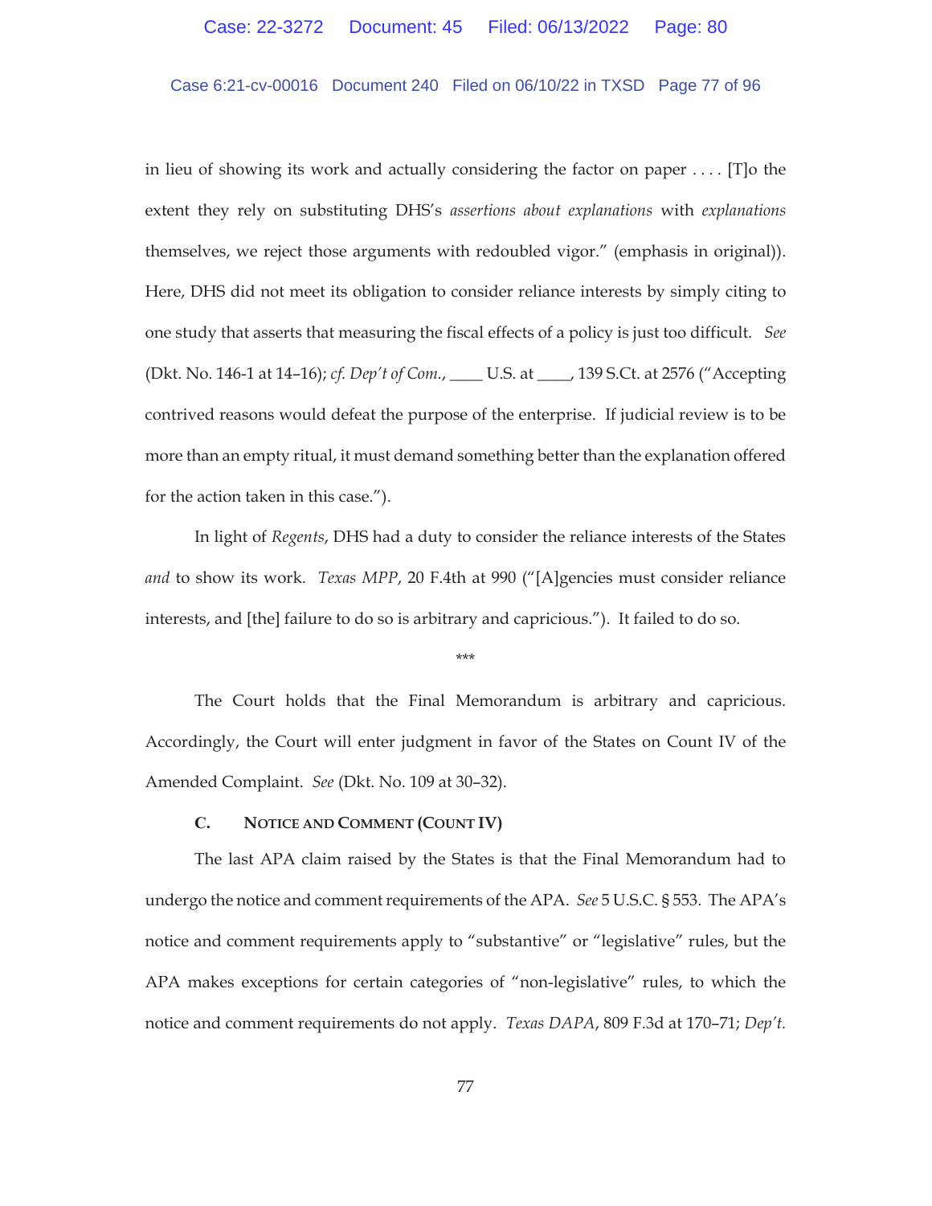in lieu of showing its work and actually considering the factor on paper . . . . [T]o the extent they rely on substituting DHS's *assertions about explanations* with *explanations* themselves, we reject those arguments with redoubled vigor." (emphasis in original)). Here, DHS did not meet its obligation to consider reliance interests by simply citing to one study that asserts that measuring the fiscal effects of a policy is just too difficult. *See* (Dkt. No. 146-1 at 14–16); *cf. Dep't of Com.*, ____ U.S. at ____, 139 S.Ct. at 2576 ("Accepting contrived reasons would defeat the purpose of the enterprise. If judicial review is to be more than an empty ritual, it must demand something better than the explanation offered for the action taken in this case.").

In light of *Regents*, DHS had a duty to consider the reliance interests of the States *and* to show its work. *Texas MPP*, 20 F.4th at 990 ("[A]gencies must consider reliance interests, and [the] failure to do so is arbitrary and capricious."). It failed to do so.

\*\*\*

The Court holds that the Final Memorandum is arbitrary and capricious. Accordingly, the Court will enter judgment in favor of the States on Count IV of the Amended Complaint. *See* (Dkt. No. 109 at 30–32).

### C. Notice and Comment (Count IV)

The last APA claim raised by the States is that the Final Memorandum had to undergo the notice and comment requirements of the APA. *See* 5 U.S.C. § 553. The APA's notice and comment requirements apply to "substantive" or "legislative" rules, but the APA makes exceptions for certain categories of "non-legislative" rules, to which the notice and comment requirements do not apply. *Texas DAPA*, 809 F.3d at 170–71; *Dep't.*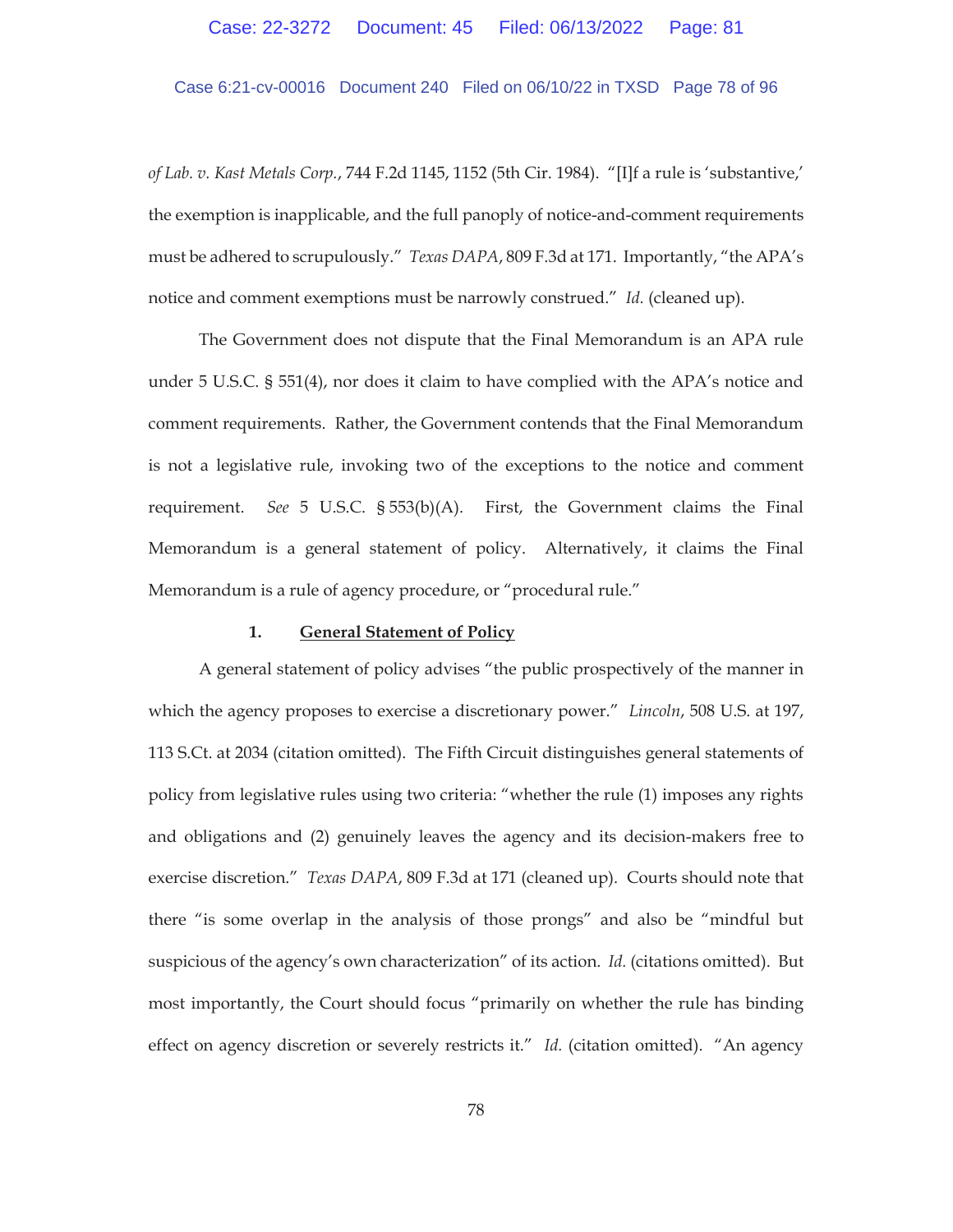*of Lab. v. Kast Metals Corp.*, 744 F.2d 1145, 1152 (5th Cir. 1984). "[I]f a rule is 'substantive,' the exemption is inapplicable, and the full panoply of notice-and-comment requirements must be adhered to scrupulously." *Texas DAPA*, 809 F.3d at 171. Importantly, "the APA's notice and comment exemptions must be narrowly construed." *Id.* (cleaned up).

The Government does not dispute that the Final Memorandum is an APA rule under 5 U.S.C. § 551(4), nor does it claim to have complied with the APA's notice and comment requirements. Rather, the Government contends that the Final Memorandum is not a legislative rule, invoking two of the exceptions to the notice and comment requirement. *See* 5 U.S.C. § 553(b)(A). First, the Government claims the Final Memorandum is a general statement of policy. Alternatively, it claims the Final Memorandum is a rule of agency procedure, or "procedural rule."

### 1. **General Statement of Policy**

A general statement of policy advises "the public prospectively of the manner in which the agency proposes to exercise a discretionary power." *Lincoln*, 508 U.S. at 197, 113 S.Ct. at 2034 (citation omitted). The Fifth Circuit distinguishes general statements of policy from legislative rules using two criteria: "whether the rule (1) imposes any rights and obligations and (2) genuinely leaves the agency and its decision-makers free to exercise discretion." *Texas DAPA*, 809 F.3d at 171 (cleaned up). Courts should note that there "is some overlap in the analysis of those prongs" and also be "mindful but suspicious of the agency's own characterization" of its action. *Id.* (citations omitted). But most importantly, the Court should focus "primarily on whether the rule has binding effect on agency discretion or severely restricts it." *Id.* (citation omitted). "An agency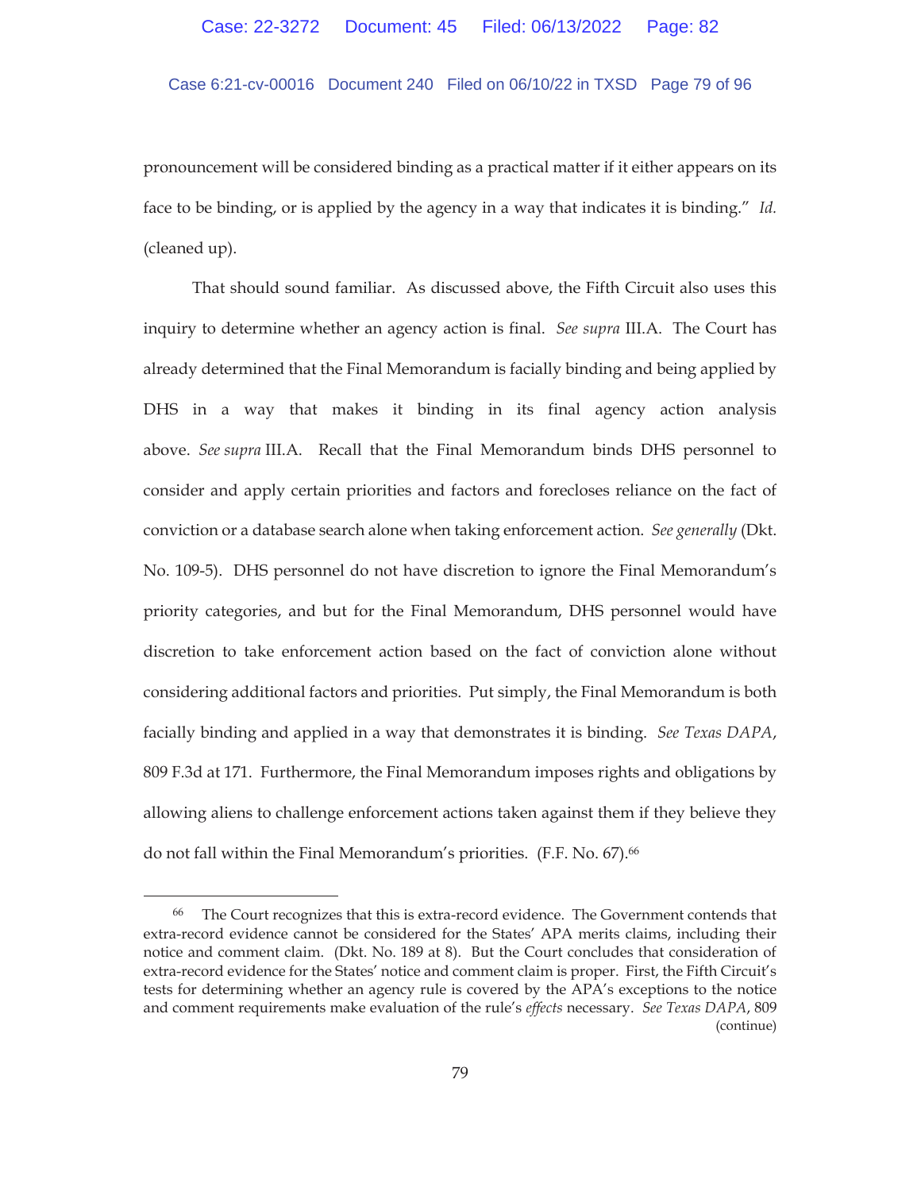pronouncement will be considered binding as a practical matter if it either appears on its face to be binding, or is applied by the agency in a way that indicates it is binding." *Id.* (cleaned up).

That should sound familiar. As discussed above, the Fifth Circuit also uses this inquiry to determine whether an agency action is final. *See supra* III.A. The Court has already determined that the Final Memorandum is facially binding and being applied by DHS in a way that makes it binding in its final agency action analysis above. *See supra* III.A. Recall that the Final Memorandum binds DHS personnel to consider and apply certain priorities and factors and forecloses reliance on the fact of conviction or a database search alone when taking enforcement action. *See generally* (Dkt. No. 109-5). DHS personnel do not have discretion to ignore the Final Memorandum's priority categories, and but for the Final Memorandum, DHS personnel would have discretion to take enforcement action based on the fact of conviction alone without considering additional factors and priorities. Put simply, the Final Memorandum is both facially binding and applied in a way that demonstrates it is binding. *See Texas DAPA*, 809 F.3d at 171. Furthermore, the Final Memorandum imposes rights and obligations by allowing aliens to challenge enforcement actions taken against them if they believe they do not fall within the Final Memorandum's priorities. (F.F. No. 67).[66]

---

[66] The Court recognizes that this is extra-record evidence. The Government contends that extra-record evidence cannot be considered for the States' APA merits claims, including their notice and comment claim. (Dkt. No. 189 at 8). But the Court concludes that consideration of extra-record evidence for the States' notice and comment claim is proper. First, the Fifth Circuit's tests for determining whether an agency rule is covered by the APA's exceptions to the notice and comment requirements make evaluation of the rule's *effects* necessary. *See Texas DAPA*, 809 (continue)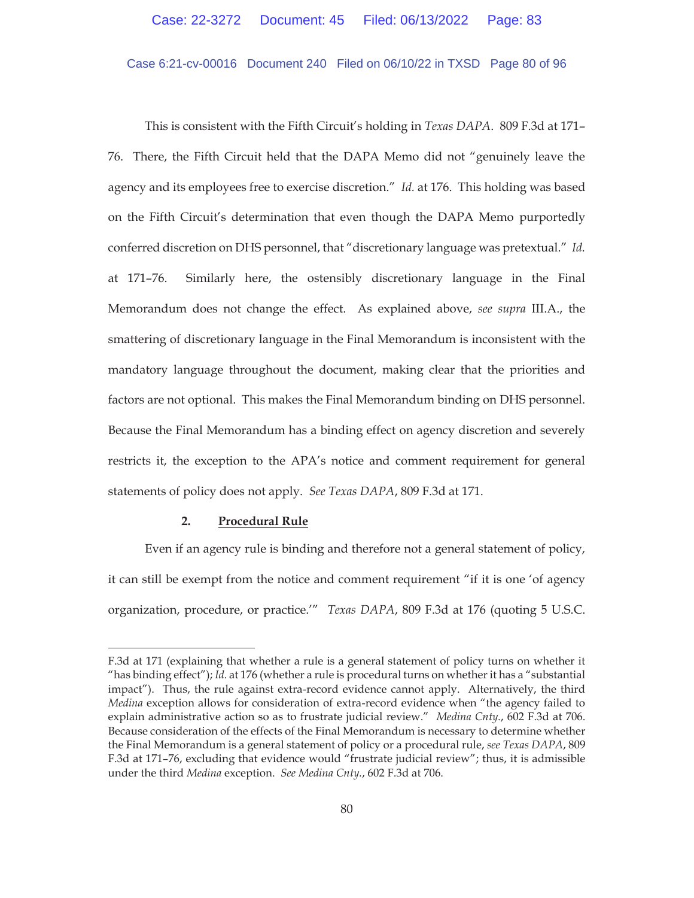This is consistent with the Fifth Circuit's holding in *Texas DAPA*. 809 F.3d at 171–76. There, the Fifth Circuit held that the DAPA Memo did not "genuinely leave the agency and its employees free to exercise discretion." *Id.* at 176. This holding was based on the Fifth Circuit's determination that even though the DAPA Memo purportedly conferred discretion on DHS personnel, that "discretionary language was pretextual." *Id.* at 171–76. Similarly here, the ostensibly discretionary language in the Final Memorandum does not change the effect. As explained above, *see supra* III.A., the smattering of discretionary language in the Final Memorandum is inconsistent with the mandatory language throughout the document, making clear that the priorities and factors are not optional. This makes the Final Memorandum binding on DHS personnel. Because the Final Memorandum has a binding effect on agency discretion and severely restricts it, the exception to the APA's notice and comment requirement for general statements of policy does not apply. *See Texas DAPA*, 809 F.3d at 171.

#### 2. <u>Procedural Rule</u>

Even if an agency rule is binding and therefore not a general statement of policy, it can still be exempt from the notice and comment requirement "if it is one 'of agency organization, procedure, or practice.'" *Texas DAPA*, 809 F.3d at 176 (quoting 5 U.S.C.

---

F.3d at 171 (explaining that whether a rule is a general statement of policy turns on whether it "has binding effect"); *Id.* at 176 (whether a rule is procedural turns on whether it has a "substantial impact"). Thus, the rule against extra-record evidence cannot apply. Alternatively, the third *Medina* exception allows for consideration of extra-record evidence when "the agency failed to explain administrative action so as to frustrate judicial review." *Medina Cnty.*, 602 F.3d at 706. Because consideration of the effects of the Final Memorandum is necessary to determine whether the Final Memorandum is a general statement of policy or a procedural rule, *see Texas DAPA*, 809 F.3d at 171–76, excluding that evidence would "frustrate judicial review"; thus, it is admissible under the third *Medina* exception. *See Medina Cnty.*, 602 F.3d at 706.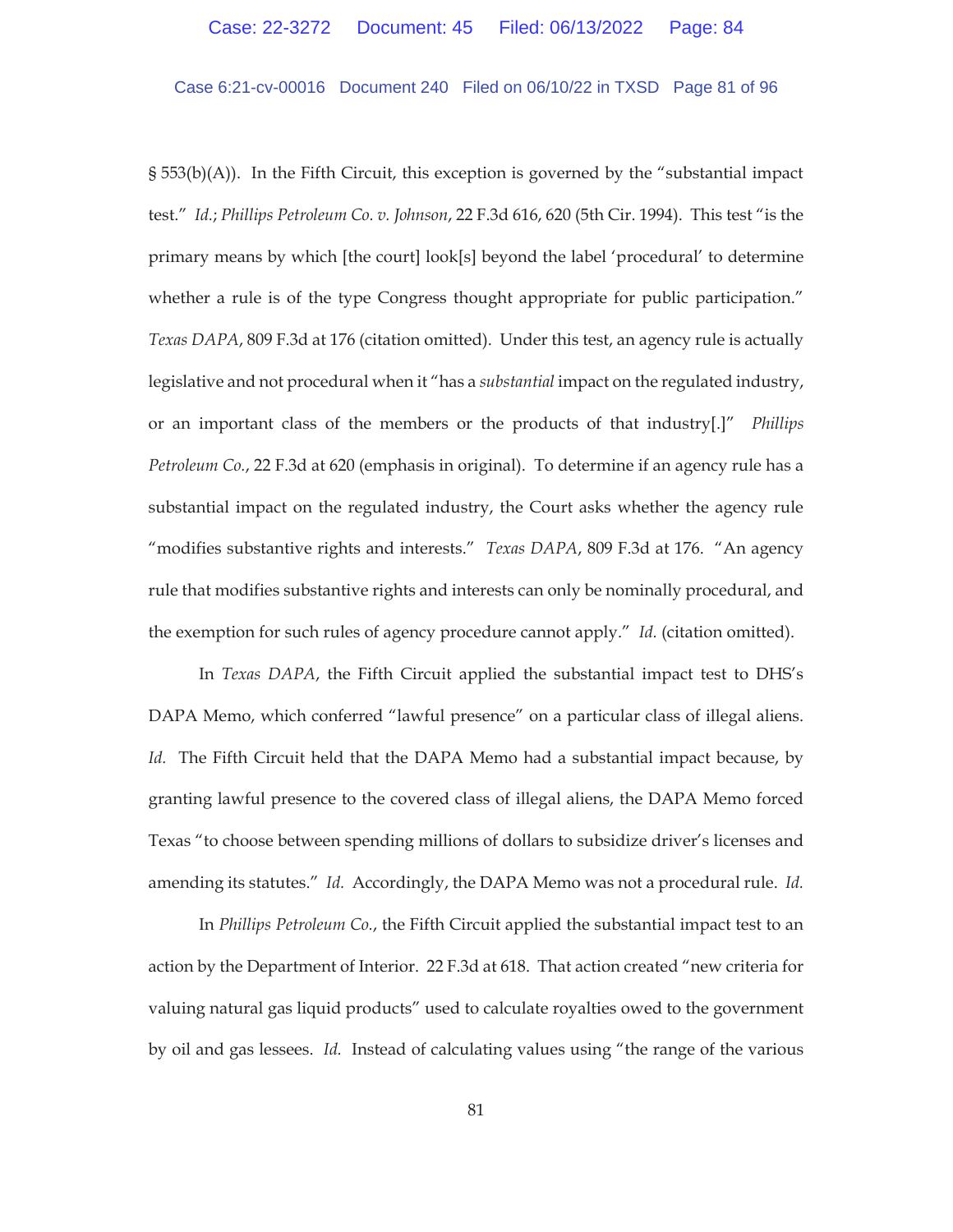§ 553(b)(A)). In the Fifth Circuit, this exception is governed by the "substantial impact test." *Id.*; *Phillips Petroleum Co. v. Johnson*, 22 F.3d 616, 620 (5th Cir. 1994). This test "is the primary means by which [the court] look[s] beyond the label 'procedural' to determine whether a rule is of the type Congress thought appropriate for public participation." *Texas DAPA*, 809 F.3d at 176 (citation omitted). Under this test, an agency rule is actually legislative and not procedural when it "has a *substantial* impact on the regulated industry, or an important class of the members or the products of that industry[.]" *Phillips Petroleum Co.*, 22 F.3d at 620 (emphasis in original). To determine if an agency rule has a substantial impact on the regulated industry, the Court asks whether the agency rule "modifies substantive rights and interests." *Texas DAPA*, 809 F.3d at 176. "An agency rule that modifies substantive rights and interests can only be nominally procedural, and the exemption for such rules of agency procedure cannot apply." *Id.* (citation omitted).

In *Texas DAPA*, the Fifth Circuit applied the substantial impact test to DHS's DAPA Memo, which conferred "lawful presence" on a particular class of illegal aliens. *Id.* The Fifth Circuit held that the DAPA Memo had a substantial impact because, by granting lawful presence to the covered class of illegal aliens, the DAPA Memo forced Texas "to choose between spending millions of dollars to subsidize driver's licenses and amending its statutes." *Id.* Accordingly, the DAPA Memo was not a procedural rule. *Id.*

In *Phillips Petroleum Co.*, the Fifth Circuit applied the substantial impact test to an action by the Department of Interior. 22 F.3d at 618. That action created "new criteria for valuing natural gas liquid products" used to calculate royalties owed to the government by oil and gas lessees. *Id.* Instead of calculating values using "the range of the various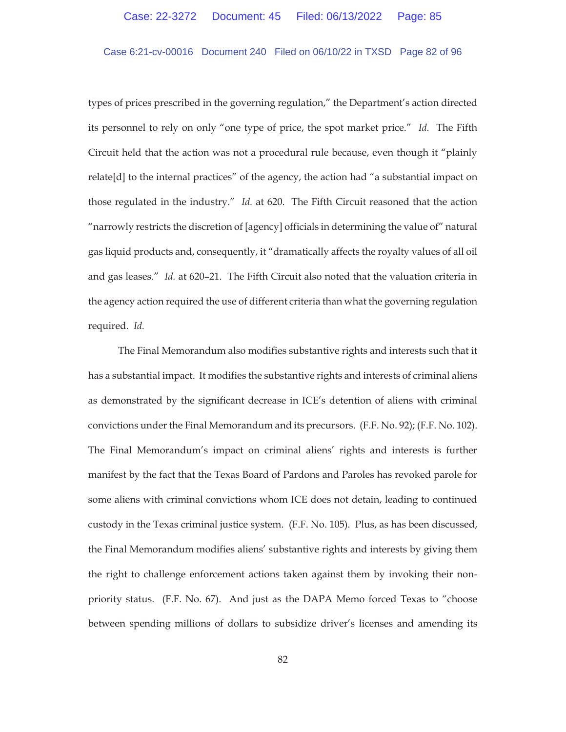types of prices prescribed in the governing regulation," the Department's action directed its personnel to rely on only "one type of price, the spot market price." *Id.* The Fifth Circuit held that the action was not a procedural rule because, even though it "plainly relate[d] to the internal practices" of the agency, the action had "a substantial impact on those regulated in the industry." *Id.* at 620. The Fifth Circuit reasoned that the action "narrowly restricts the discretion of [agency] officials in determining the value of" natural gas liquid products and, consequently, it "dramatically affects the royalty values of all oil and gas leases." *Id.* at 620–21. The Fifth Circuit also noted that the valuation criteria in the agency action required the use of different criteria than what the governing regulation required. *Id.*

The Final Memorandum also modifies substantive rights and interests such that it has a substantial impact. It modifies the substantive rights and interests of criminal aliens as demonstrated by the significant decrease in ICE's detention of aliens with criminal convictions under the Final Memorandum and its precursors. (F.F. No. 92); (F.F. No. 102). The Final Memorandum's impact on criminal aliens' rights and interests is further manifest by the fact that the Texas Board of Pardons and Paroles has revoked parole for some aliens with criminal convictions whom ICE does not detain, leading to continued custody in the Texas criminal justice system. (F.F. No. 105). Plus, as has been discussed, the Final Memorandum modifies aliens' substantive rights and interests by giving them the right to challenge enforcement actions taken against them by invoking their non-priority status. (F.F. No. 67). And just as the DAPA Memo forced Texas to "choose between spending millions of dollars to subsidize driver's licenses and amending its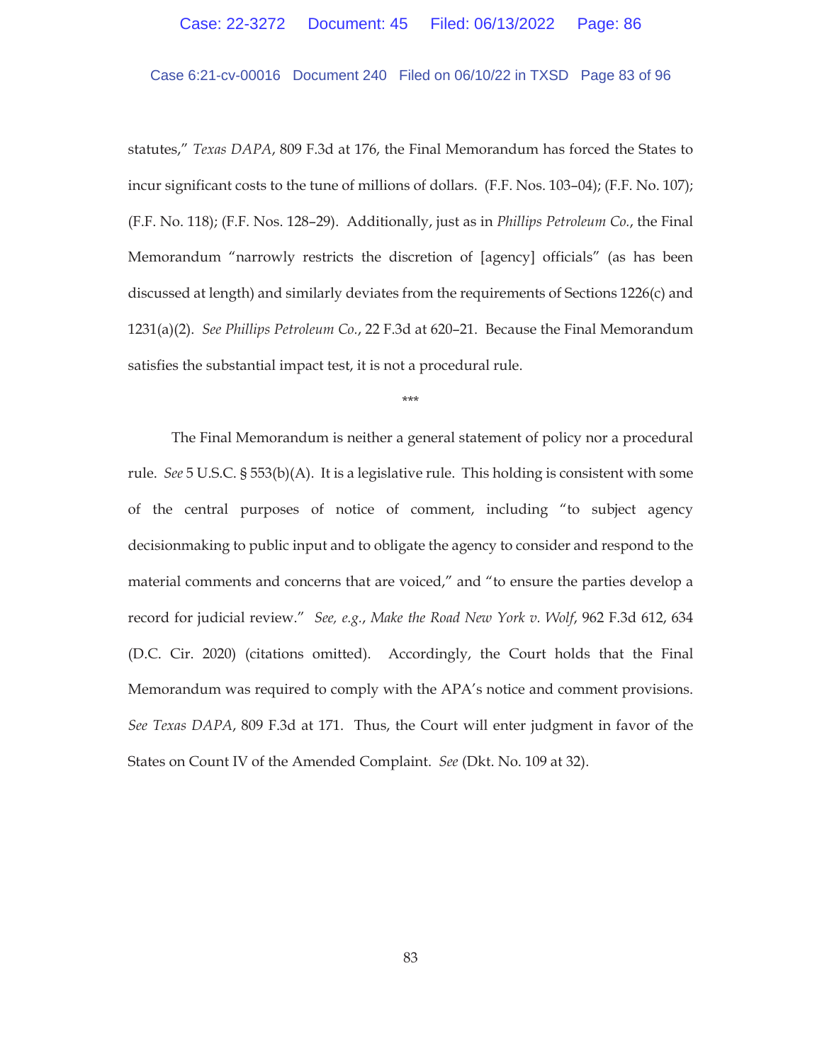statutes," *Texas DAPA*, 809 F.3d at 176, the Final Memorandum has forced the States to incur significant costs to the tune of millions of dollars. (F.F. Nos. 103–04); (F.F. No. 107); (F.F. No. 118); (F.F. Nos. 128–29). Additionally, just as in *Phillips Petroleum Co.*, the Final Memorandum "narrowly restricts the discretion of [agency] officials" (as has been discussed at length) and similarly deviates from the requirements of Sections 1226(c) and 1231(a)(2). *See Phillips Petroleum Co.*, 22 F.3d at 620–21. Because the Final Memorandum satisfies the substantial impact test, it is not a procedural rule.

\*\*\*

The Final Memorandum is neither a general statement of policy nor a procedural rule. *See* 5 U.S.C. § 553(b)(A). It is a legislative rule. This holding is consistent with some of the central purposes of notice of comment, including "to subject agency decisionmaking to public input and to obligate the agency to consider and respond to the material comments and concerns that are voiced," and "to ensure the parties develop a record for judicial review." *See, e.g.*, *Make the Road New York v. Wolf*, 962 F.3d 612, 634 (D.C. Cir. 2020) (citations omitted). Accordingly, the Court holds that the Final Memorandum was required to comply with the APA's notice and comment provisions. *See Texas DAPA*, 809 F.3d at 171. Thus, the Court will enter judgment in favor of the States on Count IV of the Amended Complaint. *See* (Dkt. No. 109 at 32).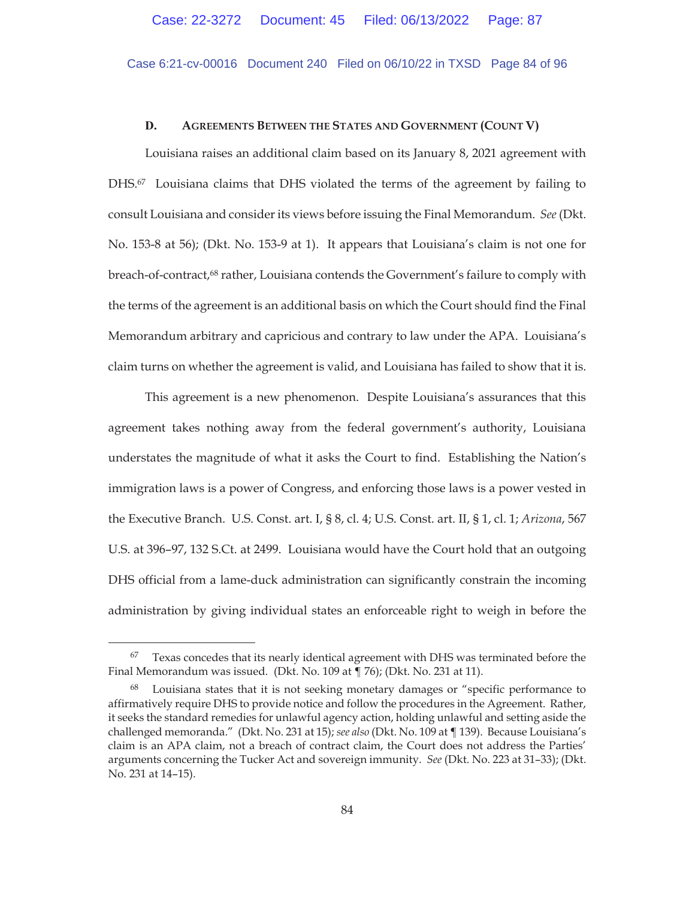### D. AGREEMENTS BETWEEN THE STATES AND GOVERNMENT (COUNT V)

Louisiana raises an additional claim based on its January 8, 2021 agreement with DHS.[67] Louisiana claims that DHS violated the terms of the agreement by failing to consult Louisiana and consider its views before issuing the Final Memorandum. *See* (Dkt. No. 153-8 at 56); (Dkt. No. 153-9 at 1). It appears that Louisiana's claim is not one for breach-of-contract,[68] rather, Louisiana contends the Government's failure to comply with the terms of the agreement is an additional basis on which the Court should find the Final Memorandum arbitrary and capricious and contrary to law under the APA. Louisiana's claim turns on whether the agreement is valid, and Louisiana has failed to show that it is.

This agreement is a new phenomenon. Despite Louisiana's assurances that this agreement takes nothing away from the federal government's authority, Louisiana understates the magnitude of what it asks the Court to find. Establishing the Nation's immigration laws is a power of Congress, and enforcing those laws is a power vested in the Executive Branch. U.S. Const. art. I, § 8, cl. 4; U.S. Const. art. II, § 1, cl. 1; *Arizona*, 567 U.S. at 396–97, 132 S.Ct. at 2499. Louisiana would have the Court hold that an outgoing DHS official from a lame-duck administration can significantly constrain the incoming administration by giving individual states an enforceable right to weigh in before the

---

[67] Texas concedes that its nearly identical agreement with DHS was terminated before the Final Memorandum was issued. (Dkt. No. 109 at ¶ 76); (Dkt. No. 231 at 11).

[68] Louisiana states that it is not seeking monetary damages or "specific performance to affirmatively require DHS to provide notice and follow the procedures in the Agreement. Rather, it seeks the standard remedies for unlawful agency action, holding unlawful and setting aside the challenged memoranda." (Dkt. No. 231 at 15); *see also* (Dkt. No. 109 at ¶ 139). Because Louisiana's claim is an APA claim, not a breach of contract claim, the Court does not address the Parties' arguments concerning the Tucker Act and sovereign immunity. *See* (Dkt. No. 223 at 31–33); (Dkt. No. 231 at 14–15).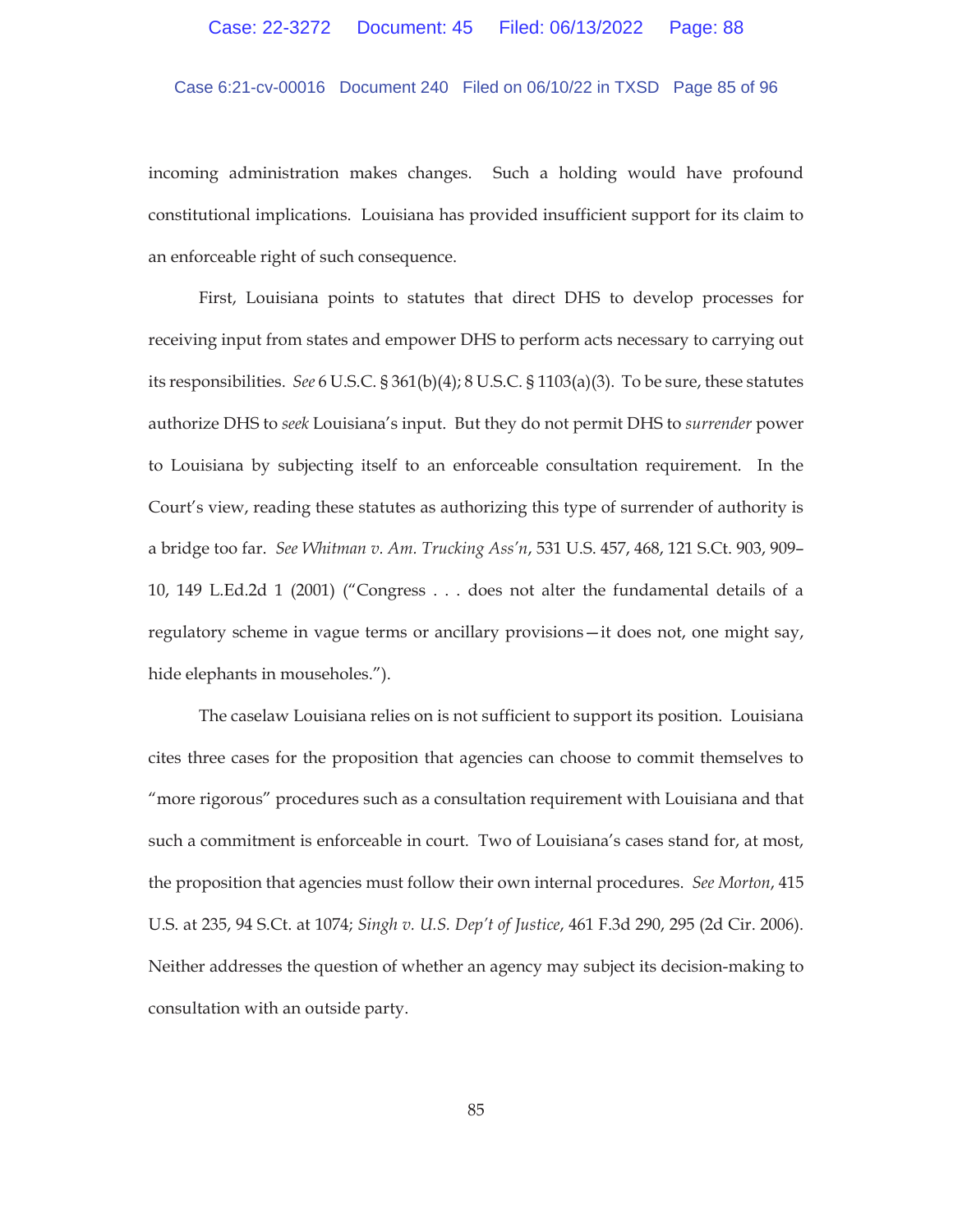incoming administration makes changes. Such a holding would have profound constitutional implications. Louisiana has provided insufficient support for its claim to an enforceable right of such consequence.

First, Louisiana points to statutes that direct DHS to develop processes for receiving input from states and empower DHS to perform acts necessary to carrying out its responsibilities. *See* 6 U.S.C. § 361(b)(4); 8 U.S.C. § 1103(a)(3). To be sure, these statutes authorize DHS to *seek* Louisiana's input. But they do not permit DHS to *surrender* power to Louisiana by subjecting itself to an enforceable consultation requirement. In the Court's view, reading these statutes as authorizing this type of surrender of authority is a bridge too far. *See Whitman v. Am. Trucking Ass'n*, 531 U.S. 457, 468, 121 S.Ct. 903, 909–10, 149 L.Ed.2d 1 (2001) ("Congress . . . does not alter the fundamental details of a regulatory scheme in vague terms or ancillary provisions—it does not, one might say, hide elephants in mouseholes.").

The caselaw Louisiana relies on is not sufficient to support its position. Louisiana cites three cases for the proposition that agencies can choose to commit themselves to "more rigorous" procedures such as a consultation requirement with Louisiana and that such a commitment is enforceable in court. Two of Louisiana's cases stand for, at most, the proposition that agencies must follow their own internal procedures. *See Morton*, 415 U.S. at 235, 94 S.Ct. at 1074; *Singh v. U.S. Dep't of Justice*, 461 F.3d 290, 295 (2d Cir. 2006). Neither addresses the question of whether an agency may subject its decision-making to consultation with an outside party.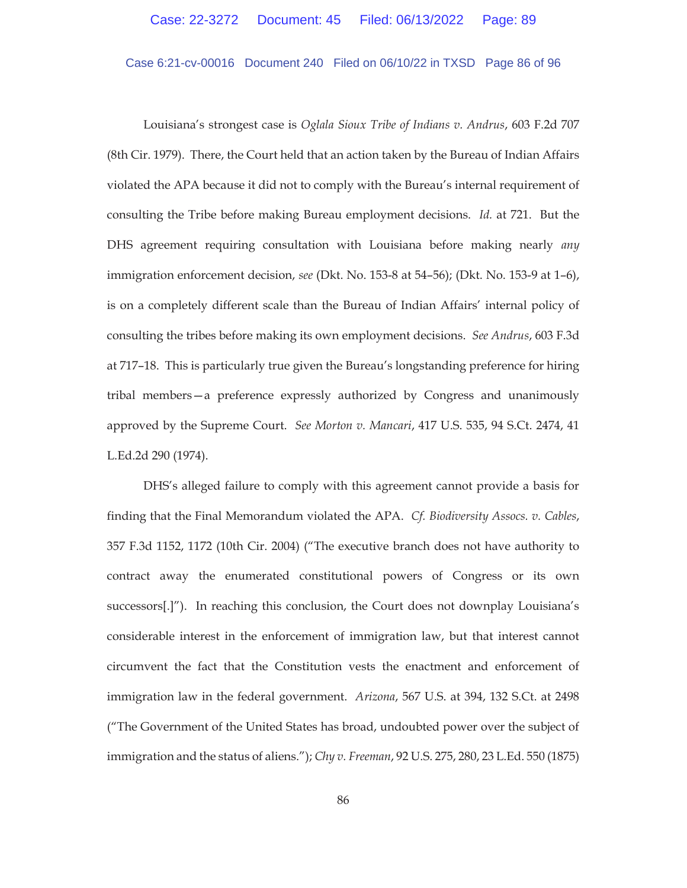Louisiana's strongest case is *Oglala Sioux Tribe of Indians v. Andrus*, 603 F.2d 707 (8th Cir. 1979). There, the Court held that an action taken by the Bureau of Indian Affairs violated the APA because it did not to comply with the Bureau's internal requirement of consulting the Tribe before making Bureau employment decisions. *Id.* at 721. But the DHS agreement requiring consultation with Louisiana before making nearly *any* immigration enforcement decision, *see* (Dkt. No. 153-8 at 54–56); (Dkt. No. 153-9 at 1–6), is on a completely different scale than the Bureau of Indian Affairs' internal policy of consulting the tribes before making its own employment decisions. *See Andrus*, 603 F.3d at 717–18. This is particularly true given the Bureau's longstanding preference for hiring tribal members—a preference expressly authorized by Congress and unanimously approved by the Supreme Court. *See Morton v. Mancari*, 417 U.S. 535, 94 S.Ct. 2474, 41 L.Ed.2d 290 (1974).

DHS's alleged failure to comply with this agreement cannot provide a basis for finding that the Final Memorandum violated the APA. *Cf. Biodiversity Assocs. v. Cables*, 357 F.3d 1152, 1172 (10th Cir. 2004) ("The executive branch does not have authority to contract away the enumerated constitutional powers of Congress or its own successors[.]"). In reaching this conclusion, the Court does not downplay Louisiana's considerable interest in the enforcement of immigration law, but that interest cannot circumvent the fact that the Constitution vests the enactment and enforcement of immigration law in the federal government. *Arizona*, 567 U.S. at 394, 132 S.Ct. at 2498 ("The Government of the United States has broad, undoubted power over the subject of immigration and the status of aliens."); *Chy v. Freeman*, 92 U.S. 275, 280, 23 L.Ed. 550 (1875)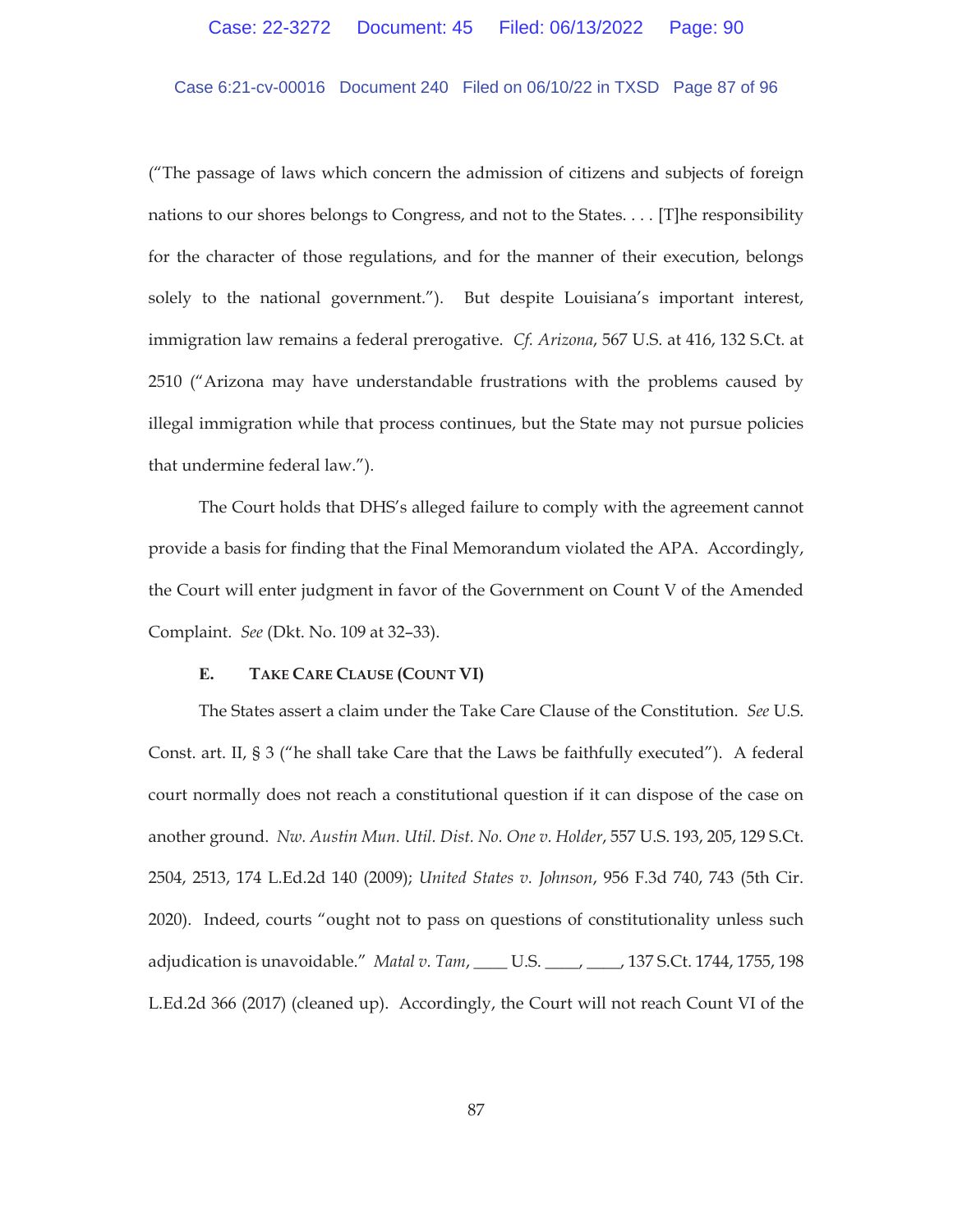("The passage of laws which concern the admission of citizens and subjects of foreign nations to our shores belongs to Congress, and not to the States. . . . [T]he responsibility for the character of those regulations, and for the manner of their execution, belongs solely to the national government."). But despite Louisiana's important interest, immigration law remains a federal prerogative. *Cf. Arizona*, 567 U.S. at 416, 132 S.Ct. at 2510 ("Arizona may have understandable frustrations with the problems caused by illegal immigration while that process continues, but the State may not pursue policies that undermine federal law.").

The Court holds that DHS's alleged failure to comply with the agreement cannot provide a basis for finding that the Final Memorandum violated the APA. Accordingly, the Court will enter judgment in favor of the Government on Count V of the Amended Complaint. *See* (Dkt. No. 109 at 32–33).

### E. TAKE CARE CLAUSE (COUNT VI)

The States assert a claim under the Take Care Clause of the Constitution. *See* U.S. Const. art. II, § 3 ("he shall take Care that the Laws be faithfully executed"). A federal court normally does not reach a constitutional question if it can dispose of the case on another ground. *Nw. Austin Mun. Util. Dist. No. One v. Holder*, 557 U.S. 193, 205, 129 S.Ct. 2504, 2513, 174 L.Ed.2d 140 (2009); *United States v. Johnson*, 956 F.3d 740, 743 (5th Cir. 2020). Indeed, courts "ought not to pass on questions of constitutionality unless such adjudication is unavoidable." *Matal v. Tam*, ____ U.S. ____, ____, 137 S.Ct. 1744, 1755, 198 L.Ed.2d 366 (2017) (cleaned up). Accordingly, the Court will not reach Count VI of the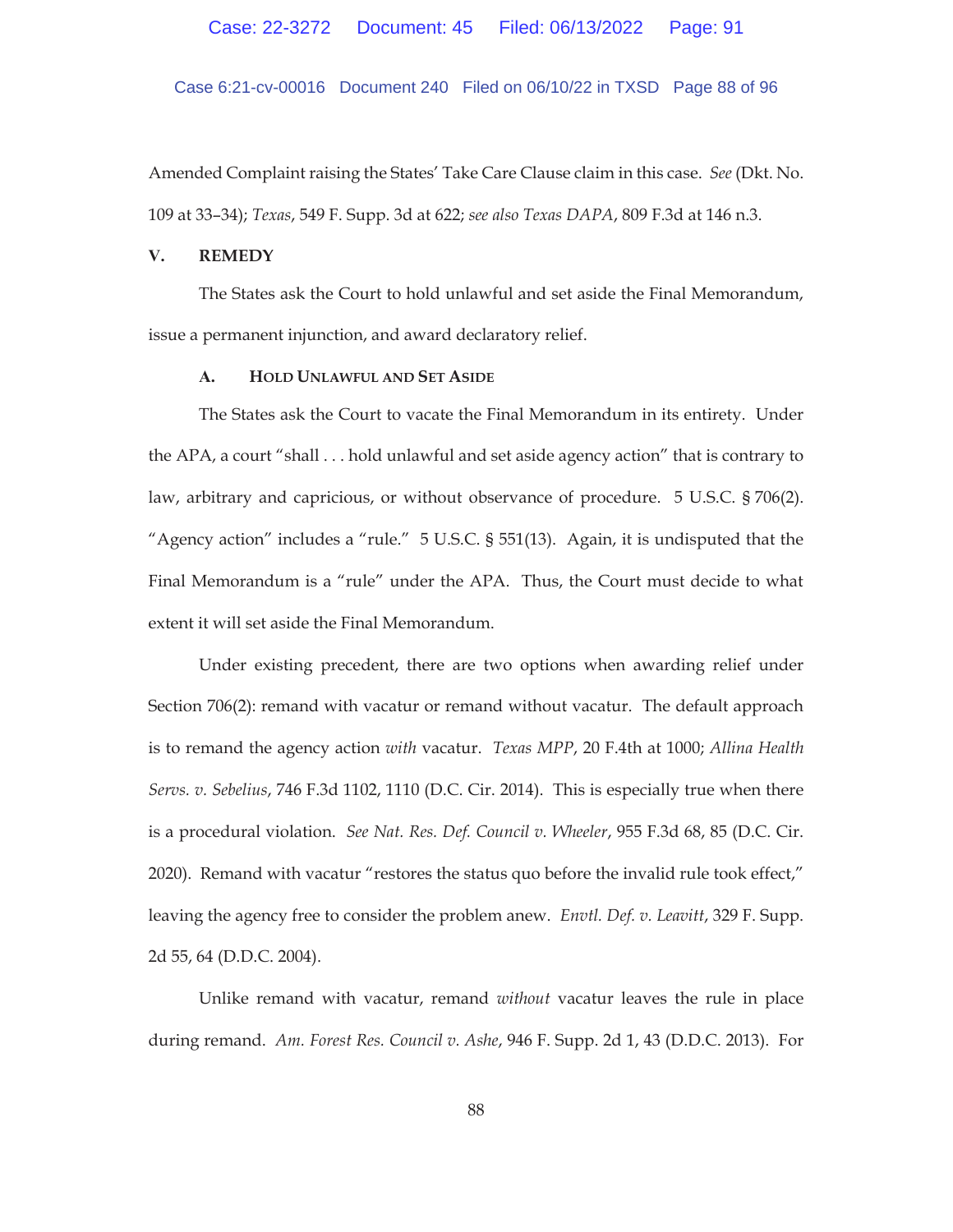Amended Complaint raising the States' Take Care Clause claim in this case. *See* (Dkt. No. 109 at 33–34); *Texas*, 549 F. Supp. 3d at 622; *see also Texas DAPA*, 809 F.3d at 146 n.3.

## V. REMEDY

The States ask the Court to hold unlawful and set aside the Final Memorandum, issue a permanent injunction, and award declaratory relief.

### A. HOLD UNLAWFUL AND SET ASIDE

The States ask the Court to vacate the Final Memorandum in its entirety. Under the APA, a court "shall . . . hold unlawful and set aside agency action" that is contrary to law, arbitrary and capricious, or without observance of procedure. 5 U.S.C. § 706(2). "Agency action" includes a "rule." 5 U.S.C. § 551(13). Again, it is undisputed that the Final Memorandum is a "rule" under the APA. Thus, the Court must decide to what extent it will set aside the Final Memorandum.

Under existing precedent, there are two options when awarding relief under Section 706(2): remand with vacatur or remand without vacatur. The default approach is to remand the agency action *with* vacatur. *Texas MPP*, 20 F.4th at 1000; *Allina Health Servs. v. Sebelius*, 746 F.3d 1102, 1110 (D.C. Cir. 2014). This is especially true when there is a procedural violation. *See Nat. Res. Def. Council v. Wheeler*, 955 F.3d 68, 85 (D.C. Cir. 2020). Remand with vacatur "restores the status quo before the invalid rule took effect," leaving the agency free to consider the problem anew. *Envtl. Def. v. Leavitt*, 329 F. Supp. 2d 55, 64 (D.D.C. 2004).

Unlike remand with vacatur, remand *without* vacatur leaves the rule in place during remand. *Am. Forest Res. Council v. Ashe*, 946 F. Supp. 2d 1, 43 (D.D.C. 2013). For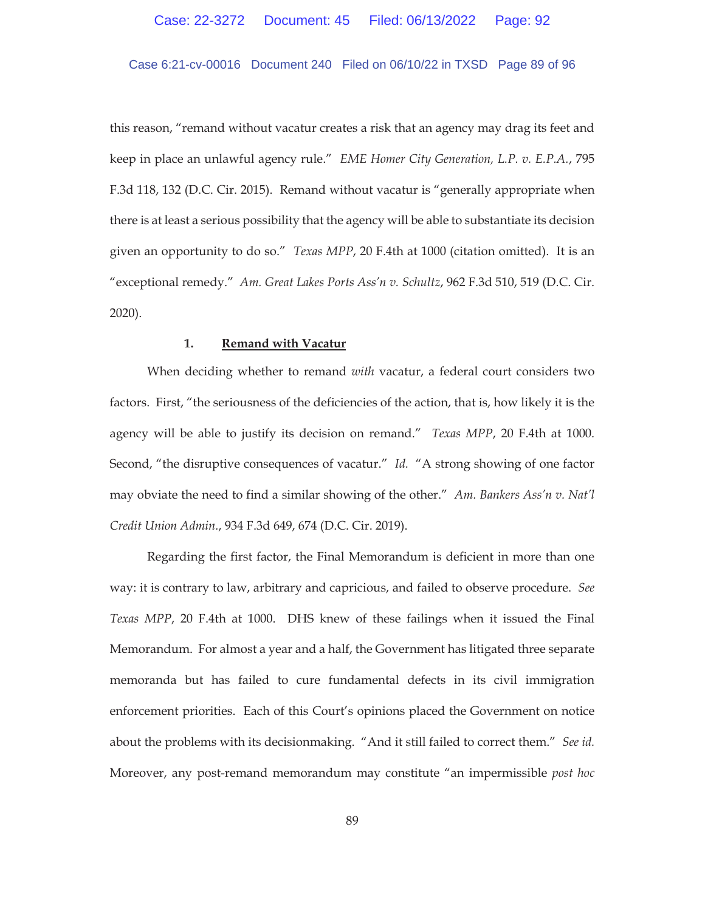this reason, "remand without vacatur creates a risk that an agency may drag its feet and keep in place an unlawful agency rule." *EME Homer City Generation, L.P. v. E.P.A.*, 795 F.3d 118, 132 (D.C. Cir. 2015). Remand without vacatur is "generally appropriate when there is at least a serious possibility that the agency will be able to substantiate its decision given an opportunity to do so." *Texas MPP*, 20 F.4th at 1000 (citation omitted). It is an "exceptional remedy." *Am. Great Lakes Ports Ass'n v. Schultz*, 962 F.3d 510, 519 (D.C. Cir. 2020).

### 1. **Remand with Vacatur**

When deciding whether to remand *with* vacatur, a federal court considers two factors. First, "the seriousness of the deficiencies of the action, that is, how likely it is the agency will be able to justify its decision on remand." *Texas MPP*, 20 F.4th at 1000. Second, "the disruptive consequences of vacatur." *Id.* "A strong showing of one factor may obviate the need to find a similar showing of the other." *Am. Bankers Ass'n v. Nat'l Credit Union Admin.*, 934 F.3d 649, 674 (D.C. Cir. 2019).

Regarding the first factor, the Final Memorandum is deficient in more than one way: it is contrary to law, arbitrary and capricious, and failed to observe procedure. *See Texas MPP*, 20 F.4th at 1000. DHS knew of these failings when it issued the Final Memorandum. For almost a year and a half, the Government has litigated three separate memoranda but has failed to cure fundamental defects in its civil immigration enforcement priorities. Each of this Court's opinions placed the Government on notice about the problems with its decisionmaking. "And it still failed to correct them." *See id.* Moreover, any post-remand memorandum may constitute "an impermissible *post hoc*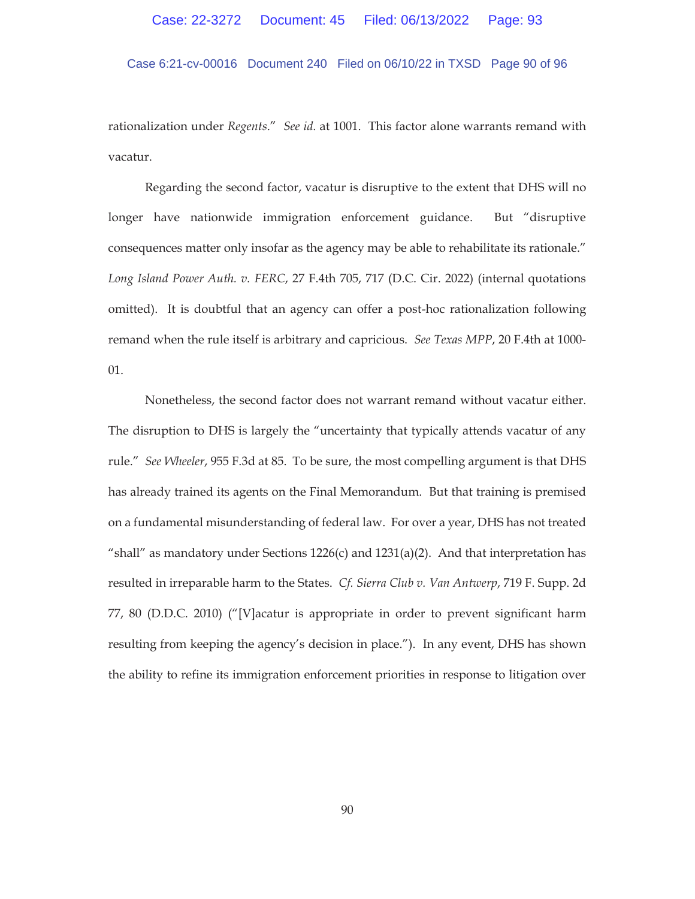rationalization under *Regents*." *See id.* at 1001. This factor alone warrants remand with vacatur.

Regarding the second factor, vacatur is disruptive to the extent that DHS will no longer have nationwide immigration enforcement guidance. But "disruptive consequences matter only insofar as the agency may be able to rehabilitate its rationale." *Long Island Power Auth. v. FERC*, 27 F.4th 705, 717 (D.C. Cir. 2022) (internal quotations omitted). It is doubtful that an agency can offer a post-hoc rationalization following remand when the rule itself is arbitrary and capricious. *See Texas MPP*, 20 F.4th at 1000-01.

Nonetheless, the second factor does not warrant remand without vacatur either. The disruption to DHS is largely the "uncertainty that typically attends vacatur of any rule." *See Wheeler*, 955 F.3d at 85. To be sure, the most compelling argument is that DHS has already trained its agents on the Final Memorandum. But that training is premised on a fundamental misunderstanding of federal law. For over a year, DHS has not treated "shall" as mandatory under Sections 1226(c) and 1231(a)(2). And that interpretation has resulted in irreparable harm to the States. *Cf. Sierra Club v. Van Antwerp*, 719 F. Supp. 2d 77, 80 (D.D.C. 2010) ("[V]acatur is appropriate in order to prevent significant harm resulting from keeping the agency's decision in place."). In any event, DHS has shown the ability to refine its immigration enforcement priorities in response to litigation over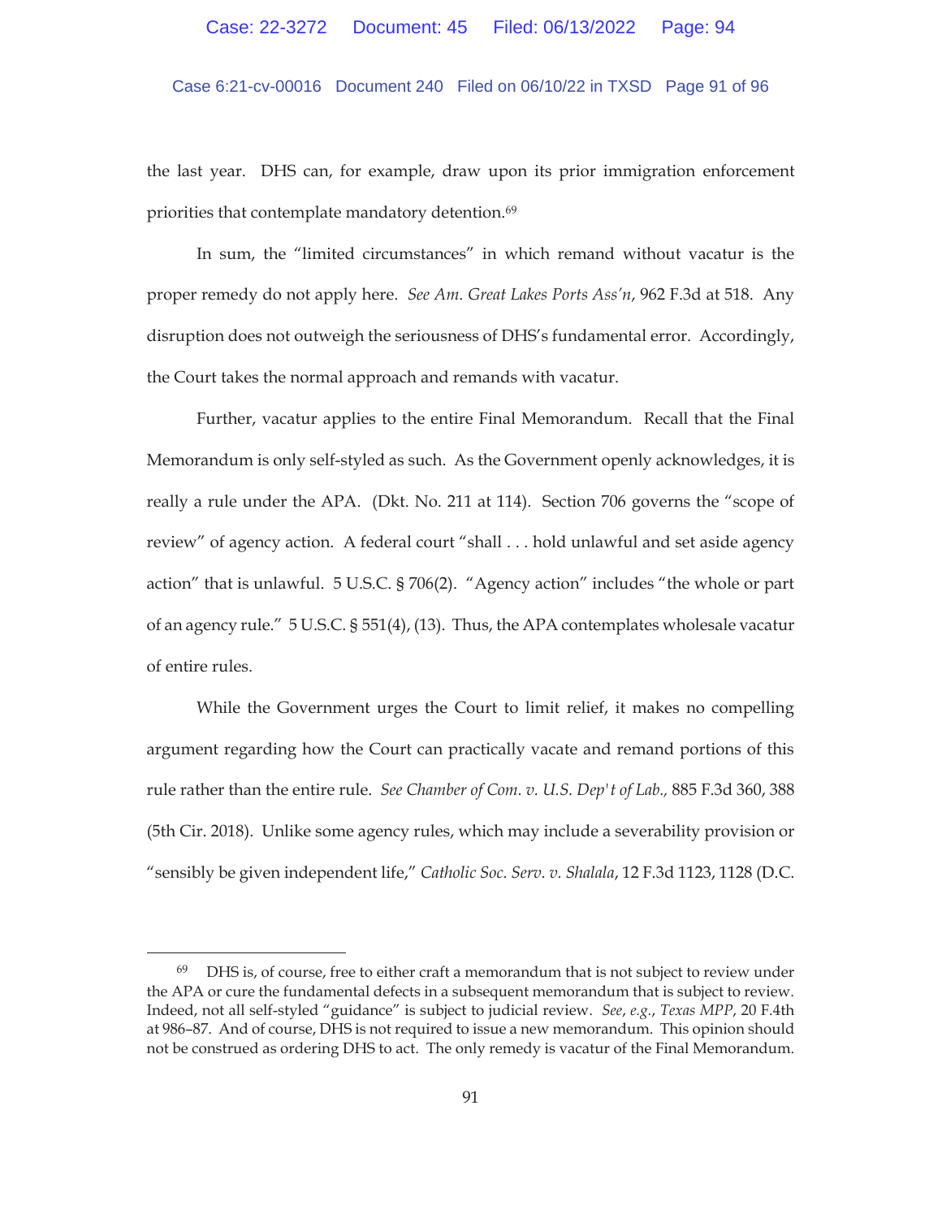the last year. DHS can, for example, draw upon its prior immigration enforcement priorities that contemplate mandatory detention.[69]

In sum, the "limited circumstances" in which remand without vacatur is the proper remedy do not apply here. *See Am. Great Lakes Ports Ass'n*, 962 F.3d at 518. Any disruption does not outweigh the seriousness of DHS's fundamental error. Accordingly, the Court takes the normal approach and remands with vacatur.

Further, vacatur applies to the entire Final Memorandum. Recall that the Final Memorandum is only self-styled as such. As the Government openly acknowledges, it is really a rule under the APA. (Dkt. No. 211 at 114). Section 706 governs the "scope of review" of agency action. A federal court "shall . . . hold unlawful and set aside agency action" that is unlawful. 5 U.S.C. § 706(2). "Agency action" includes "the whole or part of an agency rule." 5 U.S.C. § 551(4), (13). Thus, the APA contemplates wholesale vacatur of entire rules.

While the Government urges the Court to limit relief, it makes no compelling argument regarding how the Court can practically vacate and remand portions of this rule rather than the entire rule. *See Chamber of Com. v. U.S. Dep't of Lab.*, 885 F.3d 360, 388 (5th Cir. 2018). Unlike some agency rules, which may include a severability provision or "sensibly be given independent life," *Catholic Soc. Serv. v. Shalala*, 12 F.3d 1123, 1128 (D.C.

---

[69] DHS is, of course, free to either craft a memorandum that is not subject to review under the APA or cure the fundamental defects in a subsequent memorandum that is subject to review. Indeed, not all self-styled "guidance" is subject to judicial review. *See*, *e.g.*, *Texas MPP*, 20 F.4th at 986–87. And of course, DHS is not required to issue a new memorandum. This opinion should not be construed as ordering DHS to act. The only remedy is vacatur of the Final Memorandum.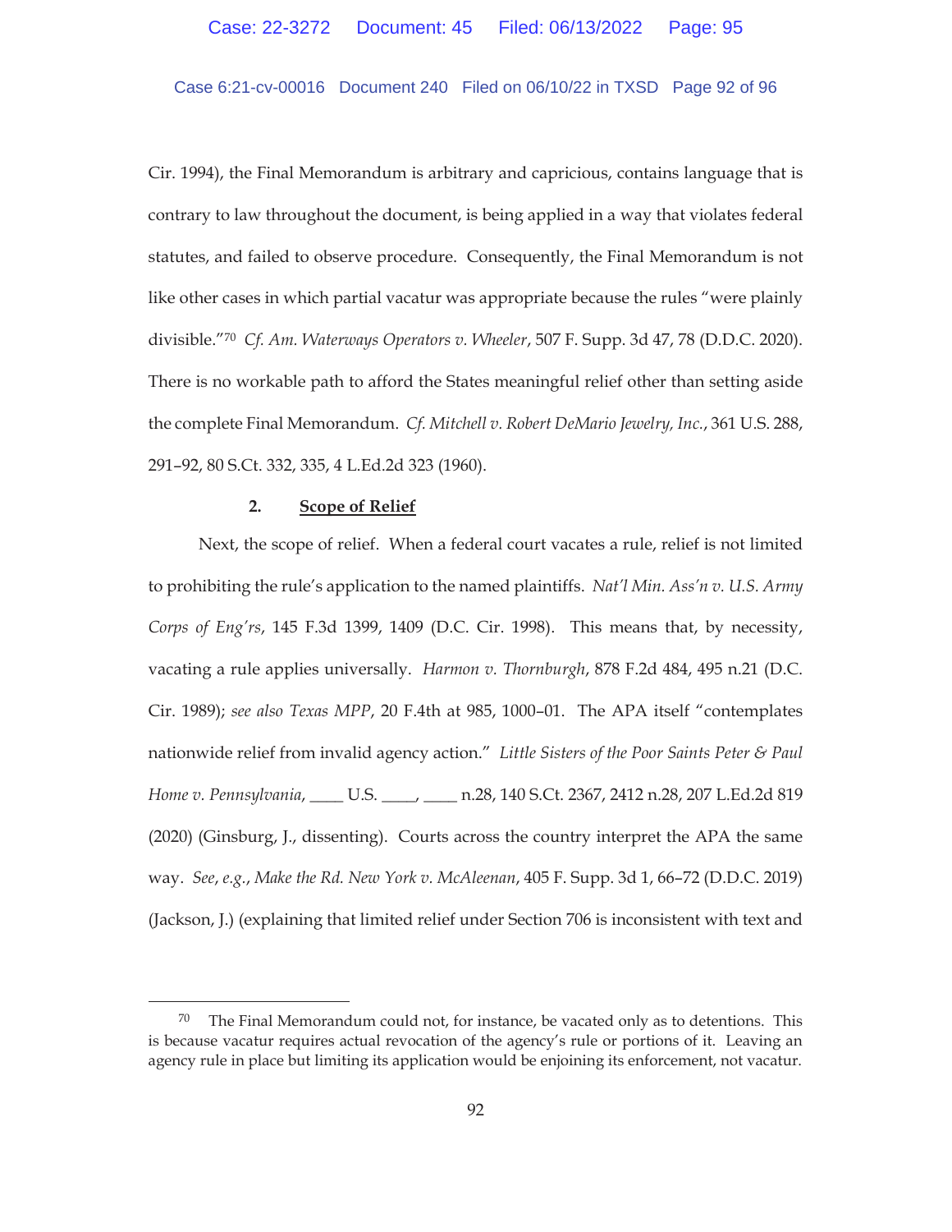Cir. 1994), the Final Memorandum is arbitrary and capricious, contains language that is contrary to law throughout the document, is being applied in a way that violates federal statutes, and failed to observe procedure. Consequently, the Final Memorandum is not like other cases in which partial vacatur was appropriate because the rules "were plainly divisible."[70] *Cf. Am. Waterways Operators v. Wheeler*, 507 F. Supp. 3d 47, 78 (D.D.C. 2020). There is no workable path to afford the States meaningful relief other than setting aside the complete Final Memorandum. *Cf. Mitchell v. Robert DeMario Jewelry, Inc.*, 361 U.S. 288, 291–92, 80 S.Ct. 332, 335, 4 L.Ed.2d 323 (1960).

### 2. **Scope of Relief**

Next, the scope of relief. When a federal court vacates a rule, relief is not limited to prohibiting the rule's application to the named plaintiffs. *Nat'l Min. Ass'n v. U.S. Army Corps of Eng'rs*, 145 F.3d 1399, 1409 (D.C. Cir. 1998). This means that, by necessity, vacating a rule applies universally. *Harmon v. Thornburgh*, 878 F.2d 484, 495 n.21 (D.C. Cir. 1989); *see also Texas MPP*, 20 F.4th at 985, 1000–01. The APA itself "contemplates nationwide relief from invalid agency action." *Little Sisters of the Poor Saints Peter & Paul Home v. Pennsylvania*, ____ U.S. ____, ____ n.28, 140 S.Ct. 2367, 2412 n.28, 207 L.Ed.2d 819 (2020) (Ginsburg, J., dissenting). Courts across the country interpret the APA the same way. *See, e.g.*, *Make the Rd. New York v. McAleenan*, 405 F. Supp. 3d 1, 66–72 (D.D.C. 2019) (Jackson, J.) (explaining that limited relief under Section 706 is inconsistent with text and

---

[70] The Final Memorandum could not, for instance, be vacated only as to detentions. This is because vacatur requires actual revocation of the agency's rule or portions of it. Leaving an agency rule in place but limiting its application would be enjoining its enforcement, not vacatur.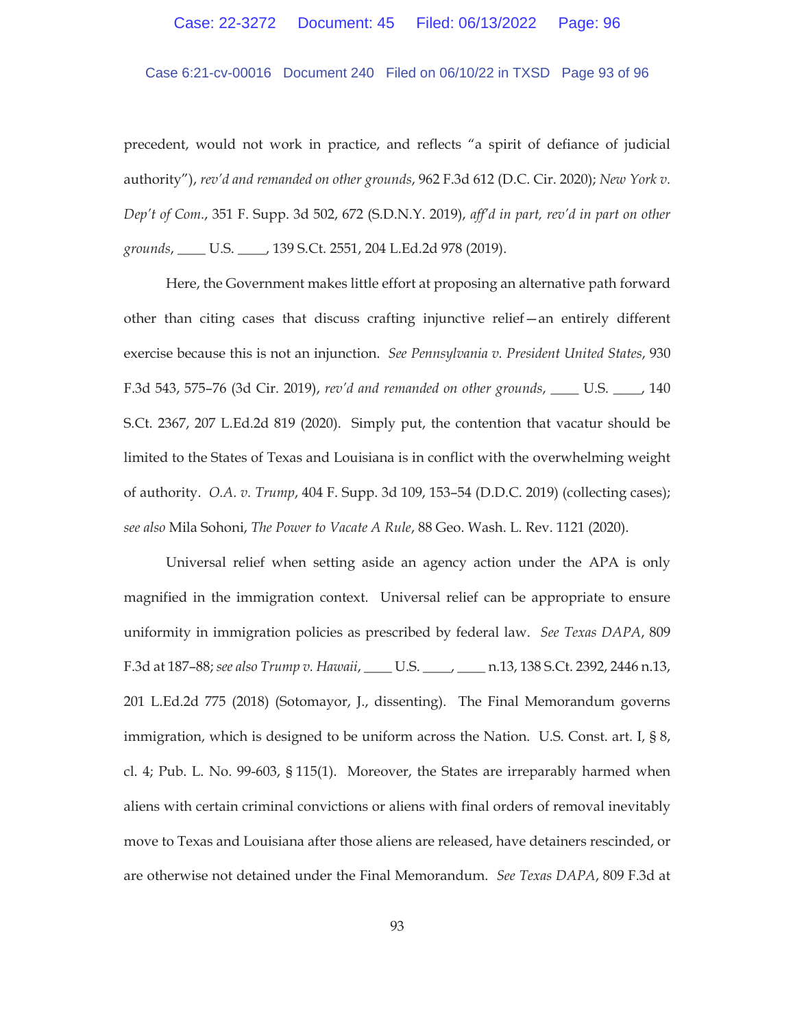precedent, would not work in practice, and reflects "a spirit of defiance of judicial authority"), *rev'd and remanded on other grounds*, 962 F.3d 612 (D.C. Cir. 2020); *New York v. Dep't of Com.*, 351 F. Supp. 3d 502, 672 (S.D.N.Y. 2019), *aff'd in part, rev'd in part on other grounds*, ____ U.S. ____, 139 S.Ct. 2551, 204 L.Ed.2d 978 (2019).

Here, the Government makes little effort at proposing an alternative path forward other than citing cases that discuss crafting injunctive relief—an entirely different exercise because this is not an injunction. *See Pennsylvania v. President United States*, 930 F.3d 543, 575–76 (3d Cir. 2019), *rev'd and remanded on other grounds*, ____ U.S. ____, 140 S.Ct. 2367, 207 L.Ed.2d 819 (2020). Simply put, the contention that vacatur should be limited to the States of Texas and Louisiana is in conflict with the overwhelming weight of authority. *O.A. v. Trump*, 404 F. Supp. 3d 109, 153–54 (D.D.C. 2019) (collecting cases); *see also* Mila Sohoni, *The Power to Vacate A Rule*, 88 Geo. Wash. L. Rev. 1121 (2020).

Universal relief when setting aside an agency action under the APA is only magnified in the immigration context. Universal relief can be appropriate to ensure uniformity in immigration policies as prescribed by federal law. *See Texas DAPA*, 809 F.3d at 187–88; *see also Trump v. Hawaii*, ____ U.S. ____, ____ n.13, 138 S.Ct. 2392, 2446 n.13, 201 L.Ed.2d 775 (2018) (Sotomayor, J., dissenting). The Final Memorandum governs immigration, which is designed to be uniform across the Nation. U.S. Const. art. I, § 8, cl. 4; Pub. L. No. 99-603, § 115(1). Moreover, the States are irreparably harmed when aliens with certain criminal convictions or aliens with final orders of removal inevitably move to Texas and Louisiana after those aliens are released, have detainers rescinded, or are otherwise not detained under the Final Memorandum. *See Texas DAPA*, 809 F.3d at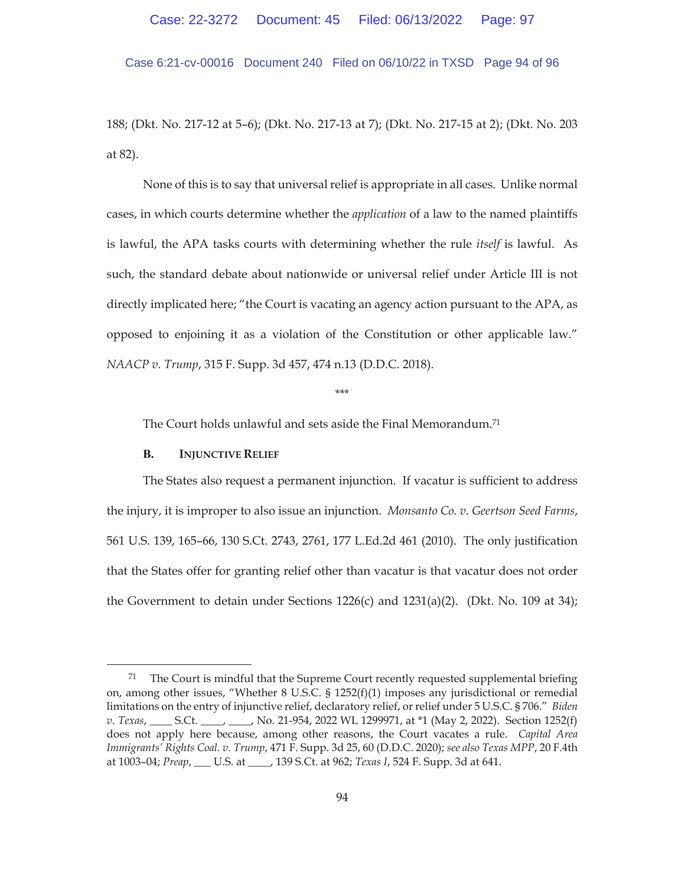188; (Dkt. No. 217-12 at 5–6); (Dkt. No. 217-13 at 7); (Dkt. No. 217-15 at 2); (Dkt. No. 203 at 82).

None of this is to say that universal relief is appropriate in all cases. Unlike normal cases, in which courts determine whether the *application* of a law to the named plaintiffs is lawful, the APA tasks courts with determining whether the rule *itself* is lawful. As such, the standard debate about nationwide or universal relief under Article III is not directly implicated here; "the Court is vacating an agency action pursuant to the APA, as opposed to enjoining it as a violation of the Constitution or other applicable law." *NAACP v. Trump*, 315 F. Supp. 3d 457, 474 n.13 (D.D.C. 2018).

\*\*\*

The Court holds unlawful and sets aside the Final Memorandum.[71]

**B. Injunctive Relief**

The States also request a permanent injunction. If vacatur is sufficient to address the injury, it is improper to also issue an injunction. *Monsanto Co. v. Geertson Seed Farms*, 561 U.S. 139, 165–66, 130 S.Ct. 2743, 2761, 177 L.Ed.2d 461 (2010). The only justification that the States offer for granting relief other than vacatur is that vacatur does not order the Government to detain under Sections 1226(c) and 1231(a)(2). (Dkt. No. 109 at 34);

---

[71] The Court is mindful that the Supreme Court recently requested supplemental briefing on, among other issues, "Whether 8 U.S.C. § 1252(f)(1) imposes any jurisdictional or remedial limitations on the entry of injunctive relief, declaratory relief, or relief under 5 U.S.C. § 706." *Biden v. Texas*, ____ S.Ct. ____, ____, No. 21-954, 2022 WL 1299971, at \*1 (May 2, 2022). Section 1252(f) does not apply here because, among other reasons, the Court vacates a rule. *Capital Area Immigrants' Rights Coal. v. Trump*, 471 F. Supp. 3d 25, 60 (D.D.C. 2020); *see also Texas MPP*, 20 F.4th at 1003–04; *Preap*, ___ U.S. at ____, 139 S.Ct. at 962; *Texas I*, 524 F. Supp. 3d at 641.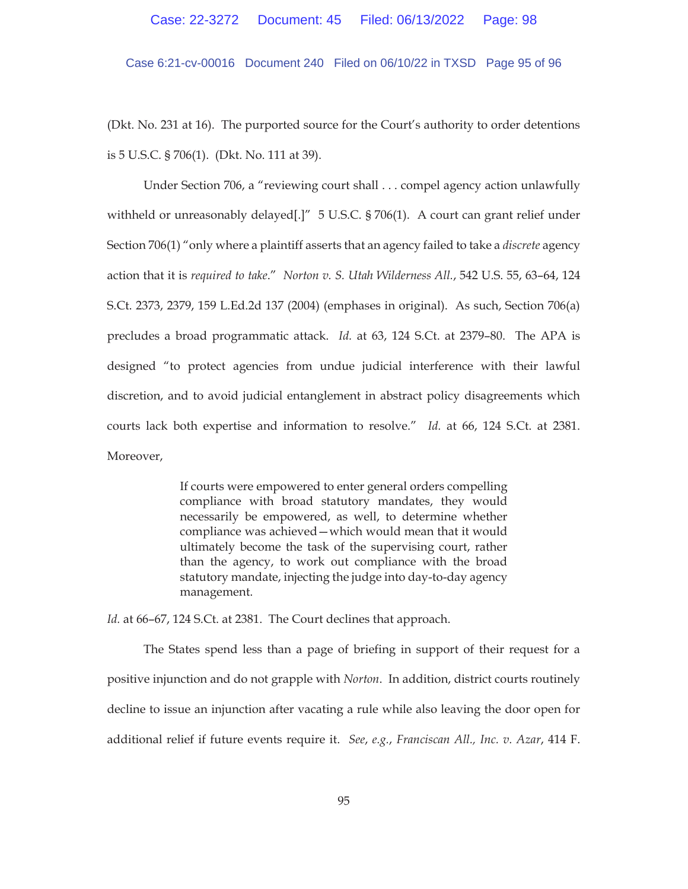(Dkt. No. 231 at 16). The purported source for the Court's authority to order detentions is 5 U.S.C. § 706(1). (Dkt. No. 111 at 39).

Under Section 706, a "reviewing court shall . . . compel agency action unlawfully withheld or unreasonably delayed[.]" 5 U.S.C. § 706(1). A court can grant relief under Section 706(1) "only where a plaintiff asserts that an agency failed to take a *discrete* agency action that it is *required to take*." *Norton v. S. Utah Wilderness All.*, 542 U.S. 55, 63–64, 124 S.Ct. 2373, 2379, 159 L.Ed.2d 137 (2004) (emphases in original). As such, Section 706(a) precludes a broad programmatic attack. *Id.* at 63, 124 S.Ct. at 2379–80. The APA is designed "to protect agencies from undue judicial interference with their lawful discretion, and to avoid judicial entanglement in abstract policy disagreements which courts lack both expertise and information to resolve." *Id.* at 66, 124 S.Ct. at 2381. Moreover,

> If courts were empowered to enter general orders compelling compliance with broad statutory mandates, they would necessarily be empowered, as well, to determine whether compliance was achieved—which would mean that it would ultimately become the task of the supervising court, rather than the agency, to work out compliance with the broad statutory mandate, injecting the judge into day-to-day agency management.

*Id.* at 66–67, 124 S.Ct. at 2381. The Court declines that approach.

The States spend less than a page of briefing in support of their request for a positive injunction and do not grapple with *Norton*. In addition, district courts routinely decline to issue an injunction after vacating a rule while also leaving the door open for additional relief if future events require it. *See, e.g.*, *Franciscan All., Inc. v. Azar*, 414 F.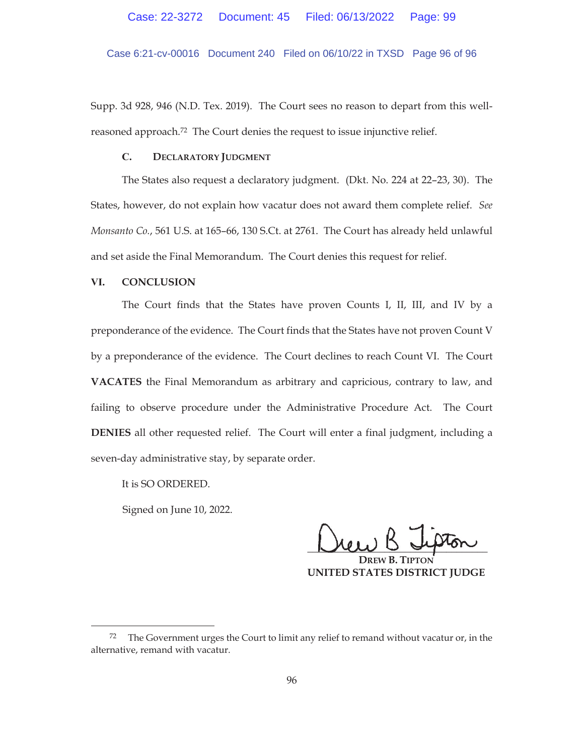Supp. 3d 928, 946 (N.D. Tex. 2019). The Court sees no reason to depart from this well-reasoned approach.[72] The Court denies the request to issue injunctive relief.

### C. DECLARATORY JUDGMENT

The States also request a declaratory judgment. (Dkt. No. 224 at 22–23, 30). The States, however, do not explain how vacatur does not award them complete relief. *See Monsanto Co.*, 561 U.S. at 165–66, 130 S.Ct. at 2761. The Court has already held unlawful and set aside the Final Memorandum. The Court denies this request for relief.

## VI. CONCLUSION

The Court finds that the States have proven Counts I, II, III, and IV by a preponderance of the evidence. The Court finds that the States have not proven Count V by a preponderance of the evidence. The Court declines to reach Count VI. The Court **VACATES** the Final Memorandum as arbitrary and capricious, contrary to law, and failing to observe procedure under the Administrative Procedure Act. The Court **DENIES** all other requested relief. The Court will enter a final judgment, including a seven-day administrative stay, by separate order.

It is SO ORDERED.

Signed on June 10, 2022.

Drew B. Tipton

**DREW B. TIPTON**
**UNITED STATES DISTRICT JUDGE**

---

[72] The Government urges the Court to limit any relief to remand without vacatur or, in the alternative, remand with vacatur.